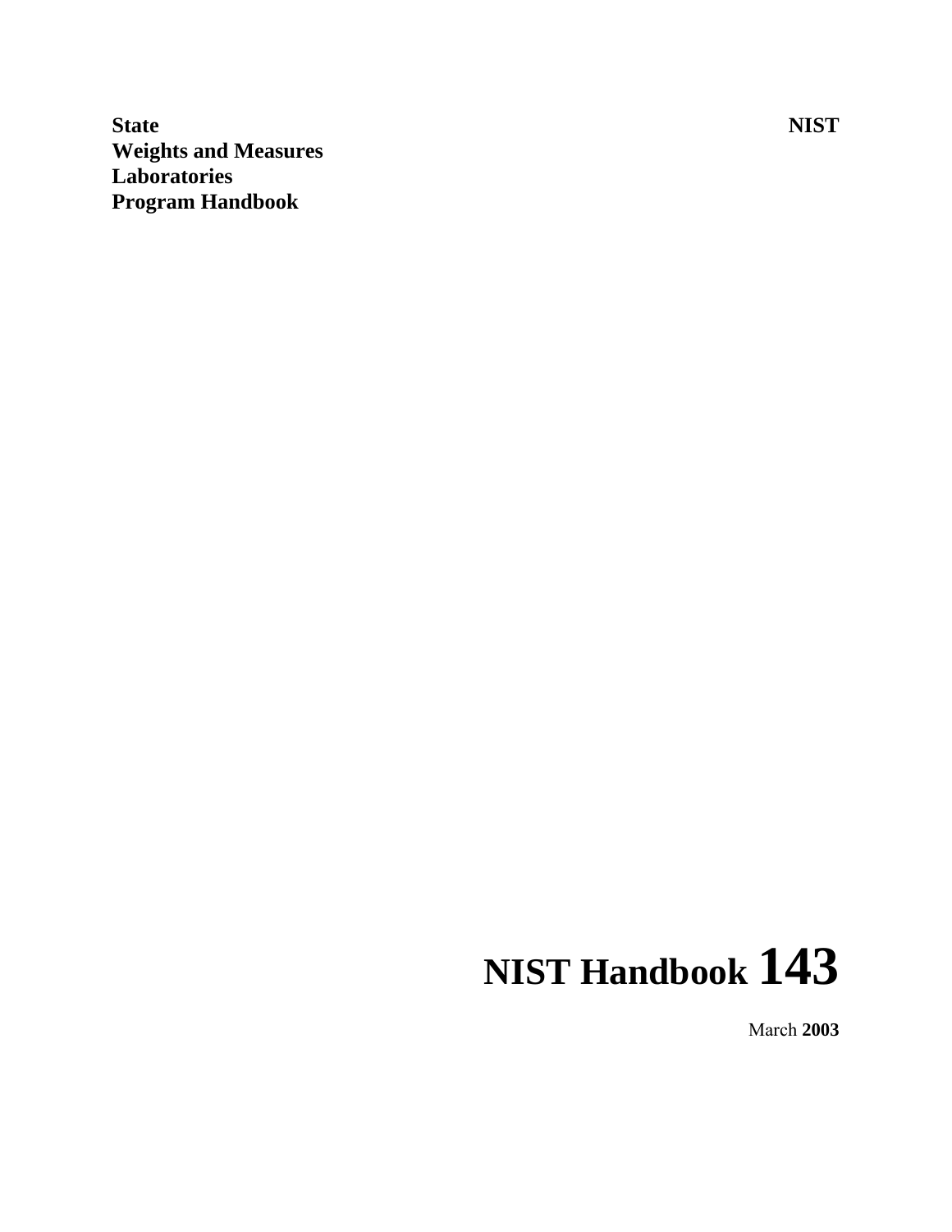**State**
**Weights and Measures**
**Laboratories**
**Program Handbook**

**NIST**

# NIST Handbook 143

March **2003**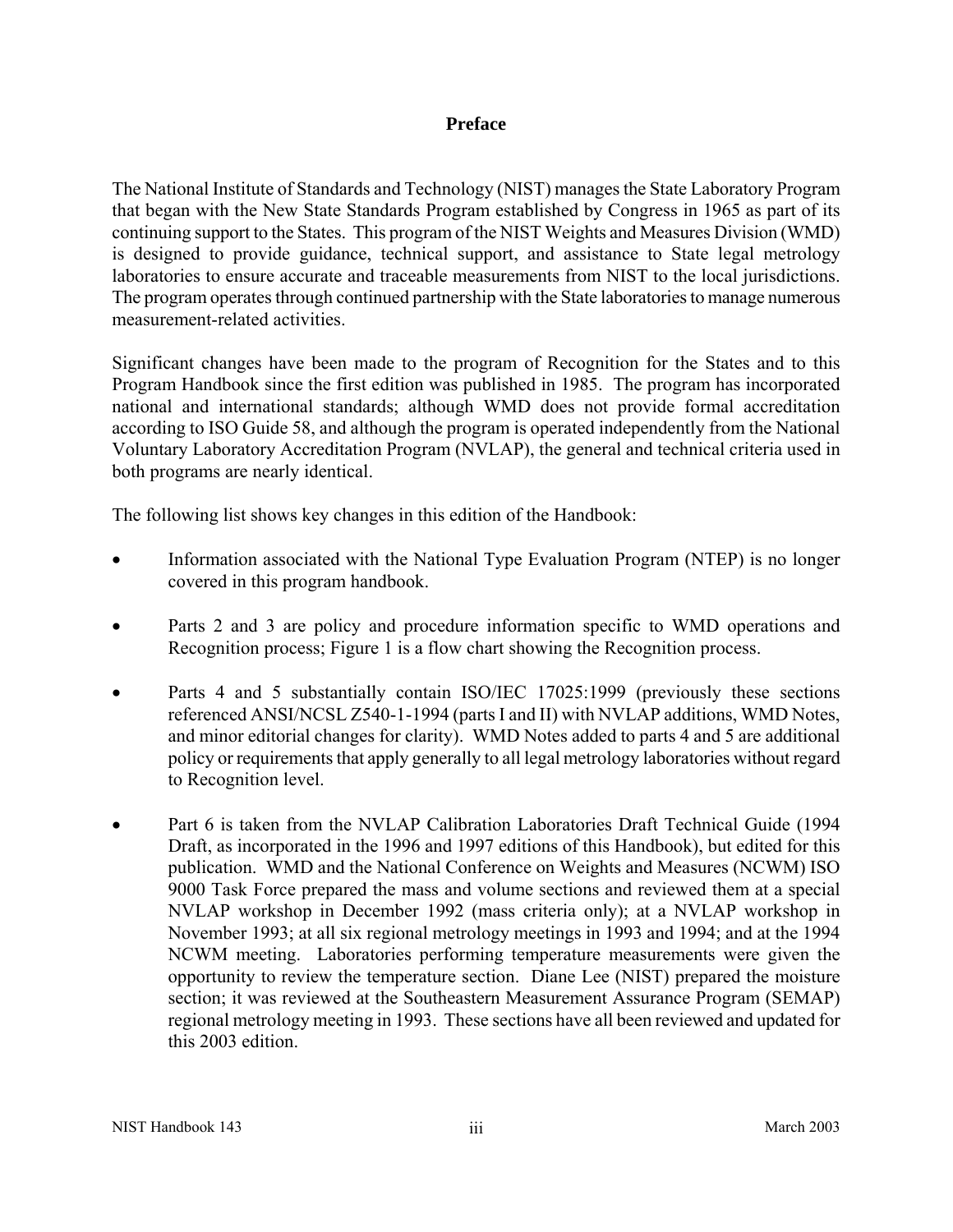# Preface

The National Institute of Standards and Technology (NIST) manages the State Laboratory Program that began with the New State Standards Program established by Congress in 1965 as part of its continuing support to the States. This program of the NIST Weights and Measures Division (WMD) is designed to provide guidance, technical support, and assistance to State legal metrology laboratories to ensure accurate and traceable measurements from NIST to the local jurisdictions. The program operates through continued partnership with the State laboratories to manage numerous measurement-related activities.

Significant changes have been made to the program of Recognition for the States and to this Program Handbook since the first edition was published in 1985. The program has incorporated national and international standards; although WMD does not provide formal accreditation according to ISO Guide 58, and although the program is operated independently from the National Voluntary Laboratory Accreditation Program (NVLAP), the general and technical criteria used in both programs are nearly identical.

The following list shows key changes in this edition of the Handbook:

- Information associated with the National Type Evaluation Program (NTEP) is no longer covered in this program handbook.
- Parts 2 and 3 are policy and procedure information specific to WMD operations and Recognition process; Figure 1 is a flow chart showing the Recognition process.
- Parts 4 and 5 substantially contain ISO/IEC 17025:1999 (previously these sections referenced ANSI/NCSL Z540-1-1994 (parts I and II) with NVLAP additions, WMD Notes, and minor editorial changes for clarity). WMD Notes added to parts 4 and 5 are additional policy or requirements that apply generally to all legal metrology laboratories without regard to Recognition level.
- Part 6 is taken from the NVLAP Calibration Laboratories Draft Technical Guide (1994 Draft, as incorporated in the 1996 and 1997 editions of this Handbook), but edited for this publication. WMD and the National Conference on Weights and Measures (NCWM) ISO 9000 Task Force prepared the mass and volume sections and reviewed them at a special NVLAP workshop in December 1992 (mass criteria only); at a NVLAP workshop in November 1993; at all six regional metrology meetings in 1993 and 1994; and at the 1994 NCWM meeting. Laboratories performing temperature measurements were given the opportunity to review the temperature section. Diane Lee (NIST) prepared the moisture section; it was reviewed at the Southeastern Measurement Assurance Program (SEMAP) regional metrology meeting in 1993. These sections have all been reviewed and updated for this 2003 edition.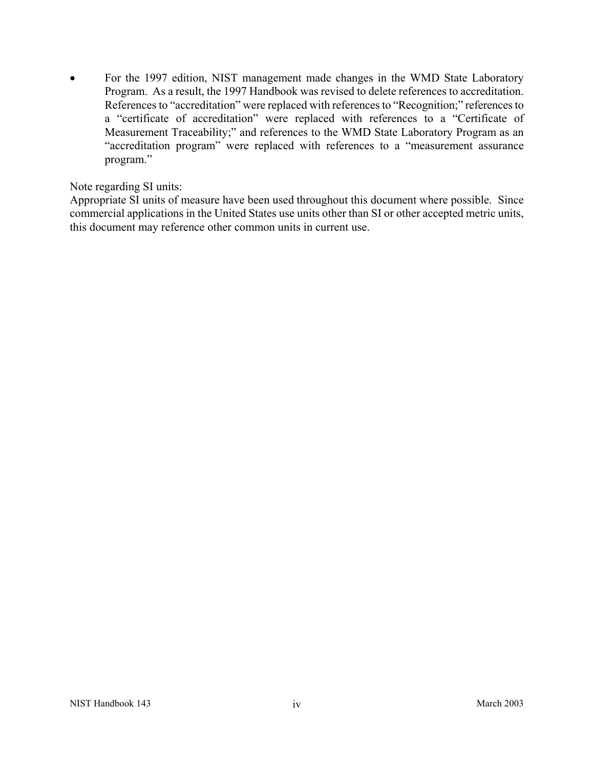- For the 1997 edition, NIST management made changes in the WMD State Laboratory Program. As a result, the 1997 Handbook was revised to delete references to accreditation. References to "accreditation" were replaced with references to "Recognition;" references to a "certificate of accreditation" were replaced with references to a "Certificate of Measurement Traceability;" and references to the WMD State Laboratory Program as an "accreditation program" were replaced with references to a "measurement assurance program."

Note regarding SI units:
Appropriate SI units of measure have been used throughout this document where possible. Since commercial applications in the United States use units other than SI or other accepted metric units, this document may reference other common units in current use.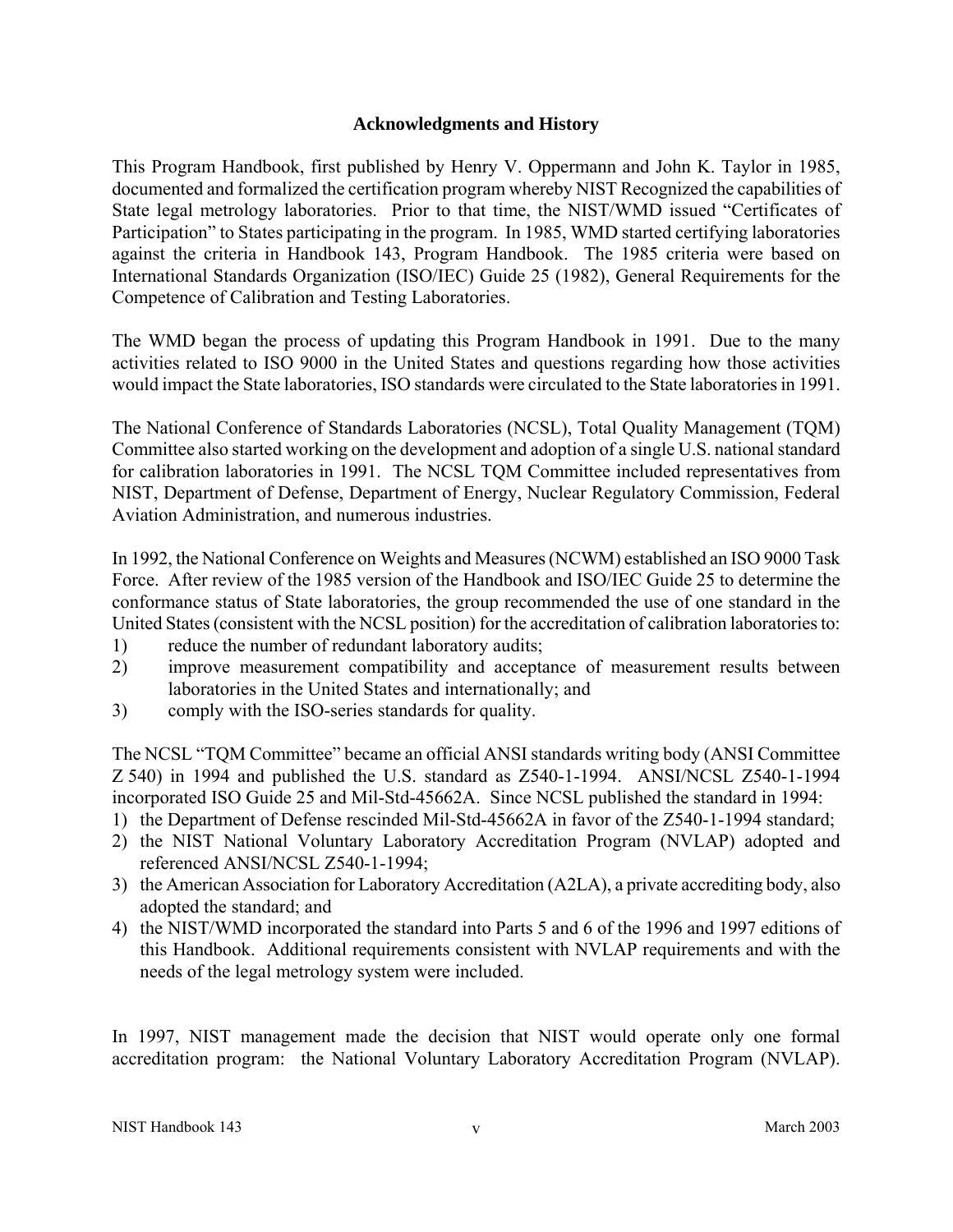## Acknowledgments and History

This Program Handbook, first published by Henry V. Oppermann and John K. Taylor in 1985, documented and formalized the certification program whereby NIST Recognized the capabilities of State legal metrology laboratories. Prior to that time, the NIST/WMD issued "Certificates of Participation" to States participating in the program. In 1985, WMD started certifying laboratories against the criteria in Handbook 143, Program Handbook. The 1985 criteria were based on International Standards Organization (ISO/IEC) Guide 25 (1982), General Requirements for the Competence of Calibration and Testing Laboratories.

The WMD began the process of updating this Program Handbook in 1991. Due to the many activities related to ISO 9000 in the United States and questions regarding how those activities would impact the State laboratories, ISO standards were circulated to the State laboratories in 1991.

The National Conference of Standards Laboratories (NCSL), Total Quality Management (TQM) Committee also started working on the development and adoption of a single U.S. national standard for calibration laboratories in 1991. The NCSL TQM Committee included representatives from NIST, Department of Defense, Department of Energy, Nuclear Regulatory Commission, Federal Aviation Administration, and numerous industries.

In 1992, the National Conference on Weights and Measures (NCWM) established an ISO 9000 Task Force. After review of the 1985 version of the Handbook and ISO/IEC Guide 25 to determine the conformance status of State laboratories, the group recommended the use of one standard in the United States (consistent with the NCSL position) for the accreditation of calibration laboratories to:

1) reduce the number of redundant laboratory audits;
2) improve measurement compatibility and acceptance of measurement results between laboratories in the United States and internationally; and
3) comply with the ISO-series standards for quality.

The NCSL "TQM Committee" became an official ANSI standards writing body (ANSI Committee Z 540) in 1994 and published the U.S. standard as Z540-1-1994. ANSI/NCSL Z540-1-1994 incorporated ISO Guide 25 and Mil-Std-45662A. Since NCSL published the standard in 1994:

1) the Department of Defense rescinded Mil-Std-45662A in favor of the Z540-1-1994 standard;
2) the NIST National Voluntary Laboratory Accreditation Program (NVLAP) adopted and referenced ANSI/NCSL Z540-1-1994;
3) the American Association for Laboratory Accreditation (A2LA), a private accrediting body, also adopted the standard; and
4) the NIST/WMD incorporated the standard into Parts 5 and 6 of the 1996 and 1997 editions of this Handbook. Additional requirements consistent with NVLAP requirements and with the needs of the legal metrology system were included.

In 1997, NIST management made the decision that NIST would operate only one formal accreditation program: the National Voluntary Laboratory Accreditation Program (NVLAP).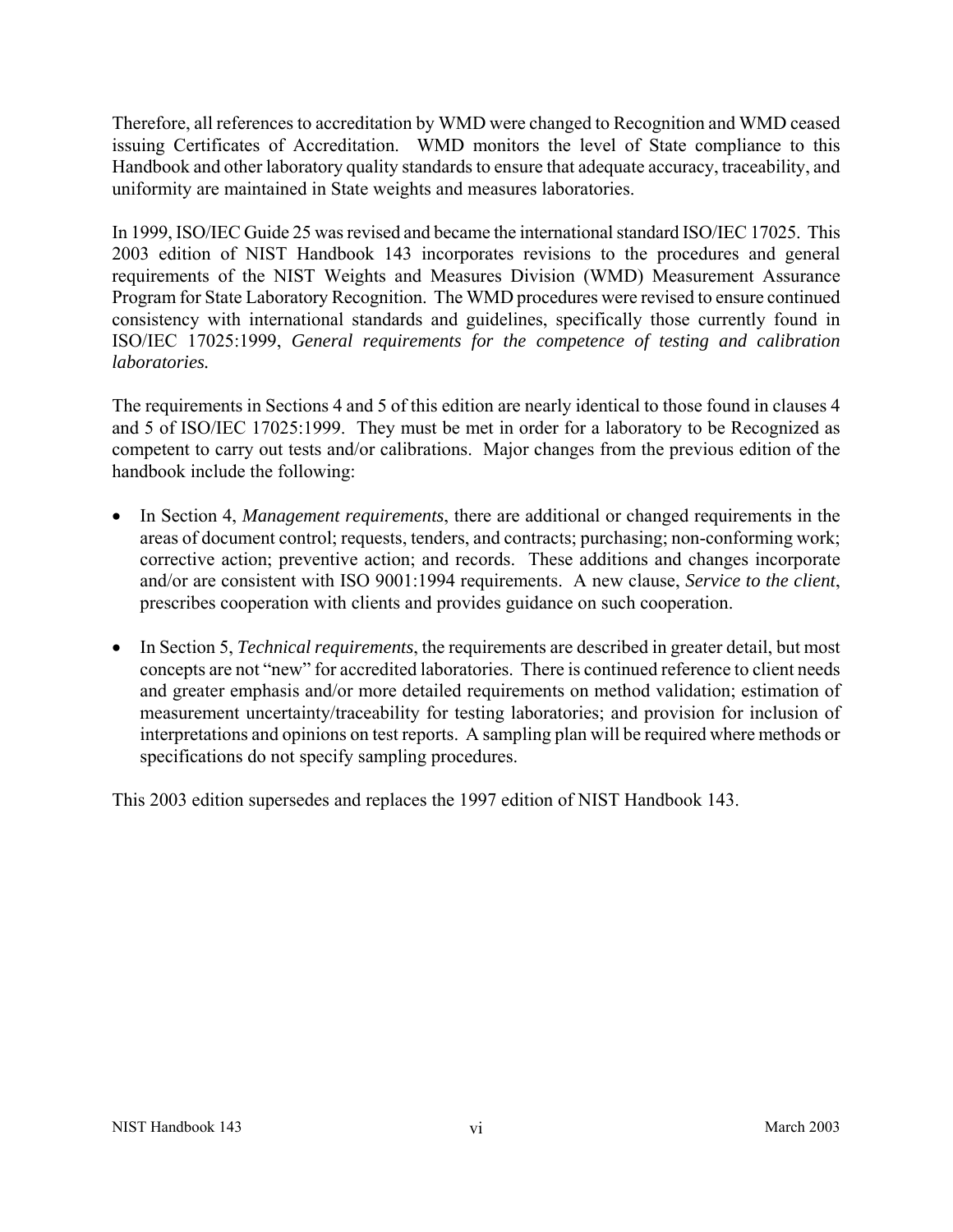Therefore, all references to accreditation by WMD were changed to Recognition and WMD ceased issuing Certificates of Accreditation. WMD monitors the level of State compliance to this Handbook and other laboratory quality standards to ensure that adequate accuracy, traceability, and uniformity are maintained in State weights and measures laboratories.

In 1999, ISO/IEC Guide 25 was revised and became the international standard ISO/IEC 17025. This 2003 edition of NIST Handbook 143 incorporates revisions to the procedures and general requirements of the NIST Weights and Measures Division (WMD) Measurement Assurance Program for State Laboratory Recognition. The WMD procedures were revised to ensure continued consistency with international standards and guidelines, specifically those currently found in ISO/IEC 17025:1999, *General requirements for the competence of testing and calibration laboratories.*

The requirements in Sections 4 and 5 of this edition are nearly identical to those found in clauses 4 and 5 of ISO/IEC 17025:1999. They must be met in order for a laboratory to be Recognized as competent to carry out tests and/or calibrations. Major changes from the previous edition of the handbook include the following:

- In Section 4, *Management requirements*, there are additional or changed requirements in the areas of document control; requests, tenders, and contracts; purchasing; non-conforming work; corrective action; preventive action; and records. These additions and changes incorporate and/or are consistent with ISO 9001:1994 requirements. A new clause, *Service to the client*, prescribes cooperation with clients and provides guidance on such cooperation.

- In Section 5, *Technical requirements*, the requirements are described in greater detail, but most concepts are not "new" for accredited laboratories. There is continued reference to client needs and greater emphasis and/or more detailed requirements on method validation; estimation of measurement uncertainty/traceability for testing laboratories; and provision for inclusion of interpretations and opinions on test reports. A sampling plan will be required where methods or specifications do not specify sampling procedures.

This 2003 edition supersedes and replaces the 1997 edition of NIST Handbook 143.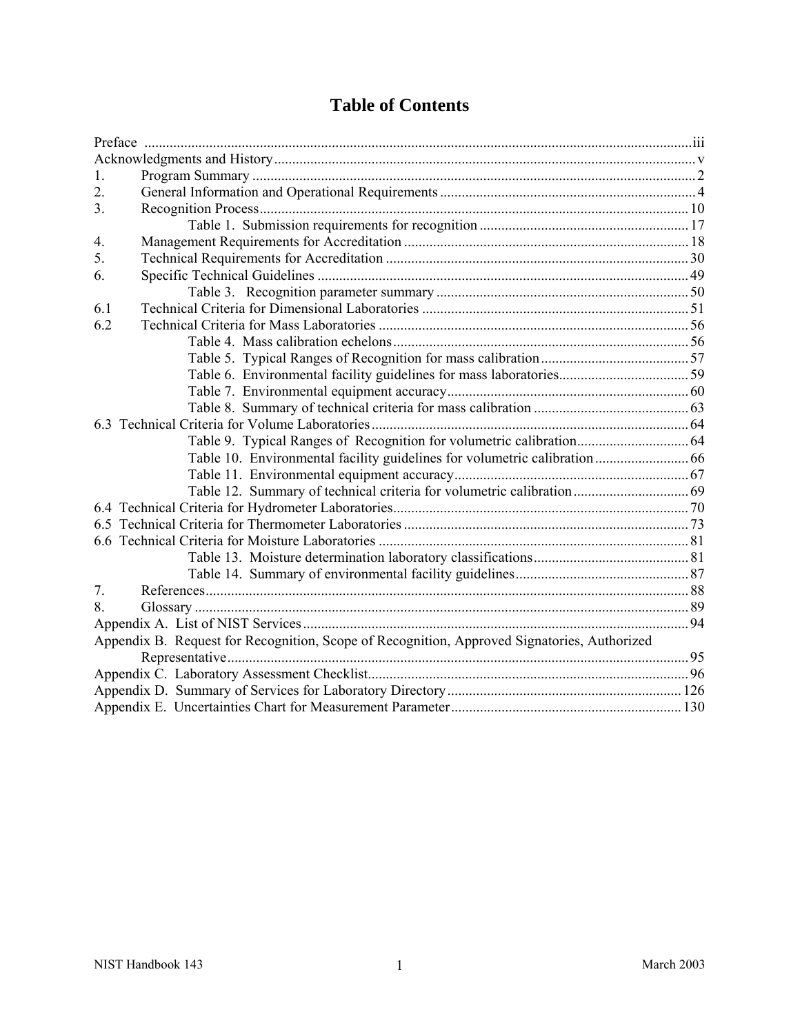# Table of Contents

| | | |
|---|---|---|
| Preface | | iii |
| Acknowledgments and History | | v |
| 1. | Program Summary | 2 |
| 2. | General Information and Operational Requirements | 4 |
| 3. | Recognition Process | 10 |
| | Table 1. Submission requirements for recognition | 17 |
| 4. | Management Requirements for Accreditation | 18 |
| 5. | Technical Requirements for Accreditation | 30 |
| 6. | Specific Technical Guidelines | 49 |
| | Table 3. Recognition parameter summary | 50 |
| 6.1 | Technical Criteria for Dimensional Laboratories | 51 |
| 6.2 | Technical Criteria for Mass Laboratories | 56 |
| | Table 4. Mass calibration echelons | 56 |
| | Table 5. Typical Ranges of Recognition for mass calibration | 57 |
| | Table 6. Environmental facility guidelines for mass laboratories | 59 |
| | Table 7. Environmental equipment accuracy | 60 |
| | Table 8. Summary of technical criteria for mass calibration | 63 |
| 6.3 | Technical Criteria for Volume Laboratories | 64 |
| | Table 9. Typical Ranges of Recognition for volumetric calibration | 64 |
| | Table 10. Environmental facility guidelines for volumetric calibration | 66 |
| | Table 11. Environmental equipment accuracy | 67 |
| | Table 12. Summary of technical criteria for volumetric calibration | 69 |
| 6.4 | Technical Criteria for Hydrometer Laboratories | 70 |
| 6.5 | Technical Criteria for Thermometer Laboratories | 73 |
| 6.6 | Technical Criteria for Moisture Laboratories | 81 |
| | Table 13. Moisture determination laboratory classifications | 81 |
| | Table 14. Summary of environmental facility guidelines | 87 |
| 7. | References | 88 |
| 8. | Glossary | 89 |
| Appendix A. | List of NIST Services | 94 |
| Appendix B. | Request for Recognition, Scope of Recognition, Approved Signatories, Authorized Representative | 95 |
| Appendix C. | Laboratory Assessment Checklist | 96 |
| Appendix D. | Summary of Services for Laboratory Directory | 126 |
| Appendix E. | Uncertainties Chart for Measurement Parameter | 130 |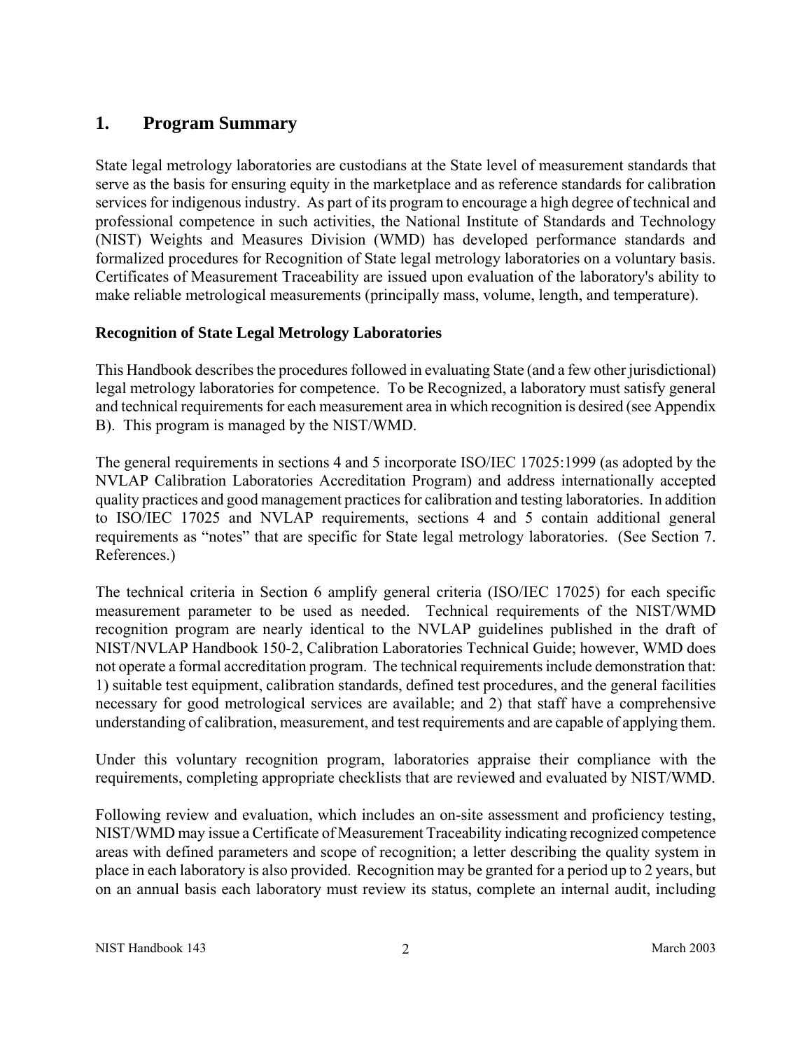# 1. Program Summary

State legal metrology laboratories are custodians at the State level of measurement standards that serve as the basis for ensuring equity in the marketplace and as reference standards for calibration services for indigenous industry. As part of its program to encourage a high degree of technical and professional competence in such activities, the National Institute of Standards and Technology (NIST) Weights and Measures Division (WMD) has developed performance standards and formalized procedures for Recognition of State legal metrology laboratories on a voluntary basis. Certificates of Measurement Traceability are issued upon evaluation of the laboratory's ability to make reliable metrological measurements (principally mass, volume, length, and temperature).

**Recognition of State Legal Metrology Laboratories**

This Handbook describes the procedures followed in evaluating State (and a few other jurisdictional) legal metrology laboratories for competence. To be Recognized, a laboratory must satisfy general and technical requirements for each measurement area in which recognition is desired (see Appendix B). This program is managed by the NIST/WMD.

The general requirements in sections 4 and 5 incorporate ISO/IEC 17025:1999 (as adopted by the NVLAP Calibration Laboratories Accreditation Program) and address internationally accepted quality practices and good management practices for calibration and testing laboratories. In addition to ISO/IEC 17025 and NVLAP requirements, sections 4 and 5 contain additional general requirements as "notes" that are specific for State legal metrology laboratories. (See Section 7. References.)

The technical criteria in Section 6 amplify general criteria (ISO/IEC 17025) for each specific measurement parameter to be used as needed. Technical requirements of the NIST/WMD recognition program are nearly identical to the NVLAP guidelines published in the draft of NIST/NVLAP Handbook 150-2, Calibration Laboratories Technical Guide; however, WMD does not operate a formal accreditation program. The technical requirements include demonstration that: 1) suitable test equipment, calibration standards, defined test procedures, and the general facilities necessary for good metrological services are available; and 2) that staff have a comprehensive understanding of calibration, measurement, and test requirements and are capable of applying them.

Under this voluntary recognition program, laboratories appraise their compliance with the requirements, completing appropriate checklists that are reviewed and evaluated by NIST/WMD.

Following review and evaluation, which includes an on-site assessment and proficiency testing, NIST/WMD may issue a Certificate of Measurement Traceability indicating recognized competence areas with defined parameters and scope of recognition; a letter describing the quality system in place in each laboratory is also provided. Recognition may be granted for a period up to 2 years, but on an annual basis each laboratory must review its status, complete an internal audit, including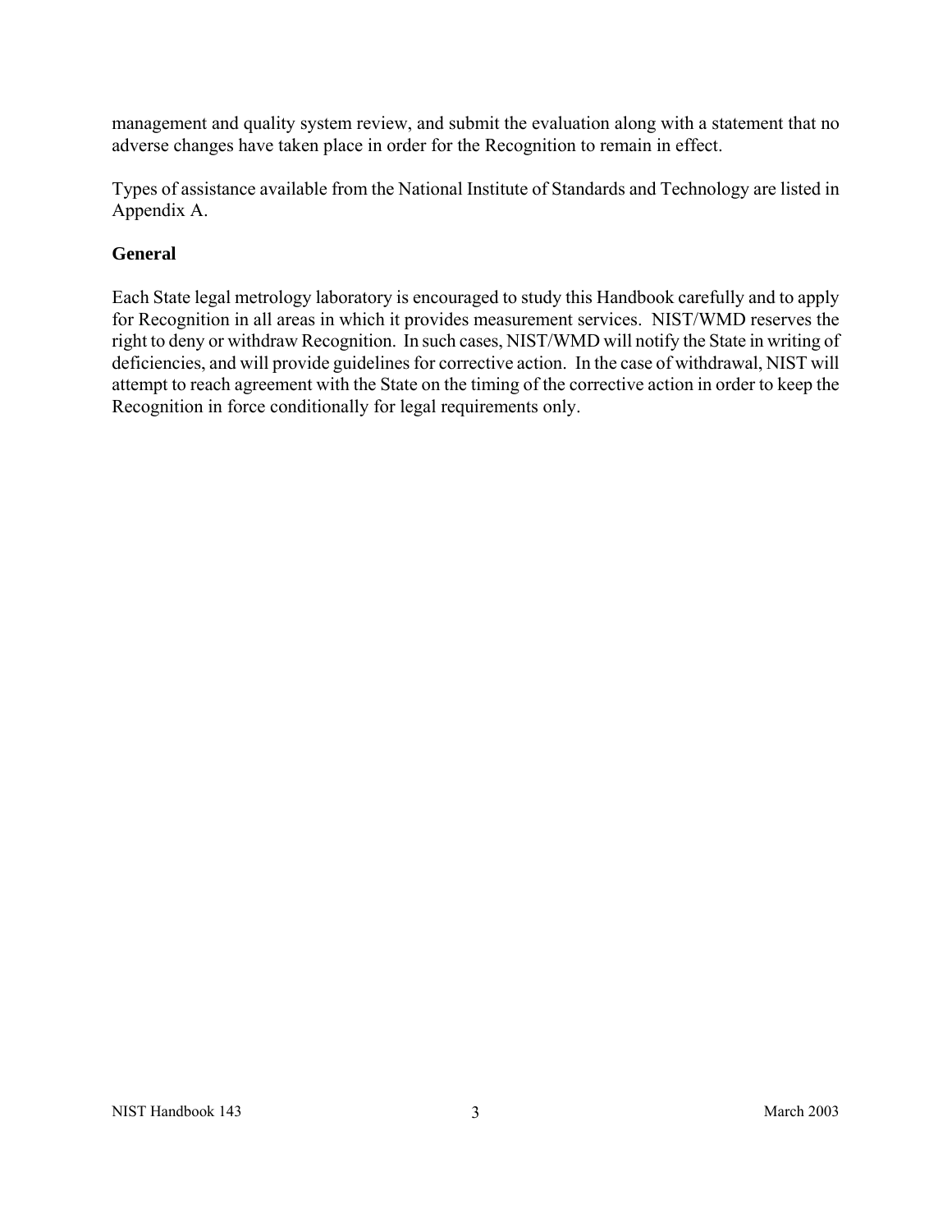management and quality system review, and submit the evaluation along with a statement that no adverse changes have taken place in order for the Recognition to remain in effect.

Types of assistance available from the National Institute of Standards and Technology are listed in Appendix A.

## General

Each State legal metrology laboratory is encouraged to study this Handbook carefully and to apply for Recognition in all areas in which it provides measurement services. NIST/WMD reserves the right to deny or withdraw Recognition. In such cases, NIST/WMD will notify the State in writing of deficiencies, and will provide guidelines for corrective action. In the case of withdrawal, NIST will attempt to reach agreement with the State on the timing of the corrective action in order to keep the Recognition in force conditionally for legal requirements only.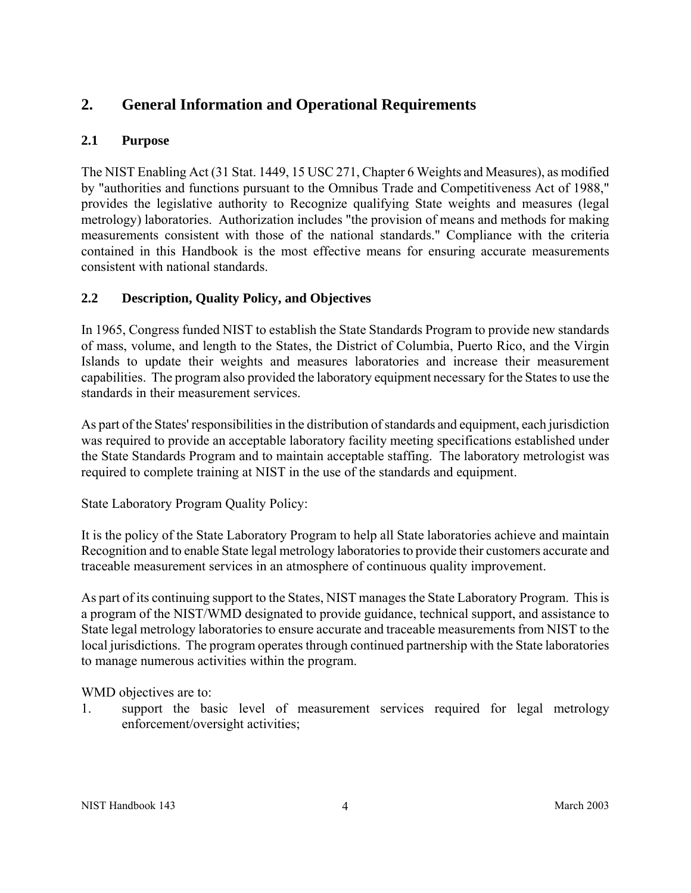# 2. General Information and Operational Requirements

## 2.1 Purpose

The NIST Enabling Act (31 Stat. 1449, 15 USC 271, Chapter 6 Weights and Measures), as modified by "authorities and functions pursuant to the Omnibus Trade and Competitiveness Act of 1988," provides the legislative authority to Recognize qualifying State weights and measures (legal metrology) laboratories. Authorization includes "the provision of means and methods for making measurements consistent with those of the national standards." Compliance with the criteria contained in this Handbook is the most effective means for ensuring accurate measurements consistent with national standards.

## 2.2 Description, Quality Policy, and Objectives

In 1965, Congress funded NIST to establish the State Standards Program to provide new standards of mass, volume, and length to the States, the District of Columbia, Puerto Rico, and the Virgin Islands to update their weights and measures laboratories and increase their measurement capabilities. The program also provided the laboratory equipment necessary for the States to use the standards in their measurement services.

As part of the States' responsibilities in the distribution of standards and equipment, each jurisdiction was required to provide an acceptable laboratory facility meeting specifications established under the State Standards Program and to maintain acceptable staffing. The laboratory metrologist was required to complete training at NIST in the use of the standards and equipment.

State Laboratory Program Quality Policy:

It is the policy of the State Laboratory Program to help all State laboratories achieve and maintain Recognition and to enable State legal metrology laboratories to provide their customers accurate and traceable measurement services in an atmosphere of continuous quality improvement.

As part of its continuing support to the States, NIST manages the State Laboratory Program. This is a program of the NIST/WMD designated to provide guidance, technical support, and assistance to State legal metrology laboratories to ensure accurate and traceable measurements from NIST to the local jurisdictions. The program operates through continued partnership with the State laboratories to manage numerous activities within the program.

WMD objectives are to:

1. support the basic level of measurement services required for legal metrology enforcement/oversight activities;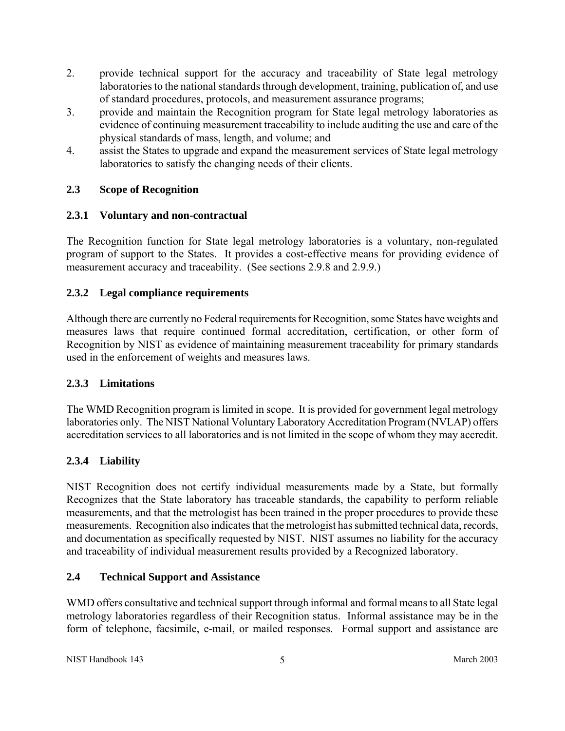2. provide technical support for the accuracy and traceability of State legal metrology laboratories to the national standards through development, training, publication of, and use of standard procedures, protocols, and measurement assurance programs;
3. provide and maintain the Recognition program for State legal metrology laboratories as evidence of continuing measurement traceability to include auditing the use and care of the physical standards of mass, length, and volume; and
4. assist the States to upgrade and expand the measurement services of State legal metrology laboratories to satisfy the changing needs of their clients.

## 2.3 Scope of Recognition

### 2.3.1 Voluntary and non-contractual

The Recognition function for State legal metrology laboratories is a voluntary, non-regulated program of support to the States. It provides a cost-effective means for providing evidence of measurement accuracy and traceability. (See sections 2.9.8 and 2.9.9.)

### 2.3.2 Legal compliance requirements

Although there are currently no Federal requirements for Recognition, some States have weights and measures laws that require continued formal accreditation, certification, or other form of Recognition by NIST as evidence of maintaining measurement traceability for primary standards used in the enforcement of weights and measures laws.

### 2.3.3 Limitations

The WMD Recognition program is limited in scope. It is provided for government legal metrology laboratories only. The NIST National Voluntary Laboratory Accreditation Program (NVLAP) offers accreditation services to all laboratories and is not limited in the scope of whom they may accredit.

### 2.3.4 Liability

NIST Recognition does not certify individual measurements made by a State, but formally Recognizes that the State laboratory has traceable standards, the capability to perform reliable measurements, and that the metrologist has been trained in the proper procedures to provide these measurements. Recognition also indicates that the metrologist has submitted technical data, records, and documentation as specifically requested by NIST. NIST assumes no liability for the accuracy and traceability of individual measurement results provided by a Recognized laboratory.

## 2.4 Technical Support and Assistance

WMD offers consultative and technical support through informal and formal means to all State legal metrology laboratories regardless of their Recognition status. Informal assistance may be in the form of telephone, facsimile, e-mail, or mailed responses. Formal support and assistance are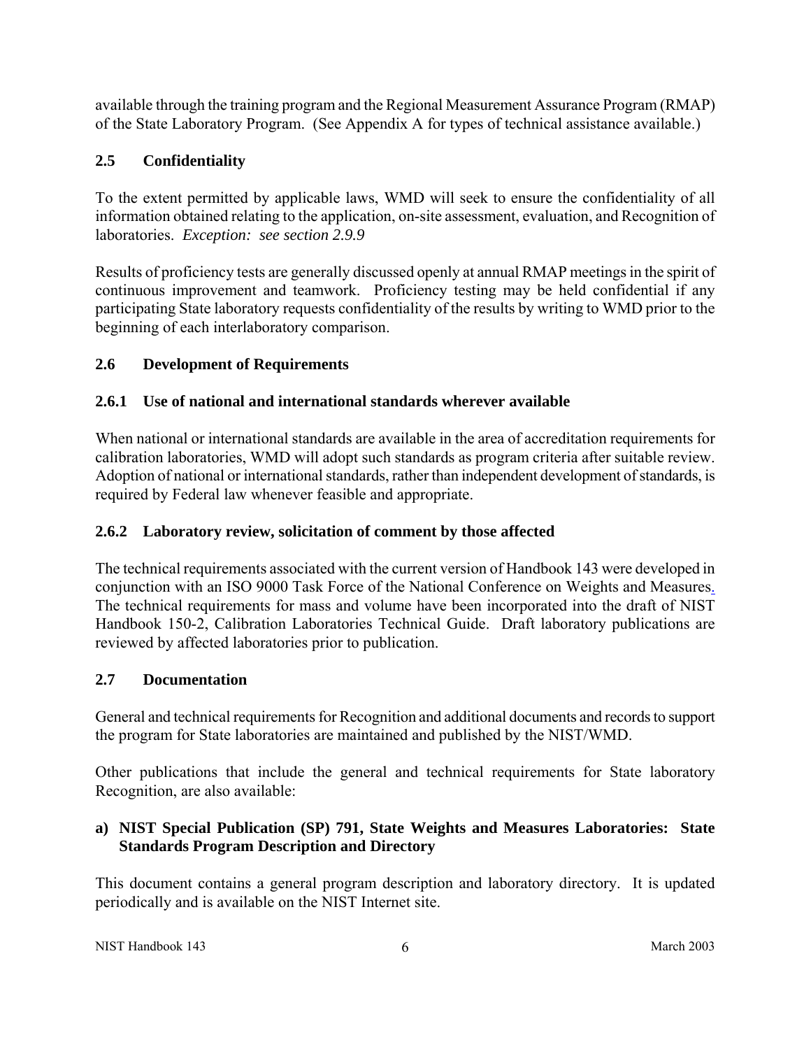available through the training program and the Regional Measurement Assurance Program (RMAP) of the State Laboratory Program. (See Appendix A for types of technical assistance available.)

## 2.5 Confidentiality

To the extent permitted by applicable laws, WMD will seek to ensure the confidentiality of all information obtained relating to the application, on-site assessment, evaluation, and Recognition of laboratories. *Exception: see section 2.9.9*

Results of proficiency tests are generally discussed openly at annual RMAP meetings in the spirit of continuous improvement and teamwork. Proficiency testing may be held confidential if any participating State laboratory requests confidentiality of the results by writing to WMD prior to the beginning of each interlaboratory comparison.

## 2.6 Development of Requirements

### 2.6.1 Use of national and international standards wherever available

When national or international standards are available in the area of accreditation requirements for calibration laboratories, WMD will adopt such standards as program criteria after suitable review. Adoption of national or international standards, rather than independent development of standards, is required by Federal law whenever feasible and appropriate.

### 2.6.2 Laboratory review, solicitation of comment by those affected

The technical requirements associated with the current version of Handbook 143 were developed in conjunction with an ISO 9000 Task Force of the National Conference on Weights and Measures. The technical requirements for mass and volume have been incorporated into the draft of NIST Handbook 150-2, Calibration Laboratories Technical Guide. Draft laboratory publications are reviewed by affected laboratories prior to publication.

## 2.7 Documentation

General and technical requirements for Recognition and additional documents and records to support the program for State laboratories are maintained and published by the NIST/WMD.

Other publications that include the general and technical requirements for State laboratory Recognition, are also available:

**a) NIST Special Publication (SP) 791, State Weights and Measures Laboratories: State Standards Program Description and Directory**

This document contains a general program description and laboratory directory. It is updated periodically and is available on the NIST Internet site.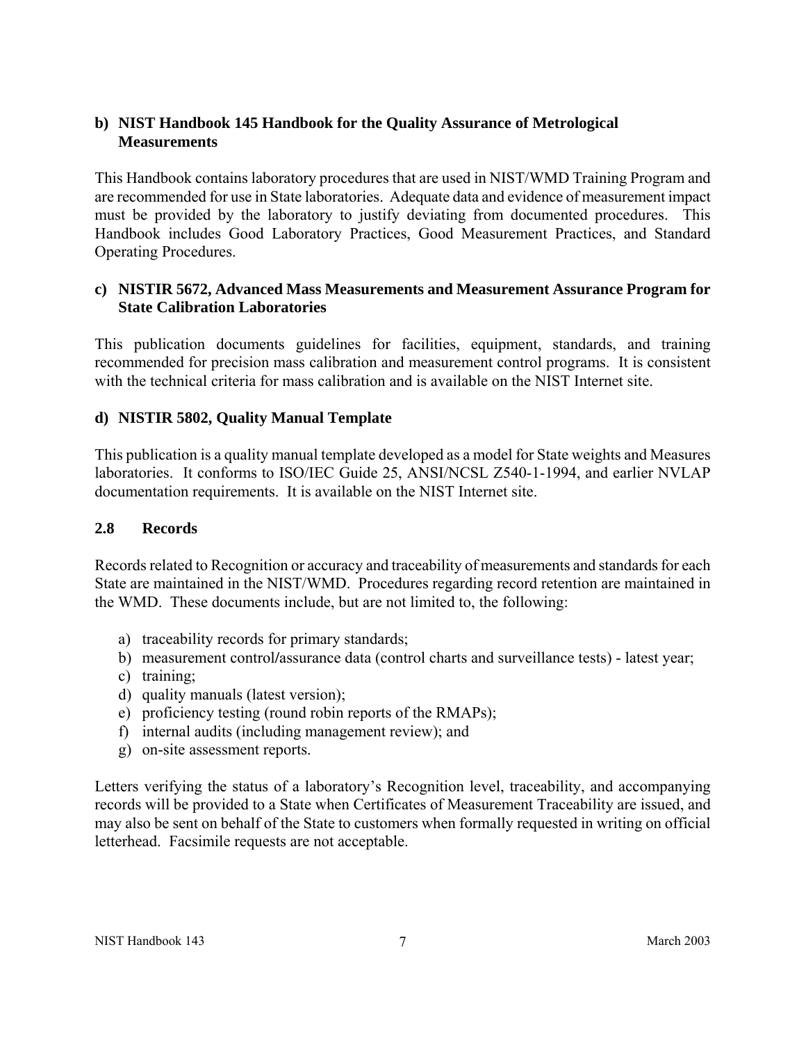**b) NIST Handbook 145 Handbook for the Quality Assurance of Metrological Measurements**

This Handbook contains laboratory procedures that are used in NIST/WMD Training Program and are recommended for use in State laboratories. Adequate data and evidence of measurement impact must be provided by the laboratory to justify deviating from documented procedures. This Handbook includes Good Laboratory Practices, Good Measurement Practices, and Standard Operating Procedures.

**c) NISTIR 5672, Advanced Mass Measurements and Measurement Assurance Program for State Calibration Laboratories**

This publication documents guidelines for facilities, equipment, standards, and training recommended for precision mass calibration and measurement control programs. It is consistent with the technical criteria for mass calibration and is available on the NIST Internet site.

**d) NISTIR 5802, Quality Manual Template**

This publication is a quality manual template developed as a model for State weights and Measures laboratories. It conforms to ISO/IEC Guide 25, ANSI/NCSL Z540-1-1994, and earlier NVLAP documentation requirements. It is available on the NIST Internet site.

## 2.8 Records

Records related to Recognition or accuracy and traceability of measurements and standards for each State are maintained in the NIST/WMD. Procedures regarding record retention are maintained in the WMD. These documents include, but are not limited to, the following:

a) traceability records for primary standards;
b) measurement control/assurance data (control charts and surveillance tests) - latest year;
c) training;
d) quality manuals (latest version);
e) proficiency testing (round robin reports of the RMAPs);
f) internal audits (including management review); and
g) on-site assessment reports.

Letters verifying the status of a laboratory's Recognition level, traceability, and accompanying records will be provided to a State when Certificates of Measurement Traceability are issued, and may also be sent on behalf of the State to customers when formally requested in writing on official letterhead. Facsimile requests are not acceptable.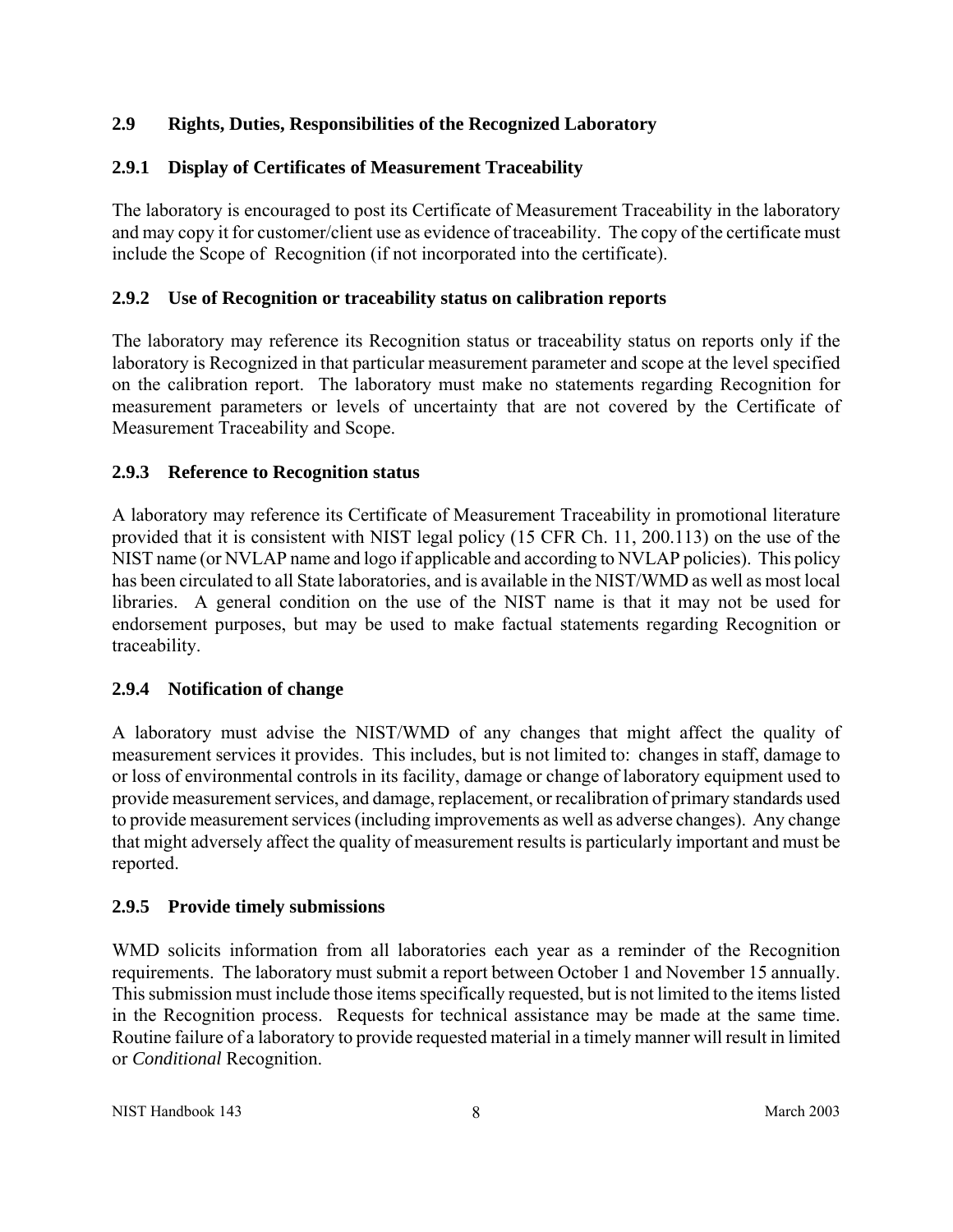## 2.9 Rights, Duties, Responsibilities of the Recognized Laboratory

### 2.9.1 Display of Certificates of Measurement Traceability

The laboratory is encouraged to post its Certificate of Measurement Traceability in the laboratory and may copy it for customer/client use as evidence of traceability. The copy of the certificate must include the Scope of Recognition (if not incorporated into the certificate).

### 2.9.2 Use of Recognition or traceability status on calibration reports

The laboratory may reference its Recognition status or traceability status on reports only if the laboratory is Recognized in that particular measurement parameter and scope at the level specified on the calibration report. The laboratory must make no statements regarding Recognition for measurement parameters or levels of uncertainty that are not covered by the Certificate of Measurement Traceability and Scope.

### 2.9.3 Reference to Recognition status

A laboratory may reference its Certificate of Measurement Traceability in promotional literature provided that it is consistent with NIST legal policy (15 CFR Ch. 11, 200.113) on the use of the NIST name (or NVLAP name and logo if applicable and according to NVLAP policies). This policy has been circulated to all State laboratories, and is available in the NIST/WMD as well as most local libraries. A general condition on the use of the NIST name is that it may not be used for endorsement purposes, but may be used to make factual statements regarding Recognition or traceability.

### 2.9.4 Notification of change

A laboratory must advise the NIST/WMD of any changes that might affect the quality of measurement services it provides. This includes, but is not limited to: changes in staff, damage to or loss of environmental controls in its facility, damage or change of laboratory equipment used to provide measurement services, and damage, replacement, or recalibration of primary standards used to provide measurement services (including improvements as well as adverse changes). Any change that might adversely affect the quality of measurement results is particularly important and must be reported.

### 2.9.5 Provide timely submissions

WMD solicits information from all laboratories each year as a reminder of the Recognition requirements. The laboratory must submit a report between October 1 and November 15 annually. This submission must include those items specifically requested, but is not limited to the items listed in the Recognition process. Requests for technical assistance may be made at the same time. Routine failure of a laboratory to provide requested material in a timely manner will result in limited or *Conditional* Recognition.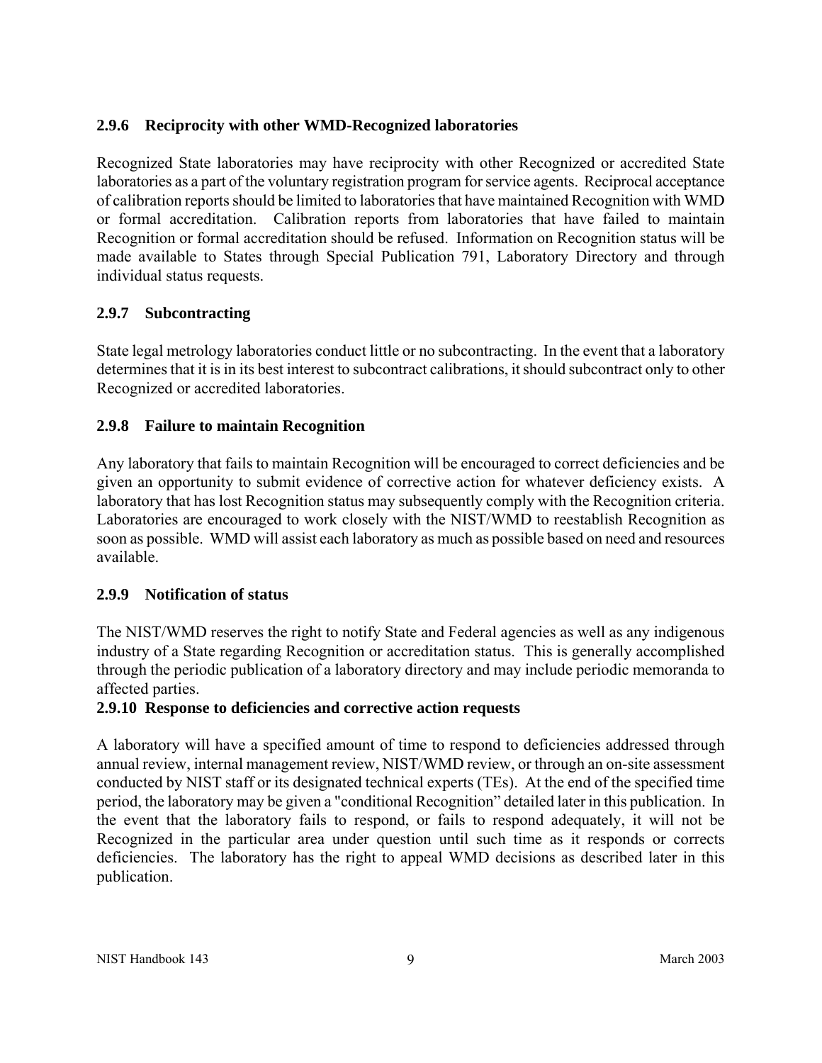### 2.9.6 Reciprocity with other WMD-Recognized laboratories

Recognized State laboratories may have reciprocity with other Recognized or accredited State laboratories as a part of the voluntary registration program for service agents. Reciprocal acceptance of calibration reports should be limited to laboratories that have maintained Recognition with WMD or formal accreditation. Calibration reports from laboratories that have failed to maintain Recognition or formal accreditation should be refused. Information on Recognition status will be made available to States through Special Publication 791, Laboratory Directory and through individual status requests.

### 2.9.7 Subcontracting

State legal metrology laboratories conduct little or no subcontracting. In the event that a laboratory determines that it is in its best interest to subcontract calibrations, it should subcontract only to other Recognized or accredited laboratories.

### 2.9.8 Failure to maintain Recognition

Any laboratory that fails to maintain Recognition will be encouraged to correct deficiencies and be given an opportunity to submit evidence of corrective action for whatever deficiency exists. A laboratory that has lost Recognition status may subsequently comply with the Recognition criteria. Laboratories are encouraged to work closely with the NIST/WMD to reestablish Recognition as soon as possible. WMD will assist each laboratory as much as possible based on need and resources available.

### 2.9.9 Notification of status

The NIST/WMD reserves the right to notify State and Federal agencies as well as any indigenous industry of a State regarding Recognition or accreditation status. This is generally accomplished through the periodic publication of a laboratory directory and may include periodic memoranda to affected parties.

### 2.9.10 Response to deficiencies and corrective action requests

A laboratory will have a specified amount of time to respond to deficiencies addressed through annual review, internal management review, NIST/WMD review, or through an on-site assessment conducted by NIST staff or its designated technical experts (TEs). At the end of the specified time period, the laboratory may be given a "conditional Recognition" detailed later in this publication. In the event that the laboratory fails to respond, or fails to respond adequately, it will not be Recognized in the particular area under question until such time as it responds or corrects deficiencies. The laboratory has the right to appeal WMD decisions as described later in this publication.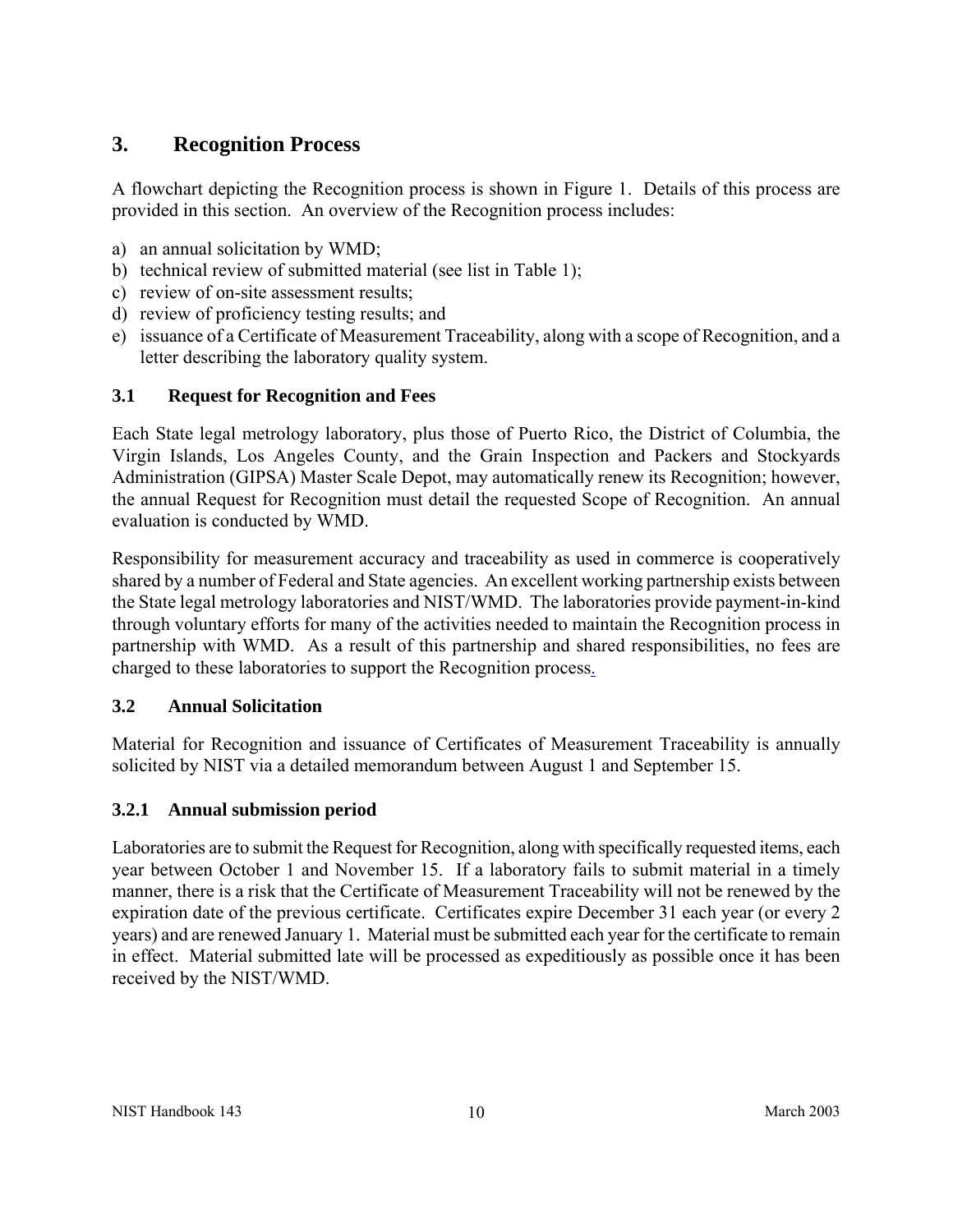## 3. Recognition Process

A flowchart depicting the Recognition process is shown in Figure 1. Details of this process are provided in this section. An overview of the Recognition process includes:

a) an annual solicitation by WMD;
b) technical review of submitted material (see list in Table 1);
c) review of on-site assessment results;
d) review of proficiency testing results; and
e) issuance of a Certificate of Measurement Traceability, along with a scope of Recognition, and a letter describing the laboratory quality system.

### 3.1 Request for Recognition and Fees

Each State legal metrology laboratory, plus those of Puerto Rico, the District of Columbia, the Virgin Islands, Los Angeles County, and the Grain Inspection and Packers and Stockyards Administration (GIPSA) Master Scale Depot, may automatically renew its Recognition; however, the annual Request for Recognition must detail the requested Scope of Recognition. An annual evaluation is conducted by WMD.

Responsibility for measurement accuracy and traceability as used in commerce is cooperatively shared by a number of Federal and State agencies. An excellent working partnership exists between the State legal metrology laboratories and NIST/WMD. The laboratories provide payment-in-kind through voluntary efforts for many of the activities needed to maintain the Recognition process in partnership with WMD. As a result of this partnership and shared responsibilities, no fees are charged to these laboratories to support the Recognition process.

### 3.2 Annual Solicitation

Material for Recognition and issuance of Certificates of Measurement Traceability is annually solicited by NIST via a detailed memorandum between August 1 and September 15.

### 3.2.1 Annual submission period

Laboratories are to submit the Request for Recognition, along with specifically requested items, each year between October 1 and November 15. If a laboratory fails to submit material in a timely manner, there is a risk that the Certificate of Measurement Traceability will not be renewed by the expiration date of the previous certificate. Certificates expire December 31 each year (or every 2 years) and are renewed January 1. Material must be submitted each year for the certificate to remain in effect. Material submitted late will be processed as expeditiously as possible once it has been received by the NIST/WMD.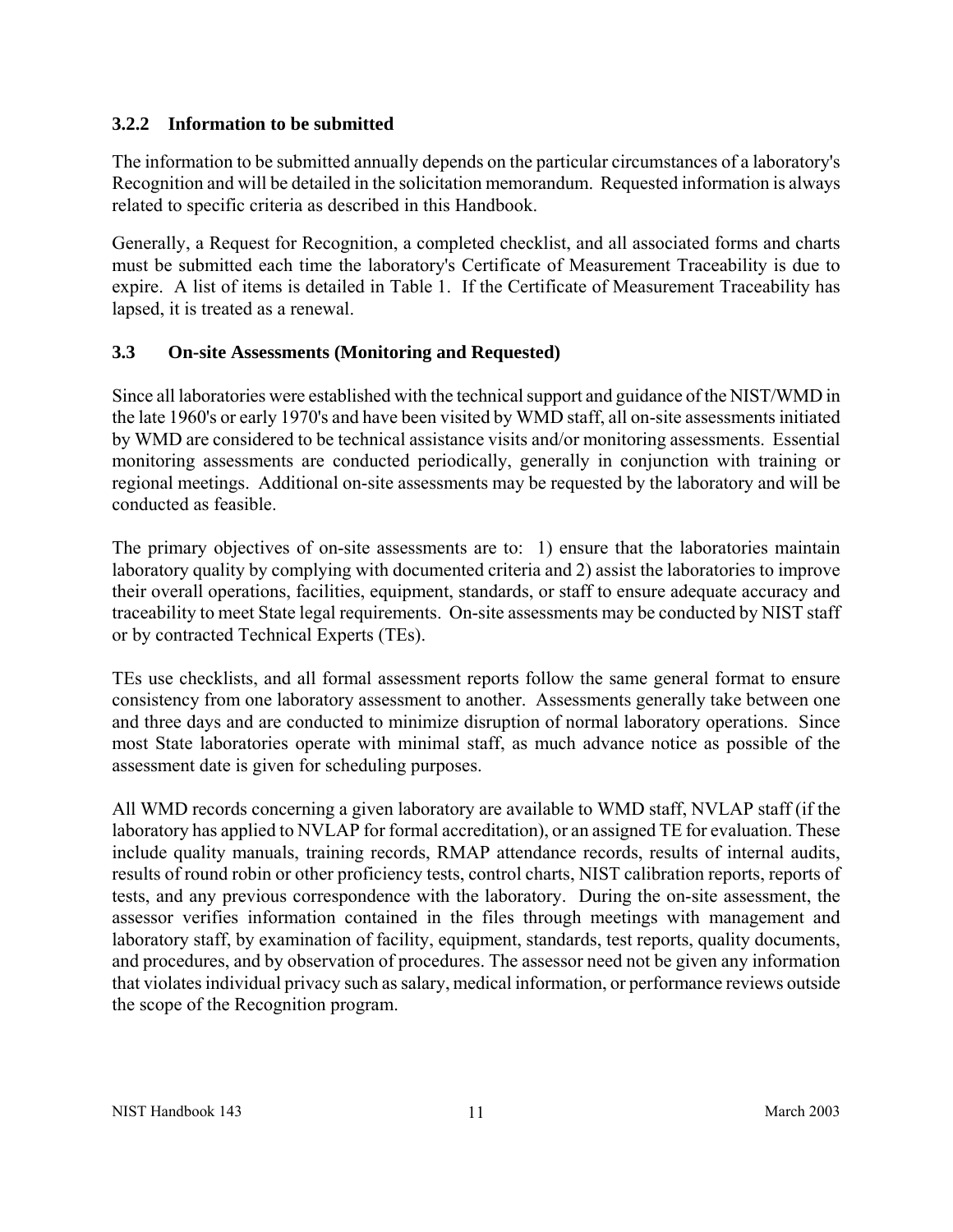### 3.2.2 Information to be submitted

The information to be submitted annually depends on the particular circumstances of a laboratory's Recognition and will be detailed in the solicitation memorandum. Requested information is always related to specific criteria as described in this Handbook.

Generally, a Request for Recognition, a completed checklist, and all associated forms and charts must be submitted each time the laboratory's Certificate of Measurement Traceability is due to expire. A list of items is detailed in Table 1. If the Certificate of Measurement Traceability has lapsed, it is treated as a renewal.

## 3.3 On-site Assessments (Monitoring and Requested)

Since all laboratories were established with the technical support and guidance of the NIST/WMD in the late 1960's or early 1970's and have been visited by WMD staff, all on-site assessments initiated by WMD are considered to be technical assistance visits and/or monitoring assessments. Essential monitoring assessments are conducted periodically, generally in conjunction with training or regional meetings. Additional on-site assessments may be requested by the laboratory and will be conducted as feasible.

The primary objectives of on-site assessments are to: 1) ensure that the laboratories maintain laboratory quality by complying with documented criteria and 2) assist the laboratories to improve their overall operations, facilities, equipment, standards, or staff to ensure adequate accuracy and traceability to meet State legal requirements. On-site assessments may be conducted by NIST staff or by contracted Technical Experts (TEs).

TEs use checklists, and all formal assessment reports follow the same general format to ensure consistency from one laboratory assessment to another. Assessments generally take between one and three days and are conducted to minimize disruption of normal laboratory operations. Since most State laboratories operate with minimal staff, as much advance notice as possible of the assessment date is given for scheduling purposes.

All WMD records concerning a given laboratory are available to WMD staff, NVLAP staff (if the laboratory has applied to NVLAP for formal accreditation), or an assigned TE for evaluation. These include quality manuals, training records, RMAP attendance records, results of internal audits, results of round robin or other proficiency tests, control charts, NIST calibration reports, reports of tests, and any previous correspondence with the laboratory. During the on-site assessment, the assessor verifies information contained in the files through meetings with management and laboratory staff, by examination of facility, equipment, standards, test reports, quality documents, and procedures, and by observation of procedures. The assessor need not be given any information that violates individual privacy such as salary, medical information, or performance reviews outside the scope of the Recognition program.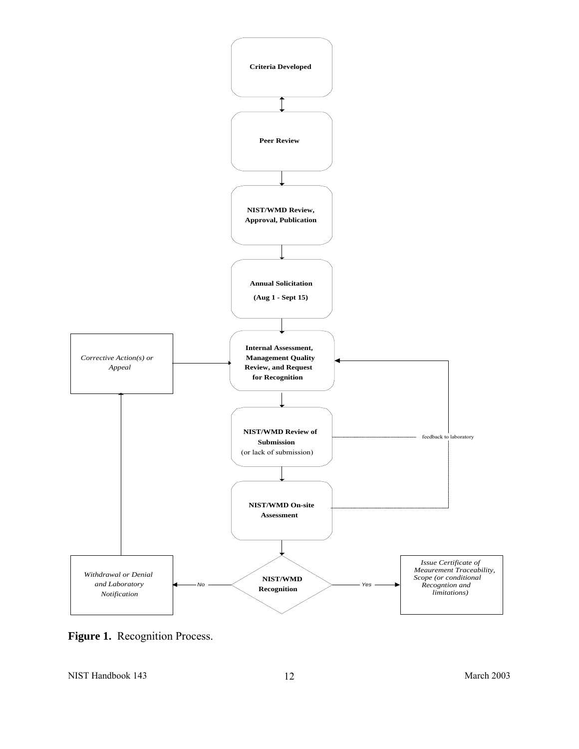Criteria Developed

Peer Review

NIST/WMD Review, Approval, Publication

Annual Solicitation

(Aug 1 - Sept 15)

*Corrective Action(s) or Appeal*

Internal Assessment, Management Quality Review, and Request for Recognition

NIST/WMD Review of Submission (or lack of submission)

feedback to laboratory

NIST/WMD On-site Assessment

*Withdrawal or Denial and Laboratory Notification*

*No*

NIST/WMD Recognition

*Yes*

*Issue Certificate of Meaurement Traceability, Scope (or conditional Recogntion and limitations)*

**Figure 1.** Recognition Process.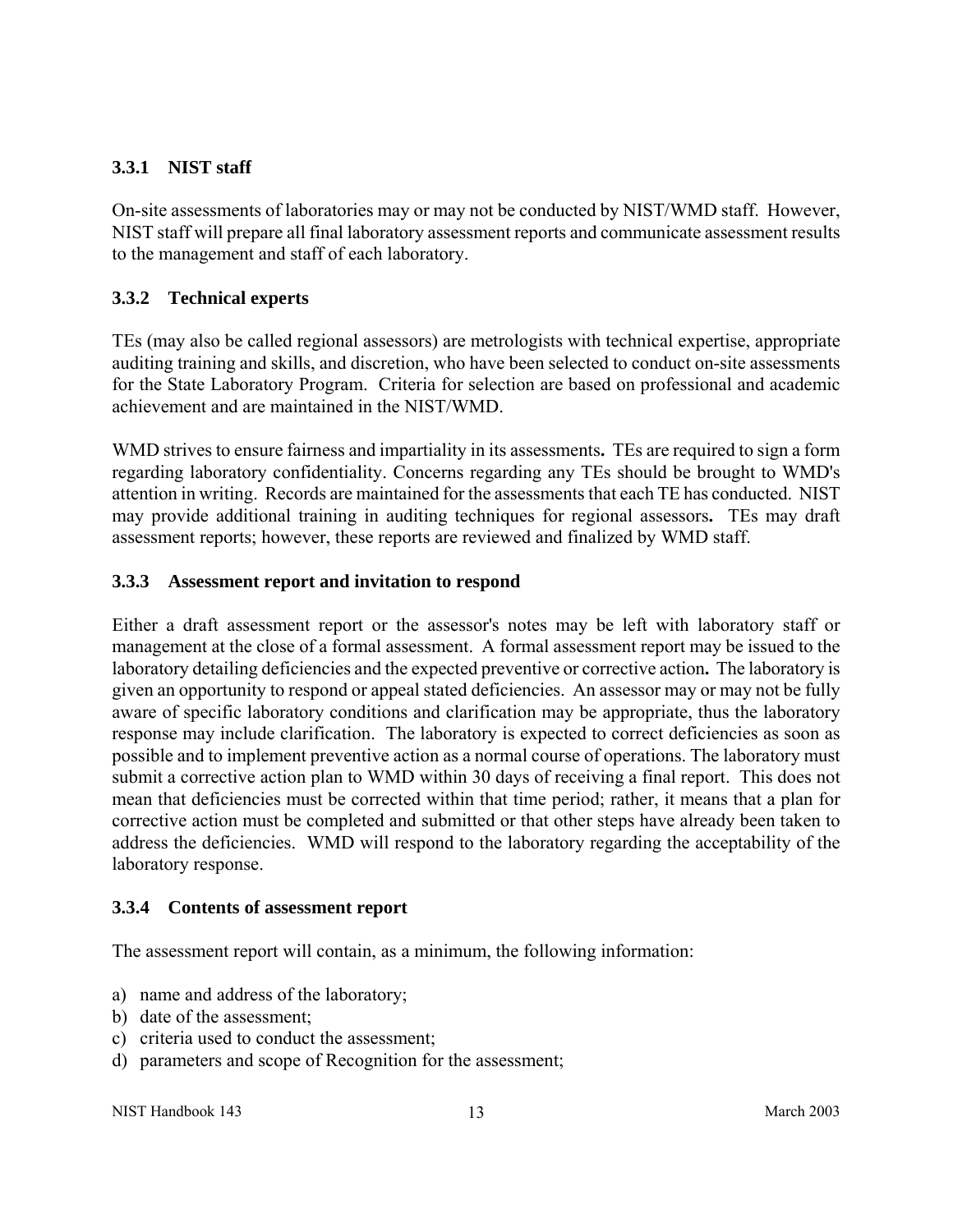### 3.3.1 NIST staff

On-site assessments of laboratories may or may not be conducted by NIST/WMD staff. However, NIST staff will prepare all final laboratory assessment reports and communicate assessment results to the management and staff of each laboratory.

### 3.3.2 Technical experts

TEs (may also be called regional assessors) are metrologists with technical expertise, appropriate auditing training and skills, and discretion, who have been selected to conduct on-site assessments for the State Laboratory Program. Criteria for selection are based on professional and academic achievement and are maintained in the NIST/WMD.

WMD strives to ensure fairness and impartiality in its assessments**.** TEs are required to sign a form regarding laboratory confidentiality. Concerns regarding any TEs should be brought to WMD's attention in writing. Records are maintained for the assessments that each TE has conducted. NIST may provide additional training in auditing techniques for regional assessors**.** TEs may draft assessment reports; however, these reports are reviewed and finalized by WMD staff.

### 3.3.3 Assessment report and invitation to respond

Either a draft assessment report or the assessor's notes may be left with laboratory staff or management at the close of a formal assessment. A formal assessment report may be issued to the laboratory detailing deficiencies and the expected preventive or corrective action**.** The laboratory is given an opportunity to respond or appeal stated deficiencies. An assessor may or may not be fully aware of specific laboratory conditions and clarification may be appropriate, thus the laboratory response may include clarification. The laboratory is expected to correct deficiencies as soon as possible and to implement preventive action as a normal course of operations. The laboratory must submit a corrective action plan to WMD within 30 days of receiving a final report. This does not mean that deficiencies must be corrected within that time period; rather, it means that a plan for corrective action must be completed and submitted or that other steps have already been taken to address the deficiencies. WMD will respond to the laboratory regarding the acceptability of the laboratory response.

### 3.3.4 Contents of assessment report

The assessment report will contain, as a minimum, the following information:

a) name and address of the laboratory;
b) date of the assessment;
c) criteria used to conduct the assessment;
d) parameters and scope of Recognition for the assessment;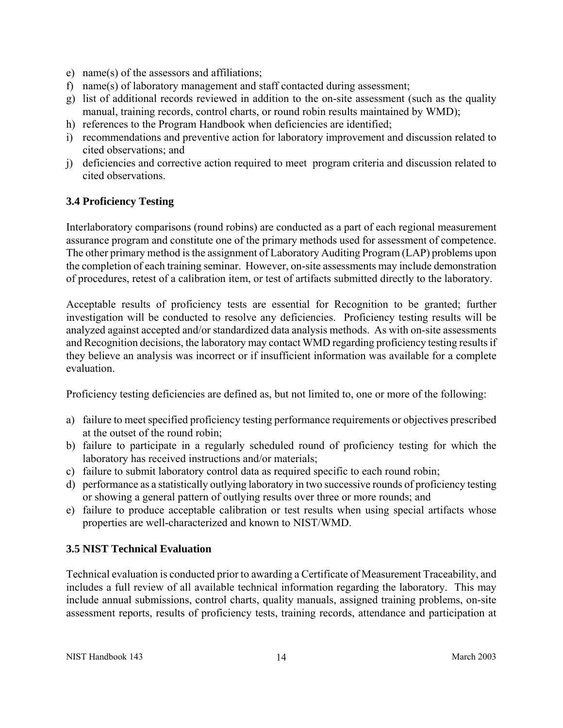e) name(s) of the assessors and affiliations;
f) name(s) of laboratory management and staff contacted during assessment;
g) list of additional records reviewed in addition to the on-site assessment (such as the quality manual, training records, control charts, or round robin results maintained by WMD);
h) references to the Program Handbook when deficiencies are identified;
i) recommendations and preventive action for laboratory improvement and discussion related to cited observations; and
j) deficiencies and corrective action required to meet program criteria and discussion related to cited observations.

### 3.4 Proficiency Testing

Interlaboratory comparisons (round robins) are conducted as a part of each regional measurement assurance program and constitute one of the primary methods used for assessment of competence. The other primary method is the assignment of Laboratory Auditing Program (LAP) problems upon the completion of each training seminar. However, on-site assessments may include demonstration of procedures, retest of a calibration item, or test of artifacts submitted directly to the laboratory.

Acceptable results of proficiency tests are essential for Recognition to be granted; further investigation will be conducted to resolve any deficiencies. Proficiency testing results will be analyzed against accepted and/or standardized data analysis methods. As with on-site assessments and Recognition decisions, the laboratory may contact WMD regarding proficiency testing results if they believe an analysis was incorrect or if insufficient information was available for a complete evaluation.

Proficiency testing deficiencies are defined as, but not limited to, one or more of the following:

a) failure to meet specified proficiency testing performance requirements or objectives prescribed at the outset of the round robin;
b) failure to participate in a regularly scheduled round of proficiency testing for which the laboratory has received instructions and/or materials;
c) failure to submit laboratory control data as required specific to each round robin;
d) performance as a statistically outlying laboratory in two successive rounds of proficiency testing or showing a general pattern of outlying results over three or more rounds; and
e) failure to produce acceptable calibration or test results when using special artifacts whose properties are well-characterized and known to NIST/WMD.

### 3.5 NIST Technical Evaluation

Technical evaluation is conducted prior to awarding a Certificate of Measurement Traceability, and includes a full review of all available technical information regarding the laboratory. This may include annual submissions, control charts, quality manuals, assigned training problems, on-site assessment reports, results of proficiency tests, training records, attendance and participation at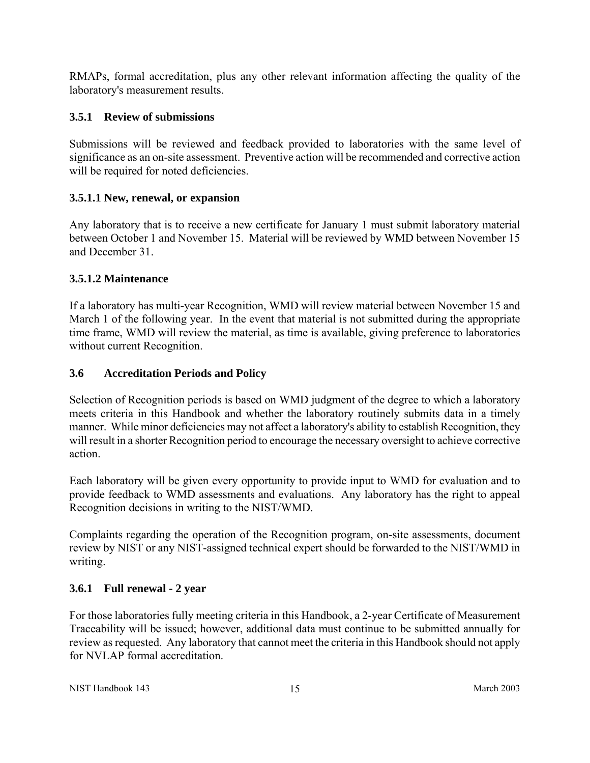RMAPs, formal accreditation, plus any other relevant information affecting the quality of the laboratory's measurement results.

### 3.5.1 Review of submissions

Submissions will be reviewed and feedback provided to laboratories with the same level of significance as an on-site assessment. Preventive action will be recommended and corrective action will be required for noted deficiencies.

#### 3.5.1.1 New, renewal, or expansion

Any laboratory that is to receive a new certificate for January 1 must submit laboratory material between October 1 and November 15. Material will be reviewed by WMD between November 15 and December 31.

#### 3.5.1.2 Maintenance

If a laboratory has multi-year Recognition, WMD will review material between November 15 and March 1 of the following year. In the event that material is not submitted during the appropriate time frame, WMD will review the material, as time is available, giving preference to laboratories without current Recognition.

## 3.6 Accreditation Periods and Policy

Selection of Recognition periods is based on WMD judgment of the degree to which a laboratory meets criteria in this Handbook and whether the laboratory routinely submits data in a timely manner. While minor deficiencies may not affect a laboratory's ability to establish Recognition, they will result in a shorter Recognition period to encourage the necessary oversight to achieve corrective action.

Each laboratory will be given every opportunity to provide input to WMD for evaluation and to provide feedback to WMD assessments and evaluations. Any laboratory has the right to appeal Recognition decisions in writing to the NIST/WMD.

Complaints regarding the operation of the Recognition program, on-site assessments, document review by NIST or any NIST-assigned technical expert should be forwarded to the NIST/WMD in writing.

### 3.6.1 Full renewal - 2 year

For those laboratories fully meeting criteria in this Handbook, a 2-year Certificate of Measurement Traceability will be issued; however, additional data must continue to be submitted annually for review as requested. Any laboratory that cannot meet the criteria in this Handbook should not apply for NVLAP formal accreditation.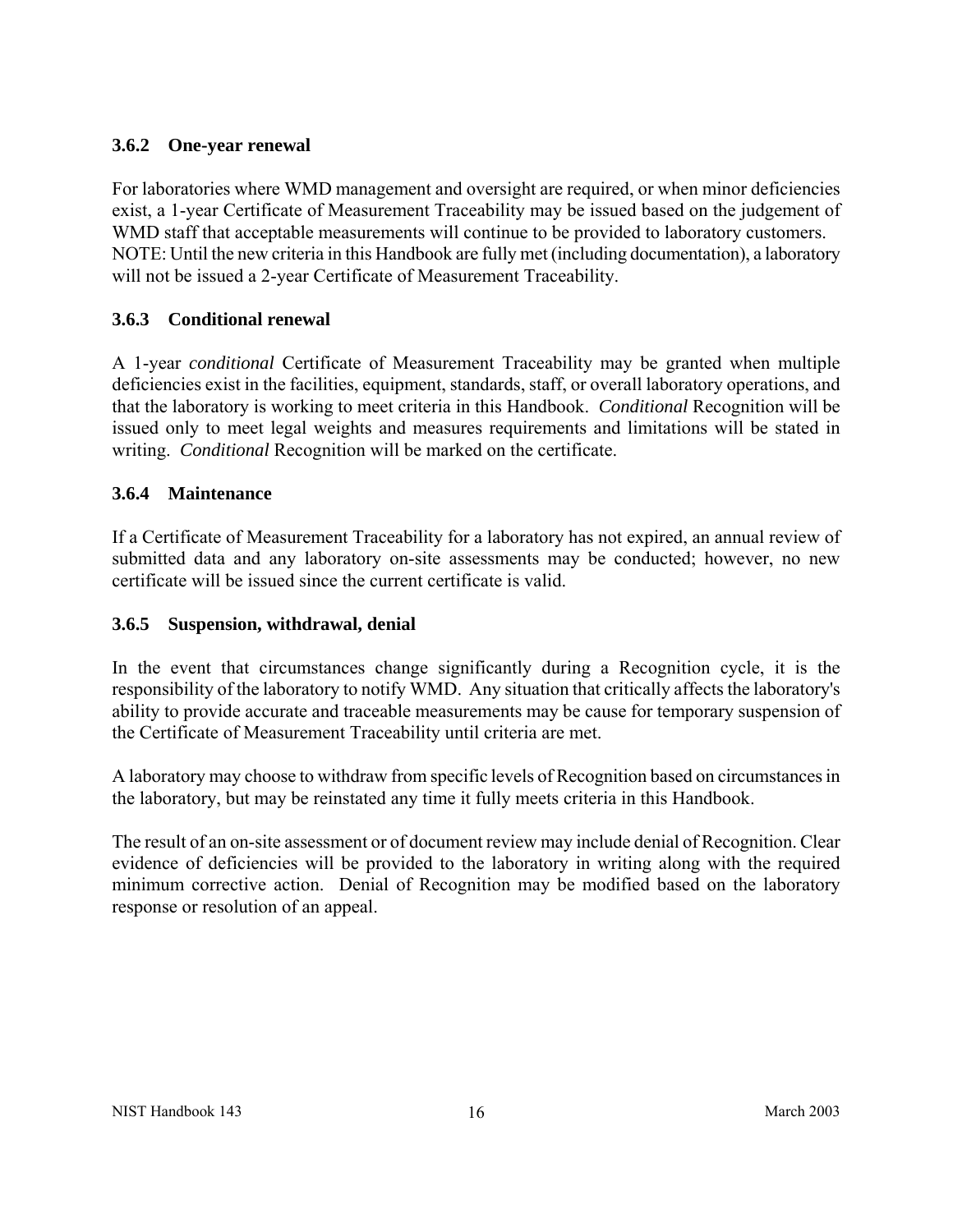### 3.6.2 One-year renewal

For laboratories where WMD management and oversight are required, or when minor deficiencies exist, a 1-year Certificate of Measurement Traceability may be issued based on the judgement of WMD staff that acceptable measurements will continue to be provided to laboratory customers. NOTE: Until the new criteria in this Handbook are fully met (including documentation), a laboratory will not be issued a 2-year Certificate of Measurement Traceability.

### 3.6.3 Conditional renewal

A 1-year *conditional* Certificate of Measurement Traceability may be granted when multiple deficiencies exist in the facilities, equipment, standards, staff, or overall laboratory operations, and that the laboratory is working to meet criteria in this Handbook. *Conditional* Recognition will be issued only to meet legal weights and measures requirements and limitations will be stated in writing. *Conditional* Recognition will be marked on the certificate.

### 3.6.4 Maintenance

If a Certificate of Measurement Traceability for a laboratory has not expired, an annual review of submitted data and any laboratory on-site assessments may be conducted; however, no new certificate will be issued since the current certificate is valid.

### 3.6.5 Suspension, withdrawal, denial

In the event that circumstances change significantly during a Recognition cycle, it is the responsibility of the laboratory to notify WMD. Any situation that critically affects the laboratory's ability to provide accurate and traceable measurements may be cause for temporary suspension of the Certificate of Measurement Traceability until criteria are met.

A laboratory may choose to withdraw from specific levels of Recognition based on circumstances in the laboratory, but may be reinstated any time it fully meets criteria in this Handbook.

The result of an on-site assessment or of document review may include denial of Recognition. Clear evidence of deficiencies will be provided to the laboratory in writing along with the required minimum corrective action. Denial of Recognition may be modified based on the laboratory response or resolution of an appeal.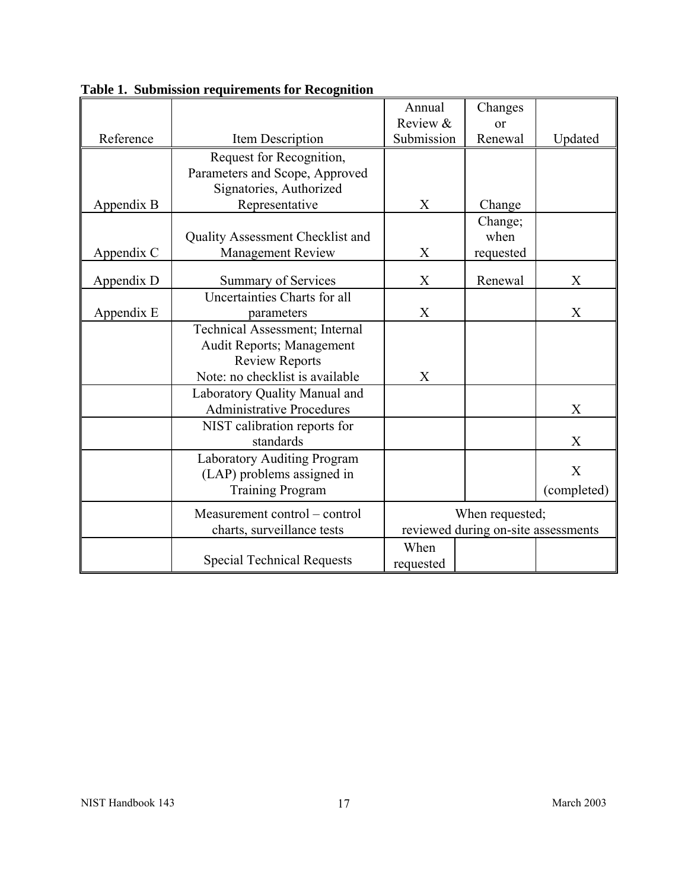**Table 1. Submission requirements for Recognition**

| Reference | Item Description | Annual Review & Submission | Changes or Renewal | Updated |
|---|---|---|---|---|
| Appendix B | Request for Recognition, Parameters and Scope, Approved Signatories, Authorized Representative | X | Change | |
| Appendix C | Quality Assessment Checklist and Management Review | X | Change; when requested | |
| Appendix D | Summary of Services | X | Renewal | X |
| Appendix E | Uncertainties Charts for all parameters | X | | X |
| | Technical Assessment; Internal Audit Reports; Management Review Reports<br>Note: no checklist is available | X | | |
| | Laboratory Quality Manual and Administrative Procedures | | | X |
| | NIST calibration reports for standards | | | X |
| | Laboratory Auditing Program (LAP) problems assigned in Training Program | | | X (completed) |
| | Measurement control – control charts, surveillance tests | When requested; reviewed during on-site assessments | | |
| | Special Technical Requests | When requested | | |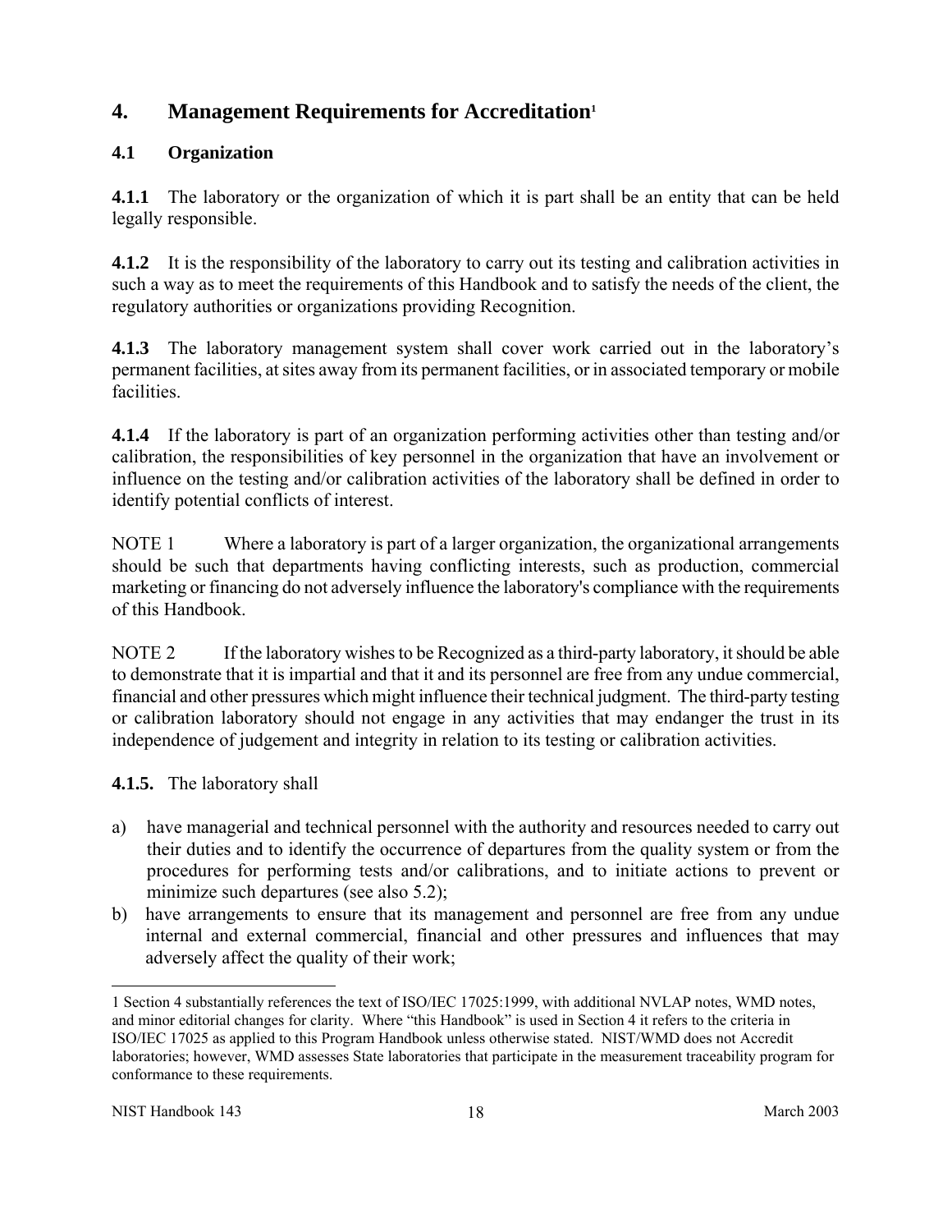# 4. Management Requirements for Accreditation[1]

## 4.1 Organization

**4.1.1** The laboratory or the organization of which it is part shall be an entity that can be held legally responsible.

**4.1.2** It is the responsibility of the laboratory to carry out its testing and calibration activities in such a way as to meet the requirements of this Handbook and to satisfy the needs of the client, the regulatory authorities or organizations providing Recognition.

**4.1.3** The laboratory management system shall cover work carried out in the laboratory's permanent facilities, at sites away from its permanent facilities, or in associated temporary or mobile facilities.

**4.1.4** If the laboratory is part of an organization performing activities other than testing and/or calibration, the responsibilities of key personnel in the organization that have an involvement or influence on the testing and/or calibration activities of the laboratory shall be defined in order to identify potential conflicts of interest.

NOTE 1 Where a laboratory is part of a larger organization, the organizational arrangements should be such that departments having conflicting interests, such as production, commercial marketing or financing do not adversely influence the laboratory's compliance with the requirements of this Handbook.

NOTE 2 If the laboratory wishes to be Recognized as a third-party laboratory, it should be able to demonstrate that it is impartial and that it and its personnel are free from any undue commercial, financial and other pressures which might influence their technical judgment. The third-party testing or calibration laboratory should not engage in any activities that may endanger the trust in its independence of judgement and integrity in relation to its testing or calibration activities.

**4.1.5.** The laboratory shall

a) have managerial and technical personnel with the authority and resources needed to carry out their duties and to identify the occurrence of departures from the quality system or from the procedures for performing tests and/or calibrations, and to initiate actions to prevent or minimize such departures (see also 5.2);
b) have arrangements to ensure that its management and personnel are free from any undue internal and external commercial, financial and other pressures and influences that may adversely affect the quality of their work;

---

1 Section 4 substantially references the text of ISO/IEC 17025:1999, with additional NVLAP notes, WMD notes, and minor editorial changes for clarity. Where "this Handbook" is used in Section 4 it refers to the criteria in ISO/IEC 17025 as applied to this Program Handbook unless otherwise stated. NIST/WMD does not Accredit laboratories; however, WMD assesses State laboratories that participate in the measurement traceability program for conformance to these requirements.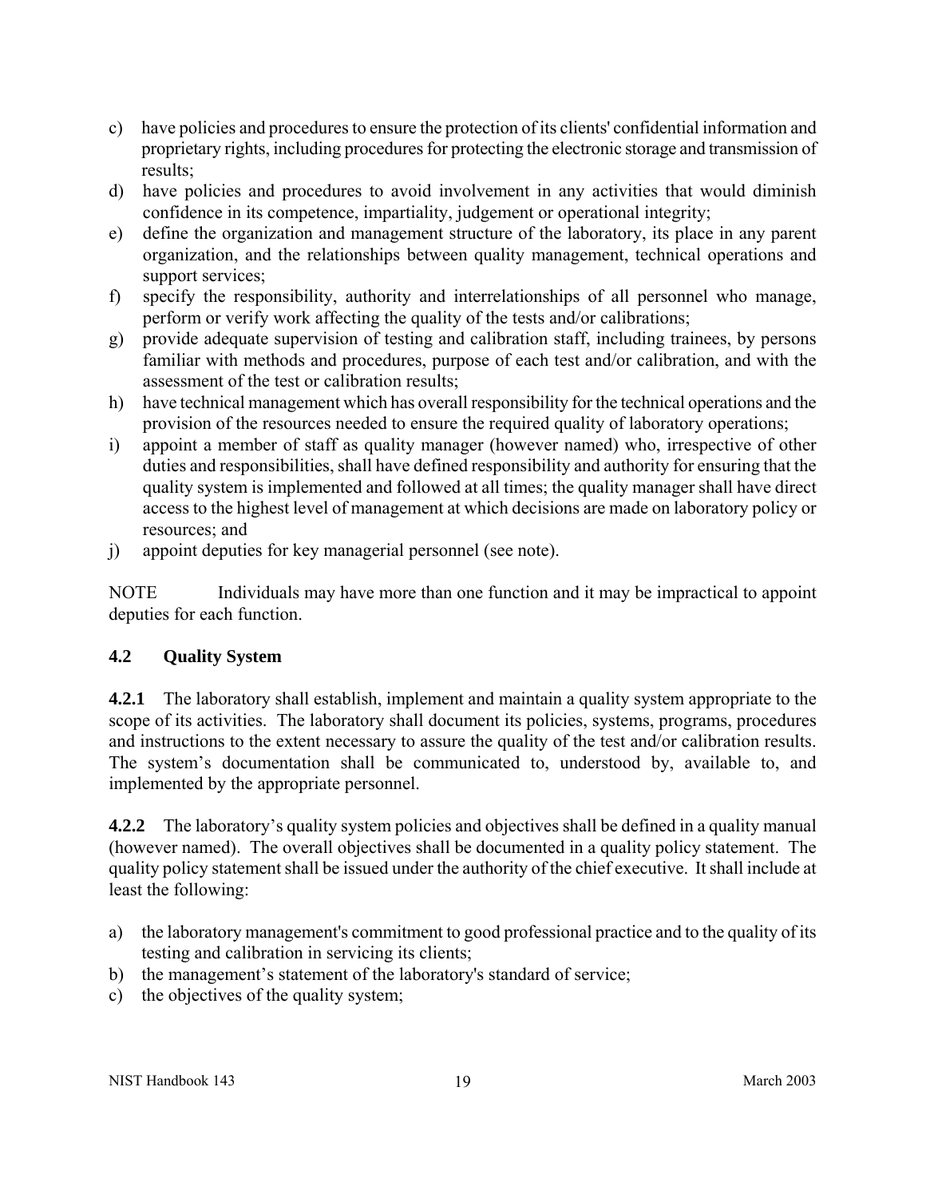c) have policies and procedures to ensure the protection of its clients' confidential information and proprietary rights, including procedures for protecting the electronic storage and transmission of results;
d) have policies and procedures to avoid involvement in any activities that would diminish confidence in its competence, impartiality, judgement or operational integrity;
e) define the organization and management structure of the laboratory, its place in any parent organization, and the relationships between quality management, technical operations and support services;
f) specify the responsibility, authority and interrelationships of all personnel who manage, perform or verify work affecting the quality of the tests and/or calibrations;
g) provide adequate supervision of testing and calibration staff, including trainees, by persons familiar with methods and procedures, purpose of each test and/or calibration, and with the assessment of the test or calibration results;
h) have technical management which has overall responsibility for the technical operations and the provision of the resources needed to ensure the required quality of laboratory operations;
i) appoint a member of staff as quality manager (however named) who, irrespective of other duties and responsibilities, shall have defined responsibility and authority for ensuring that the quality system is implemented and followed at all times; the quality manager shall have direct access to the highest level of management at which decisions are made on laboratory policy or resources; and
j) appoint deputies for key managerial personnel (see note).

NOTE Individuals may have more than one function and it may be impractical to appoint deputies for each function.

## 4.2 Quality System

**4.2.1** The laboratory shall establish, implement and maintain a quality system appropriate to the scope of its activities. The laboratory shall document its policies, systems, programs, procedures and instructions to the extent necessary to assure the quality of the test and/or calibration results. The system's documentation shall be communicated to, understood by, available to, and implemented by the appropriate personnel.

**4.2.2** The laboratory's quality system policies and objectives shall be defined in a quality manual (however named). The overall objectives shall be documented in a quality policy statement. The quality policy statement shall be issued under the authority of the chief executive. It shall include at least the following:

a) the laboratory management's commitment to good professional practice and to the quality of its testing and calibration in servicing its clients;
b) the management's statement of the laboratory's standard of service;
c) the objectives of the quality system;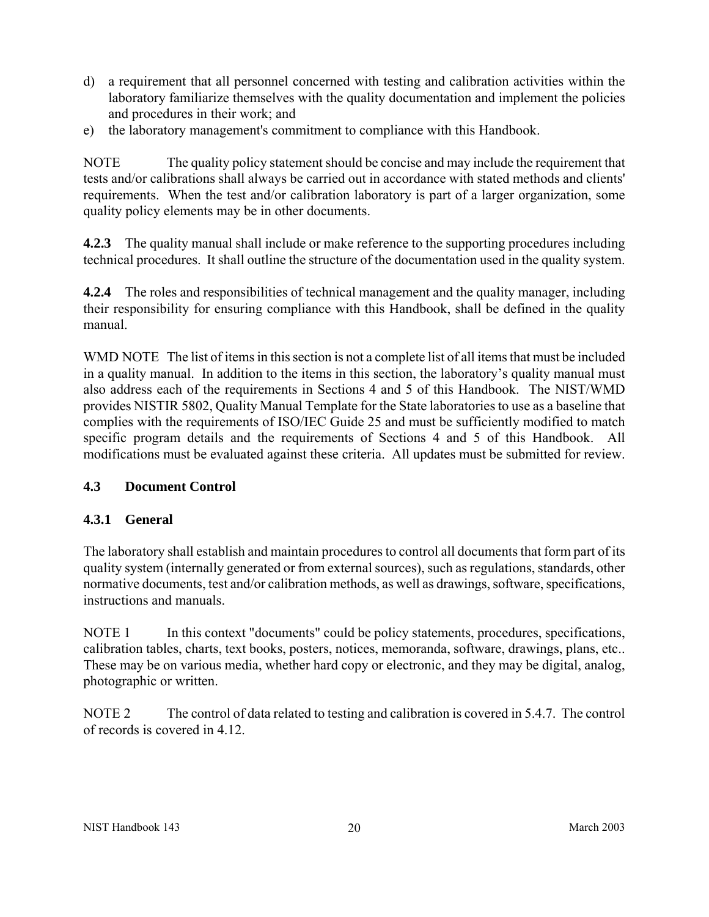d) a requirement that all personnel concerned with testing and calibration activities within the laboratory familiarize themselves with the quality documentation and implement the policies and procedures in their work; and
e) the laboratory management's commitment to compliance with this Handbook.

NOTE The quality policy statement should be concise and may include the requirement that tests and/or calibrations shall always be carried out in accordance with stated methods and clients' requirements. When the test and/or calibration laboratory is part of a larger organization, some quality policy elements may be in other documents.

**4.2.3** The quality manual shall include or make reference to the supporting procedures including technical procedures. It shall outline the structure of the documentation used in the quality system.

**4.2.4** The roles and responsibilities of technical management and the quality manager, including their responsibility for ensuring compliance with this Handbook, shall be defined in the quality manual.

WMD NOTE The list of items in this section is not a complete list of all items that must be included in a quality manual. In addition to the items in this section, the laboratory's quality manual must also address each of the requirements in Sections 4 and 5 of this Handbook. The NIST/WMD provides NISTIR 5802, Quality Manual Template for the State laboratories to use as a baseline that complies with the requirements of ISO/IEC Guide 25 and must be sufficiently modified to match specific program details and the requirements of Sections 4 and 5 of this Handbook. All modifications must be evaluated against these criteria. All updates must be submitted for review.

### 4.3 Document Control

### 4.3.1 General

The laboratory shall establish and maintain procedures to control all documents that form part of its quality system (internally generated or from external sources), such as regulations, standards, other normative documents, test and/or calibration methods, as well as drawings, software, specifications, instructions and manuals.

NOTE 1 In this context "documents" could be policy statements, procedures, specifications, calibration tables, charts, text books, posters, notices, memoranda, software, drawings, plans, etc.. These may be on various media, whether hard copy or electronic, and they may be digital, analog, photographic or written.

NOTE 2 The control of data related to testing and calibration is covered in 5.4.7. The control of records is covered in 4.12.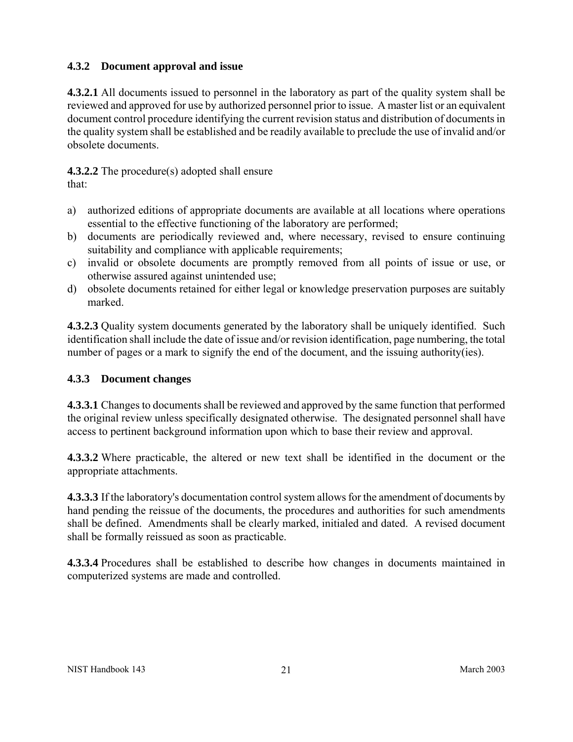### 4.3.2 Document approval and issue

**4.3.2.1** All documents issued to personnel in the laboratory as part of the quality system shall be reviewed and approved for use by authorized personnel prior to issue. A master list or an equivalent document control procedure identifying the current revision status and distribution of documents in the quality system shall be established and be readily available to preclude the use of invalid and/or obsolete documents.

**4.3.2.2** The procedure(s) adopted shall ensure that:

a) authorized editions of appropriate documents are available at all locations where operations essential to the effective functioning of the laboratory are performed;
b) documents are periodically reviewed and, where necessary, revised to ensure continuing suitability and compliance with applicable requirements;
c) invalid or obsolete documents are promptly removed from all points of issue or use, or otherwise assured against unintended use;
d) obsolete documents retained for either legal or knowledge preservation purposes are suitably marked.

**4.3.2.3** Quality system documents generated by the laboratory shall be uniquely identified. Such identification shall include the date of issue and/or revision identification, page numbering, the total number of pages or a mark to signify the end of the document, and the issuing authority(ies).

### 4.3.3 Document changes

**4.3.3.1** Changes to documents shall be reviewed and approved by the same function that performed the original review unless specifically designated otherwise. The designated personnel shall have access to pertinent background information upon which to base their review and approval.

**4.3.3.2** Where practicable, the altered or new text shall be identified in the document or the appropriate attachments.

**4.3.3.3** If the laboratory's documentation control system allows for the amendment of documents by hand pending the reissue of the documents, the procedures and authorities for such amendments shall be defined. Amendments shall be clearly marked, initialed and dated. A revised document shall be formally reissued as soon as practicable.

**4.3.3.4** Procedures shall be established to describe how changes in documents maintained in computerized systems are made and controlled.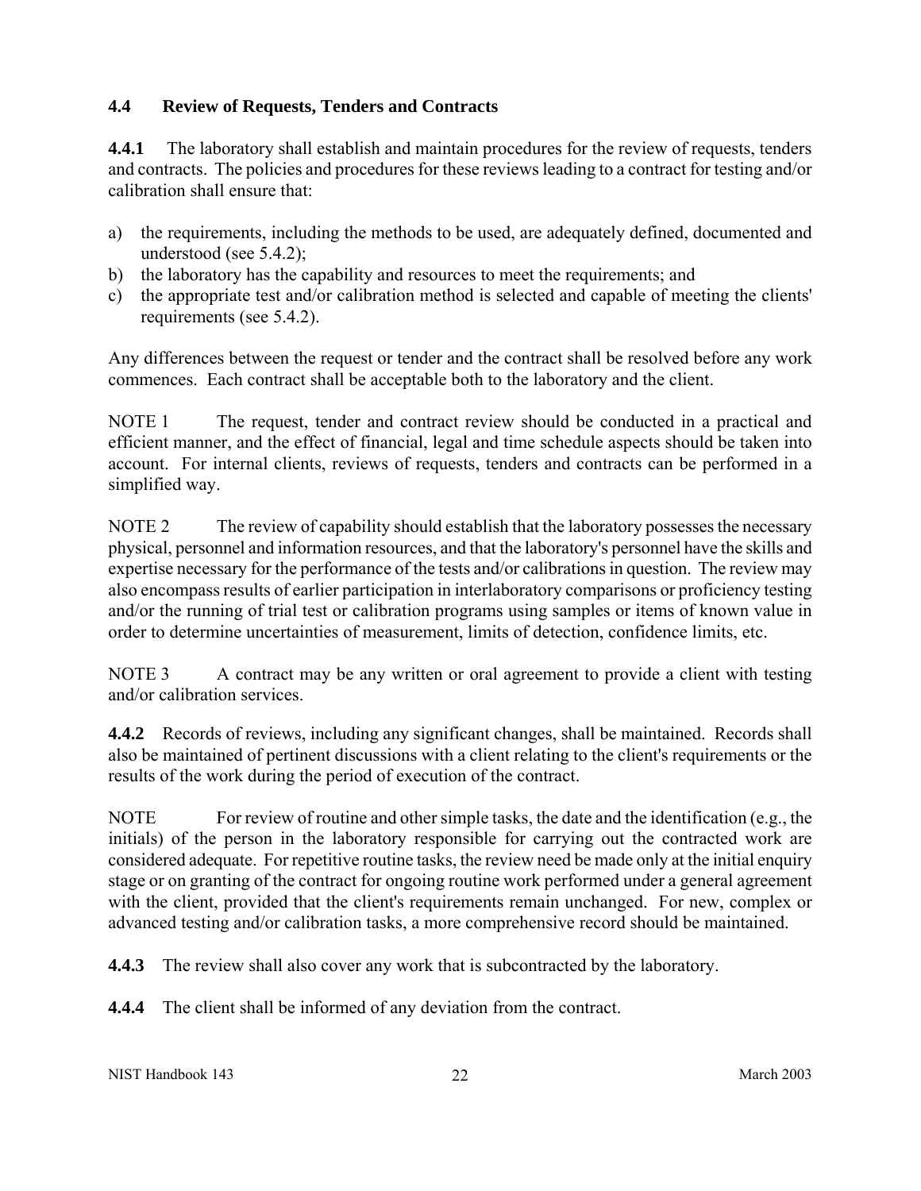## 4.4 Review of Requests, Tenders and Contracts

**4.4.1** The laboratory shall establish and maintain procedures for the review of requests, tenders and contracts. The policies and procedures for these reviews leading to a contract for testing and/or calibration shall ensure that:

a) the requirements, including the methods to be used, are adequately defined, documented and understood (see 5.4.2);
b) the laboratory has the capability and resources to meet the requirements; and
c) the appropriate test and/or calibration method is selected and capable of meeting the clients' requirements (see 5.4.2).

Any differences between the request or tender and the contract shall be resolved before any work commences. Each contract shall be acceptable both to the laboratory and the client.

NOTE 1 The request, tender and contract review should be conducted in a practical and efficient manner, and the effect of financial, legal and time schedule aspects should be taken into account. For internal clients, reviews of requests, tenders and contracts can be performed in a simplified way.

NOTE 2 The review of capability should establish that the laboratory possesses the necessary physical, personnel and information resources, and that the laboratory's personnel have the skills and expertise necessary for the performance of the tests and/or calibrations in question. The review may also encompass results of earlier participation in interlaboratory comparisons or proficiency testing and/or the running of trial test or calibration programs using samples or items of known value in order to determine uncertainties of measurement, limits of detection, confidence limits, etc.

NOTE 3 A contract may be any written or oral agreement to provide a client with testing and/or calibration services.

**4.4.2** Records of reviews, including any significant changes, shall be maintained. Records shall also be maintained of pertinent discussions with a client relating to the client's requirements or the results of the work during the period of execution of the contract.

NOTE For review of routine and other simple tasks, the date and the identification (e.g., the initials) of the person in the laboratory responsible for carrying out the contracted work are considered adequate. For repetitive routine tasks, the review need be made only at the initial enquiry stage or on granting of the contract for ongoing routine work performed under a general agreement with the client, provided that the client's requirements remain unchanged. For new, complex or advanced testing and/or calibration tasks, a more comprehensive record should be maintained.

**4.4.3** The review shall also cover any work that is subcontracted by the laboratory.

**4.4.4** The client shall be informed of any deviation from the contract.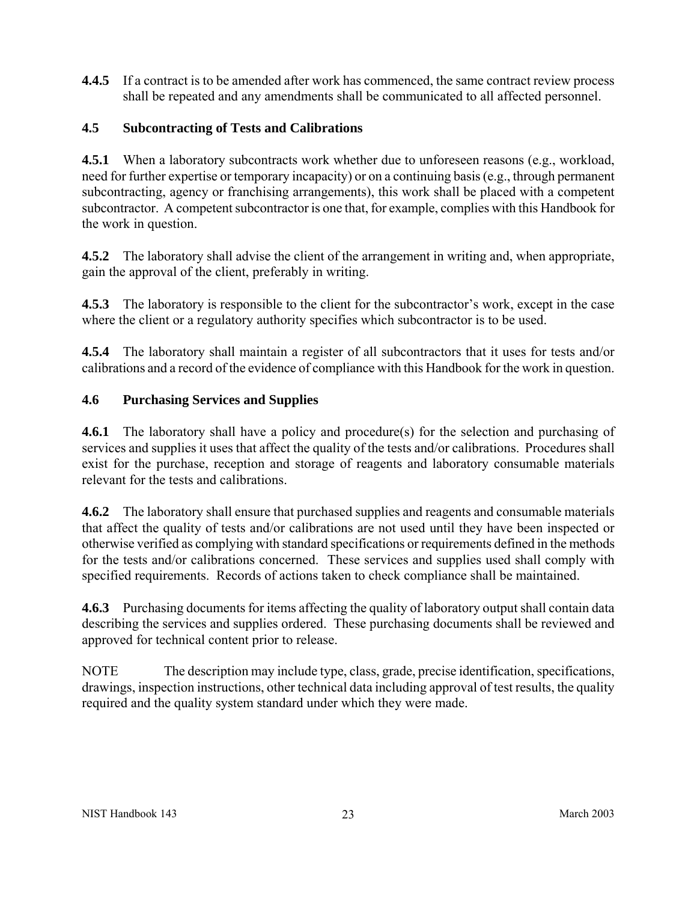**4.4.5** If a contract is to be amended after work has commenced, the same contract review process shall be repeated and any amendments shall be communicated to all affected personnel.

## 4.5 Subcontracting of Tests and Calibrations

**4.5.1** When a laboratory subcontracts work whether due to unforeseen reasons (e.g., workload, need for further expertise or temporary incapacity) or on a continuing basis (e.g., through permanent subcontracting, agency or franchising arrangements), this work shall be placed with a competent subcontractor. A competent subcontractor is one that, for example, complies with this Handbook for the work in question.

**4.5.2** The laboratory shall advise the client of the arrangement in writing and, when appropriate, gain the approval of the client, preferably in writing.

**4.5.3** The laboratory is responsible to the client for the subcontractor's work, except in the case where the client or a regulatory authority specifies which subcontractor is to be used.

**4.5.4** The laboratory shall maintain a register of all subcontractors that it uses for tests and/or calibrations and a record of the evidence of compliance with this Handbook for the work in question.

## 4.6 Purchasing Services and Supplies

**4.6.1** The laboratory shall have a policy and procedure(s) for the selection and purchasing of services and supplies it uses that affect the quality of the tests and/or calibrations. Procedures shall exist for the purchase, reception and storage of reagents and laboratory consumable materials relevant for the tests and calibrations.

**4.6.2** The laboratory shall ensure that purchased supplies and reagents and consumable materials that affect the quality of tests and/or calibrations are not used until they have been inspected or otherwise verified as complying with standard specifications or requirements defined in the methods for the tests and/or calibrations concerned. These services and supplies used shall comply with specified requirements. Records of actions taken to check compliance shall be maintained.

**4.6.3** Purchasing documents for items affecting the quality of laboratory output shall contain data describing the services and supplies ordered. These purchasing documents shall be reviewed and approved for technical content prior to release.

NOTE The description may include type, class, grade, precise identification, specifications, drawings, inspection instructions, other technical data including approval of test results, the quality required and the quality system standard under which they were made.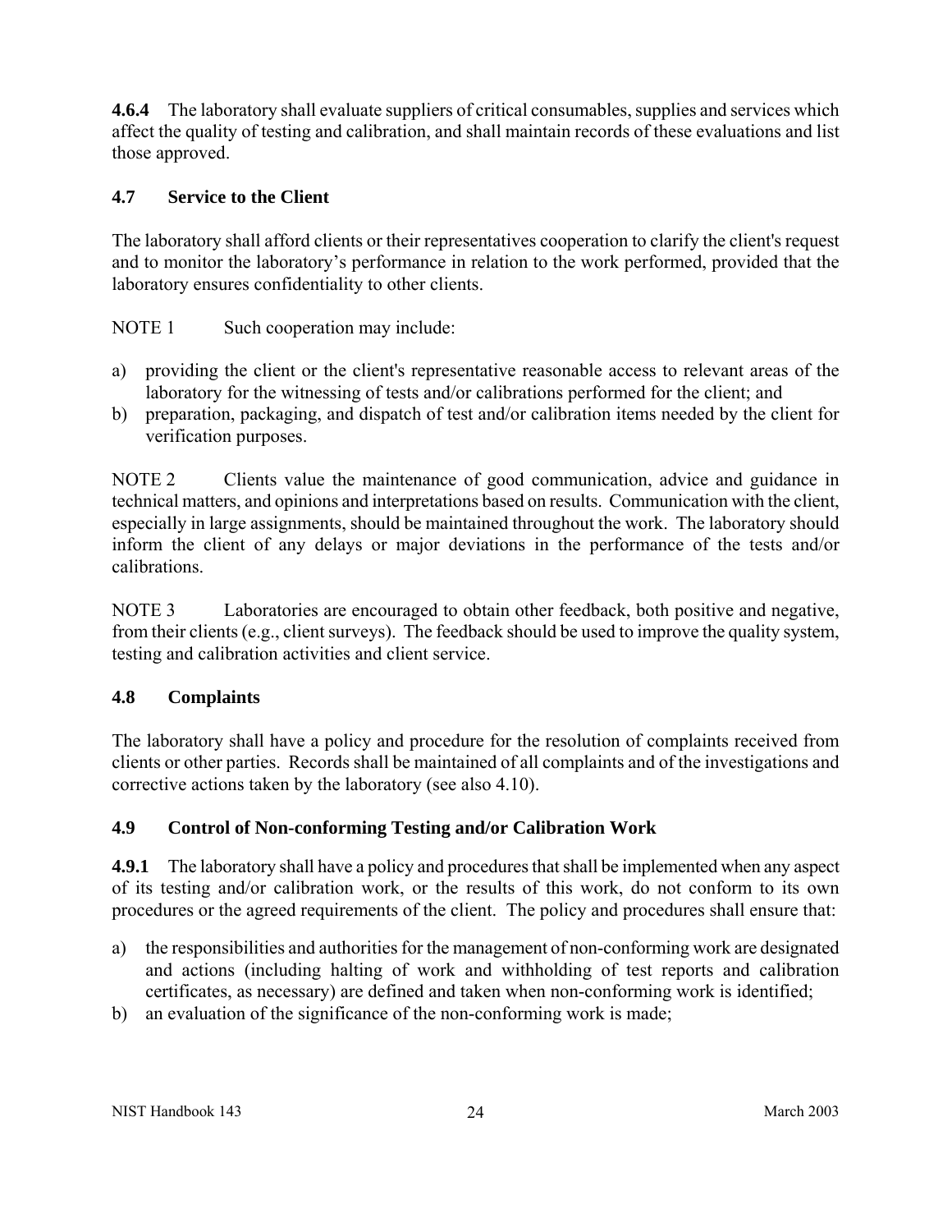**4.6.4** The laboratory shall evaluate suppliers of critical consumables, supplies and services which affect the quality of testing and calibration, and shall maintain records of these evaluations and list those approved.

## 4.7 Service to the Client

The laboratory shall afford clients or their representatives cooperation to clarify the client's request and to monitor the laboratory's performance in relation to the work performed, provided that the laboratory ensures confidentiality to other clients.

NOTE 1 Such cooperation may include:

a) providing the client or the client's representative reasonable access to relevant areas of the laboratory for the witnessing of tests and/or calibrations performed for the client; and
b) preparation, packaging, and dispatch of test and/or calibration items needed by the client for verification purposes.

NOTE 2 Clients value the maintenance of good communication, advice and guidance in technical matters, and opinions and interpretations based on results. Communication with the client, especially in large assignments, should be maintained throughout the work. The laboratory should inform the client of any delays or major deviations in the performance of the tests and/or calibrations.

NOTE 3 Laboratories are encouraged to obtain other feedback, both positive and negative, from their clients (e.g., client surveys). The feedback should be used to improve the quality system, testing and calibration activities and client service.

## 4.8 Complaints

The laboratory shall have a policy and procedure for the resolution of complaints received from clients or other parties. Records shall be maintained of all complaints and of the investigations and corrective actions taken by the laboratory (see also 4.10).

## 4.9 Control of Non-conforming Testing and/or Calibration Work

**4.9.1** The laboratory shall have a policy and procedures that shall be implemented when any aspect of its testing and/or calibration work, or the results of this work, do not conform to its own procedures or the agreed requirements of the client. The policy and procedures shall ensure that:

a) the responsibilities and authorities for the management of non-conforming work are designated and actions (including halting of work and withholding of test reports and calibration certificates, as necessary) are defined and taken when non-conforming work is identified;
b) an evaluation of the significance of the non-conforming work is made;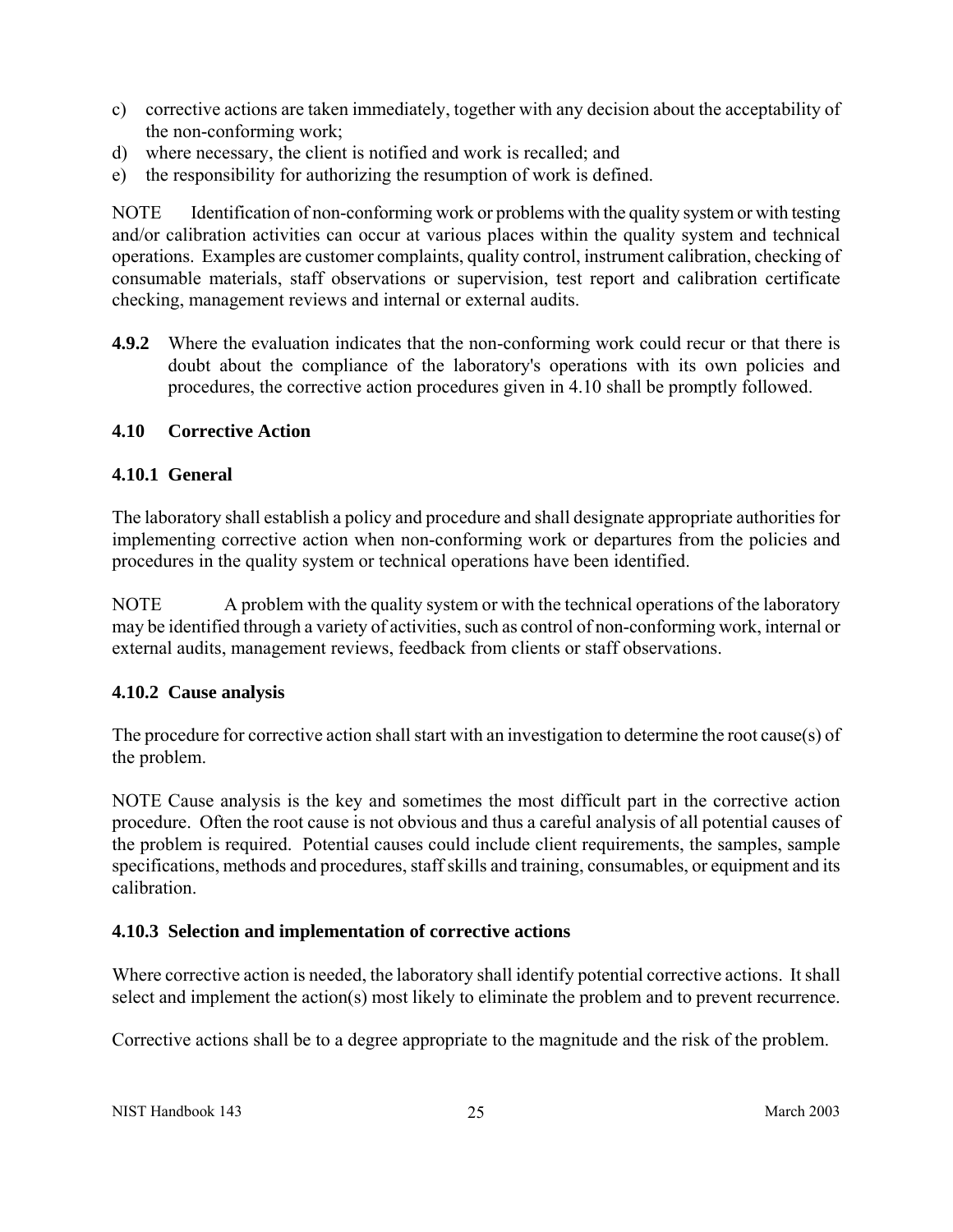c) corrective actions are taken immediately, together with any decision about the acceptability of the non-conforming work;
d) where necessary, the client is notified and work is recalled; and
e) the responsibility for authorizing the resumption of work is defined.

NOTE Identification of non-conforming work or problems with the quality system or with testing and/or calibration activities can occur at various places within the quality system and technical operations. Examples are customer complaints, quality control, instrument calibration, checking of consumable materials, staff observations or supervision, test report and calibration certificate checking, management reviews and internal or external audits.

**4.9.2** Where the evaluation indicates that the non-conforming work could recur or that there is doubt about the compliance of the laboratory's operations with its own policies and procedures, the corrective action procedures given in 4.10 shall be promptly followed.

### 4.10 Corrective Action

#### 4.10.1 General

The laboratory shall establish a policy and procedure and shall designate appropriate authorities for implementing corrective action when non-conforming work or departures from the policies and procedures in the quality system or technical operations have been identified.

NOTE A problem with the quality system or with the technical operations of the laboratory may be identified through a variety of activities, such as control of non-conforming work, internal or external audits, management reviews, feedback from clients or staff observations.

#### 4.10.2 Cause analysis

The procedure for corrective action shall start with an investigation to determine the root cause(s) of the problem.

NOTE Cause analysis is the key and sometimes the most difficult part in the corrective action procedure. Often the root cause is not obvious and thus a careful analysis of all potential causes of the problem is required. Potential causes could include client requirements, the samples, sample specifications, methods and procedures, staff skills and training, consumables, or equipment and its calibration.

#### 4.10.3 Selection and implementation of corrective actions

Where corrective action is needed, the laboratory shall identify potential corrective actions. It shall select and implement the action(s) most likely to eliminate the problem and to prevent recurrence.

Corrective actions shall be to a degree appropriate to the magnitude and the risk of the problem.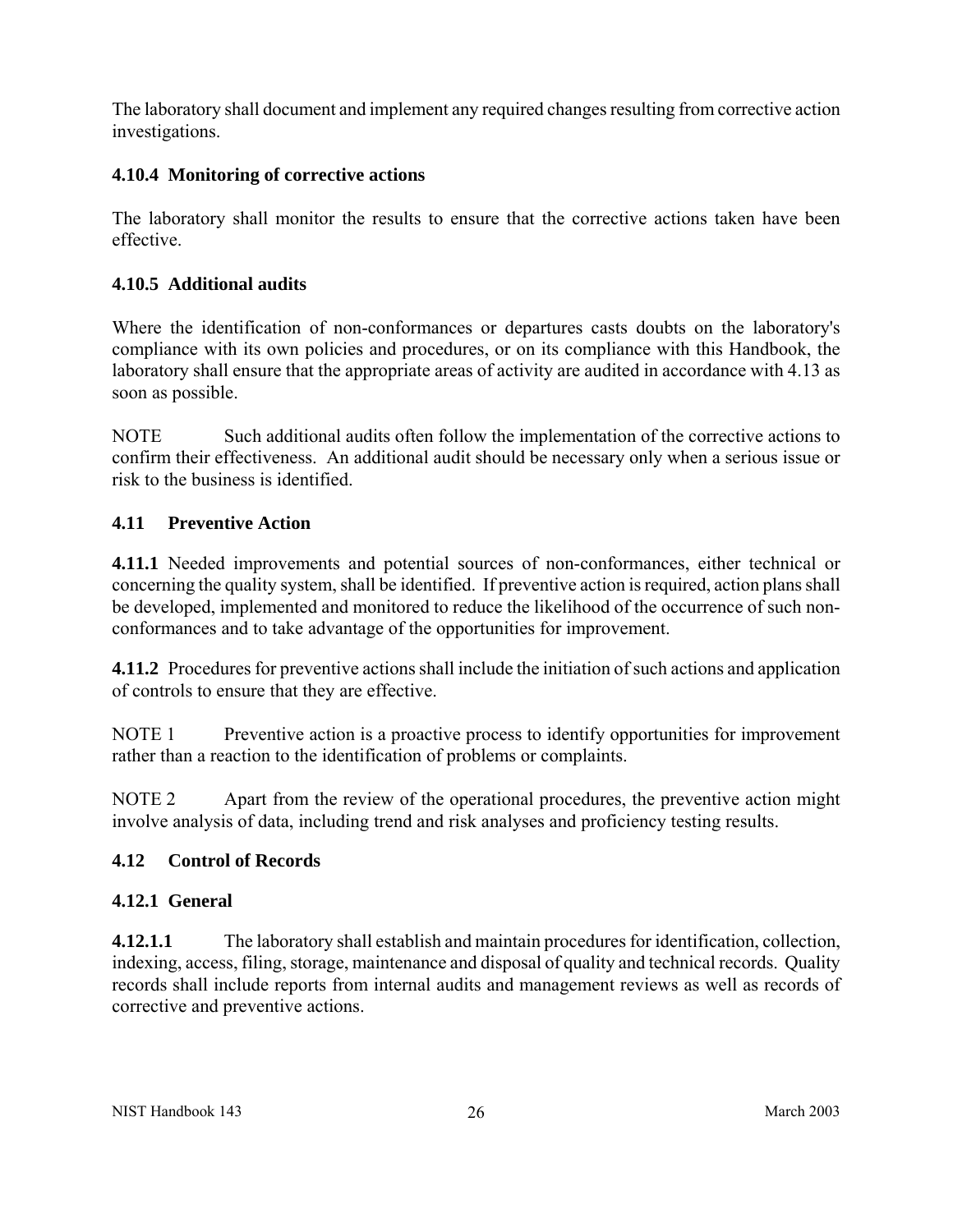The laboratory shall document and implement any required changes resulting from corrective action investigations.

### 4.10.4 Monitoring of corrective actions

The laboratory shall monitor the results to ensure that the corrective actions taken have been effective.

### 4.10.5 Additional audits

Where the identification of non-conformances or departures casts doubts on the laboratory's compliance with its own policies and procedures, or on its compliance with this Handbook, the laboratory shall ensure that the appropriate areas of activity are audited in accordance with 4.13 as soon as possible.

NOTE Such additional audits often follow the implementation of the corrective actions to confirm their effectiveness. An additional audit should be necessary only when a serious issue or risk to the business is identified.

## 4.11 Preventive Action

**4.11.1** Needed improvements and potential sources of non-conformances, either technical or concerning the quality system, shall be identified. If preventive action is required, action plans shall be developed, implemented and monitored to reduce the likelihood of the occurrence of such non-conformances and to take advantage of the opportunities for improvement.

**4.11.2** Procedures for preventive actions shall include the initiation of such actions and application of controls to ensure that they are effective.

NOTE 1 Preventive action is a proactive process to identify opportunities for improvement rather than a reaction to the identification of problems or complaints.

NOTE 2 Apart from the review of the operational procedures, the preventive action might involve analysis of data, including trend and risk analyses and proficiency testing results.

## 4.12 Control of Records

### 4.12.1 General

**4.12.1.1** The laboratory shall establish and maintain procedures for identification, collection, indexing, access, filing, storage, maintenance and disposal of quality and technical records. Quality records shall include reports from internal audits and management reviews as well as records of corrective and preventive actions.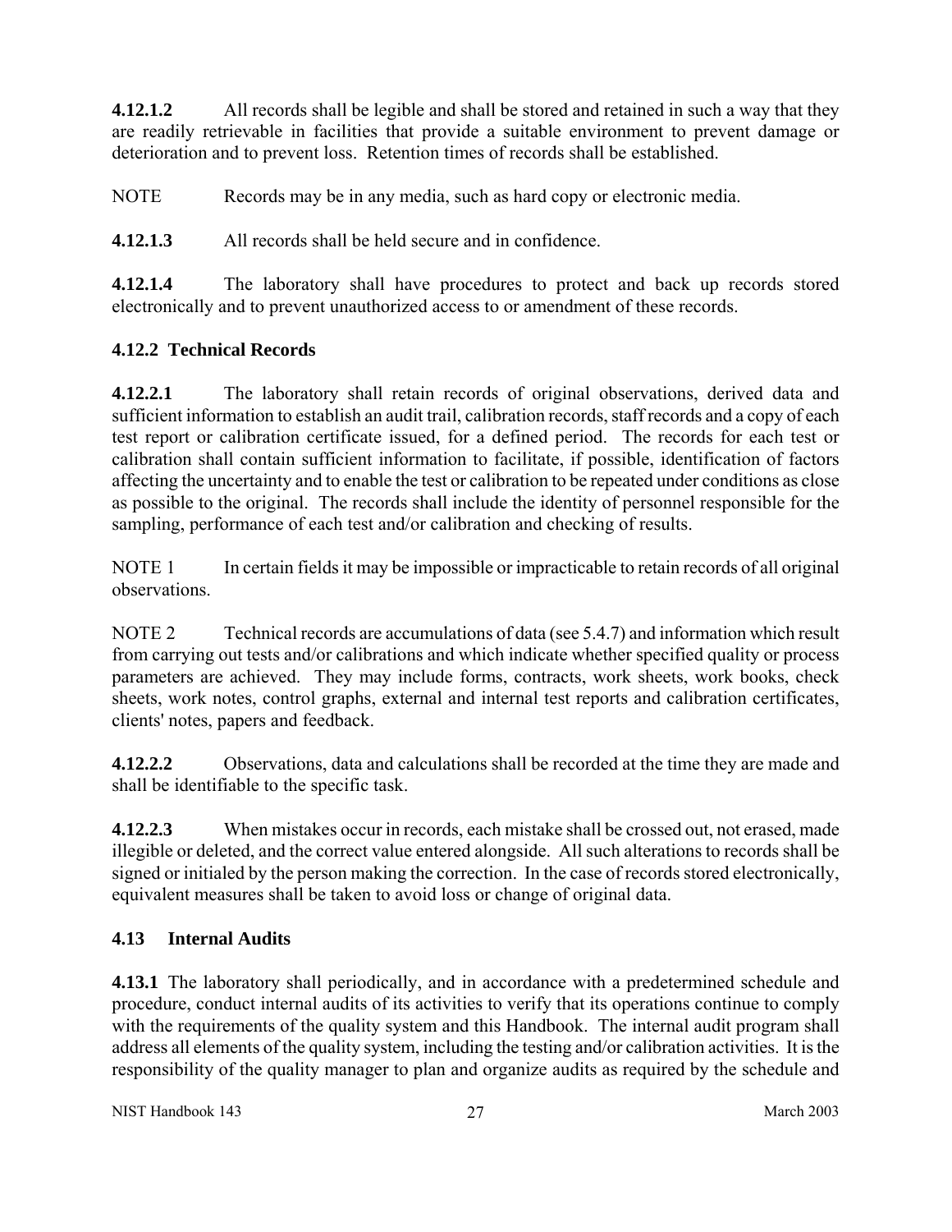**4.12.1.2** All records shall be legible and shall be stored and retained in such a way that they are readily retrievable in facilities that provide a suitable environment to prevent damage or deterioration and to prevent loss. Retention times of records shall be established.

NOTE Records may be in any media, such as hard copy or electronic media.

**4.12.1.3** All records shall be held secure and in confidence.

**4.12.1.4** The laboratory shall have procedures to protect and back up records stored electronically and to prevent unauthorized access to or amendment of these records.

### 4.12.2 Technical Records

**4.12.2.1** The laboratory shall retain records of original observations, derived data and sufficient information to establish an audit trail, calibration records, staff records and a copy of each test report or calibration certificate issued, for a defined period. The records for each test or calibration shall contain sufficient information to facilitate, if possible, identification of factors affecting the uncertainty and to enable the test or calibration to be repeated under conditions as close as possible to the original. The records shall include the identity of personnel responsible for the sampling, performance of each test and/or calibration and checking of results.

NOTE 1 In certain fields it may be impossible or impracticable to retain records of all original observations.

NOTE 2 Technical records are accumulations of data (see 5.4.7) and information which result from carrying out tests and/or calibrations and which indicate whether specified quality or process parameters are achieved. They may include forms, contracts, work sheets, work books, check sheets, work notes, control graphs, external and internal test reports and calibration certificates, clients' notes, papers and feedback.

**4.12.2.2** Observations, data and calculations shall be recorded at the time they are made and shall be identifiable to the specific task.

**4.12.2.3** When mistakes occur in records, each mistake shall be crossed out, not erased, made illegible or deleted, and the correct value entered alongside. All such alterations to records shall be signed or initialed by the person making the correction. In the case of records stored electronically, equivalent measures shall be taken to avoid loss or change of original data.

## 4.13 Internal Audits

**4.13.1** The laboratory shall periodically, and in accordance with a predetermined schedule and procedure, conduct internal audits of its activities to verify that its operations continue to comply with the requirements of the quality system and this Handbook. The internal audit program shall address all elements of the quality system, including the testing and/or calibration activities. It is the responsibility of the quality manager to plan and organize audits as required by the schedule and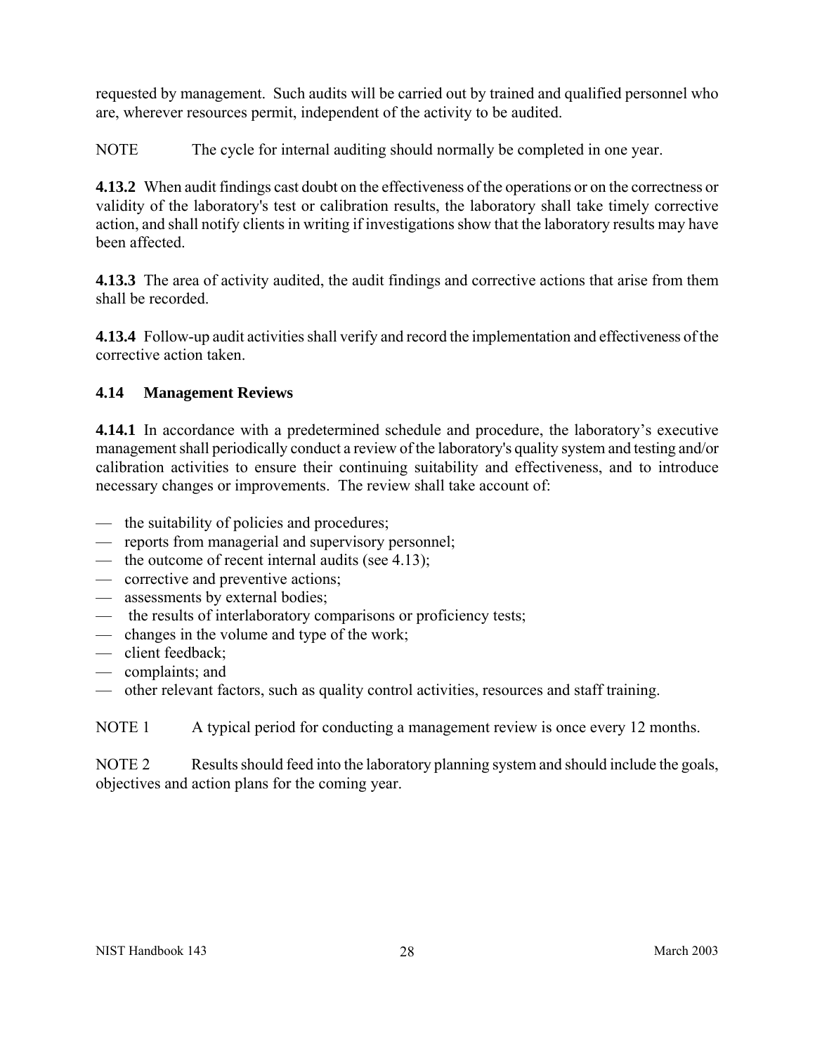requested by management. Such audits will be carried out by trained and qualified personnel who are, wherever resources permit, independent of the activity to be audited.

NOTE The cycle for internal auditing should normally be completed in one year.

**4.13.2** When audit findings cast doubt on the effectiveness of the operations or on the correctness or validity of the laboratory's test or calibration results, the laboratory shall take timely corrective action, and shall notify clients in writing if investigations show that the laboratory results may have been affected.

**4.13.3** The area of activity audited, the audit findings and corrective actions that arise from them shall be recorded.

**4.13.4** Follow-up audit activities shall verify and record the implementation and effectiveness of the corrective action taken.

### 4.14 Management Reviews

**4.14.1** In accordance with a predetermined schedule and procedure, the laboratory's executive management shall periodically conduct a review of the laboratory's quality system and testing and/or calibration activities to ensure their continuing suitability and effectiveness, and to introduce necessary changes or improvements. The review shall take account of:

- the suitability of policies and procedures;
- reports from managerial and supervisory personnel;
- the outcome of recent internal audits (see 4.13);
- corrective and preventive actions;
- assessments by external bodies;
- the results of interlaboratory comparisons or proficiency tests;
- changes in the volume and type of the work;
- client feedback;
- complaints; and
- other relevant factors, such as quality control activities, resources and staff training.

NOTE 1 A typical period for conducting a management review is once every 12 months.

NOTE 2 Results should feed into the laboratory planning system and should include the goals, objectives and action plans for the coming year.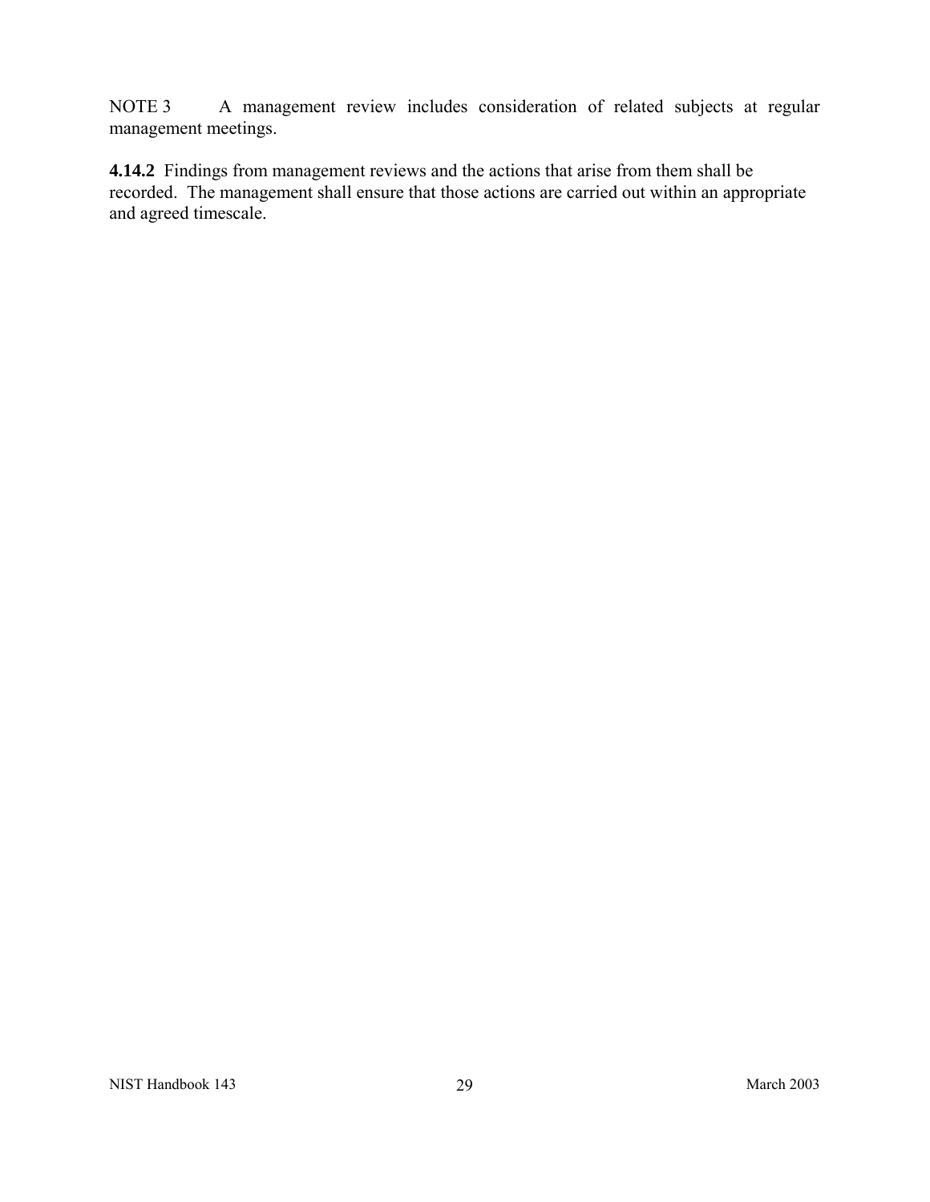NOTE 3 A management review includes consideration of related subjects at regular management meetings.

**4.14.2** Findings from management reviews and the actions that arise from them shall be recorded. The management shall ensure that those actions are carried out within an appropriate and agreed timescale.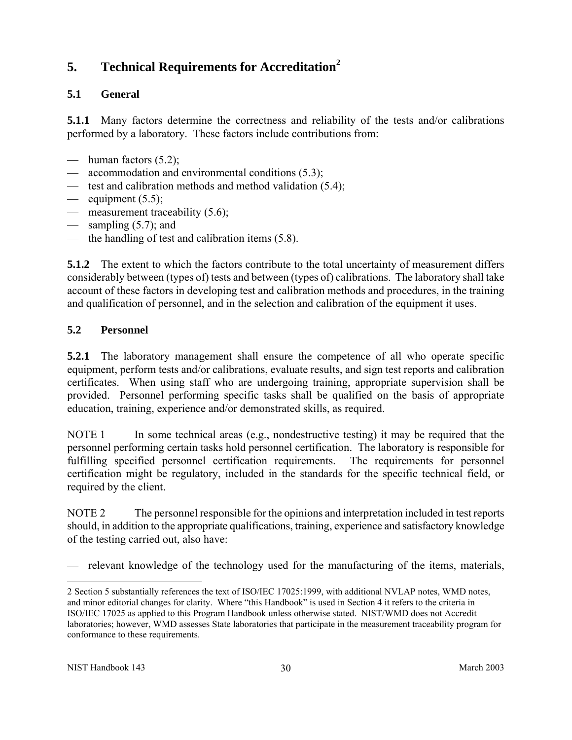# 5. Technical Requirements for Accreditation[2]

## 5.1 General

**5.1.1** Many factors determine the correctness and reliability of the tests and/or calibrations performed by a laboratory. These factors include contributions from:

- — human factors (5.2);
- — accommodation and environmental conditions (5.3);
- — test and calibration methods and method validation (5.4);
- — equipment (5.5);
- — measurement traceability (5.6);
- — sampling (5.7); and
- — the handling of test and calibration items (5.8).

**5.1.2** The extent to which the factors contribute to the total uncertainty of measurement differs considerably between (types of) tests and between (types of) calibrations. The laboratory shall take account of these factors in developing test and calibration methods and procedures, in the training and qualification of personnel, and in the selection and calibration of the equipment it uses.

## 5.2 Personnel

**5.2.1** The laboratory management shall ensure the competence of all who operate specific equipment, perform tests and/or calibrations, evaluate results, and sign test reports and calibration certificates. When using staff who are undergoing training, appropriate supervision shall be provided. Personnel performing specific tasks shall be qualified on the basis of appropriate education, training, experience and/or demonstrated skills, as required.

NOTE 1 In some technical areas (e.g., nondestructive testing) it may be required that the personnel performing certain tasks hold personnel certification. The laboratory is responsible for fulfilling specified personnel certification requirements. The requirements for personnel certification might be regulatory, included in the standards for the specific technical field, or required by the client.

NOTE 2 The personnel responsible for the opinions and interpretation included in test reports should, in addition to the appropriate qualifications, training, experience and satisfactory knowledge of the testing carried out, also have:

- — relevant knowledge of the technology used for the manufacturing of the items, materials,

---

2 Section 5 substantially references the text of ISO/IEC 17025:1999, with additional NVLAP notes, WMD notes, and minor editorial changes for clarity. Where "this Handbook" is used in Section 4 it refers to the criteria in ISO/IEC 17025 as applied to this Program Handbook unless otherwise stated. NIST/WMD does not Accredit laboratories; however, WMD assesses State laboratories that participate in the measurement traceability program for conformance to these requirements.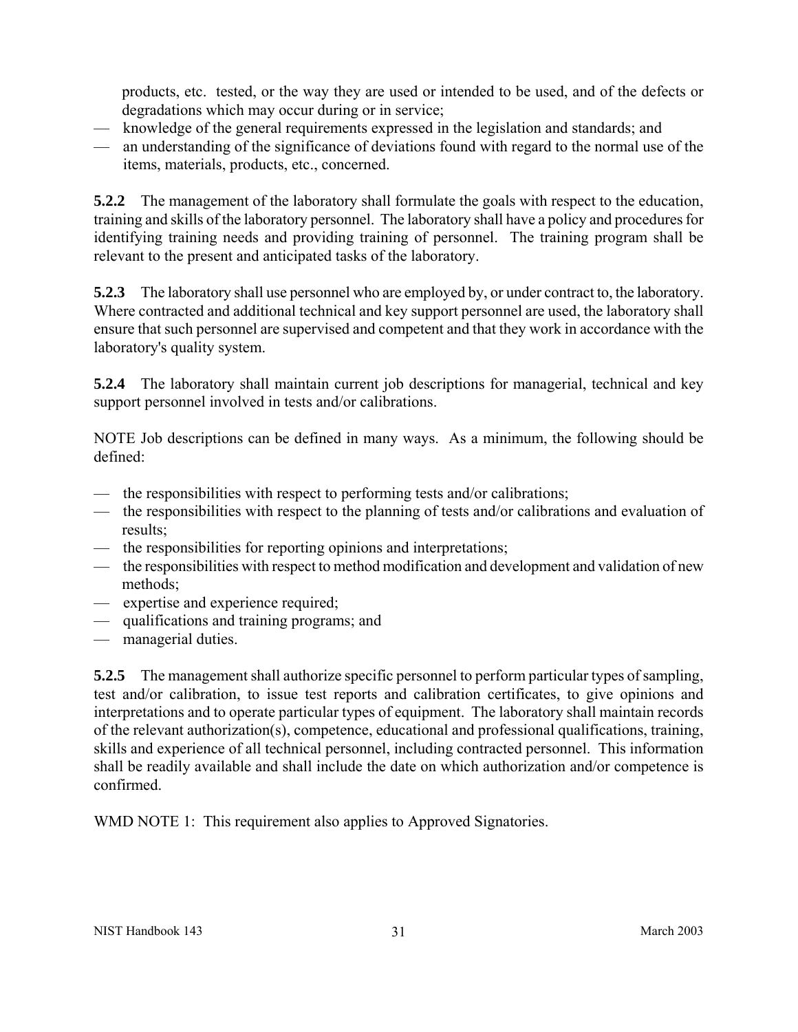products, etc. tested, or the way they are used or intended to be used, and of the defects or degradations which may occur during or in service;

- knowledge of the general requirements expressed in the legislation and standards; and
- an understanding of the significance of deviations found with regard to the normal use of the items, materials, products, etc., concerned.

**5.2.2** The management of the laboratory shall formulate the goals with respect to the education, training and skills of the laboratory personnel. The laboratory shall have a policy and procedures for identifying training needs and providing training of personnel. The training program shall be relevant to the present and anticipated tasks of the laboratory.

**5.2.3** The laboratory shall use personnel who are employed by, or under contract to, the laboratory. Where contracted and additional technical and key support personnel are used, the laboratory shall ensure that such personnel are supervised and competent and that they work in accordance with the laboratory's quality system.

**5.2.4** The laboratory shall maintain current job descriptions for managerial, technical and key support personnel involved in tests and/or calibrations.

NOTE Job descriptions can be defined in many ways. As a minimum, the following should be defined:

- the responsibilities with respect to performing tests and/or calibrations;
- the responsibilities with respect to the planning of tests and/or calibrations and evaluation of results;
- the responsibilities for reporting opinions and interpretations;
- the responsibilities with respect to method modification and development and validation of new methods;
- expertise and experience required;
- qualifications and training programs; and
- managerial duties.

**5.2.5** The management shall authorize specific personnel to perform particular types of sampling, test and/or calibration, to issue test reports and calibration certificates, to give opinions and interpretations and to operate particular types of equipment. The laboratory shall maintain records of the relevant authorization(s), competence, educational and professional qualifications, training, skills and experience of all technical personnel, including contracted personnel. This information shall be readily available and shall include the date on which authorization and/or competence is confirmed.

WMD NOTE 1: This requirement also applies to Approved Signatories.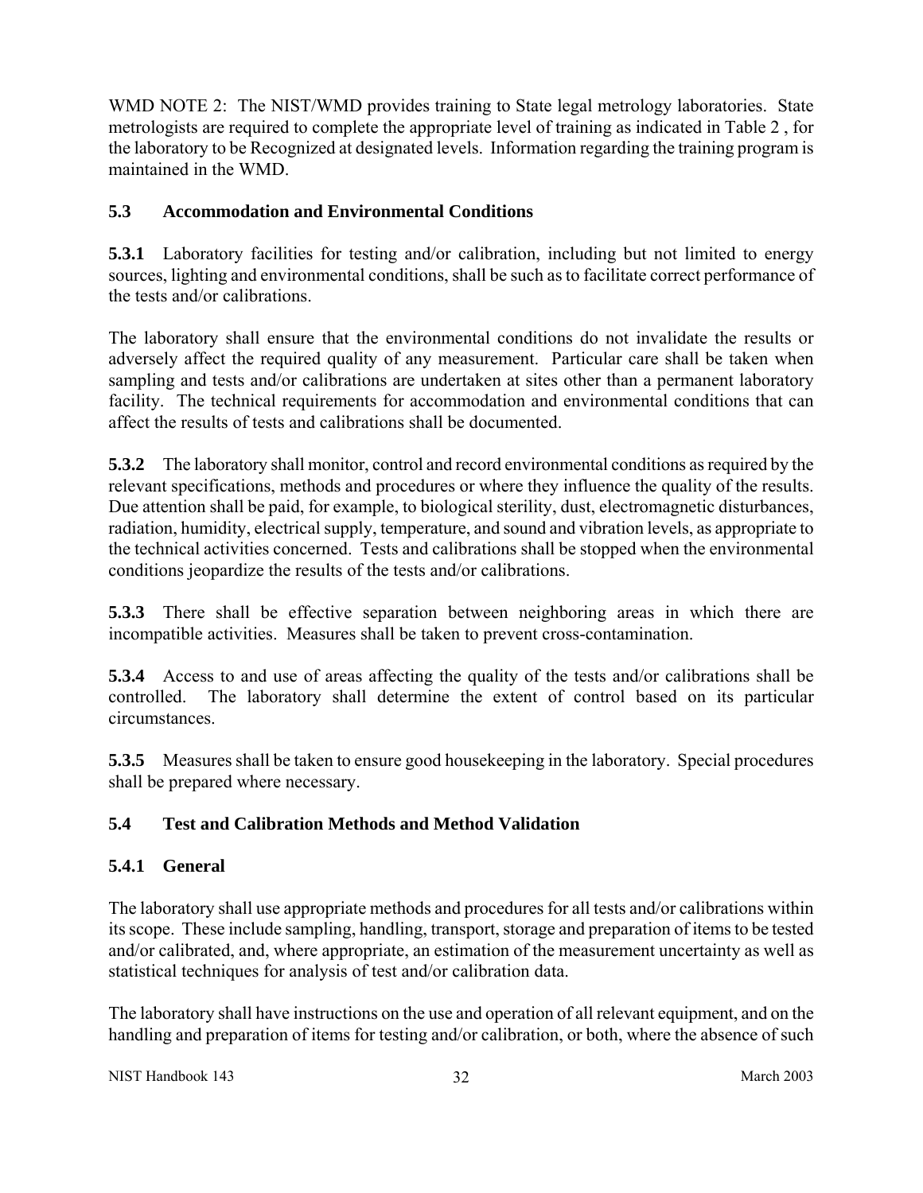WMD NOTE 2: The NIST/WMD provides training to State legal metrology laboratories. State metrologists are required to complete the appropriate level of training as indicated in Table 2 , for the laboratory to be Recognized at designated levels. Information regarding the training program is maintained in the WMD.

## 5.3 Accommodation and Environmental Conditions

**5.3.1** Laboratory facilities for testing and/or calibration, including but not limited to energy sources, lighting and environmental conditions, shall be such as to facilitate correct performance of the tests and/or calibrations.

The laboratory shall ensure that the environmental conditions do not invalidate the results or adversely affect the required quality of any measurement. Particular care shall be taken when sampling and tests and/or calibrations are undertaken at sites other than a permanent laboratory facility. The technical requirements for accommodation and environmental conditions that can affect the results of tests and calibrations shall be documented.

**5.3.2** The laboratory shall monitor, control and record environmental conditions as required by the relevant specifications, methods and procedures or where they influence the quality of the results. Due attention shall be paid, for example, to biological sterility, dust, electromagnetic disturbances, radiation, humidity, electrical supply, temperature, and sound and vibration levels, as appropriate to the technical activities concerned. Tests and calibrations shall be stopped when the environmental conditions jeopardize the results of the tests and/or calibrations.

**5.3.3** There shall be effective separation between neighboring areas in which there are incompatible activities. Measures shall be taken to prevent cross-contamination.

**5.3.4** Access to and use of areas affecting the quality of the tests and/or calibrations shall be controlled. The laboratory shall determine the extent of control based on its particular circumstances.

**5.3.5** Measures shall be taken to ensure good housekeeping in the laboratory. Special procedures shall be prepared where necessary.

## 5.4 Test and Calibration Methods and Method Validation

### 5.4.1 General

The laboratory shall use appropriate methods and procedures for all tests and/or calibrations within its scope. These include sampling, handling, transport, storage and preparation of items to be tested and/or calibrated, and, where appropriate, an estimation of the measurement uncertainty as well as statistical techniques for analysis of test and/or calibration data.

The laboratory shall have instructions on the use and operation of all relevant equipment, and on the handling and preparation of items for testing and/or calibration, or both, where the absence of such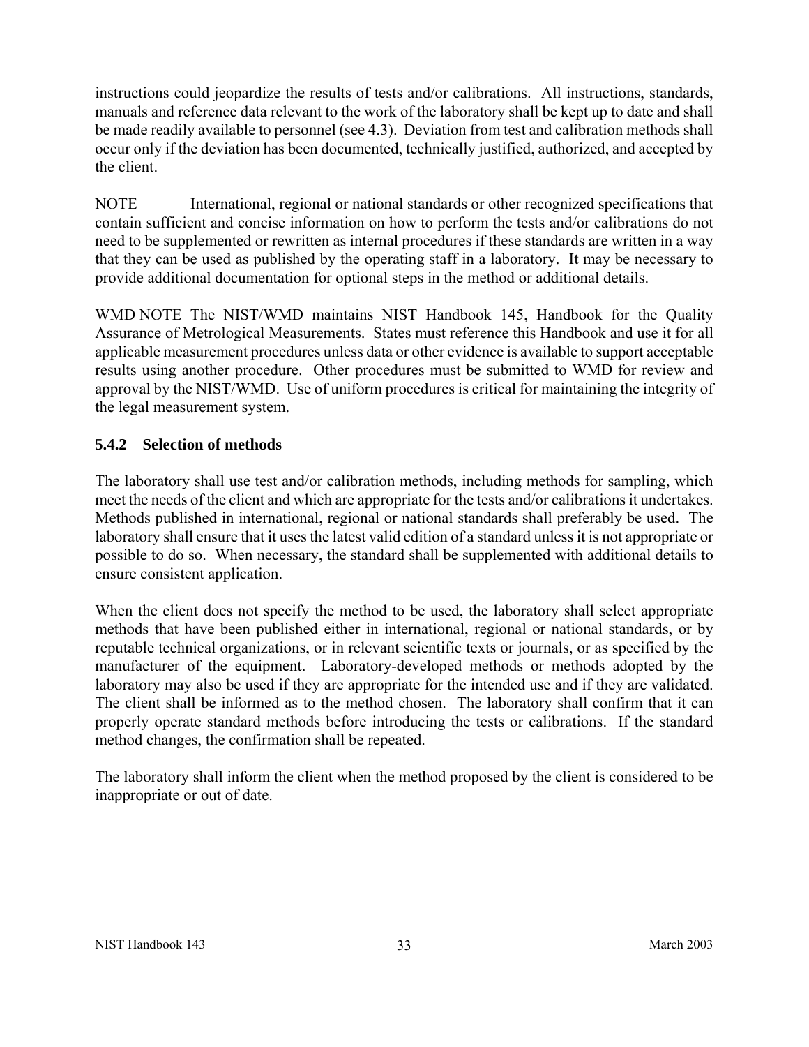instructions could jeopardize the results of tests and/or calibrations. All instructions, standards, manuals and reference data relevant to the work of the laboratory shall be kept up to date and shall be made readily available to personnel (see 4.3). Deviation from test and calibration methods shall occur only if the deviation has been documented, technically justified, authorized, and accepted by the client.

NOTE International, regional or national standards or other recognized specifications that contain sufficient and concise information on how to perform the tests and/or calibrations do not need to be supplemented or rewritten as internal procedures if these standards are written in a way that they can be used as published by the operating staff in a laboratory. It may be necessary to provide additional documentation for optional steps in the method or additional details.

WMD NOTE The NIST/WMD maintains NIST Handbook 145, Handbook for the Quality Assurance of Metrological Measurements. States must reference this Handbook and use it for all applicable measurement procedures unless data or other evidence is available to support acceptable results using another procedure. Other procedures must be submitted to WMD for review and approval by the NIST/WMD. Use of uniform procedures is critical for maintaining the integrity of the legal measurement system.

### 5.4.2 Selection of methods

The laboratory shall use test and/or calibration methods, including methods for sampling, which meet the needs of the client and which are appropriate for the tests and/or calibrations it undertakes. Methods published in international, regional or national standards shall preferably be used. The laboratory shall ensure that it uses the latest valid edition of a standard unless it is not appropriate or possible to do so. When necessary, the standard shall be supplemented with additional details to ensure consistent application.

When the client does not specify the method to be used, the laboratory shall select appropriate methods that have been published either in international, regional or national standards, or by reputable technical organizations, or in relevant scientific texts or journals, or as specified by the manufacturer of the equipment. Laboratory-developed methods or methods adopted by the laboratory may also be used if they are appropriate for the intended use and if they are validated. The client shall be informed as to the method chosen. The laboratory shall confirm that it can properly operate standard methods before introducing the tests or calibrations. If the standard method changes, the confirmation shall be repeated.

The laboratory shall inform the client when the method proposed by the client is considered to be inappropriate or out of date.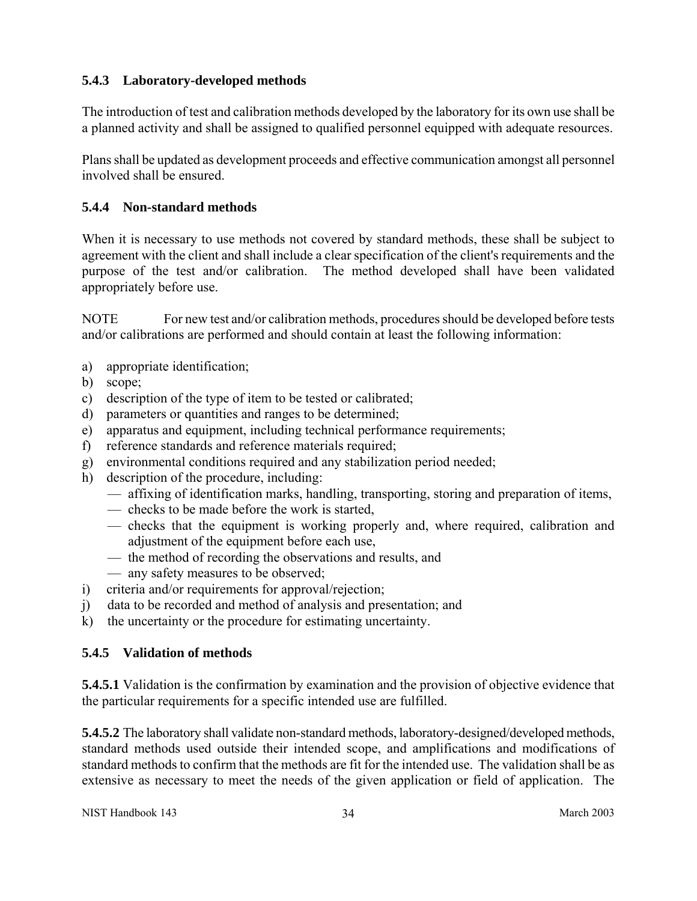### 5.4.3 Laboratory-developed methods

The introduction of test and calibration methods developed by the laboratory for its own use shall be a planned activity and shall be assigned to qualified personnel equipped with adequate resources.

Plans shall be updated as development proceeds and effective communication amongst all personnel involved shall be ensured.

### 5.4.4 Non-standard methods

When it is necessary to use methods not covered by standard methods, these shall be subject to agreement with the client and shall include a clear specification of the client's requirements and the purpose of the test and/or calibration. The method developed shall have been validated appropriately before use.

NOTE For new test and/or calibration methods, procedures should be developed before tests and/or calibrations are performed and should contain at least the following information:

a) appropriate identification;
b) scope;
c) description of the type of item to be tested or calibrated;
d) parameters or quantities and ranges to be determined;
e) apparatus and equipment, including technical performance requirements;
f) reference standards and reference materials required;
g) environmental conditions required and any stabilization period needed;
h) description of the procedure, including:
   — affixing of identification marks, handling, transporting, storing and preparation of items,
   — checks to be made before the work is started,
   — checks that the equipment is working properly and, where required, calibration and adjustment of the equipment before each use,
   — the method of recording the observations and results, and
   — any safety measures to be observed;
i) criteria and/or requirements for approval/rejection;
j) data to be recorded and method of analysis and presentation; and
k) the uncertainty or the procedure for estimating uncertainty.

### 5.4.5 Validation of methods

**5.4.5.1** Validation is the confirmation by examination and the provision of objective evidence that the particular requirements for a specific intended use are fulfilled.

**5.4.5.2** The laboratory shall validate non-standard methods, laboratory-designed/developed methods, standard methods used outside their intended scope, and amplifications and modifications of standard methods to confirm that the methods are fit for the intended use. The validation shall be as extensive as necessary to meet the needs of the given application or field of application. The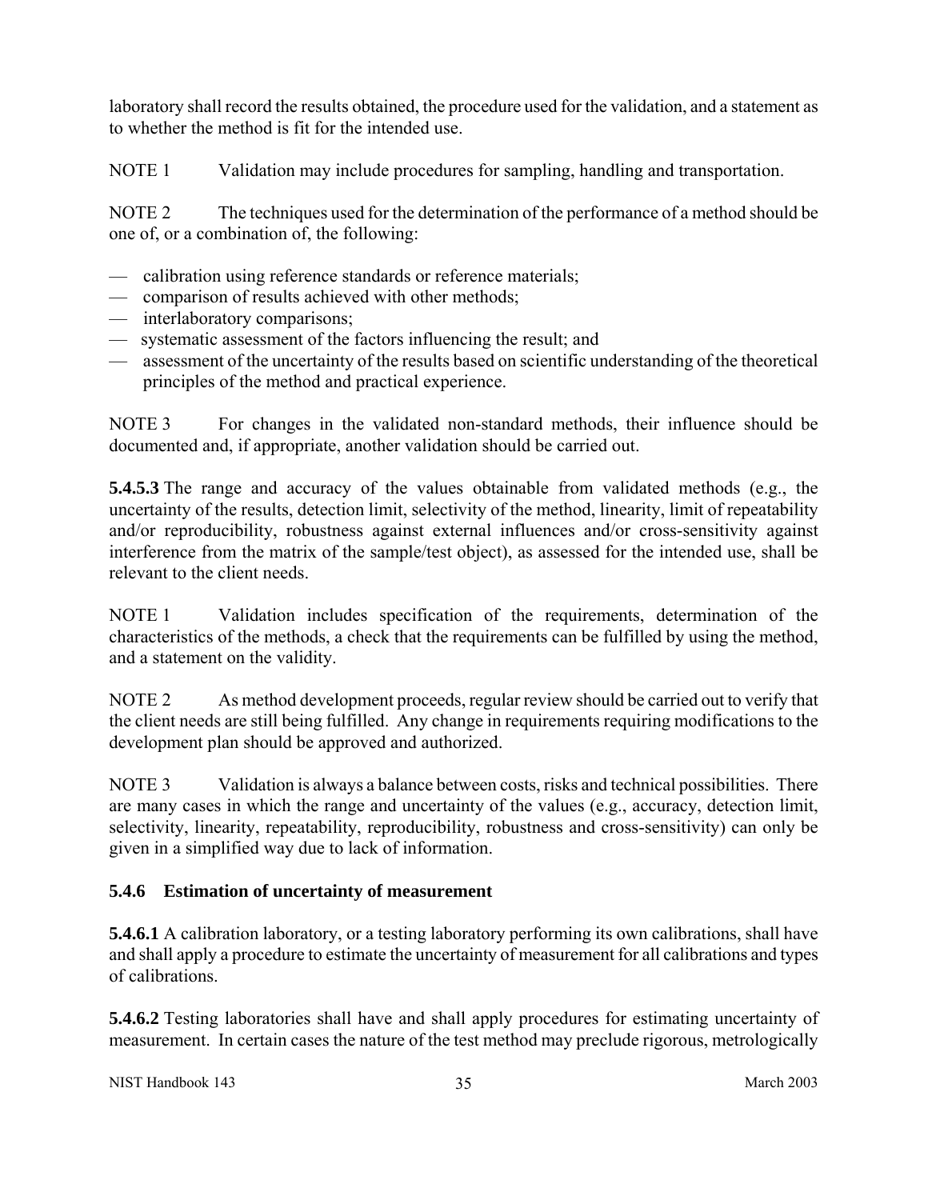laboratory shall record the results obtained, the procedure used for the validation, and a statement as to whether the method is fit for the intended use.

NOTE 1 Validation may include procedures for sampling, handling and transportation.

NOTE 2 The techniques used for the determination of the performance of a method should be one of, or a combination of, the following:

- calibration using reference standards or reference materials;
- comparison of results achieved with other methods;
- interlaboratory comparisons;
- systematic assessment of the factors influencing the result; and
- assessment of the uncertainty of the results based on scientific understanding of the theoretical principles of the method and practical experience.

NOTE 3 For changes in the validated non-standard methods, their influence should be documented and, if appropriate, another validation should be carried out.

**5.4.5.3** The range and accuracy of the values obtainable from validated methods (e.g., the uncertainty of the results, detection limit, selectivity of the method, linearity, limit of repeatability and/or reproducibility, robustness against external influences and/or cross-sensitivity against interference from the matrix of the sample/test object), as assessed for the intended use, shall be relevant to the client needs.

NOTE 1 Validation includes specification of the requirements, determination of the characteristics of the methods, a check that the requirements can be fulfilled by using the method, and a statement on the validity.

NOTE 2 As method development proceeds, regular review should be carried out to verify that the client needs are still being fulfilled. Any change in requirements requiring modifications to the development plan should be approved and authorized.

NOTE 3 Validation is always a balance between costs, risks and technical possibilities. There are many cases in which the range and uncertainty of the values (e.g., accuracy, detection limit, selectivity, linearity, repeatability, reproducibility, robustness and cross-sensitivity) can only be given in a simplified way due to lack of information.

### 5.4.6 Estimation of uncertainty of measurement

**5.4.6.1** A calibration laboratory, or a testing laboratory performing its own calibrations, shall have and shall apply a procedure to estimate the uncertainty of measurement for all calibrations and types of calibrations.

**5.4.6.2** Testing laboratories shall have and shall apply procedures for estimating uncertainty of measurement. In certain cases the nature of the test method may preclude rigorous, metrologically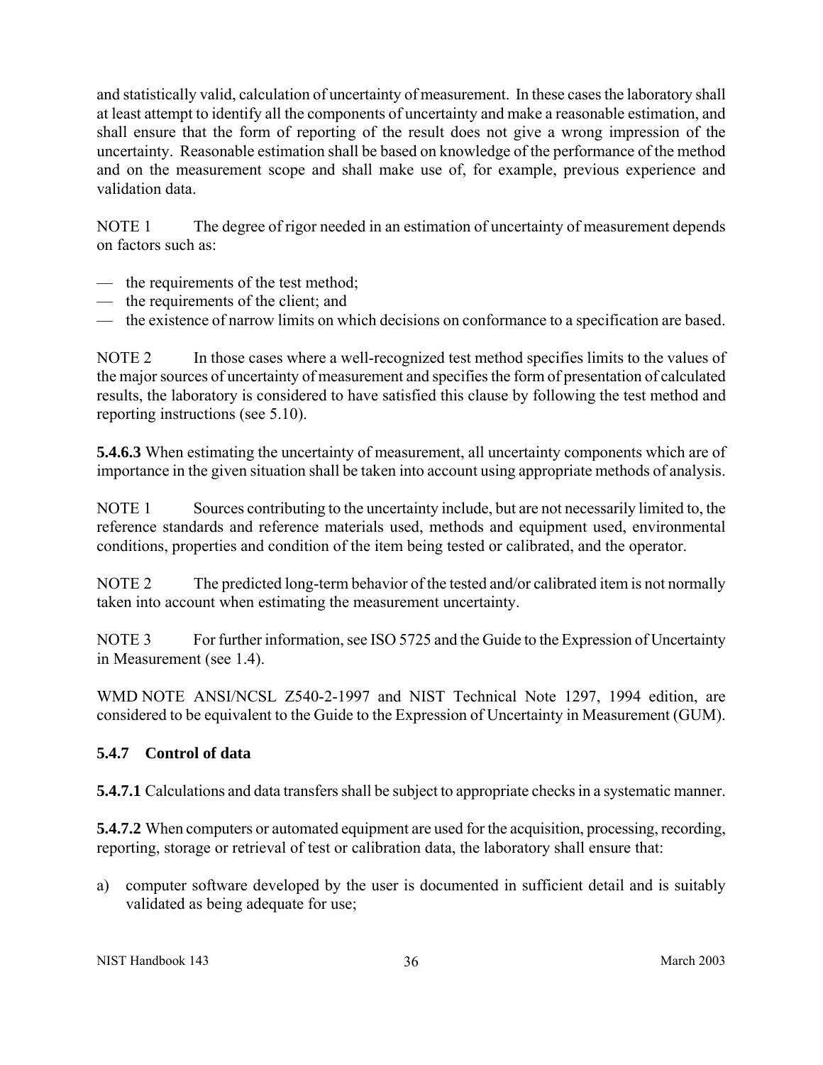and statistically valid, calculation of uncertainty of measurement. In these cases the laboratory shall at least attempt to identify all the components of uncertainty and make a reasonable estimation, and shall ensure that the form of reporting of the result does not give a wrong impression of the uncertainty. Reasonable estimation shall be based on knowledge of the performance of the method and on the measurement scope and shall make use of, for example, previous experience and validation data.

NOTE 1 The degree of rigor needed in an estimation of uncertainty of measurement depends on factors such as:

— the requirements of the test method;
— the requirements of the client; and
— the existence of narrow limits on which decisions on conformance to a specification are based.

NOTE 2 In those cases where a well-recognized test method specifies limits to the values of the major sources of uncertainty of measurement and specifies the form of presentation of calculated results, the laboratory is considered to have satisfied this clause by following the test method and reporting instructions (see 5.10).

**5.4.6.3** When estimating the uncertainty of measurement, all uncertainty components which are of importance in the given situation shall be taken into account using appropriate methods of analysis.

NOTE 1 Sources contributing to the uncertainty include, but are not necessarily limited to, the reference standards and reference materials used, methods and equipment used, environmental conditions, properties and condition of the item being tested or calibrated, and the operator.

NOTE 2 The predicted long-term behavior of the tested and/or calibrated item is not normally taken into account when estimating the measurement uncertainty.

NOTE 3 For further information, see ISO 5725 and the Guide to the Expression of Uncertainty in Measurement (see 1.4).

WMD NOTE ANSI/NCSL Z540-2-1997 and NIST Technical Note 1297, 1994 edition, are considered to be equivalent to the Guide to the Expression of Uncertainty in Measurement (GUM).

### 5.4.7 Control of data

**5.4.7.1** Calculations and data transfers shall be subject to appropriate checks in a systematic manner.

**5.4.7.2** When computers or automated equipment are used for the acquisition, processing, recording, reporting, storage or retrieval of test or calibration data, the laboratory shall ensure that:

a) computer software developed by the user is documented in sufficient detail and is suitably validated as being adequate for use;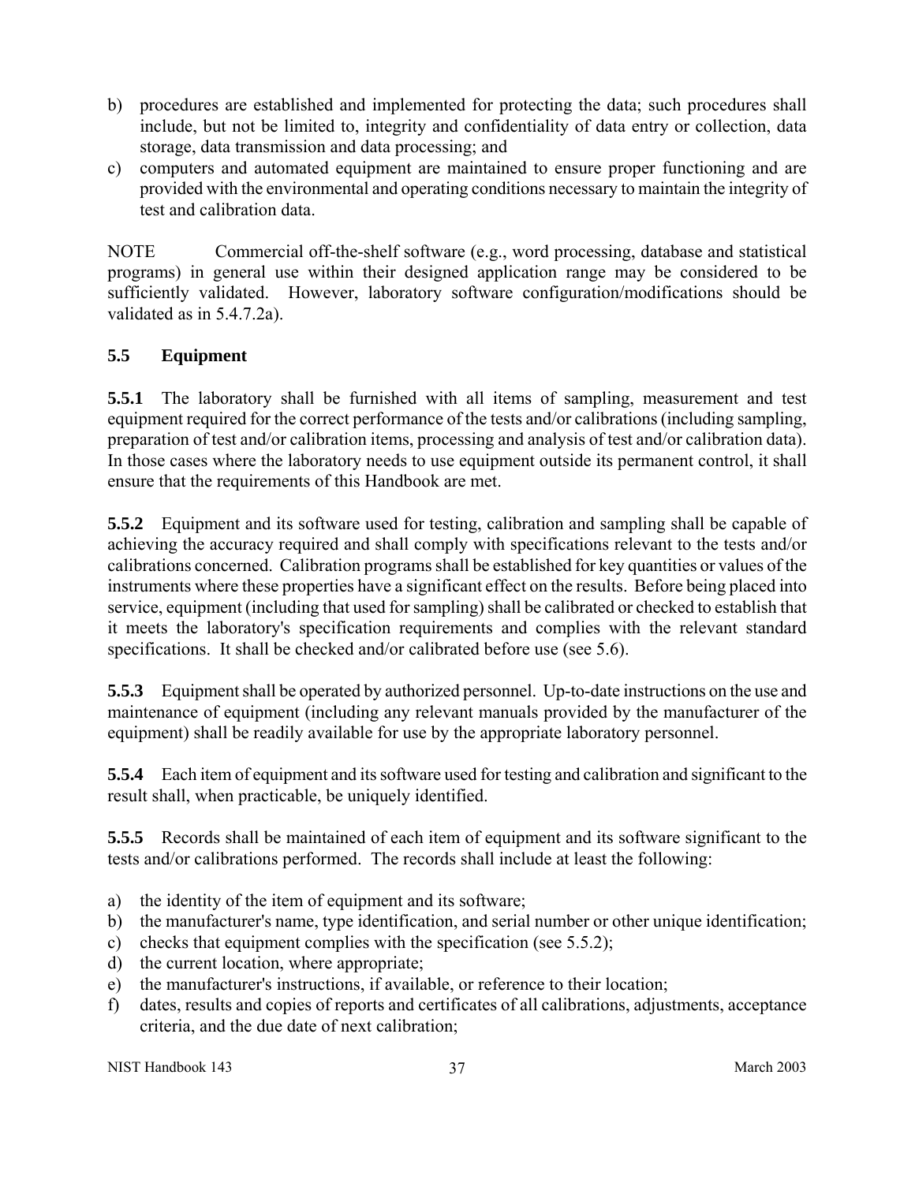b) procedures are established and implemented for protecting the data; such procedures shall include, but not be limited to, integrity and confidentiality of data entry or collection, data storage, data transmission and data processing; and
c) computers and automated equipment are maintained to ensure proper functioning and are provided with the environmental and operating conditions necessary to maintain the integrity of test and calibration data.

NOTE Commercial off-the-shelf software (e.g., word processing, database and statistical programs) in general use within their designed application range may be considered to be sufficiently validated. However, laboratory software configuration/modifications should be validated as in 5.4.7.2a).

## 5.5 Equipment

**5.5.1** The laboratory shall be furnished with all items of sampling, measurement and test equipment required for the correct performance of the tests and/or calibrations (including sampling, preparation of test and/or calibration items, processing and analysis of test and/or calibration data). In those cases where the laboratory needs to use equipment outside its permanent control, it shall ensure that the requirements of this Handbook are met.

**5.5.2** Equipment and its software used for testing, calibration and sampling shall be capable of achieving the accuracy required and shall comply with specifications relevant to the tests and/or calibrations concerned. Calibration programs shall be established for key quantities or values of the instruments where these properties have a significant effect on the results. Before being placed into service, equipment (including that used for sampling) shall be calibrated or checked to establish that it meets the laboratory's specification requirements and complies with the relevant standard specifications. It shall be checked and/or calibrated before use (see 5.6).

**5.5.3** Equipment shall be operated by authorized personnel. Up-to-date instructions on the use and maintenance of equipment (including any relevant manuals provided by the manufacturer of the equipment) shall be readily available for use by the appropriate laboratory personnel.

**5.5.4** Each item of equipment and its software used for testing and calibration and significant to the result shall, when practicable, be uniquely identified.

**5.5.5** Records shall be maintained of each item of equipment and its software significant to the tests and/or calibrations performed. The records shall include at least the following:

a) the identity of the item of equipment and its software;
b) the manufacturer's name, type identification, and serial number or other unique identification;
c) checks that equipment complies with the specification (see 5.5.2);
d) the current location, where appropriate;
e) the manufacturer's instructions, if available, or reference to their location;
f) dates, results and copies of reports and certificates of all calibrations, adjustments, acceptance criteria, and the due date of next calibration;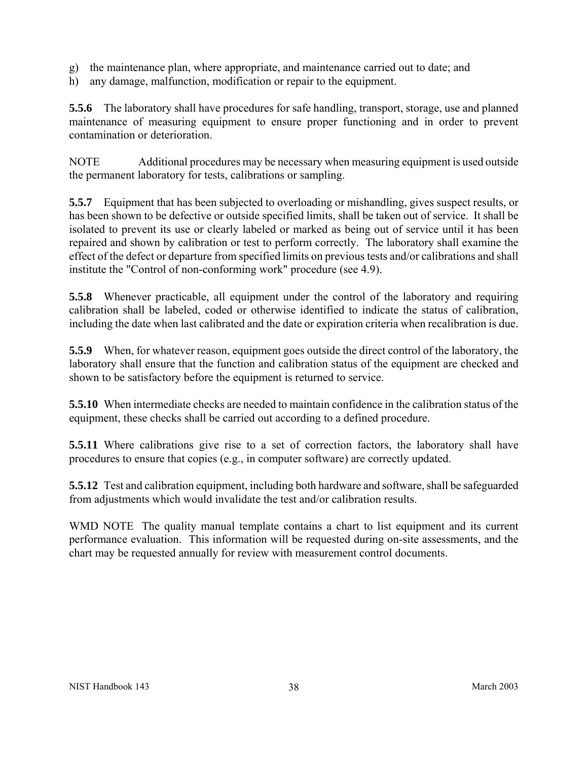g) the maintenance plan, where appropriate, and maintenance carried out to date; and
h) any damage, malfunction, modification or repair to the equipment.

**5.5.6** The laboratory shall have procedures for safe handling, transport, storage, use and planned maintenance of measuring equipment to ensure proper functioning and in order to prevent contamination or deterioration.

NOTE Additional procedures may be necessary when measuring equipment is used outside the permanent laboratory for tests, calibrations or sampling.

**5.5.7** Equipment that has been subjected to overloading or mishandling, gives suspect results, or has been shown to be defective or outside specified limits, shall be taken out of service. It shall be isolated to prevent its use or clearly labeled or marked as being out of service until it has been repaired and shown by calibration or test to perform correctly. The laboratory shall examine the effect of the defect or departure from specified limits on previous tests and/or calibrations and shall institute the "Control of non-conforming work" procedure (see 4.9).

**5.5.8** Whenever practicable, all equipment under the control of the laboratory and requiring calibration shall be labeled, coded or otherwise identified to indicate the status of calibration, including the date when last calibrated and the date or expiration criteria when recalibration is due.

**5.5.9** When, for whatever reason, equipment goes outside the direct control of the laboratory, the laboratory shall ensure that the function and calibration status of the equipment are checked and shown to be satisfactory before the equipment is returned to service.

**5.5.10** When intermediate checks are needed to maintain confidence in the calibration status of the equipment, these checks shall be carried out according to a defined procedure.

**5.5.11** Where calibrations give rise to a set of correction factors, the laboratory shall have procedures to ensure that copies (e.g., in computer software) are correctly updated.

**5.5.12** Test and calibration equipment, including both hardware and software, shall be safeguarded from adjustments which would invalidate the test and/or calibration results.

WMD NOTE The quality manual template contains a chart to list equipment and its current performance evaluation. This information will be requested during on-site assessments, and the chart may be requested annually for review with measurement control documents.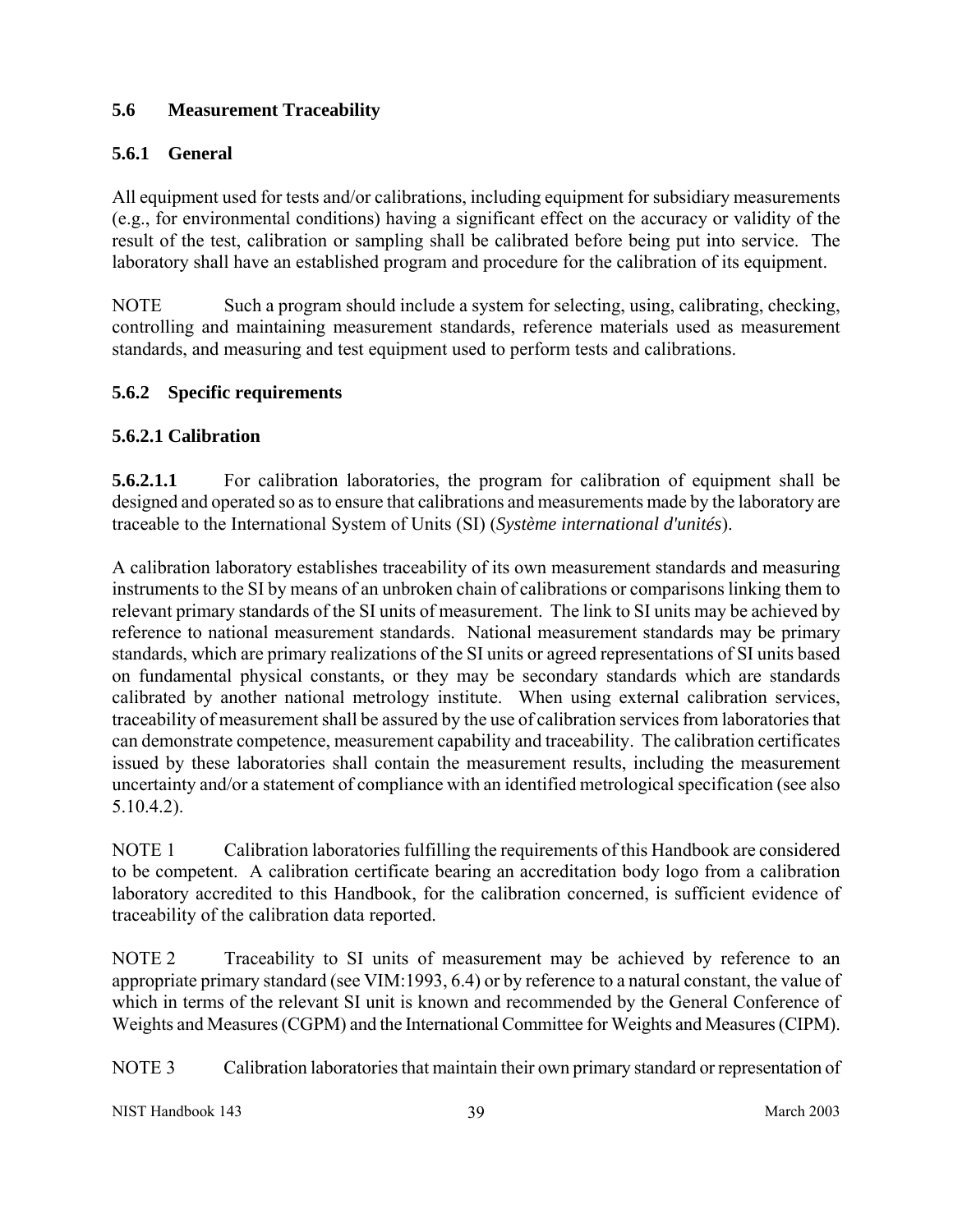## 5.6 Measurement Traceability

### 5.6.1 General

All equipment used for tests and/or calibrations, including equipment for subsidiary measurements (e.g., for environmental conditions) having a significant effect on the accuracy or validity of the result of the test, calibration or sampling shall be calibrated before being put into service. The laboratory shall have an established program and procedure for the calibration of its equipment.

NOTE Such a program should include a system for selecting, using, calibrating, checking, controlling and maintaining measurement standards, reference materials used as measurement standards, and measuring and test equipment used to perform tests and calibrations.

### 5.6.2 Specific requirements

#### 5.6.2.1 Calibration

**5.6.2.1.1** For calibration laboratories, the program for calibration of equipment shall be designed and operated so as to ensure that calibrations and measurements made by the laboratory are traceable to the International System of Units (SI) (*Système international d'unités*).

A calibration laboratory establishes traceability of its own measurement standards and measuring instruments to the SI by means of an unbroken chain of calibrations or comparisons linking them to relevant primary standards of the SI units of measurement. The link to SI units may be achieved by reference to national measurement standards. National measurement standards may be primary standards, which are primary realizations of the SI units or agreed representations of SI units based on fundamental physical constants, or they may be secondary standards which are standards calibrated by another national metrology institute. When using external calibration services, traceability of measurement shall be assured by the use of calibration services from laboratories that can demonstrate competence, measurement capability and traceability. The calibration certificates issued by these laboratories shall contain the measurement results, including the measurement uncertainty and/or a statement of compliance with an identified metrological specification (see also 5.10.4.2).

NOTE 1 Calibration laboratories fulfilling the requirements of this Handbook are considered to be competent. A calibration certificate bearing an accreditation body logo from a calibration laboratory accredited to this Handbook, for the calibration concerned, is sufficient evidence of traceability of the calibration data reported.

NOTE 2 Traceability to SI units of measurement may be achieved by reference to an appropriate primary standard (see VIM:1993, 6.4) or by reference to a natural constant, the value of which in terms of the relevant SI unit is known and recommended by the General Conference of Weights and Measures (CGPM) and the International Committee for Weights and Measures (CIPM).

NOTE 3 Calibration laboratories that maintain their own primary standard or representation of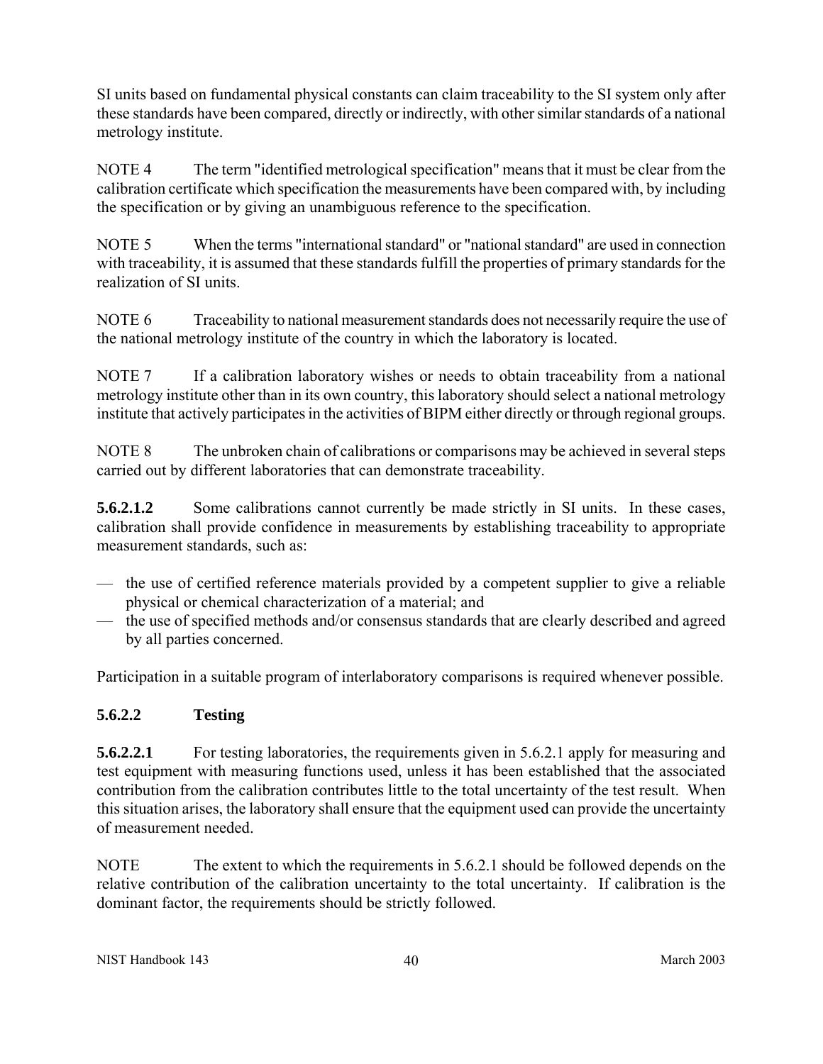SI units based on fundamental physical constants can claim traceability to the SI system only after these standards have been compared, directly or indirectly, with other similar standards of a national metrology institute.

NOTE 4 The term "identified metrological specification" means that it must be clear from the calibration certificate which specification the measurements have been compared with, by including the specification or by giving an unambiguous reference to the specification.

NOTE 5 When the terms "international standard" or "national standard" are used in connection with traceability, it is assumed that these standards fulfill the properties of primary standards for the realization of SI units.

NOTE 6 Traceability to national measurement standards does not necessarily require the use of the national metrology institute of the country in which the laboratory is located.

NOTE 7 If a calibration laboratory wishes or needs to obtain traceability from a national metrology institute other than in its own country, this laboratory should select a national metrology institute that actively participates in the activities of BIPM either directly or through regional groups.

NOTE 8 The unbroken chain of calibrations or comparisons may be achieved in several steps carried out by different laboratories that can demonstrate traceability.

**5.6.2.1.2** Some calibrations cannot currently be made strictly in SI units. In these cases, calibration shall provide confidence in measurements by establishing traceability to appropriate measurement standards, such as:

- the use of certified reference materials provided by a competent supplier to give a reliable physical or chemical characterization of a material; and
- the use of specified methods and/or consensus standards that are clearly described and agreed by all parties concerned.

Participation in a suitable program of interlaboratory comparisons is required whenever possible.

### 5.6.2.2 Testing

**5.6.2.2.1** For testing laboratories, the requirements given in 5.6.2.1 apply for measuring and test equipment with measuring functions used, unless it has been established that the associated contribution from the calibration contributes little to the total uncertainty of the test result. When this situation arises, the laboratory shall ensure that the equipment used can provide the uncertainty of measurement needed.

NOTE The extent to which the requirements in 5.6.2.1 should be followed depends on the relative contribution of the calibration uncertainty to the total uncertainty. If calibration is the dominant factor, the requirements should be strictly followed.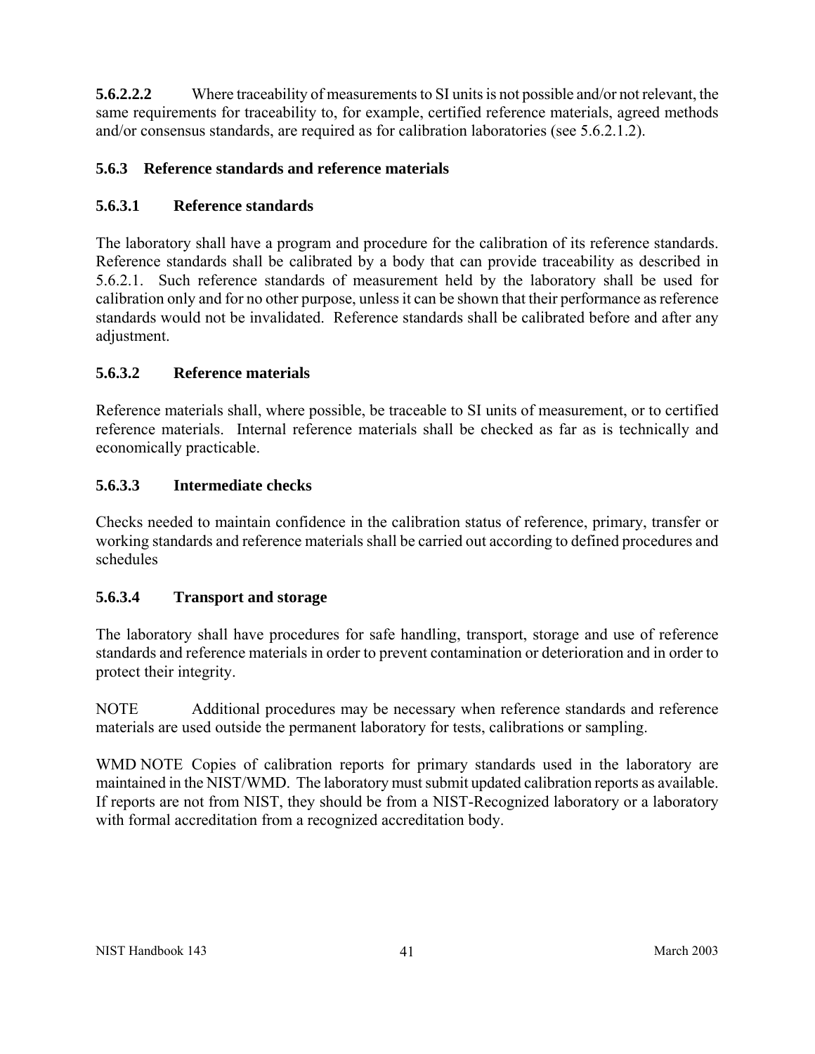**5.6.2.2.2** Where traceability of measurements to SI units is not possible and/or not relevant, the same requirements for traceability to, for example, certified reference materials, agreed methods and/or consensus standards, are required as for calibration laboratories (see 5.6.2.1.2).

### 5.6.3 Reference standards and reference materials

#### 5.6.3.1 Reference standards

The laboratory shall have a program and procedure for the calibration of its reference standards. Reference standards shall be calibrated by a body that can provide traceability as described in 5.6.2.1. Such reference standards of measurement held by the laboratory shall be used for calibration only and for no other purpose, unless it can be shown that their performance as reference standards would not be invalidated. Reference standards shall be calibrated before and after any adjustment.

#### 5.6.3.2 Reference materials

Reference materials shall, where possible, be traceable to SI units of measurement, or to certified reference materials. Internal reference materials shall be checked as far as is technically and economically practicable.

#### 5.6.3.3 Intermediate checks

Checks needed to maintain confidence in the calibration status of reference, primary, transfer or working standards and reference materials shall be carried out according to defined procedures and schedules

#### 5.6.3.4 Transport and storage

The laboratory shall have procedures for safe handling, transport, storage and use of reference standards and reference materials in order to prevent contamination or deterioration and in order to protect their integrity.

NOTE Additional procedures may be necessary when reference standards and reference materials are used outside the permanent laboratory for tests, calibrations or sampling.

WMD NOTE Copies of calibration reports for primary standards used in the laboratory are maintained in the NIST/WMD. The laboratory must submit updated calibration reports as available. If reports are not from NIST, they should be from a NIST-Recognized laboratory or a laboratory with formal accreditation from a recognized accreditation body.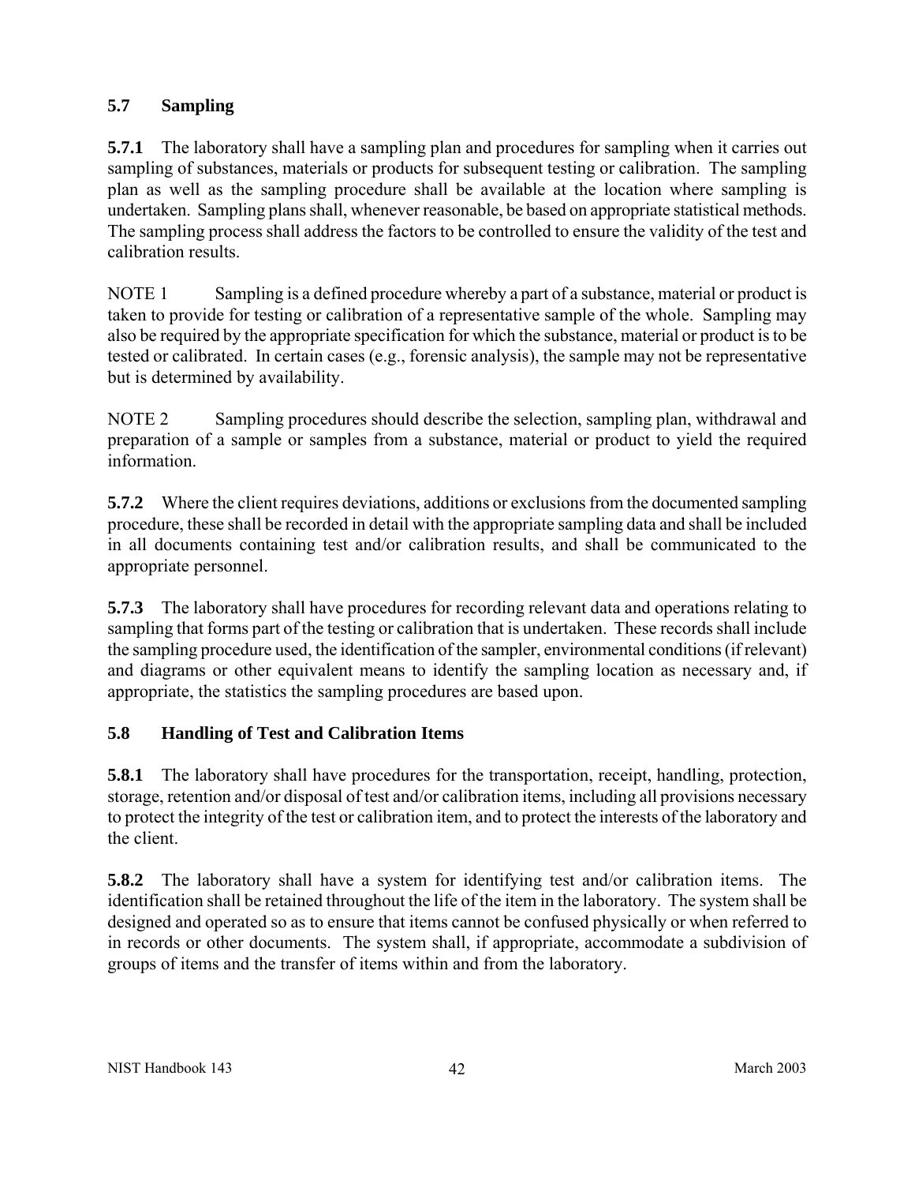## 5.7 Sampling

**5.7.1** The laboratory shall have a sampling plan and procedures for sampling when it carries out sampling of substances, materials or products for subsequent testing or calibration. The sampling plan as well as the sampling procedure shall be available at the location where sampling is undertaken. Sampling plans shall, whenever reasonable, be based on appropriate statistical methods. The sampling process shall address the factors to be controlled to ensure the validity of the test and calibration results.

NOTE 1 Sampling is a defined procedure whereby a part of a substance, material or product is taken to provide for testing or calibration of a representative sample of the whole. Sampling may also be required by the appropriate specification for which the substance, material or product is to be tested or calibrated. In certain cases (e.g., forensic analysis), the sample may not be representative but is determined by availability.

NOTE 2 Sampling procedures should describe the selection, sampling plan, withdrawal and preparation of a sample or samples from a substance, material or product to yield the required information.

**5.7.2** Where the client requires deviations, additions or exclusions from the documented sampling procedure, these shall be recorded in detail with the appropriate sampling data and shall be included in all documents containing test and/or calibration results, and shall be communicated to the appropriate personnel.

**5.7.3** The laboratory shall have procedures for recording relevant data and operations relating to sampling that forms part of the testing or calibration that is undertaken. These records shall include the sampling procedure used, the identification of the sampler, environmental conditions (if relevant) and diagrams or other equivalent means to identify the sampling location as necessary and, if appropriate, the statistics the sampling procedures are based upon.

## 5.8 Handling of Test and Calibration Items

**5.8.1** The laboratory shall have procedures for the transportation, receipt, handling, protection, storage, retention and/or disposal of test and/or calibration items, including all provisions necessary to protect the integrity of the test or calibration item, and to protect the interests of the laboratory and the client.

**5.8.2** The laboratory shall have a system for identifying test and/or calibration items. The identification shall be retained throughout the life of the item in the laboratory. The system shall be designed and operated so as to ensure that items cannot be confused physically or when referred to in records or other documents. The system shall, if appropriate, accommodate a subdivision of groups of items and the transfer of items within and from the laboratory.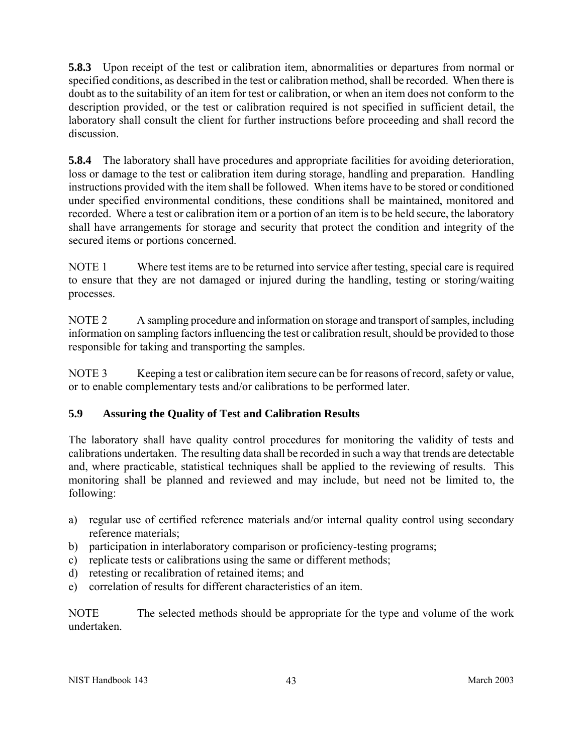**5.8.3** Upon receipt of the test or calibration item, abnormalities or departures from normal or specified conditions, as described in the test or calibration method, shall be recorded. When there is doubt as to the suitability of an item for test or calibration, or when an item does not conform to the description provided, or the test or calibration required is not specified in sufficient detail, the laboratory shall consult the client for further instructions before proceeding and shall record the discussion.

**5.8.4** The laboratory shall have procedures and appropriate facilities for avoiding deterioration, loss or damage to the test or calibration item during storage, handling and preparation. Handling instructions provided with the item shall be followed. When items have to be stored or conditioned under specified environmental conditions, these conditions shall be maintained, monitored and recorded. Where a test or calibration item or a portion of an item is to be held secure, the laboratory shall have arrangements for storage and security that protect the condition and integrity of the secured items or portions concerned.

NOTE 1 Where test items are to be returned into service after testing, special care is required to ensure that they are not damaged or injured during the handling, testing or storing/waiting processes.

NOTE 2 A sampling procedure and information on storage and transport of samples, including information on sampling factors influencing the test or calibration result, should be provided to those responsible for taking and transporting the samples.

NOTE 3 Keeping a test or calibration item secure can be for reasons of record, safety or value, or to enable complementary tests and/or calibrations to be performed later.

### 5.9 Assuring the Quality of Test and Calibration Results

The laboratory shall have quality control procedures for monitoring the validity of tests and calibrations undertaken. The resulting data shall be recorded in such a way that trends are detectable and, where practicable, statistical techniques shall be applied to the reviewing of results. This monitoring shall be planned and reviewed and may include, but need not be limited to, the following:

a) regular use of certified reference materials and/or internal quality control using secondary reference materials;
b) participation in interlaboratory comparison or proficiency-testing programs;
c) replicate tests or calibrations using the same or different methods;
d) retesting or recalibration of retained items; and
e) correlation of results for different characteristics of an item.

NOTE The selected methods should be appropriate for the type and volume of the work undertaken.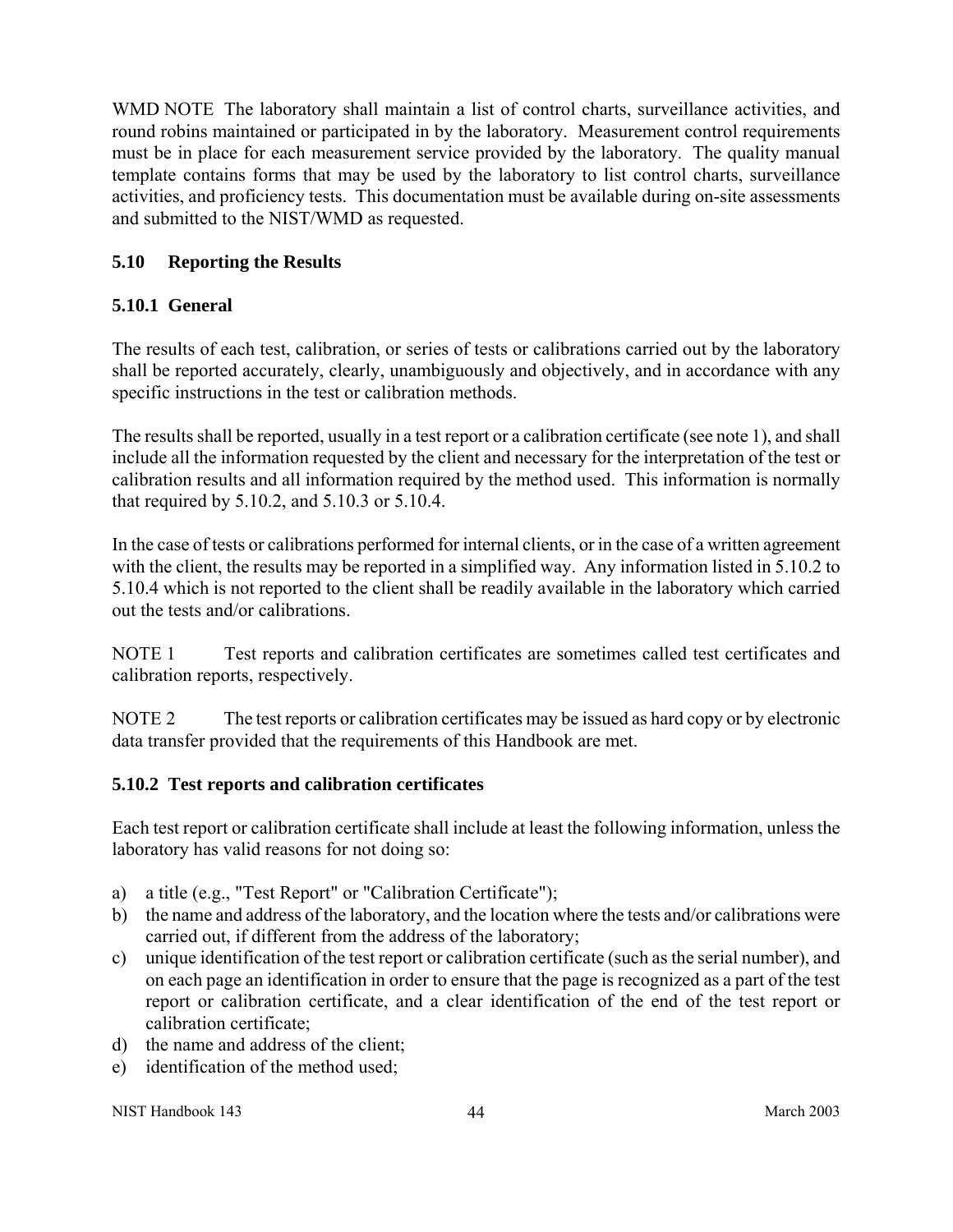WMD NOTE The laboratory shall maintain a list of control charts, surveillance activities, and round robins maintained or participated in by the laboratory. Measurement control requirements must be in place for each measurement service provided by the laboratory. The quality manual template contains forms that may be used by the laboratory to list control charts, surveillance activities, and proficiency tests. This documentation must be available during on-site assessments and submitted to the NIST/WMD as requested.

## 5.10 Reporting the Results

### 5.10.1 General

The results of each test, calibration, or series of tests or calibrations carried out by the laboratory shall be reported accurately, clearly, unambiguously and objectively, and in accordance with any specific instructions in the test or calibration methods.

The results shall be reported, usually in a test report or a calibration certificate (see note 1), and shall include all the information requested by the client and necessary for the interpretation of the test or calibration results and all information required by the method used. This information is normally that required by 5.10.2, and 5.10.3 or 5.10.4.

In the case of tests or calibrations performed for internal clients, or in the case of a written agreement with the client, the results may be reported in a simplified way. Any information listed in 5.10.2 to 5.10.4 which is not reported to the client shall be readily available in the laboratory which carried out the tests and/or calibrations.

NOTE 1 Test reports and calibration certificates are sometimes called test certificates and calibration reports, respectively.

NOTE 2 The test reports or calibration certificates may be issued as hard copy or by electronic data transfer provided that the requirements of this Handbook are met.

### 5.10.2 Test reports and calibration certificates

Each test report or calibration certificate shall include at least the following information, unless the laboratory has valid reasons for not doing so:

a) a title (e.g., "Test Report" or "Calibration Certificate");
b) the name and address of the laboratory, and the location where the tests and/or calibrations were carried out, if different from the address of the laboratory;
c) unique identification of the test report or calibration certificate (such as the serial number), and on each page an identification in order to ensure that the page is recognized as a part of the test report or calibration certificate, and a clear identification of the end of the test report or calibration certificate;
d) the name and address of the client;
e) identification of the method used;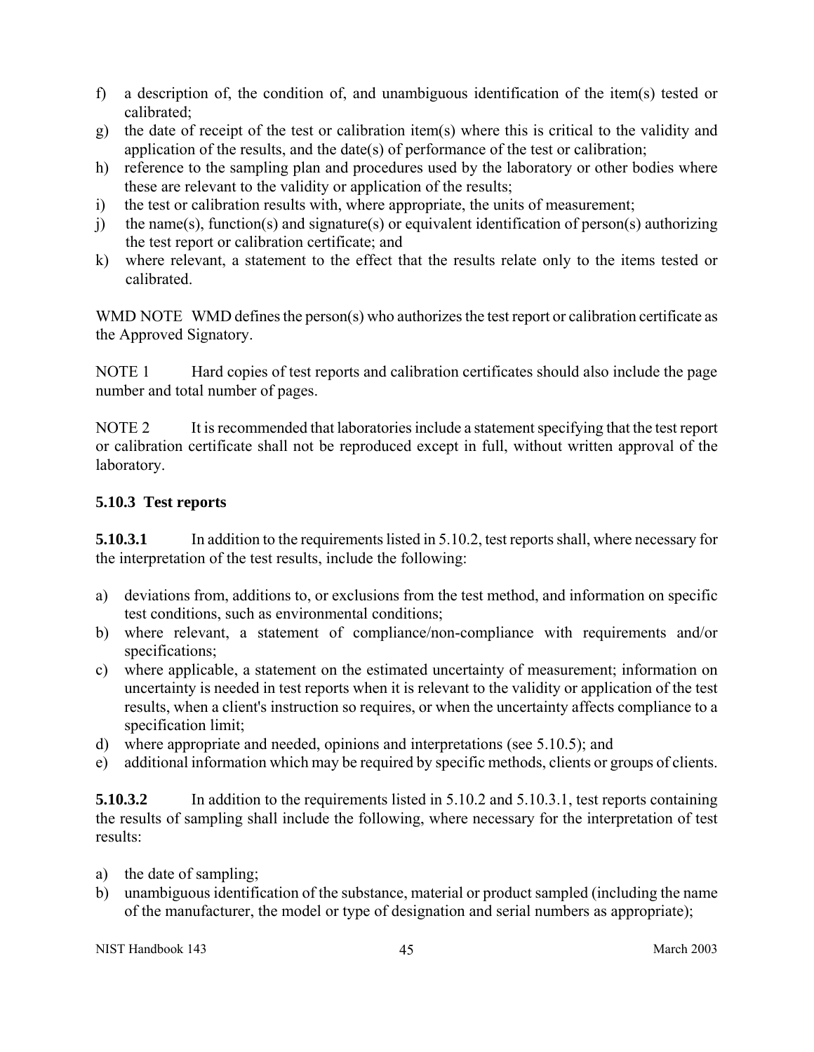f) a description of, the condition of, and unambiguous identification of the item(s) tested or calibrated;
g) the date of receipt of the test or calibration item(s) where this is critical to the validity and application of the results, and the date(s) of performance of the test or calibration;
h) reference to the sampling plan and procedures used by the laboratory or other bodies where these are relevant to the validity or application of the results;
i) the test or calibration results with, where appropriate, the units of measurement;
j) the name(s), function(s) and signature(s) or equivalent identification of person(s) authorizing the test report or calibration certificate; and
k) where relevant, a statement to the effect that the results relate only to the items tested or calibrated.

WMD NOTE WMD defines the person(s) who authorizes the test report or calibration certificate as the Approved Signatory.

NOTE 1 Hard copies of test reports and calibration certificates should also include the page number and total number of pages.

NOTE 2 It is recommended that laboratories include a statement specifying that the test report or calibration certificate shall not be reproduced except in full, without written approval of the laboratory.

### 5.10.3 Test reports

**5.10.3.1** In addition to the requirements listed in 5.10.2, test reports shall, where necessary for the interpretation of the test results, include the following:

a) deviations from, additions to, or exclusions from the test method, and information on specific test conditions, such as environmental conditions;
b) where relevant, a statement of compliance/non-compliance with requirements and/or specifications;
c) where applicable, a statement on the estimated uncertainty of measurement; information on uncertainty is needed in test reports when it is relevant to the validity or application of the test results, when a client's instruction so requires, or when the uncertainty affects compliance to a specification limit;
d) where appropriate and needed, opinions and interpretations (see 5.10.5); and
e) additional information which may be required by specific methods, clients or groups of clients.

**5.10.3.2** In addition to the requirements listed in 5.10.2 and 5.10.3.1, test reports containing the results of sampling shall include the following, where necessary for the interpretation of test results:

a) the date of sampling;
b) unambiguous identification of the substance, material or product sampled (including the name of the manufacturer, the model or type of designation and serial numbers as appropriate);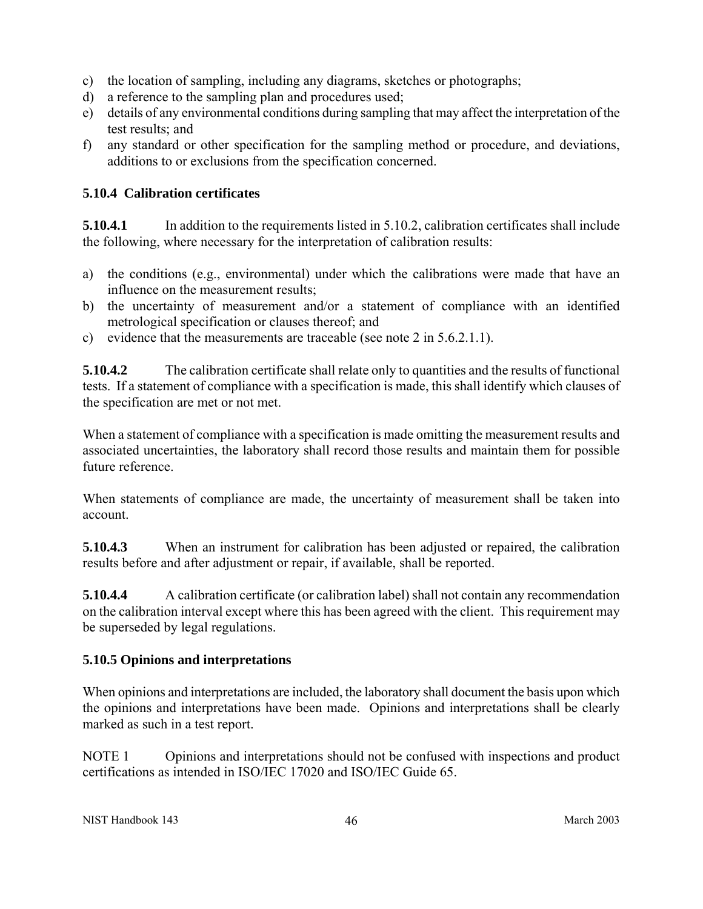c) the location of sampling, including any diagrams, sketches or photographs;
d) a reference to the sampling plan and procedures used;
e) details of any environmental conditions during sampling that may affect the interpretation of the test results; and
f) any standard or other specification for the sampling method or procedure, and deviations, additions to or exclusions from the specification concerned.

### 5.10.4 Calibration certificates

**5.10.4.1** In addition to the requirements listed in 5.10.2, calibration certificates shall include the following, where necessary for the interpretation of calibration results:

a) the conditions (e.g., environmental) under which the calibrations were made that have an influence on the measurement results;
b) the uncertainty of measurement and/or a statement of compliance with an identified metrological specification or clauses thereof; and
c) evidence that the measurements are traceable (see note 2 in 5.6.2.1.1).

**5.10.4.2** The calibration certificate shall relate only to quantities and the results of functional tests. If a statement of compliance with a specification is made, this shall identify which clauses of the specification are met or not met.

When a statement of compliance with a specification is made omitting the measurement results and associated uncertainties, the laboratory shall record those results and maintain them for possible future reference.

When statements of compliance are made, the uncertainty of measurement shall be taken into account.

**5.10.4.3** When an instrument for calibration has been adjusted or repaired, the calibration results before and after adjustment or repair, if available, shall be reported.

**5.10.4.4** A calibration certificate (or calibration label) shall not contain any recommendation on the calibration interval except where this has been agreed with the client. This requirement may be superseded by legal regulations.

### 5.10.5 Opinions and interpretations

When opinions and interpretations are included, the laboratory shall document the basis upon which the opinions and interpretations have been made. Opinions and interpretations shall be clearly marked as such in a test report.

NOTE 1 Opinions and interpretations should not be confused with inspections and product certifications as intended in ISO/IEC 17020 and ISO/IEC Guide 65.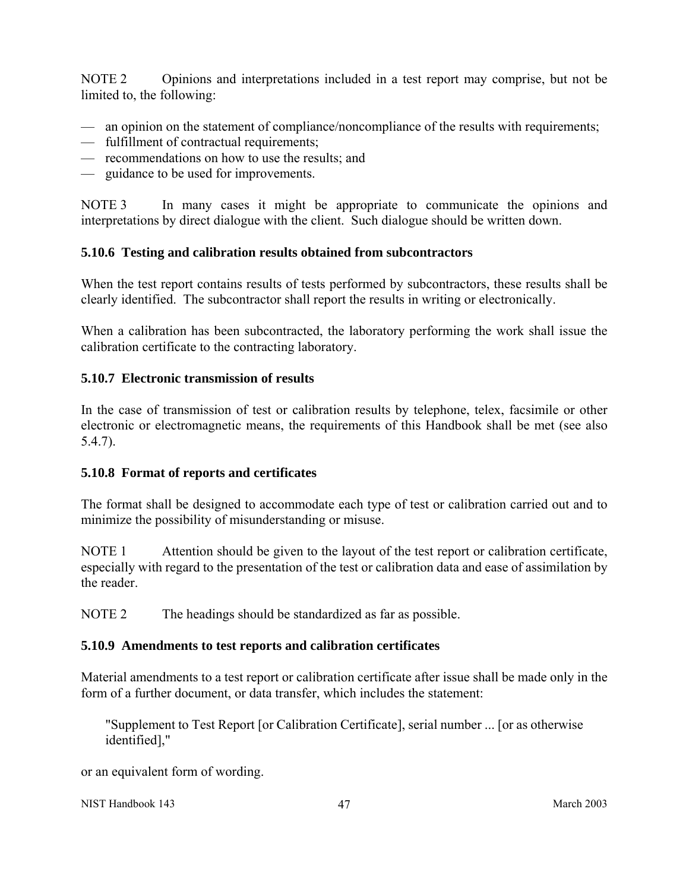NOTE 2 Opinions and interpretations included in a test report may comprise, but not be limited to, the following:

- an opinion on the statement of compliance/noncompliance of the results with requirements;
- fulfillment of contractual requirements;
- recommendations on how to use the results; and
- guidance to be used for improvements.

NOTE 3 In many cases it might be appropriate to communicate the opinions and interpretations by direct dialogue with the client. Such dialogue should be written down.

### 5.10.6 Testing and calibration results obtained from subcontractors

When the test report contains results of tests performed by subcontractors, these results shall be clearly identified. The subcontractor shall report the results in writing or electronically.

When a calibration has been subcontracted, the laboratory performing the work shall issue the calibration certificate to the contracting laboratory.

### 5.10.7 Electronic transmission of results

In the case of transmission of test or calibration results by telephone, telex, facsimile or other electronic or electromagnetic means, the requirements of this Handbook shall be met (see also 5.4.7).

### 5.10.8 Format of reports and certificates

The format shall be designed to accommodate each type of test or calibration carried out and to minimize the possibility of misunderstanding or misuse.

NOTE 1 Attention should be given to the layout of the test report or calibration certificate, especially with regard to the presentation of the test or calibration data and ease of assimilation by the reader.

NOTE 2 The headings should be standardized as far as possible.

### 5.10.9 Amendments to test reports and calibration certificates

Material amendments to a test report or calibration certificate after issue shall be made only in the form of a further document, or data transfer, which includes the statement:

> "Supplement to Test Report [or Calibration Certificate], serial number ... [or as otherwise identified],"

or an equivalent form of wording.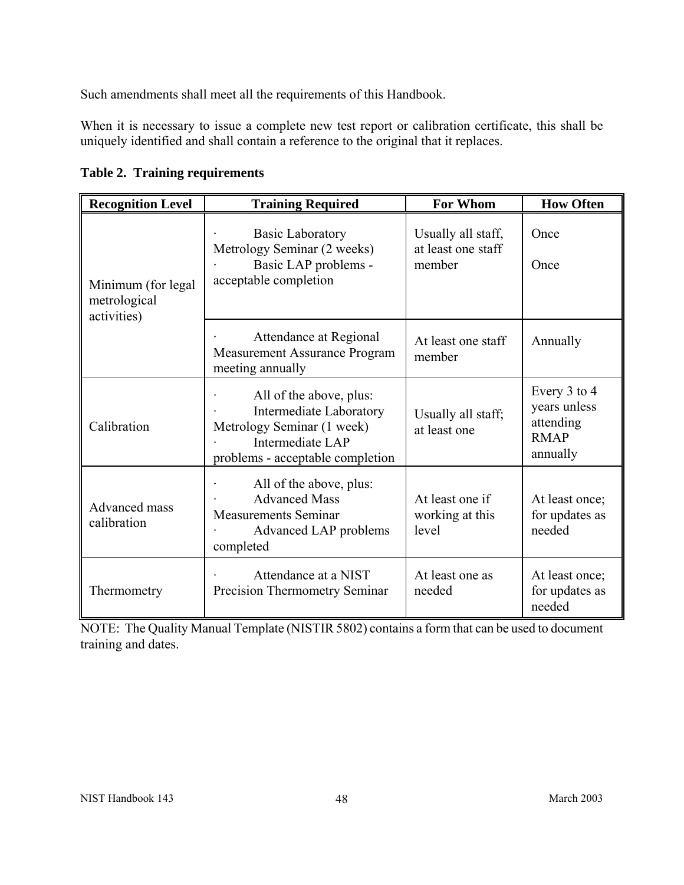Such amendments shall meet all the requirements of this Handbook.

When it is necessary to issue a complete new test report or calibration certificate, this shall be uniquely identified and shall contain a reference to the original that it replaces.

**Table 2. Training requirements**

| Recognition Level | Training Required | For Whom | How Often |
|---|---|---|---|
| Minimum (for legal metrological activities) | · Basic Laboratory Metrology Seminar (2 weeks)<br>· Basic LAP problems - acceptable completion | Usually all staff, at least one staff member | Once<br>Once |
| | · Attendance at Regional Measurement Assurance Program meeting annually | At least one staff member | Annually |
| Calibration | · All of the above, plus:<br>· Intermediate Laboratory Metrology Seminar (1 week)<br>· Intermediate LAP problems - acceptable completion | Usually all staff; at least one | Every 3 to 4 years unless attending RMAP annually |
| Advanced mass calibration | · All of the above, plus:<br>· Advanced Mass Measurements Seminar<br>· Advanced LAP problems completed | At least one if working at this level | At least once; for updates as needed |
| Thermometry | · Attendance at a NIST Precision Thermometry Seminar | At least one as needed | At least once; for updates as needed |

NOTE: The Quality Manual Template (NISTIR 5802) contains a form that can be used to document training and dates.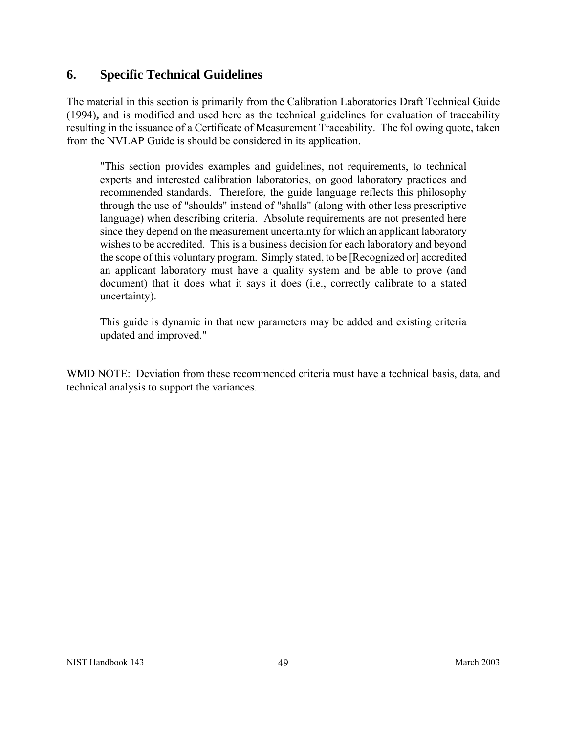## 6. Specific Technical Guidelines

The material in this section is primarily from the Calibration Laboratories Draft Technical Guide (1994)**,** and is modified and used here as the technical guidelines for evaluation of traceability resulting in the issuance of a Certificate of Measurement Traceability. The following quote, taken from the NVLAP Guide is should be considered in its application.

> "This section provides examples and guidelines, not requirements, to technical experts and interested calibration laboratories, on good laboratory practices and recommended standards. Therefore, the guide language reflects this philosophy through the use of "shoulds" instead of "shalls" (along with other less prescriptive language) when describing criteria. Absolute requirements are not presented here since they depend on the measurement uncertainty for which an applicant laboratory wishes to be accredited. This is a business decision for each laboratory and beyond the scope of this voluntary program. Simply stated, to be [Recognized or] accredited an applicant laboratory must have a quality system and be able to prove (and document) that it does what it says it does (i.e., correctly calibrate to a stated uncertainty).
>
> This guide is dynamic in that new parameters may be added and existing criteria updated and improved."

WMD NOTE: Deviation from these recommended criteria must have a technical basis, data, and technical analysis to support the variances.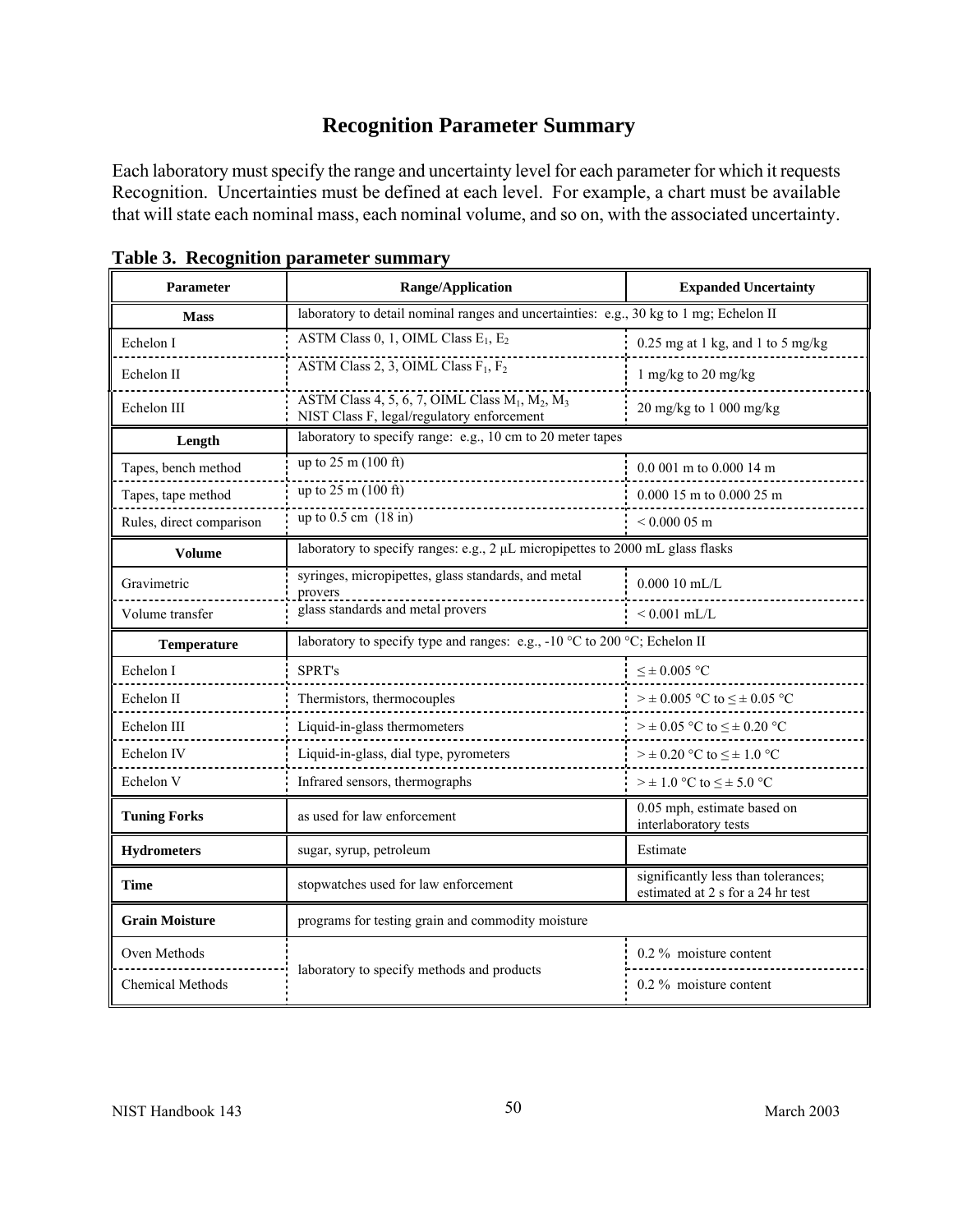# Recognition Parameter Summary

Each laboratory must specify the range and uncertainty level for each parameter for which it requests Recognition. Uncertainties must be defined at each level. For example, a chart must be available that will state each nominal mass, each nominal volume, and so on, with the associated uncertainty.

**Table 3. Recognition parameter summary**

| Parameter | Range/Application | Expanded Uncertainty |
|---|---|---|
| **Mass** | laboratory to detail nominal ranges and uncertainties: e.g., 30 kg to 1 mg; Echelon II | |
| Echelon I | ASTM Class 0, 1, OIML Class $E_1$, $E_2$ | 0.25 mg at 1 kg, and 1 to 5 mg/kg |
| Echelon II | ASTM Class 2, 3, OIML Class $F_1$, $F_2$ | 1 mg/kg to 20 mg/kg |
| Echelon III | ASTM Class 4, 5, 6, 7, OIML Class $M_1$, $M_2$, $M_3$ NIST Class F, legal/regulatory enforcement | 20 mg/kg to 1 000 mg/kg |
| **Length** | laboratory to specify range: e.g., 10 cm to 20 meter tapes | |
| Tapes, bench method | up to 25 m (100 ft) | 0.0 001 m to 0.000 14 m |
| Tapes, tape method | up to 25 m (100 ft) | 0.000 15 m to 0.000 25 m |
| Rules, direct comparison | up to 0.5 cm (18 in) | < 0.000 05 m |
| **Volume** | laboratory to specify ranges: e.g., 2 µL micropipettes to 2000 mL glass flasks | |
| Gravimetric | syringes, micropipettes, glass standards, and metal provers | 0.000 10 mL/L |
| Volume transfer | glass standards and metal provers | < 0.001 mL/L |
| **Temperature** | laboratory to specify type and ranges: e.g., -10 °C to 200 °C; Echelon II | |
| Echelon I | SPRT's | ≤ ± 0.005 °C |
| Echelon II | Thermistors, thermocouples | > ± 0.005 °C to ≤ ± 0.05 °C |
| Echelon III | Liquid-in-glass thermometers | > ± 0.05 °C to ≤ ± 0.20 °C |
| Echelon IV | Liquid-in-glass, dial type, pyrometers | > ± 0.20 °C to ≤ ± 1.0 °C |
| Echelon V | Infrared sensors, thermographs | > ± 1.0 °C to ≤ ± 5.0 °C |
| **Tuning Forks** | as used for law enforcement | 0.05 mph, estimate based on interlaboratory tests |
| **Hydrometers** | sugar, syrup, petroleum | Estimate |
| **Time** | stopwatches used for law enforcement | significantly less than tolerances; estimated at 2 s for a 24 hr test |
| **Grain Moisture** | programs for testing grain and commodity moisture | |
| Oven Methods | laboratory to specify methods and products | 0.2 % moisture content |
| Chemical Methods | | 0.2 % moisture content |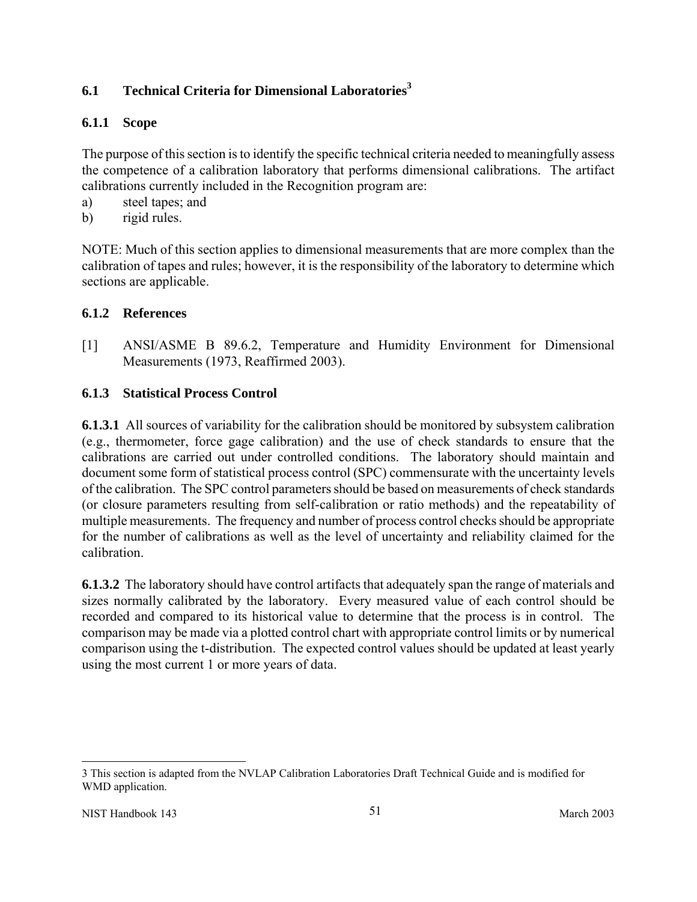## 6.1 Technical Criteria for Dimensional Laboratories[3]

### 6.1.1 Scope

The purpose of this section is to identify the specific technical criteria needed to meaningfully assess the competence of a calibration laboratory that performs dimensional calibrations. The artifact calibrations currently included in the Recognition program are:

a) steel tapes; and
b) rigid rules.

NOTE: Much of this section applies to dimensional measurements that are more complex than the calibration of tapes and rules; however, it is the responsibility of the laboratory to determine which sections are applicable.

### 6.1.2 References

[1] ANSI/ASME B 89.6.2, Temperature and Humidity Environment for Dimensional Measurements (1973, Reaffirmed 2003).

### 6.1.3 Statistical Process Control

**6.1.3.1** All sources of variability for the calibration should be monitored by subsystem calibration (e.g., thermometer, force gage calibration) and the use of check standards to ensure that the calibrations are carried out under controlled conditions. The laboratory should maintain and document some form of statistical process control (SPC) commensurate with the uncertainty levels of the calibration. The SPC control parameters should be based on measurements of check standards (or closure parameters resulting from self-calibration or ratio methods) and the repeatability of multiple measurements. The frequency and number of process control checks should be appropriate for the number of calibrations as well as the level of uncertainty and reliability claimed for the calibration.

**6.1.3.2** The laboratory should have control artifacts that adequately span the range of materials and sizes normally calibrated by the laboratory. Every measured value of each control should be recorded and compared to its historical value to determine that the process is in control. The comparison may be made via a plotted control chart with appropriate control limits or by numerical comparison using the t-distribution. The expected control values should be updated at least yearly using the most current 1 or more years of data.

---

3 This section is adapted from the NVLAP Calibration Laboratories Draft Technical Guide and is modified for WMD application.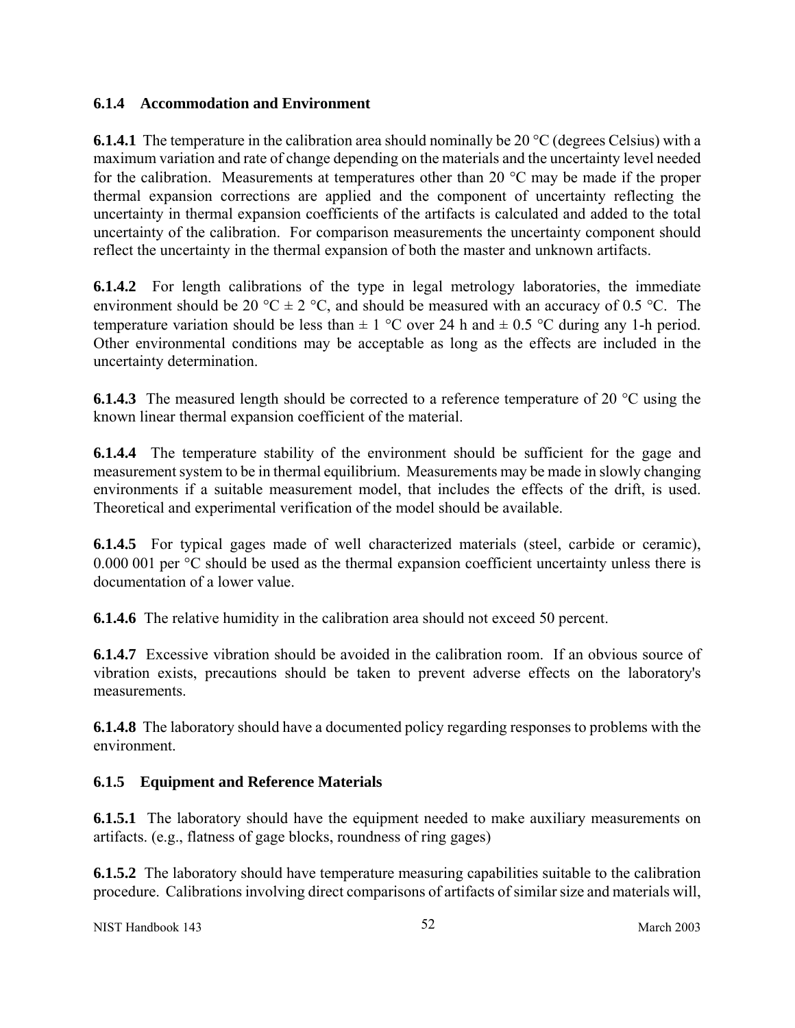### 6.1.4 Accommodation and Environment

**6.1.4.1** The temperature in the calibration area should nominally be 20 °C (degrees Celsius) with a maximum variation and rate of change depending on the materials and the uncertainty level needed for the calibration. Measurements at temperatures other than 20 °C may be made if the proper thermal expansion corrections are applied and the component of uncertainty reflecting the uncertainty in thermal expansion coefficients of the artifacts is calculated and added to the total uncertainty of the calibration. For comparison measurements the uncertainty component should reflect the uncertainty in the thermal expansion of both the master and unknown artifacts.

**6.1.4.2** For length calibrations of the type in legal metrology laboratories, the immediate environment should be 20 °C ± 2 °C, and should be measured with an accuracy of 0.5 °C. The temperature variation should be less than ± 1 °C over 24 h and ± 0.5 °C during any 1-h period. Other environmental conditions may be acceptable as long as the effects are included in the uncertainty determination.

**6.1.4.3** The measured length should be corrected to a reference temperature of 20 °C using the known linear thermal expansion coefficient of the material.

**6.1.4.4** The temperature stability of the environment should be sufficient for the gage and measurement system to be in thermal equilibrium. Measurements may be made in slowly changing environments if a suitable measurement model, that includes the effects of the drift, is used. Theoretical and experimental verification of the model should be available.

**6.1.4.5** For typical gages made of well characterized materials (steel, carbide or ceramic), 0.000 001 per °C should be used as the thermal expansion coefficient uncertainty unless there is documentation of a lower value.

**6.1.4.6** The relative humidity in the calibration area should not exceed 50 percent.

**6.1.4.7** Excessive vibration should be avoided in the calibration room. If an obvious source of vibration exists, precautions should be taken to prevent adverse effects on the laboratory's measurements.

**6.1.4.8** The laboratory should have a documented policy regarding responses to problems with the environment.

### 6.1.5 Equipment and Reference Materials

**6.1.5.1** The laboratory should have the equipment needed to make auxiliary measurements on artifacts. (e.g., flatness of gage blocks, roundness of ring gages)

**6.1.5.2** The laboratory should have temperature measuring capabilities suitable to the calibration procedure. Calibrations involving direct comparisons of artifacts of similar size and materials will,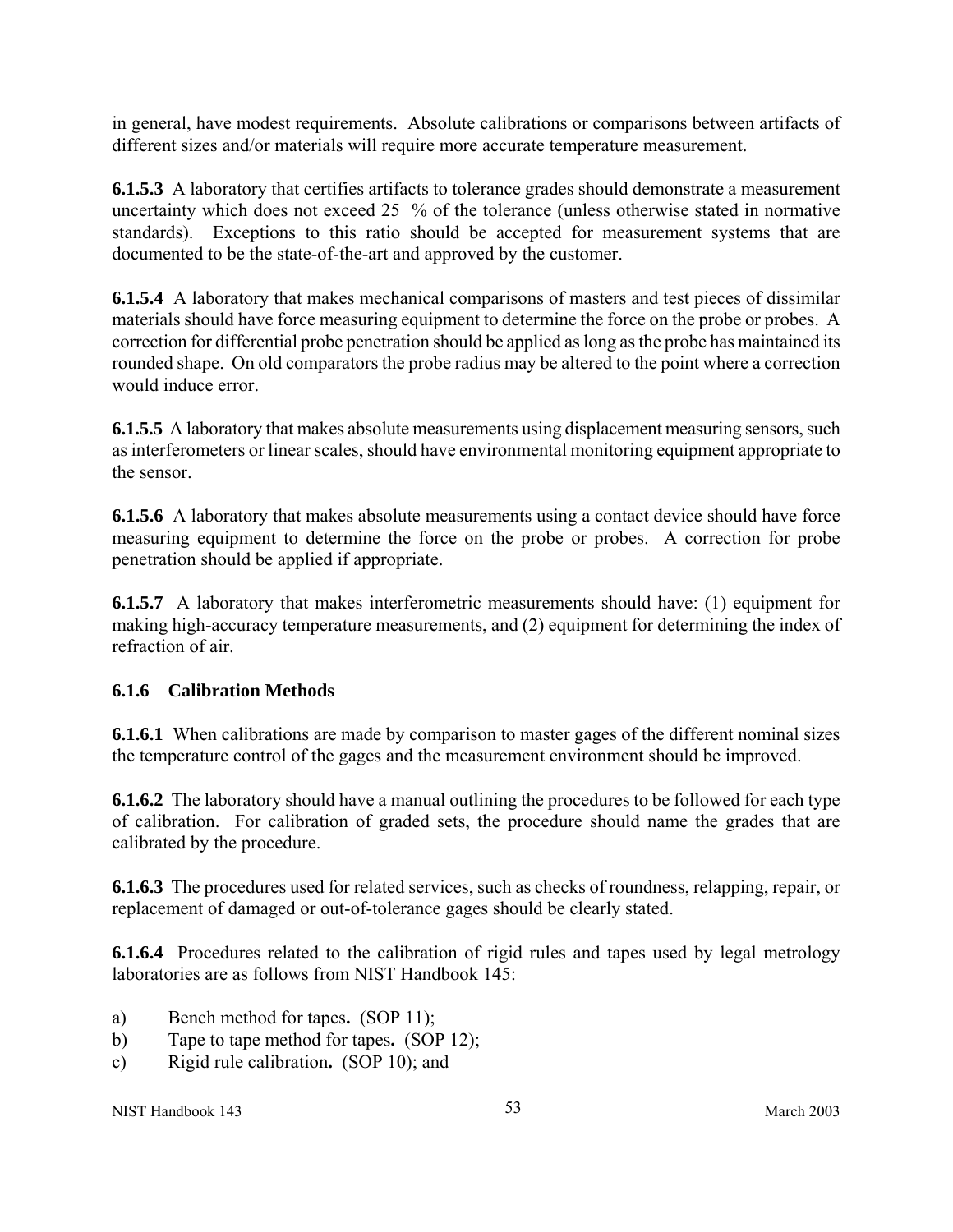in general, have modest requirements. Absolute calibrations or comparisons between artifacts of different sizes and/or materials will require more accurate temperature measurement.

**6.1.5.3** A laboratory that certifies artifacts to tolerance grades should demonstrate a measurement uncertainty which does not exceed 25 % of the tolerance (unless otherwise stated in normative standards). Exceptions to this ratio should be accepted for measurement systems that are documented to be the state-of-the-art and approved by the customer.

**6.1.5.4** A laboratory that makes mechanical comparisons of masters and test pieces of dissimilar materials should have force measuring equipment to determine the force on the probe or probes. A correction for differential probe penetration should be applied as long as the probe has maintained its rounded shape. On old comparators the probe radius may be altered to the point where a correction would induce error.

**6.1.5.5** A laboratory that makes absolute measurements using displacement measuring sensors, such as interferometers or linear scales, should have environmental monitoring equipment appropriate to the sensor.

**6.1.5.6** A laboratory that makes absolute measurements using a contact device should have force measuring equipment to determine the force on the probe or probes. A correction for probe penetration should be applied if appropriate.

**6.1.5.7** A laboratory that makes interferometric measurements should have: (1) equipment for making high-accuracy temperature measurements, and (2) equipment for determining the index of refraction of air.

### 6.1.6 Calibration Methods

**6.1.6.1** When calibrations are made by comparison to master gages of the different nominal sizes the temperature control of the gages and the measurement environment should be improved.

**6.1.6.2** The laboratory should have a manual outlining the procedures to be followed for each type of calibration. For calibration of graded sets, the procedure should name the grades that are calibrated by the procedure.

**6.1.6.3** The procedures used for related services, such as checks of roundness, relapping, repair, or replacement of damaged or out-of-tolerance gages should be clearly stated.

**6.1.6.4** Procedures related to the calibration of rigid rules and tapes used by legal metrology laboratories are as follows from NIST Handbook 145:

a) Bench method for tapes**.** (SOP 11);
b) Tape to tape method for tapes**.** (SOP 12);
c) Rigid rule calibration**.** (SOP 10); and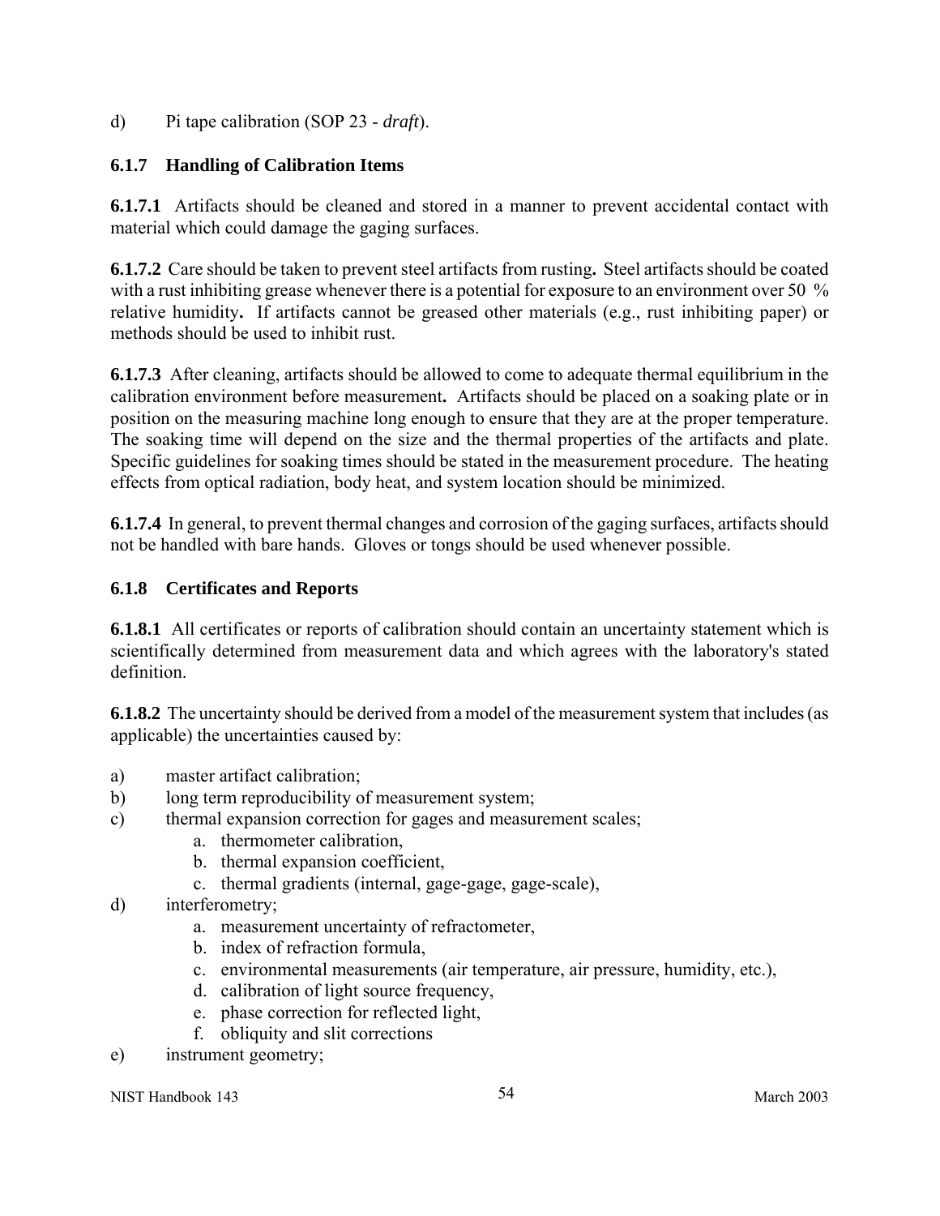d) Pi tape calibration (SOP 23 - *draft*).

### 6.1.7 Handling of Calibration Items

**6.1.7.1** Artifacts should be cleaned and stored in a manner to prevent accidental contact with material which could damage the gaging surfaces.

**6.1.7.2** Care should be taken to prevent steel artifacts from rusting**.** Steel artifacts should be coated with a rust inhibiting grease whenever there is a potential for exposure to an environment over 50 % relative humidity**.** If artifacts cannot be greased other materials (e.g., rust inhibiting paper) or methods should be used to inhibit rust.

**6.1.7.3** After cleaning, artifacts should be allowed to come to adequate thermal equilibrium in the calibration environment before measurement**.** Artifacts should be placed on a soaking plate or in position on the measuring machine long enough to ensure that they are at the proper temperature. The soaking time will depend on the size and the thermal properties of the artifacts and plate. Specific guidelines for soaking times should be stated in the measurement procedure. The heating effects from optical radiation, body heat, and system location should be minimized.

**6.1.7.4** In general, to prevent thermal changes and corrosion of the gaging surfaces, artifacts should not be handled with bare hands. Gloves or tongs should be used whenever possible.

### 6.1.8 Certificates and Reports

**6.1.8.1** All certificates or reports of calibration should contain an uncertainty statement which is scientifically determined from measurement data and which agrees with the laboratory's stated definition.

**6.1.8.2** The uncertainty should be derived from a model of the measurement system that includes (as applicable) the uncertainties caused by:

a) master artifact calibration;

b) long term reproducibility of measurement system;

c) thermal expansion correction for gages and measurement scales;
   a. thermometer calibration,
   b. thermal expansion coefficient,
   c. thermal gradients (internal, gage-gage, gage-scale),

d) interferometry;
   a. measurement uncertainty of refractometer,
   b. index of refraction formula,
   c. environmental measurements (air temperature, air pressure, humidity, etc.),
   d. calibration of light source frequency,
   e. phase correction for reflected light,
   f. obliquity and slit corrections

e) instrument geometry;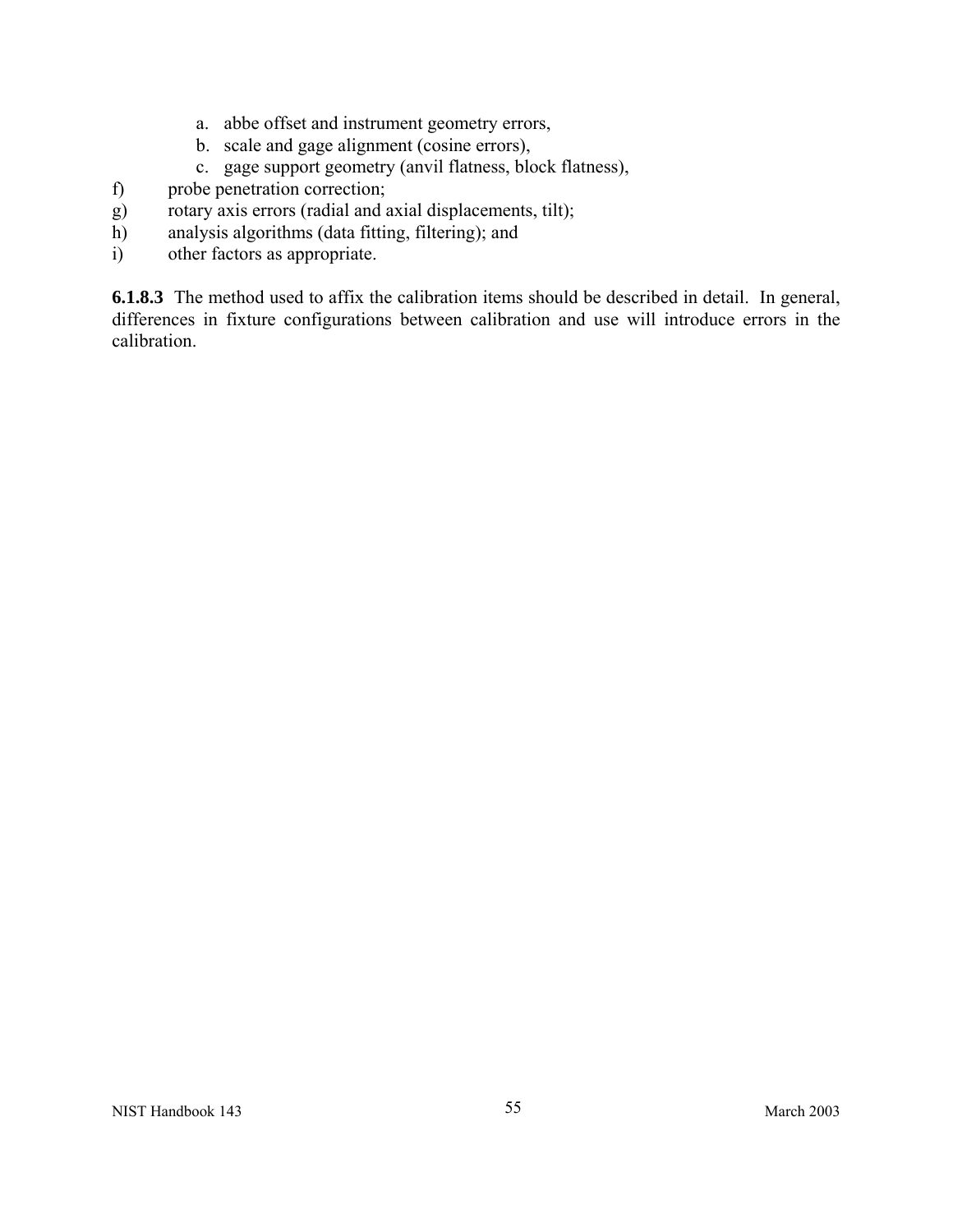a. abbe offset and instrument geometry errors,
   b. scale and gage alignment (cosine errors),
   c. gage support geometry (anvil flatness, block flatness),

f) probe penetration correction;
g) rotary axis errors (radial and axial displacements, tilt);
h) analysis algorithms (data fitting, filtering); and
i) other factors as appropriate.

**6.1.8.3** The method used to affix the calibration items should be described in detail. In general, differences in fixture configurations between calibration and use will introduce errors in the calibration.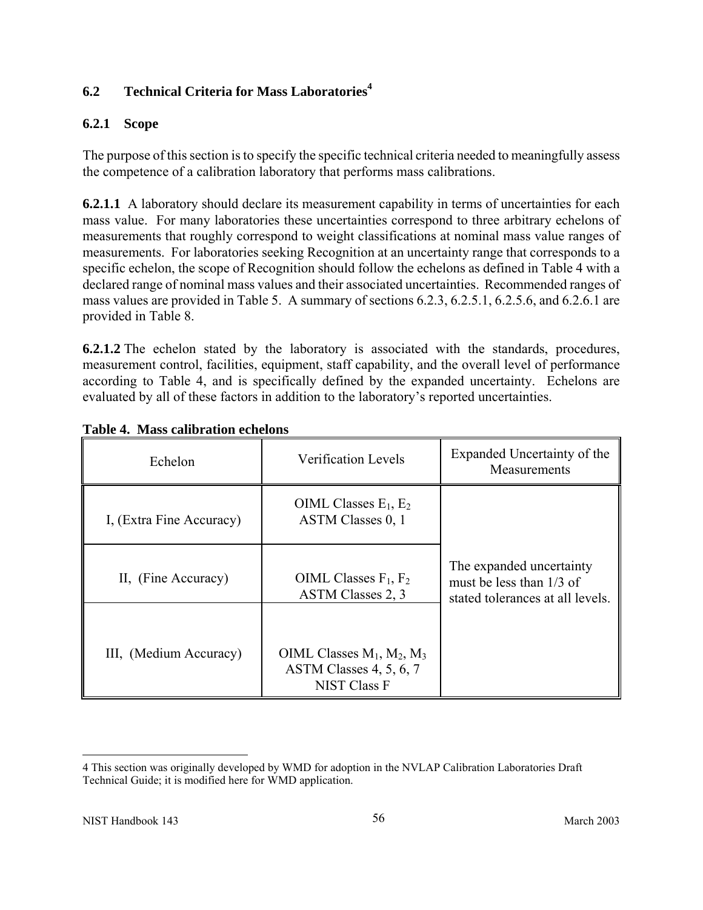### 6.2 Technical Criteria for Mass Laboratories[4]

#### 6.2.1 Scope

The purpose of this section is to specify the specific technical criteria needed to meaningfully assess the competence of a calibration laboratory that performs mass calibrations.

**6.2.1.1** A laboratory should declare its measurement capability in terms of uncertainties for each mass value. For many laboratories these uncertainties correspond to three arbitrary echelons of measurements that roughly correspond to weight classifications at nominal mass value ranges of measurements. For laboratories seeking Recognition at an uncertainty range that corresponds to a specific echelon, the scope of Recognition should follow the echelons as defined in Table 4 with a declared range of nominal mass values and their associated uncertainties. Recommended ranges of mass values are provided in Table 5. A summary of sections 6.2.3, 6.2.5.1, 6.2.5.6, and 6.2.6.1 are provided in Table 8.

**6.2.1.2** The echelon stated by the laboratory is associated with the standards, procedures, measurement control, facilities, equipment, staff capability, and the overall level of performance according to Table 4, and is specifically defined by the expanded uncertainty. Echelons are evaluated by all of these factors in addition to the laboratory's reported uncertainties.

**Table 4. Mass calibration echelons**

| Echelon | Verification Levels | Expanded Uncertainty of the Measurements |
|---|---|---|
| I, (Extra Fine Accuracy) | OIML Classes $E_1$, $E_2$<br>ASTM Classes 0, 1 | The expanded uncertainty must be less than 1/3 of stated tolerances at all levels. |
| II, (Fine Accuracy) | OIML Classes $F_1$, $F_2$<br>ASTM Classes 2, 3 | |
| III, (Medium Accuracy) | OIML Classes $M_1$, $M_2$, $M_3$<br>ASTM Classes 4, 5, 6, 7<br>NIST Class F | |

4 This section was originally developed by WMD for adoption in the NVLAP Calibration Laboratories Draft Technical Guide; it is modified here for WMD application.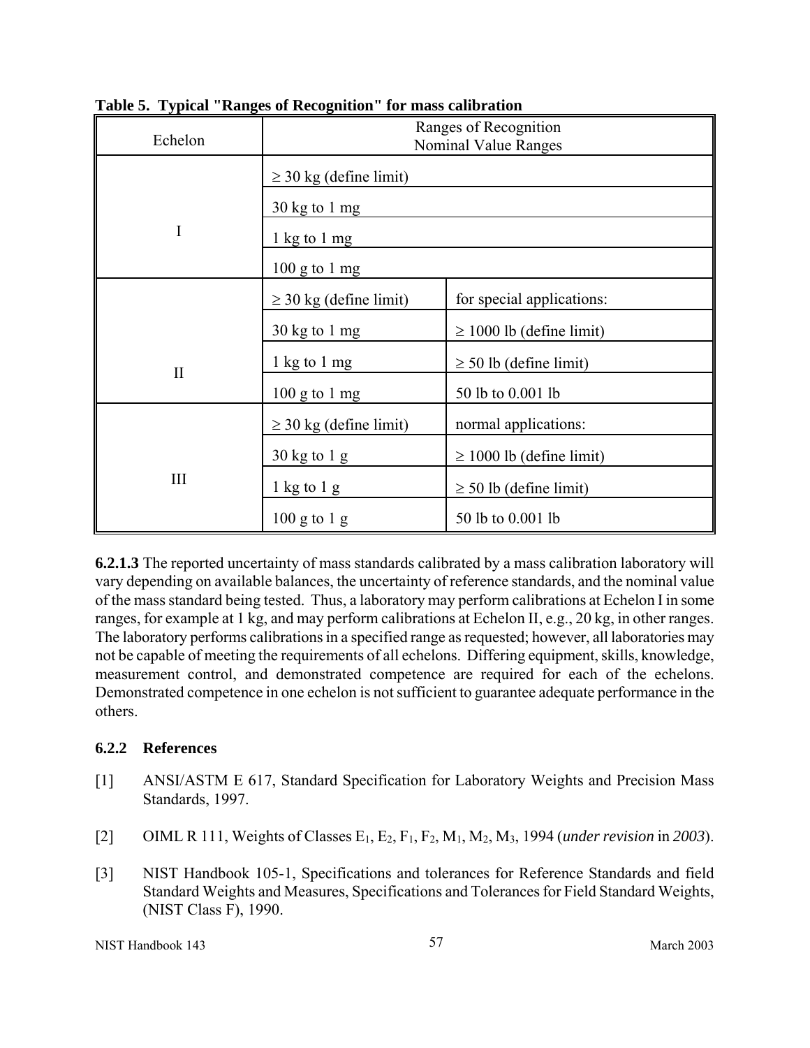**Table 5. Typical "Ranges of Recognition" for mass calibration**

| Echelon | Ranges of Recognition Nominal Value Ranges | |
|---|---|---|
| I | ≥ 30 kg (define limit) | |
| | 30 kg to 1 mg | |
| | 1 kg to 1 mg | |
| | 100 g to 1 mg | |
| II | ≥ 30 kg (define limit) | for special applications: |
| | 30 kg to 1 mg | ≥ 1000 lb (define limit) |
| | 1 kg to 1 mg | ≥ 50 lb (define limit) |
| | 100 g to 1 mg | 50 lb to 0.001 lb |
| III | ≥ 30 kg (define limit) | normal applications: |
| | 30 kg to 1 g | ≥ 1000 lb (define limit) |
| | 1 kg to 1 g | ≥ 50 lb (define limit) |
| | 100 g to 1 g | 50 lb to 0.001 lb |

**6.2.1.3** The reported uncertainty of mass standards calibrated by a mass calibration laboratory will vary depending on available balances, the uncertainty of reference standards, and the nominal value of the mass standard being tested. Thus, a laboratory may perform calibrations at Echelon I in some ranges, for example at 1 kg, and may perform calibrations at Echelon II, e.g., 20 kg, in other ranges. The laboratory performs calibrations in a specified range as requested; however, all laboratories may not be capable of meeting the requirements of all echelons. Differing equipment, skills, knowledge, measurement control, and demonstrated competence are required for each of the echelons. Demonstrated competence in one echelon is not sufficient to guarantee adequate performance in the others.

### 6.2.2 References

[1] ANSI/ASTM E 617, Standard Specification for Laboratory Weights and Precision Mass Standards, 1997.

[2] OIML R 111, Weights of Classes $E_1$, $E_2$, $F_1$, $F_2$, $M_1$, $M_2$, $M_3$, 1994 (*under revision* in *2003*).

[3] NIST Handbook 105-1, Specifications and tolerances for Reference Standards and field Standard Weights and Measures, Specifications and Tolerances for Field Standard Weights, (NIST Class F), 1990.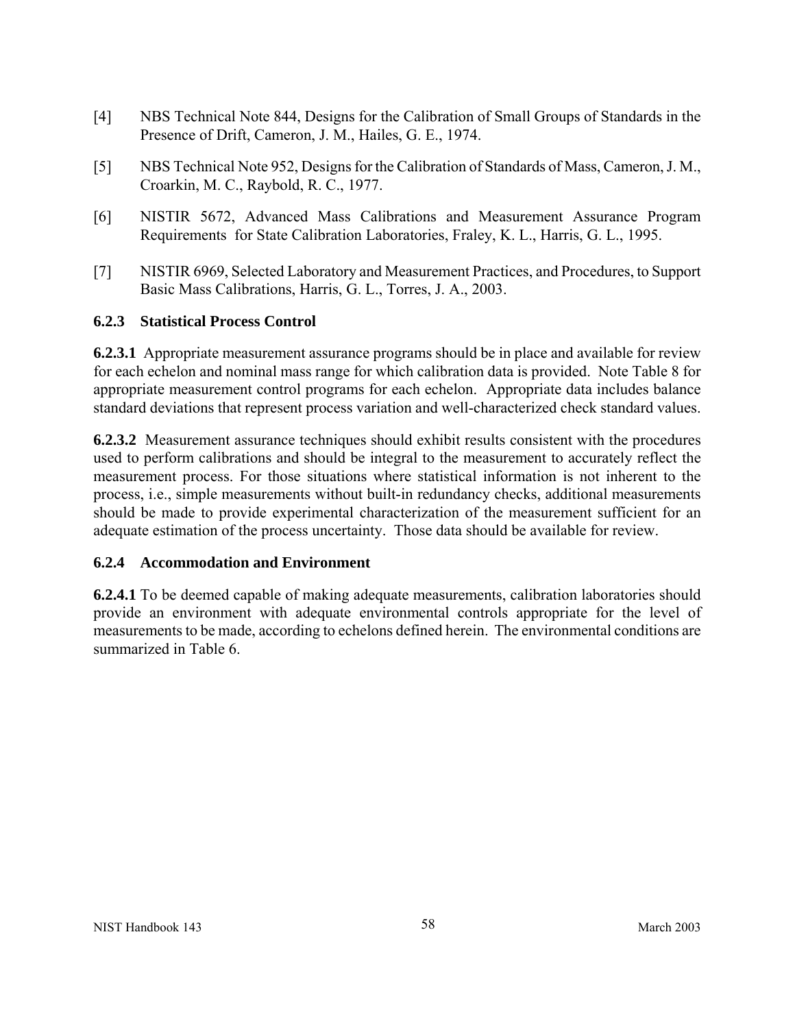[4] NBS Technical Note 844, Designs for the Calibration of Small Groups of Standards in the Presence of Drift, Cameron, J. M., Hailes, G. E., 1974.

[5] NBS Technical Note 952, Designs for the Calibration of Standards of Mass, Cameron, J. M., Croarkin, M. C., Raybold, R. C., 1977.

[6] NISTIR 5672, Advanced Mass Calibrations and Measurement Assurance Program Requirements for State Calibration Laboratories, Fraley, K. L., Harris, G. L., 1995.

[7] NISTIR 6969, Selected Laboratory and Measurement Practices, and Procedures, to Support Basic Mass Calibrations, Harris, G. L., Torres, J. A., 2003.

### 6.2.3 Statistical Process Control

**6.2.3.1** Appropriate measurement assurance programs should be in place and available for review for each echelon and nominal mass range for which calibration data is provided. Note Table 8 for appropriate measurement control programs for each echelon. Appropriate data includes balance standard deviations that represent process variation and well-characterized check standard values.

**6.2.3.2** Measurement assurance techniques should exhibit results consistent with the procedures used to perform calibrations and should be integral to the measurement to accurately reflect the measurement process. For those situations where statistical information is not inherent to the process, i.e., simple measurements without built-in redundancy checks, additional measurements should be made to provide experimental characterization of the measurement sufficient for an adequate estimation of the process uncertainty. Those data should be available for review.

### 6.2.4 Accommodation and Environment

**6.2.4.1** To be deemed capable of making adequate measurements, calibration laboratories should provide an environment with adequate environmental controls appropriate for the level of measurements to be made, according to echelons defined herein. The environmental conditions are summarized in Table 6.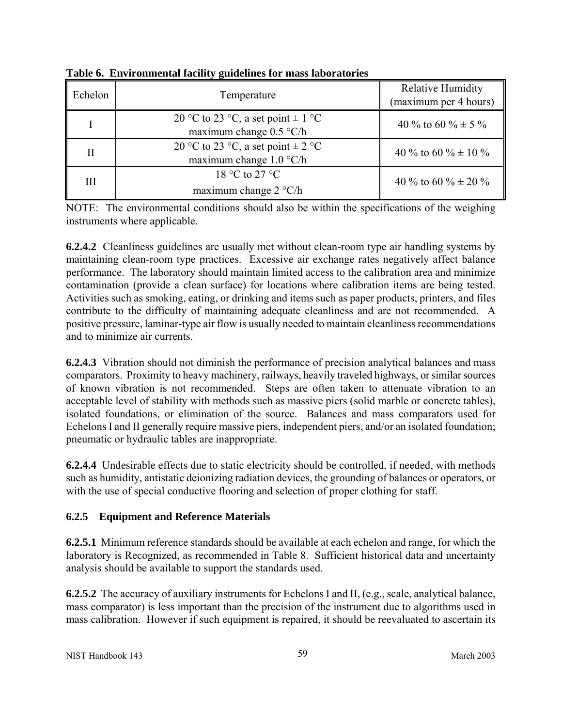**Table 6. Environmental facility guidelines for mass laboratories**

| Echelon | Temperature | Relative Humidity (maximum per 4 hours) |
|---|---|---|
| I | 20 °C to 23 °C, a set point ± 1 °C maximum change 0.5 °C/h | 40 % to 60 % ± 5 % |
| II | 20 °C to 23 °C, a set point ± 2 °C maximum change 1.0 °C/h | 40 % to 60 % ± 10 % |
| III | 18 °C to 27 °C maximum change 2 °C/h | 40 % to 60 % ± 20 % |

NOTE: The environmental conditions should also be within the specifications of the weighing instruments where applicable.

**6.2.4.2** Cleanliness guidelines are usually met without clean-room type air handling systems by maintaining clean-room type practices. Excessive air exchange rates negatively affect balance performance. The laboratory should maintain limited access to the calibration area and minimize contamination (provide a clean surface) for locations where calibration items are being tested. Activities such as smoking, eating, or drinking and items such as paper products, printers, and files contribute to the difficulty of maintaining adequate cleanliness and are not recommended. A positive pressure, laminar-type air flow is usually needed to maintain cleanliness recommendations and to minimize air currents.

**6.2.4.3** Vibration should not diminish the performance of precision analytical balances and mass comparators. Proximity to heavy machinery, railways, heavily traveled highways, or similar sources of known vibration is not recommended. Steps are often taken to attenuate vibration to an acceptable level of stability with methods such as massive piers (solid marble or concrete tables), isolated foundations, or elimination of the source. Balances and mass comparators used for Echelons I and II generally require massive piers, independent piers, and/or an isolated foundation; pneumatic or hydraulic tables are inappropriate.

**6.2.4.4** Undesirable effects due to static electricity should be controlled, if needed, with methods such as humidity, antistatic deionizing radiation devices, the grounding of balances or operators, or with the use of special conductive flooring and selection of proper clothing for staff.

### 6.2.5 Equipment and Reference Materials

**6.2.5.1** Minimum reference standards should be available at each echelon and range, for which the laboratory is Recognized, as recommended in Table 8. Sufficient historical data and uncertainty analysis should be available to support the standards used.

**6.2.5.2** The accuracy of auxiliary instruments for Echelons I and II, (e.g., scale, analytical balance, mass comparator) is less important than the precision of the instrument due to algorithms used in mass calibration. However if such equipment is repaired, it should be reevaluated to ascertain its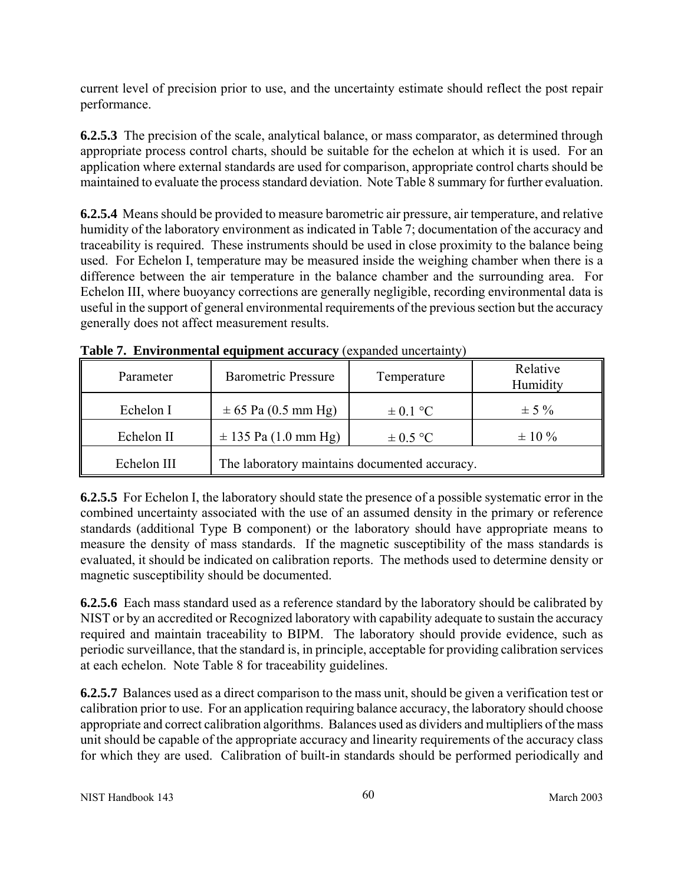current level of precision prior to use, and the uncertainty estimate should reflect the post repair performance.

**6.2.5.3** The precision of the scale, analytical balance, or mass comparator, as determined through appropriate process control charts, should be suitable for the echelon at which it is used. For an application where external standards are used for comparison, appropriate control charts should be maintained to evaluate the process standard deviation. Note Table 8 summary for further evaluation.

**6.2.5.4** Means should be provided to measure barometric air pressure, air temperature, and relative humidity of the laboratory environment as indicated in Table 7; documentation of the accuracy and traceability is required. These instruments should be used in close proximity to the balance being used. For Echelon I, temperature may be measured inside the weighing chamber when there is a difference between the air temperature in the balance chamber and the surrounding area. For Echelon III, where buoyancy corrections are generally negligible, recording environmental data is useful in the support of general environmental requirements of the previous section but the accuracy generally does not affect measurement results.

**Table 7. Environmental equipment accuracy** (expanded uncertainty)

| Parameter | Barometric Pressure | Temperature | Relative Humidity |
|---|---|---|---|
| Echelon I | ± 65 Pa (0.5 mm Hg) | ± 0.1 °C | ± 5 % |
| Echelon II | ± 135 Pa (1.0 mm Hg) | ± 0.5 °C | ± 10 % |
| Echelon III | The laboratory maintains documented accuracy. | | |

**6.2.5.5** For Echelon I, the laboratory should state the presence of a possible systematic error in the combined uncertainty associated with the use of an assumed density in the primary or reference standards (additional Type B component) or the laboratory should have appropriate means to measure the density of mass standards. If the magnetic susceptibility of the mass standards is evaluated, it should be indicated on calibration reports. The methods used to determine density or magnetic susceptibility should be documented.

**6.2.5.6** Each mass standard used as a reference standard by the laboratory should be calibrated by NIST or by an accredited or Recognized laboratory with capability adequate to sustain the accuracy required and maintain traceability to BIPM. The laboratory should provide evidence, such as periodic surveillance, that the standard is, in principle, acceptable for providing calibration services at each echelon. Note Table 8 for traceability guidelines.

**6.2.5.7** Balances used as a direct comparison to the mass unit, should be given a verification test or calibration prior to use. For an application requiring balance accuracy, the laboratory should choose appropriate and correct calibration algorithms. Balances used as dividers and multipliers of the mass unit should be capable of the appropriate accuracy and linearity requirements of the accuracy class for which they are used. Calibration of built-in standards should be performed periodically and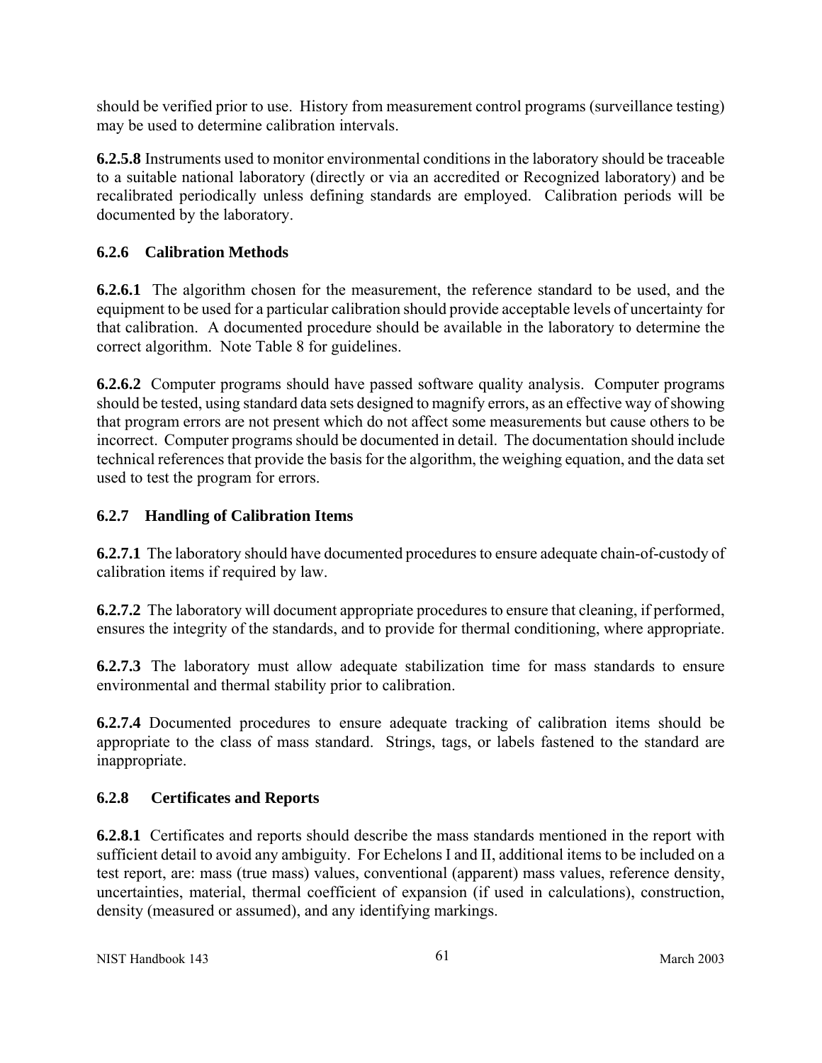should be verified prior to use. History from measurement control programs (surveillance testing) may be used to determine calibration intervals.

**6.2.5.8** Instruments used to monitor environmental conditions in the laboratory should be traceable to a suitable national laboratory (directly or via an accredited or Recognized laboratory) and be recalibrated periodically unless defining standards are employed. Calibration periods will be documented by the laboratory.

### 6.2.6 Calibration Methods

**6.2.6.1** The algorithm chosen for the measurement, the reference standard to be used, and the equipment to be used for a particular calibration should provide acceptable levels of uncertainty for that calibration. A documented procedure should be available in the laboratory to determine the correct algorithm. Note Table 8 for guidelines.

**6.2.6.2** Computer programs should have passed software quality analysis. Computer programs should be tested, using standard data sets designed to magnify errors, as an effective way of showing that program errors are not present which do not affect some measurements but cause others to be incorrect. Computer programs should be documented in detail. The documentation should include technical references that provide the basis for the algorithm, the weighing equation, and the data set used to test the program for errors.

### 6.2.7 Handling of Calibration Items

**6.2.7.1** The laboratory should have documented procedures to ensure adequate chain-of-custody of calibration items if required by law.

**6.2.7.2** The laboratory will document appropriate procedures to ensure that cleaning, if performed, ensures the integrity of the standards, and to provide for thermal conditioning, where appropriate.

**6.2.7.3** The laboratory must allow adequate stabilization time for mass standards to ensure environmental and thermal stability prior to calibration.

**6.2.7.4** Documented procedures to ensure adequate tracking of calibration items should be appropriate to the class of mass standard. Strings, tags, or labels fastened to the standard are inappropriate.

### 6.2.8 Certificates and Reports

**6.2.8.1** Certificates and reports should describe the mass standards mentioned in the report with sufficient detail to avoid any ambiguity. For Echelons I and II, additional items to be included on a test report, are: mass (true mass) values, conventional (apparent) mass values, reference density, uncertainties, material, thermal coefficient of expansion (if used in calculations), construction, density (measured or assumed), and any identifying markings.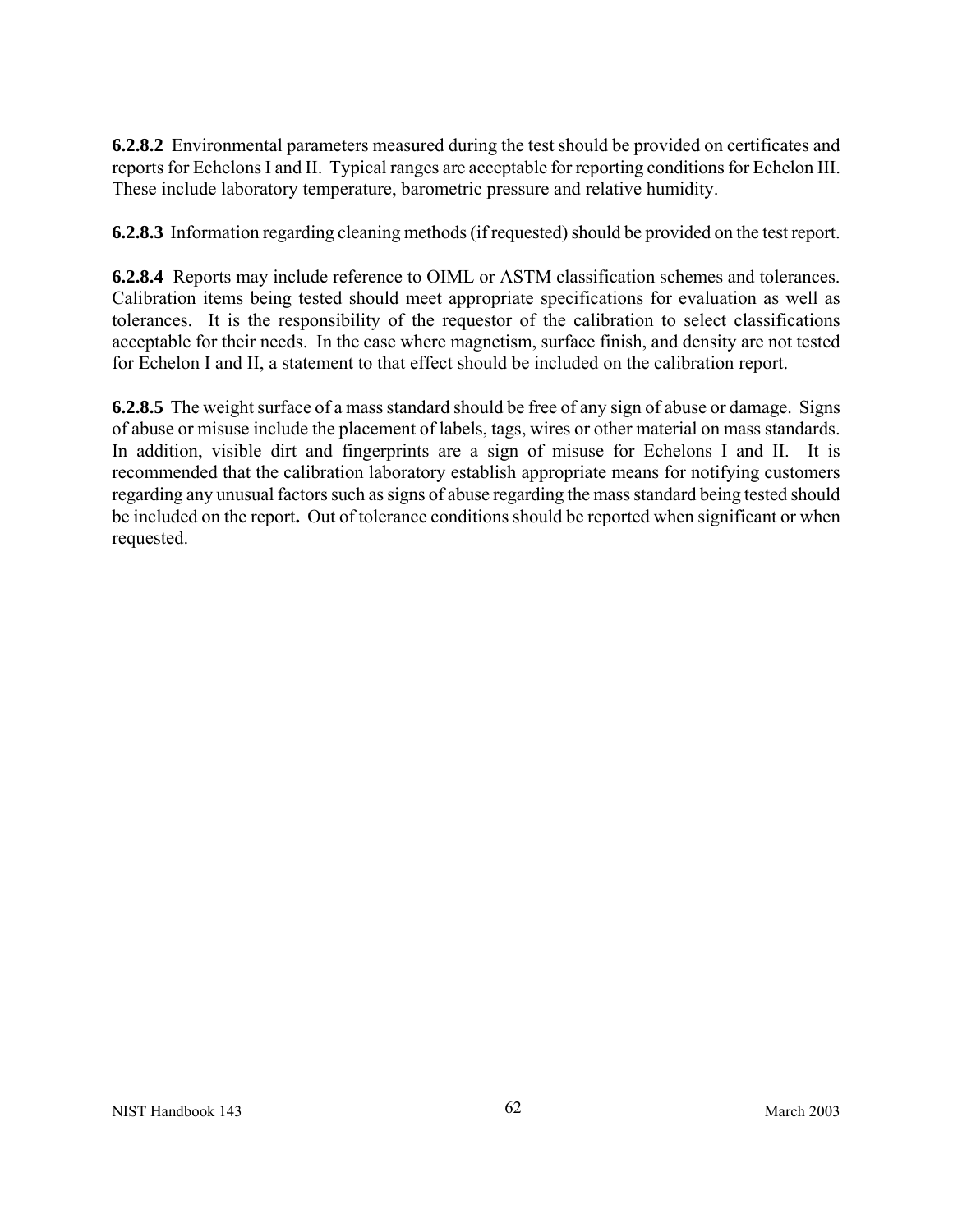**6.2.8.2** Environmental parameters measured during the test should be provided on certificates and reports for Echelons I and II. Typical ranges are acceptable for reporting conditions for Echelon III. These include laboratory temperature, barometric pressure and relative humidity.

**6.2.8.3** Information regarding cleaning methods (if requested) should be provided on the test report.

**6.2.8.4** Reports may include reference to OIML or ASTM classification schemes and tolerances. Calibration items being tested should meet appropriate specifications for evaluation as well as tolerances. It is the responsibility of the requestor of the calibration to select classifications acceptable for their needs. In the case where magnetism, surface finish, and density are not tested for Echelon I and II, a statement to that effect should be included on the calibration report.

**6.2.8.5** The weight surface of a mass standard should be free of any sign of abuse or damage. Signs of abuse or misuse include the placement of labels, tags, wires or other material on mass standards. In addition, visible dirt and fingerprints are a sign of misuse for Echelons I and II. It is recommended that the calibration laboratory establish appropriate means for notifying customers regarding any unusual factors such as signs of abuse regarding the mass standard being tested should be included on the report**.** Out of tolerance conditions should be reported when significant or when requested.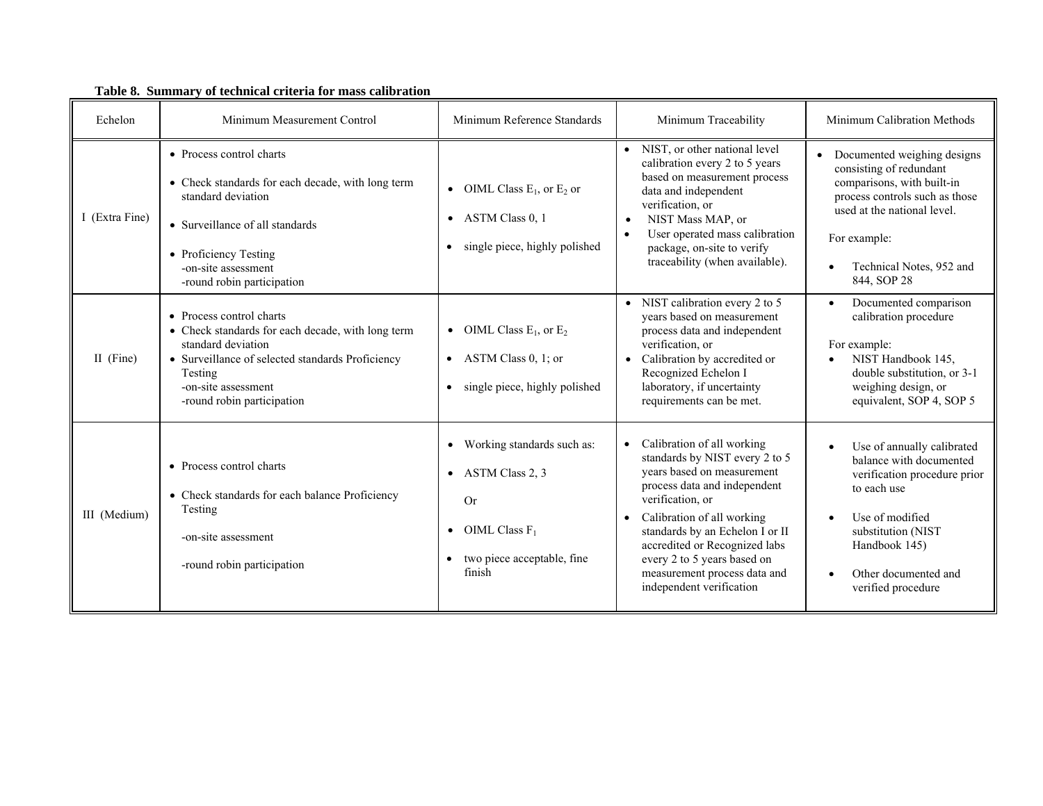**Table 8. Summary of technical criteria for mass calibration**

| Echelon | Minimum Measurement Control | Minimum Reference Standards | Minimum Traceability | Minimum Calibration Methods |
|---|---|---|---|---|
| I (Extra Fine) | • Process control charts<br>• Check standards for each decade, with long term standard deviation<br>• Surveillance of all standards<br>• Proficiency Testing<br>-on-site assessment<br>-round robin participation | • OIML Class $E_1$, or $E_2$ or<br>• ASTM Class 0, 1<br>• single piece, highly polished | • NIST, or other national level calibration every 2 to 5 years based on measurement process data and independent verification, or<br>• NIST Mass MAP, or<br>• User operated mass calibration package, on-site to verify traceability (when available). | • Documented weighing designs consisting of redundant comparisons, with built-in process controls such as those used at the national level.<br>For example:<br>• Technical Notes, 952 and 844, SOP 28 |
| II (Fine) | • Process control charts<br>• Check standards for each decade, with long term standard deviation<br>• Surveillance of selected standards Proficiency Testing<br>-on-site assessment<br>-round robin participation | • OIML Class $E_1$, or $E_2$<br>• ASTM Class 0, 1; or<br>• single piece, highly polished | • NIST calibration every 2 to 5 years based on measurement process data and independent verification, or<br>• Calibration by accredited or Recognized Echelon I laboratory, if uncertainty requirements can be met. | • Documented comparison calibration procedure<br>For example:<br>• NIST Handbook 145, double substitution, or 3-1 weighing design, or equivalent, SOP 4, SOP 5 |
| III (Medium) | • Process control charts<br>• Check standards for each balance Proficiency Testing<br>-on-site assessment<br>-round robin participation | • Working standards such as:<br>• ASTM Class 2, 3<br>Or<br>• OIML Class $F_1$<br>• two piece acceptable, fine finish | • Calibration of all working standards by NIST every 2 to 5 years based on measurement process data and independent verification, or<br>• Calibration of all working standards by an Echelon I or II accredited or Recognized labs every 2 to 5 years based on measurement process data and independent verification | • Use of annually calibrated balance with documented verification procedure prior to each use<br>• Use of modified substitution (NIST Handbook 145)<br>• Other documented and verified procedure |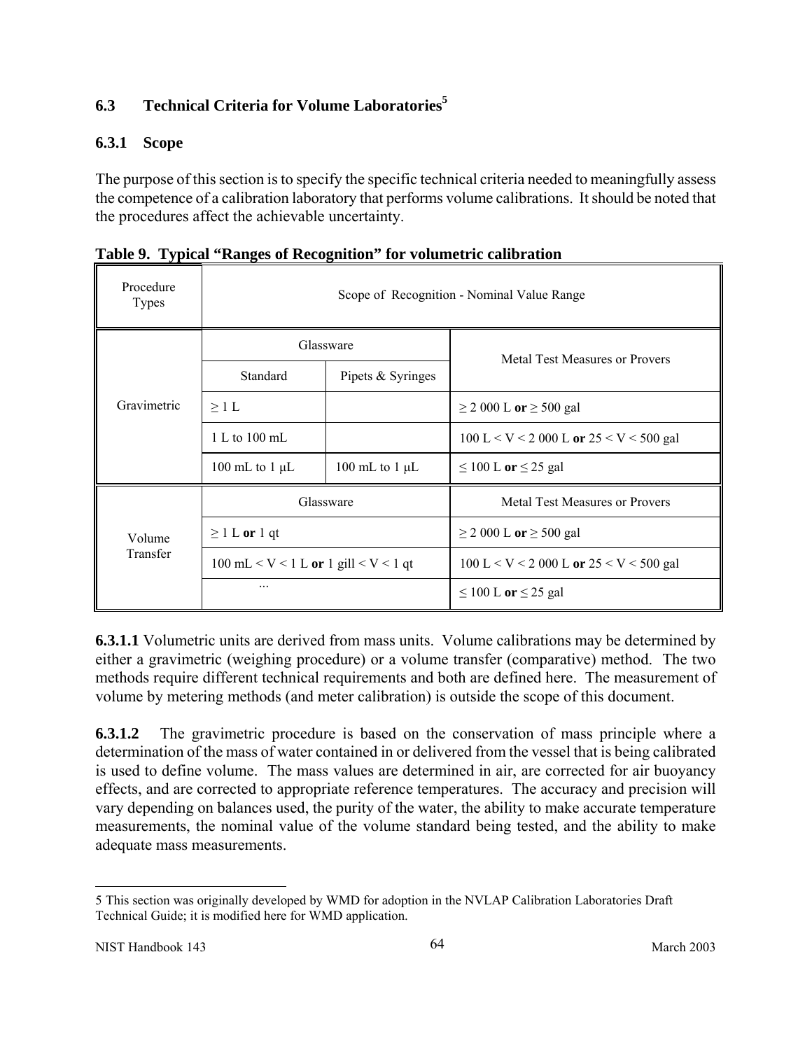## 6.3 Technical Criteria for Volume Laboratories[5]

### 6.3.1 Scope

The purpose of this section is to specify the specific technical criteria needed to meaningfully assess the competence of a calibration laboratory that performs volume calibrations. It should be noted that the procedures affect the achievable uncertainty.

**Table 9. Typical "Ranges of Recognition" for volumetric calibration**

| Procedure Types | Scope of Recognition - Nominal Value Range | | |
|---|---|---|---|
| Gravimetric | Glassware | | Metal Test Measures or Provers |
| | Standard | Pipets & Syringes | |
| | ≥ 1 L | | ≥ 2 000 L **or** ≥ 500 gal |
| | 1 L to 100 mL | | 100 L < V < 2 000 L **or** 25 < V < 500 gal |
| | 100 mL to 1 μL | 100 mL to 1 μL | ≤ 100 L **or** ≤ 25 gal |
| Volume Transfer | Glassware | | Metal Test Measures or Provers |
| | ≥ 1 L **or** 1 qt | | ≥ 2 000 L **or** ≥ 500 gal |
| | 100 mL < V < 1 L **or** 1 gill < V < 1 qt | | 100 L < V < 2 000 L **or** 25 < V < 500 gal |
| | ... | | ≤ 100 L **or** ≤ 25 gal |

**6.3.1.1** Volumetric units are derived from mass units. Volume calibrations may be determined by either a gravimetric (weighing procedure) or a volume transfer (comparative) method. The two methods require different technical requirements and both are defined here. The measurement of volume by metering methods (and meter calibration) is outside the scope of this document.

**6.3.1.2** The gravimetric procedure is based on the conservation of mass principle where a determination of the mass of water contained in or delivered from the vessel that is being calibrated is used to define volume. The mass values are determined in air, are corrected for air buoyancy effects, and are corrected to appropriate reference temperatures. The accuracy and precision will vary depending on balances used, the purity of the water, the ability to make accurate temperature measurements, the nominal value of the volume standard being tested, and the ability to make adequate mass measurements.

---

5 This section was originally developed by WMD for adoption in the NVLAP Calibration Laboratories Draft Technical Guide; it is modified here for WMD application.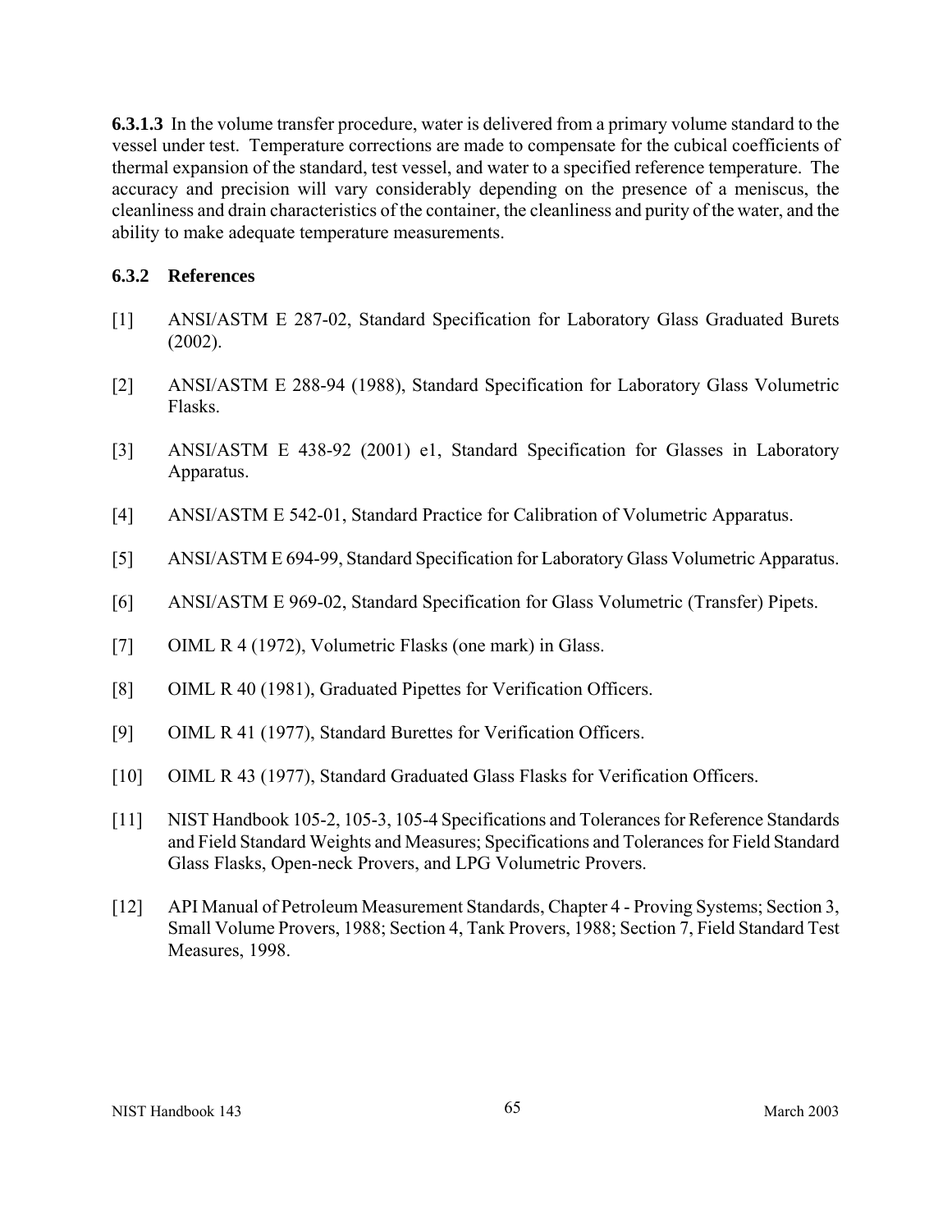**6.3.1.3** In the volume transfer procedure, water is delivered from a primary volume standard to the vessel under test. Temperature corrections are made to compensate for the cubical coefficients of thermal expansion of the standard, test vessel, and water to a specified reference temperature. The accuracy and precision will vary considerably depending on the presence of a meniscus, the cleanliness and drain characteristics of the container, the cleanliness and purity of the water, and the ability to make adequate temperature measurements.

### 6.3.2 References

[1] ANSI/ASTM E 287-02, Standard Specification for Laboratory Glass Graduated Burets (2002).

[2] ANSI/ASTM E 288-94 (1988), Standard Specification for Laboratory Glass Volumetric Flasks.

[3] ANSI/ASTM E 438-92 (2001) e1, Standard Specification for Glasses in Laboratory Apparatus.

[4] ANSI/ASTM E 542-01, Standard Practice for Calibration of Volumetric Apparatus.

[5] ANSI/ASTM E 694-99, Standard Specification for Laboratory Glass Volumetric Apparatus.

[6] ANSI/ASTM E 969-02, Standard Specification for Glass Volumetric (Transfer) Pipets.

[7] OIML R 4 (1972), Volumetric Flasks (one mark) in Glass.

[8] OIML R 40 (1981), Graduated Pipettes for Verification Officers.

[9] OIML R 41 (1977), Standard Burettes for Verification Officers.

[10] OIML R 43 (1977), Standard Graduated Glass Flasks for Verification Officers.

[11] NIST Handbook 105-2, 105-3, 105-4 Specifications and Tolerances for Reference Standards and Field Standard Weights and Measures; Specifications and Tolerances for Field Standard Glass Flasks, Open-neck Provers, and LPG Volumetric Provers.

[12] API Manual of Petroleum Measurement Standards, Chapter 4 - Proving Systems; Section 3, Small Volume Provers, 1988; Section 4, Tank Provers, 1988; Section 7, Field Standard Test Measures, 1998.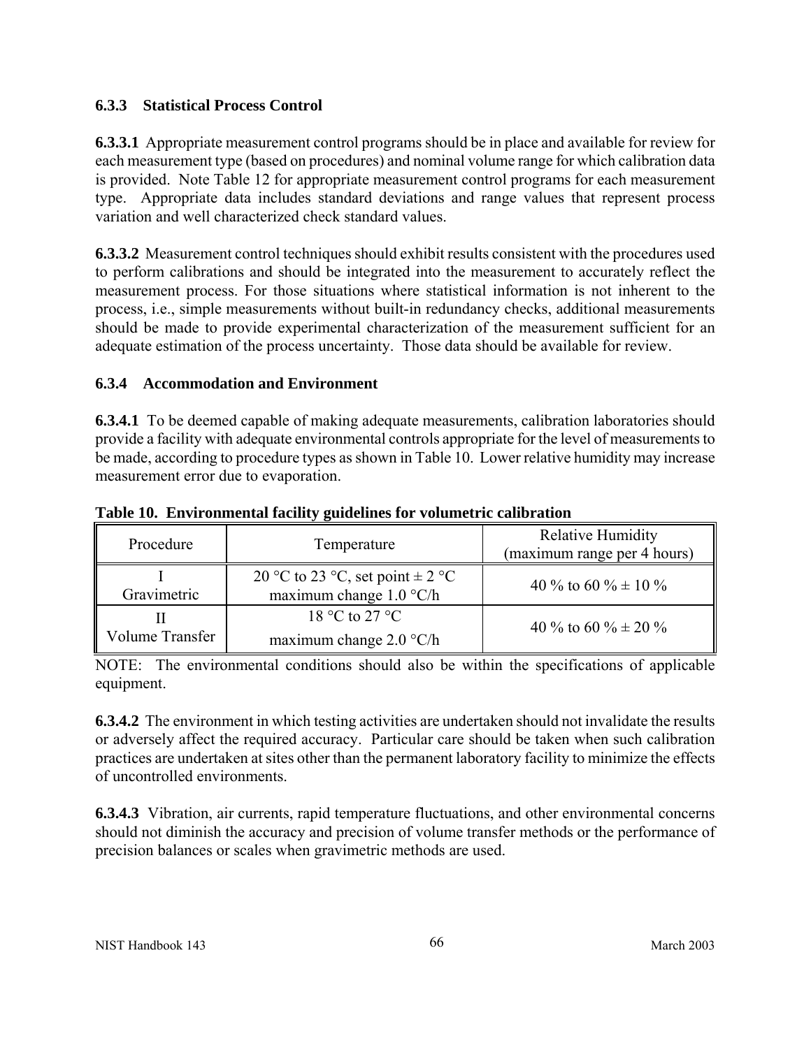### 6.3.3 Statistical Process Control

**6.3.3.1** Appropriate measurement control programs should be in place and available for review for each measurement type (based on procedures) and nominal volume range for which calibration data is provided. Note Table 12 for appropriate measurement control programs for each measurement type. Appropriate data includes standard deviations and range values that represent process variation and well characterized check standard values.

**6.3.3.2** Measurement control techniques should exhibit results consistent with the procedures used to perform calibrations and should be integrated into the measurement to accurately reflect the measurement process. For those situations where statistical information is not inherent to the process, i.e., simple measurements without built-in redundancy checks, additional measurements should be made to provide experimental characterization of the measurement sufficient for an adequate estimation of the process uncertainty. Those data should be available for review.

### 6.3.4 Accommodation and Environment

**6.3.4.1** To be deemed capable of making adequate measurements, calibration laboratories should provide a facility with adequate environmental controls appropriate for the level of measurements to be made, according to procedure types as shown in Table 10. Lower relative humidity may increase measurement error due to evaporation.

**Table 10. Environmental facility guidelines for volumetric calibration**

| Procedure | Temperature | Relative Humidity (maximum range per 4 hours) |
|---|---|---|
| I Gravimetric | 20 °C to 23 °C, set point ± 2 °C maximum change 1.0 °C/h | 40 % to 60 % ± 10 % |
| II Volume Transfer | 18 °C to 27 °C maximum change 2.0 °C/h | 40 % to 60 % ± 20 % |

NOTE: The environmental conditions should also be within the specifications of applicable equipment.

**6.3.4.2** The environment in which testing activities are undertaken should not invalidate the results or adversely affect the required accuracy. Particular care should be taken when such calibration practices are undertaken at sites other than the permanent laboratory facility to minimize the effects of uncontrolled environments.

**6.3.4.3** Vibration, air currents, rapid temperature fluctuations, and other environmental concerns should not diminish the accuracy and precision of volume transfer methods or the performance of precision balances or scales when gravimetric methods are used.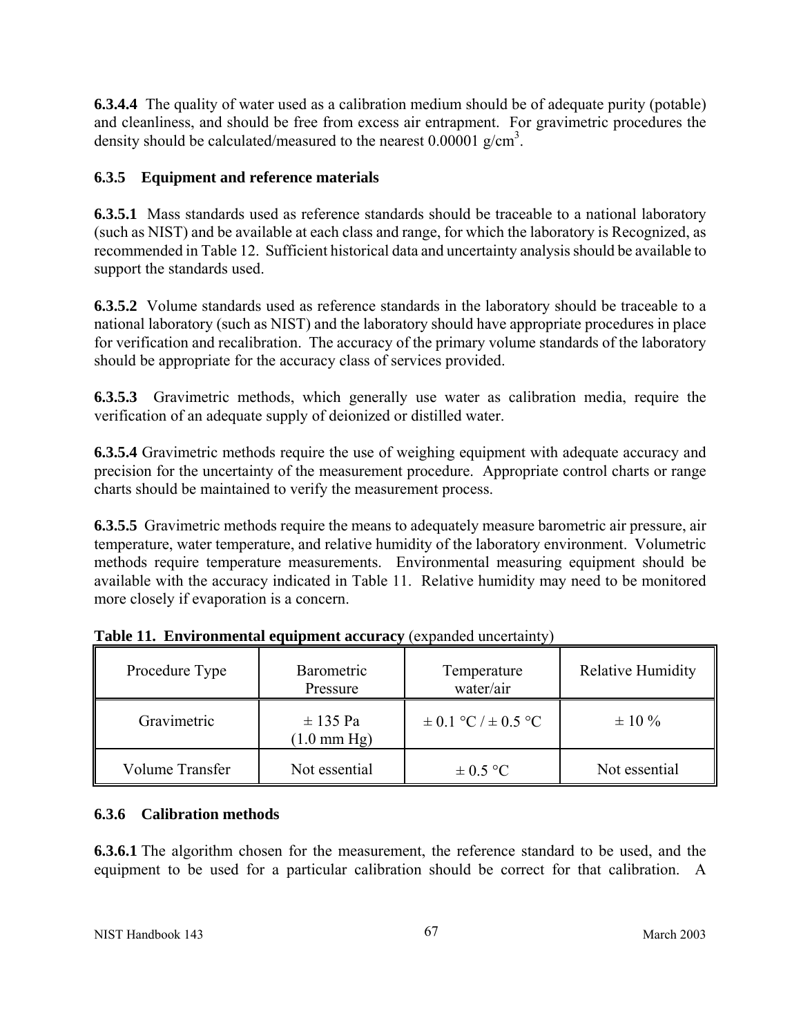**6.3.4.4** The quality of water used as a calibration medium should be of adequate purity (potable) and cleanliness, and should be free from excess air entrapment. For gravimetric procedures the density should be calculated/measured to the nearest 0.00001 g/cm$^3$.

### 6.3.5 Equipment and reference materials

**6.3.5.1** Mass standards used as reference standards should be traceable to a national laboratory (such as NIST) and be available at each class and range, for which the laboratory is Recognized, as recommended in Table 12. Sufficient historical data and uncertainty analysis should be available to support the standards used.

**6.3.5.2** Volume standards used as reference standards in the laboratory should be traceable to a national laboratory (such as NIST) and the laboratory should have appropriate procedures in place for verification and recalibration. The accuracy of the primary volume standards of the laboratory should be appropriate for the accuracy class of services provided.

**6.3.5.3** Gravimetric methods, which generally use water as calibration media, require the verification of an adequate supply of deionized or distilled water.

**6.3.5.4** Gravimetric methods require the use of weighing equipment with adequate accuracy and precision for the uncertainty of the measurement procedure. Appropriate control charts or range charts should be maintained to verify the measurement process.

**6.3.5.5** Gravimetric methods require the means to adequately measure barometric air pressure, air temperature, water temperature, and relative humidity of the laboratory environment. Volumetric methods require temperature measurements. Environmental measuring equipment should be available with the accuracy indicated in Table 11. Relative humidity may need to be monitored more closely if evaporation is a concern.

**Table 11. Environmental equipment accuracy** (expanded uncertainty)

| Procedure Type | Barometric Pressure | Temperature water/air | Relative Humidity |
|---|---|---|---|
| Gravimetric | ± 135 Pa (1.0 mm Hg) | ± 0.1 °C / ± 0.5 °C | ± 10 % |
| Volume Transfer | Not essential | ± 0.5 °C | Not essential |

### 6.3.6 Calibration methods

**6.3.6.1** The algorithm chosen for the measurement, the reference standard to be used, and the equipment to be used for a particular calibration should be correct for that calibration. A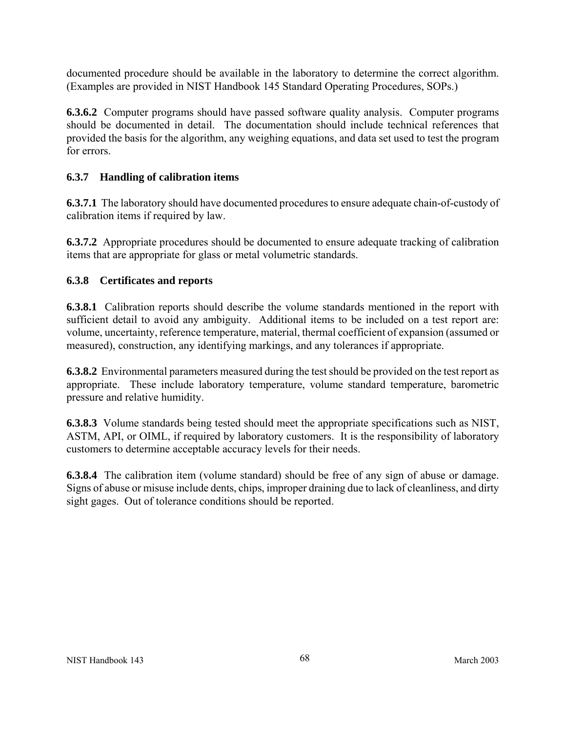documented procedure should be available in the laboratory to determine the correct algorithm. (Examples are provided in NIST Handbook 145 Standard Operating Procedures, SOPs.)

**6.3.6.2** Computer programs should have passed software quality analysis. Computer programs should be documented in detail. The documentation should include technical references that provided the basis for the algorithm, any weighing equations, and data set used to test the program for errors.

### 6.3.7 Handling of calibration items

**6.3.7.1** The laboratory should have documented procedures to ensure adequate chain-of-custody of calibration items if required by law.

**6.3.7.2** Appropriate procedures should be documented to ensure adequate tracking of calibration items that are appropriate for glass or metal volumetric standards.

### 6.3.8 Certificates and reports

**6.3.8.1** Calibration reports should describe the volume standards mentioned in the report with sufficient detail to avoid any ambiguity. Additional items to be included on a test report are: volume, uncertainty, reference temperature, material, thermal coefficient of expansion (assumed or measured), construction, any identifying markings, and any tolerances if appropriate.

**6.3.8.2** Environmental parameters measured during the test should be provided on the test report as appropriate. These include laboratory temperature, volume standard temperature, barometric pressure and relative humidity.

**6.3.8.3** Volume standards being tested should meet the appropriate specifications such as NIST, ASTM, API, or OIML, if required by laboratory customers. It is the responsibility of laboratory customers to determine acceptable accuracy levels for their needs.

**6.3.8.4** The calibration item (volume standard) should be free of any sign of abuse or damage. Signs of abuse or misuse include dents, chips, improper draining due to lack of cleanliness, and dirty sight gages. Out of tolerance conditions should be reported.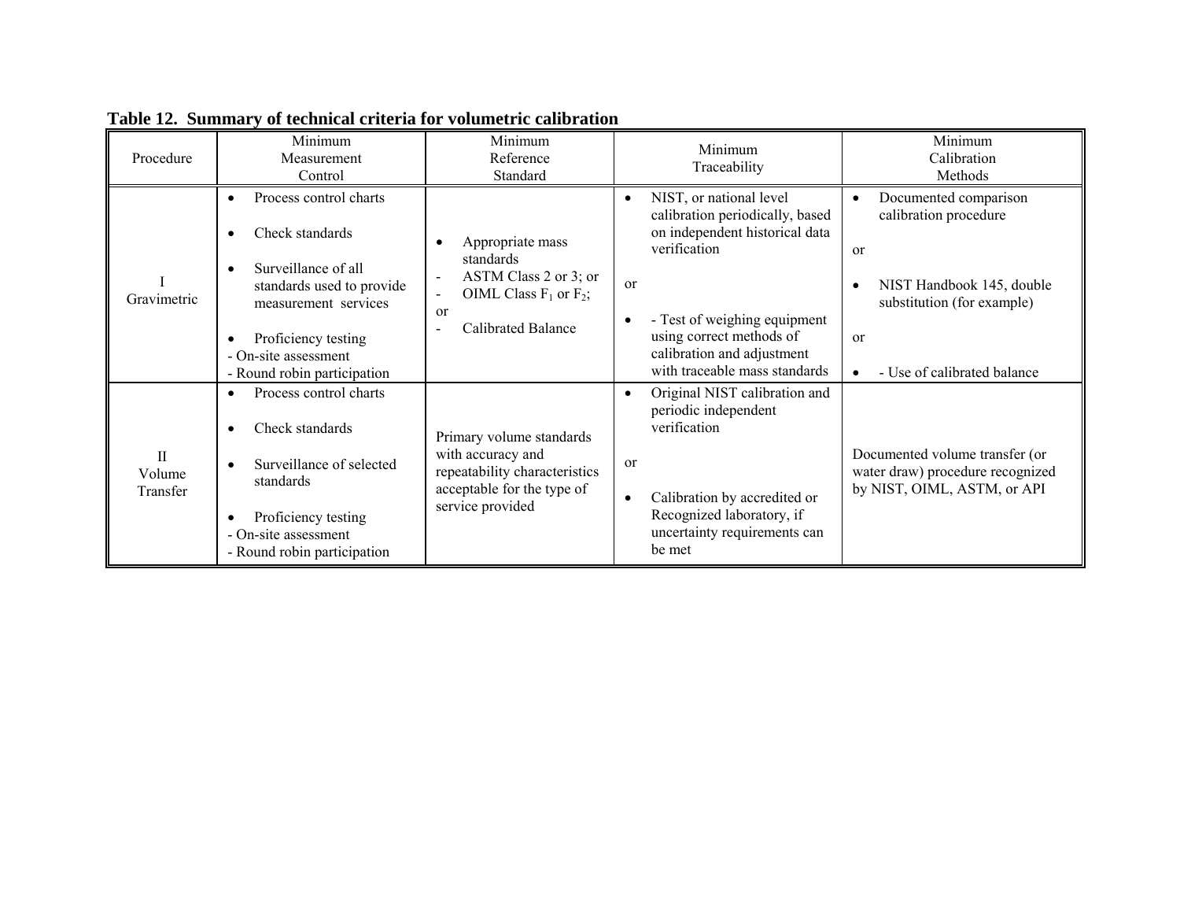**Table 12. Summary of technical criteria for volumetric calibration**

| Procedure | Minimum Measurement Control | Minimum Reference Standard | Minimum Traceability | Minimum Calibration Methods |
|---|---|---|---|---|
| I Gravimetric | • Process control charts<br>• Check standards<br>• Surveillance of all standards used to provide measurement services<br>• Proficiency testing<br>- On-site assessment<br>- Round robin participation | • Appropriate mass standards<br>- ASTM Class 2 or 3; or<br>- OIML Class $F_1$ or $F_2$;<br>or<br>- Calibrated Balance | • NIST, or national level calibration periodically, based on independent historical data verification<br>or<br>• - Test of weighing equipment using correct methods of calibration and adjustment with traceable mass standards | • Documented comparison calibration procedure<br>or<br>• NIST Handbook 145, double substitution (for example)<br>or<br>• - Use of calibrated balance |
| II Volume Transfer | • Process control charts<br>• Check standards<br>• Surveillance of selected standards<br>• Proficiency testing<br>- On-site assessment<br>- Round robin participation | Primary volume standards with accuracy and repeatability characteristics acceptable for the type of service provided | • Original NIST calibration and periodic independent verification<br>or<br>• Calibration by accredited or Recognized laboratory, if uncertainty requirements can be met | Documented volume transfer (or water draw) procedure recognized by NIST, OIML, ASTM, or API |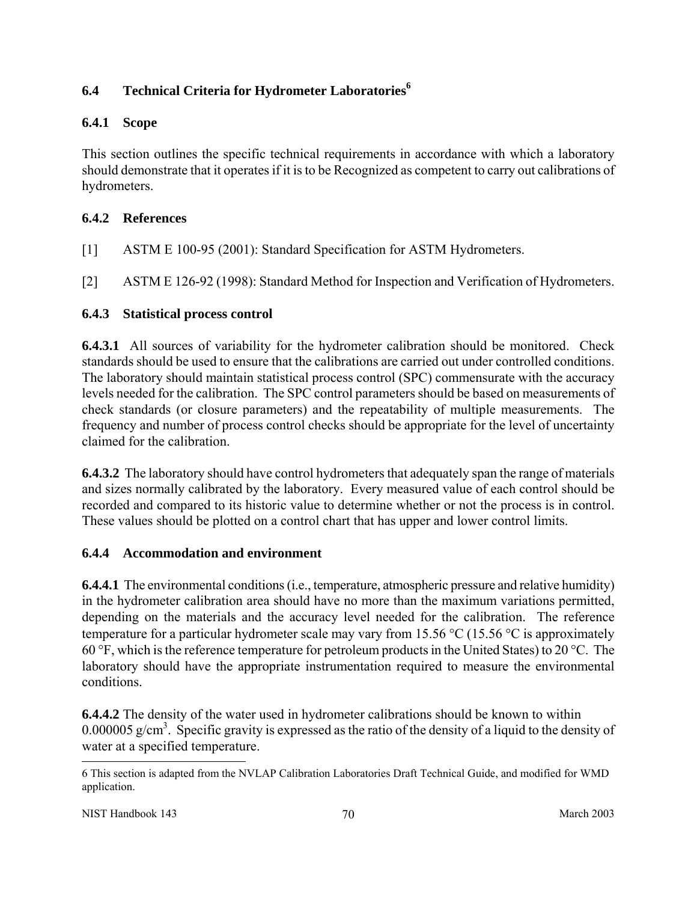## 6.4 Technical Criteria for Hydrometer Laboratories[6]

### 6.4.1 Scope

This section outlines the specific technical requirements in accordance with which a laboratory should demonstrate that it operates if it is to be Recognized as competent to carry out calibrations of hydrometers.

### 6.4.2 References

[1] ASTM E 100-95 (2001): Standard Specification for ASTM Hydrometers.

[2] ASTM E 126-92 (1998): Standard Method for Inspection and Verification of Hydrometers.

### 6.4.3 Statistical process control

**6.4.3.1** All sources of variability for the hydrometer calibration should be monitored. Check standards should be used to ensure that the calibrations are carried out under controlled conditions. The laboratory should maintain statistical process control (SPC) commensurate with the accuracy levels needed for the calibration. The SPC control parameters should be based on measurements of check standards (or closure parameters) and the repeatability of multiple measurements. The frequency and number of process control checks should be appropriate for the level of uncertainty claimed for the calibration.

**6.4.3.2** The laboratory should have control hydrometers that adequately span the range of materials and sizes normally calibrated by the laboratory. Every measured value of each control should be recorded and compared to its historic value to determine whether or not the process is in control. These values should be plotted on a control chart that has upper and lower control limits.

### 6.4.4 Accommodation and environment

**6.4.4.1** The environmental conditions (i.e., temperature, atmospheric pressure and relative humidity) in the hydrometer calibration area should have no more than the maximum variations permitted, depending on the materials and the accuracy level needed for the calibration. The reference temperature for a particular hydrometer scale may vary from 15.56 °C (15.56 °C is approximately 60 °F, which is the reference temperature for petroleum products in the United States) to 20 °C. The laboratory should have the appropriate instrumentation required to measure the environmental conditions.

**6.4.4.2** The density of the water used in hydrometer calibrations should be known to within 0.000005 g/cm$^3$. Specific gravity is expressed as the ratio of the density of a liquid to the density of water at a specified temperature.

---

6 This section is adapted from the NVLAP Calibration Laboratories Draft Technical Guide, and modified for WMD application.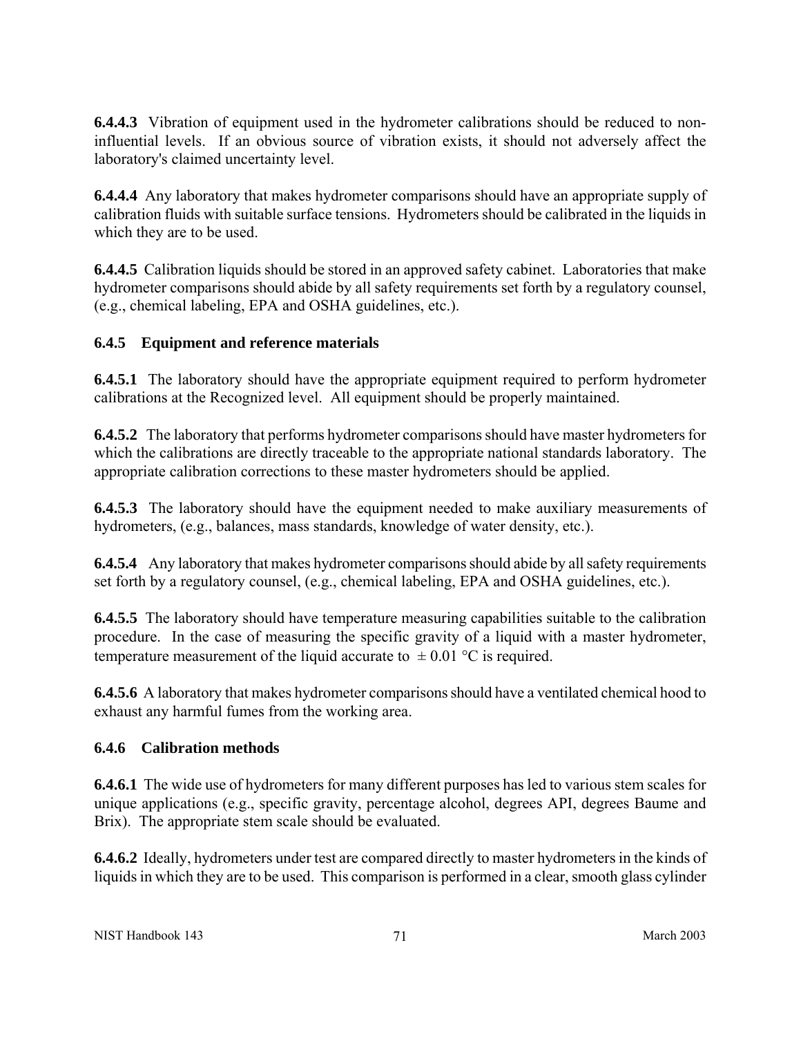**6.4.4.3** Vibration of equipment used in the hydrometer calibrations should be reduced to non-influential levels. If an obvious source of vibration exists, it should not adversely affect the laboratory's claimed uncertainty level.

**6.4.4.4** Any laboratory that makes hydrometer comparisons should have an appropriate supply of calibration fluids with suitable surface tensions. Hydrometers should be calibrated in the liquids in which they are to be used.

**6.4.4.5** Calibration liquids should be stored in an approved safety cabinet. Laboratories that make hydrometer comparisons should abide by all safety requirements set forth by a regulatory counsel, (e.g., chemical labeling, EPA and OSHA guidelines, etc.).

### 6.4.5 Equipment and reference materials

**6.4.5.1** The laboratory should have the appropriate equipment required to perform hydrometer calibrations at the Recognized level. All equipment should be properly maintained.

**6.4.5.2** The laboratory that performs hydrometer comparisons should have master hydrometers for which the calibrations are directly traceable to the appropriate national standards laboratory. The appropriate calibration corrections to these master hydrometers should be applied.

**6.4.5.3** The laboratory should have the equipment needed to make auxiliary measurements of hydrometers, (e.g., balances, mass standards, knowledge of water density, etc.).

**6.4.5.4** Any laboratory that makes hydrometer comparisons should abide by all safety requirements set forth by a regulatory counsel, (e.g., chemical labeling, EPA and OSHA guidelines, etc.).

**6.4.5.5** The laboratory should have temperature measuring capabilities suitable to the calibration procedure. In the case of measuring the specific gravity of a liquid with a master hydrometer, temperature measurement of the liquid accurate to $\pm 0.01$ °C is required.

**6.4.5.6** A laboratory that makes hydrometer comparisons should have a ventilated chemical hood to exhaust any harmful fumes from the working area.

### 6.4.6 Calibration methods

**6.4.6.1** The wide use of hydrometers for many different purposes has led to various stem scales for unique applications (e.g., specific gravity, percentage alcohol, degrees API, degrees Baume and Brix). The appropriate stem scale should be evaluated.

**6.4.6.2** Ideally, hydrometers under test are compared directly to master hydrometers in the kinds of liquids in which they are to be used. This comparison is performed in a clear, smooth glass cylinder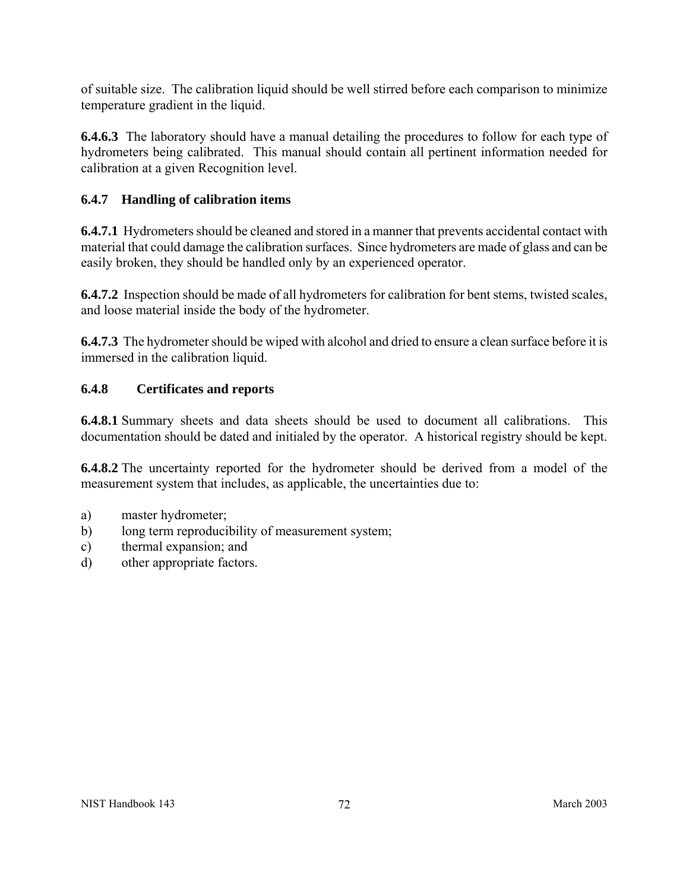of suitable size. The calibration liquid should be well stirred before each comparison to minimize temperature gradient in the liquid.

**6.4.6.3** The laboratory should have a manual detailing the procedures to follow for each type of hydrometers being calibrated. This manual should contain all pertinent information needed for calibration at a given Recognition level.

### 6.4.7 Handling of calibration items

**6.4.7.1** Hydrometers should be cleaned and stored in a manner that prevents accidental contact with material that could damage the calibration surfaces. Since hydrometers are made of glass and can be easily broken, they should be handled only by an experienced operator.

**6.4.7.2** Inspection should be made of all hydrometers for calibration for bent stems, twisted scales, and loose material inside the body of the hydrometer.

**6.4.7.3** The hydrometer should be wiped with alcohol and dried to ensure a clean surface before it is immersed in the calibration liquid.

### 6.4.8 Certificates and reports

**6.4.8.1** Summary sheets and data sheets should be used to document all calibrations. This documentation should be dated and initialed by the operator. A historical registry should be kept.

**6.4.8.2** The uncertainty reported for the hydrometer should be derived from a model of the measurement system that includes, as applicable, the uncertainties due to:

a) master hydrometer;
b) long term reproducibility of measurement system;
c) thermal expansion; and
d) other appropriate factors.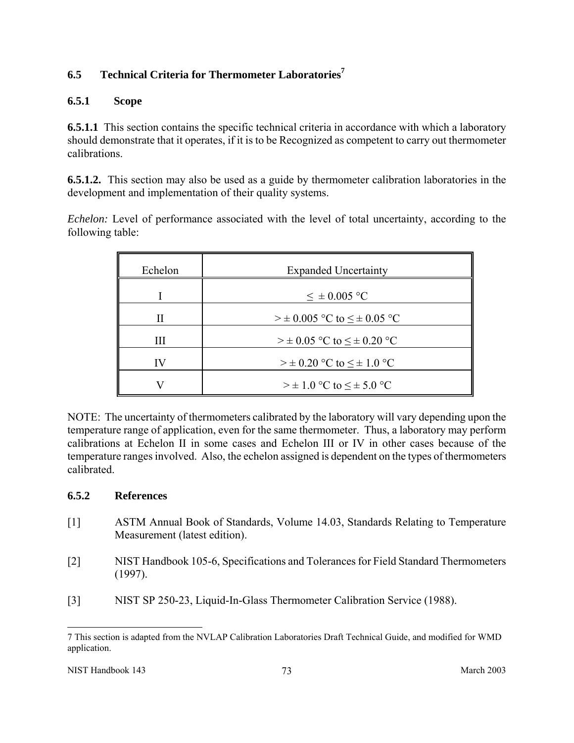## 6.5 Technical Criteria for Thermometer Laboratories[7]

### 6.5.1 Scope

**6.5.1.1** This section contains the specific technical criteria in accordance with which a laboratory should demonstrate that it operates, if it is to be Recognized as competent to carry out thermometer calibrations.

**6.5.1.2.** This section may also be used as a guide by thermometer calibration laboratories in the development and implementation of their quality systems.

*Echelon:* Level of performance associated with the level of total uncertainty, according to the following table:

| Echelon | Expanded Uncertainty |
|---|---|
| I | ≤ ± 0.005 °C |
| II | > ± 0.005 °C to ≤ ± 0.05 °C |
| III | > ± 0.05 °C to ≤ ± 0.20 °C |
| IV | > ± 0.20 °C to ≤ ± 1.0 °C |
| V | > ± 1.0 °C to ≤ ± 5.0 °C |

NOTE: The uncertainty of thermometers calibrated by the laboratory will vary depending upon the temperature range of application, even for the same thermometer. Thus, a laboratory may perform calibrations at Echelon II in some cases and Echelon III or IV in other cases because of the temperature ranges involved. Also, the echelon assigned is dependent on the types of thermometers calibrated.

### 6.5.2 References

[1] ASTM Annual Book of Standards, Volume 14.03, Standards Relating to Temperature Measurement (latest edition).

[2] NIST Handbook 105-6, Specifications and Tolerances for Field Standard Thermometers (1997).

[3] NIST SP 250-23, Liquid-In-Glass Thermometer Calibration Service (1988).

---

7 This section is adapted from the NVLAP Calibration Laboratories Draft Technical Guide, and modified for WMD application.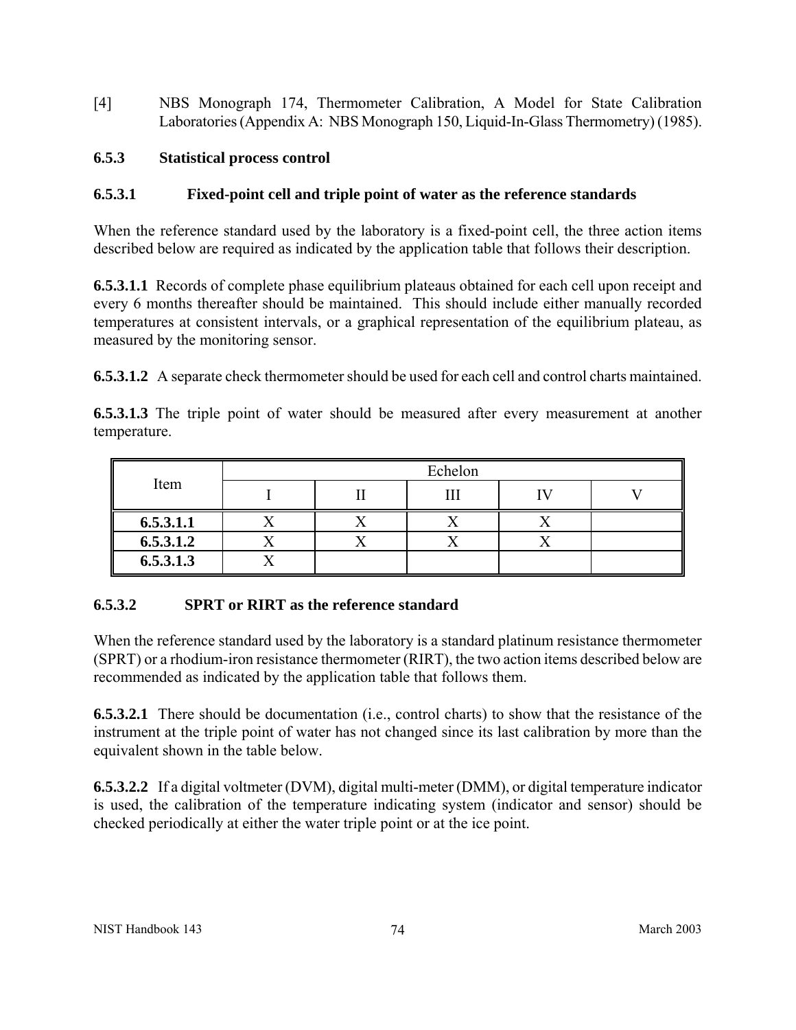[4] NBS Monograph 174, Thermometer Calibration, A Model for State Calibration Laboratories (Appendix A: NBS Monograph 150, Liquid-In-Glass Thermometry) (1985).

### 6.5.3 Statistical process control

#### 6.5.3.1 Fixed-point cell and triple point of water as the reference standards

When the reference standard used by the laboratory is a fixed-point cell, the three action items described below are required as indicated by the application table that follows their description.

**6.5.3.1.1** Records of complete phase equilibrium plateaus obtained for each cell upon receipt and every 6 months thereafter should be maintained. This should include either manually recorded temperatures at consistent intervals, or a graphical representation of the equilibrium plateau, as measured by the monitoring sensor.

**6.5.3.1.2** A separate check thermometer should be used for each cell and control charts maintained.

**6.5.3.1.3** The triple point of water should be measured after every measurement at another temperature.

| Item | Echelon | | | | |
|---|---|---|---|---|---|
| | I | II | III | IV | V |
| **6.5.3.1.1** | X | X | X | X | |
| **6.5.3.1.2** | X | X | X | X | |
| **6.5.3.1.3** | X | | | | |

#### 6.5.3.2 SPRT or RIRT as the reference standard

When the reference standard used by the laboratory is a standard platinum resistance thermometer (SPRT) or a rhodium-iron resistance thermometer (RIRT), the two action items described below are recommended as indicated by the application table that follows them.

**6.5.3.2.1** There should be documentation (i.e., control charts) to show that the resistance of the instrument at the triple point of water has not changed since its last calibration by more than the equivalent shown in the table below.

**6.5.3.2.2** If a digital voltmeter (DVM), digital multi-meter (DMM), or digital temperature indicator is used, the calibration of the temperature indicating system (indicator and sensor) should be checked periodically at either the water triple point or at the ice point.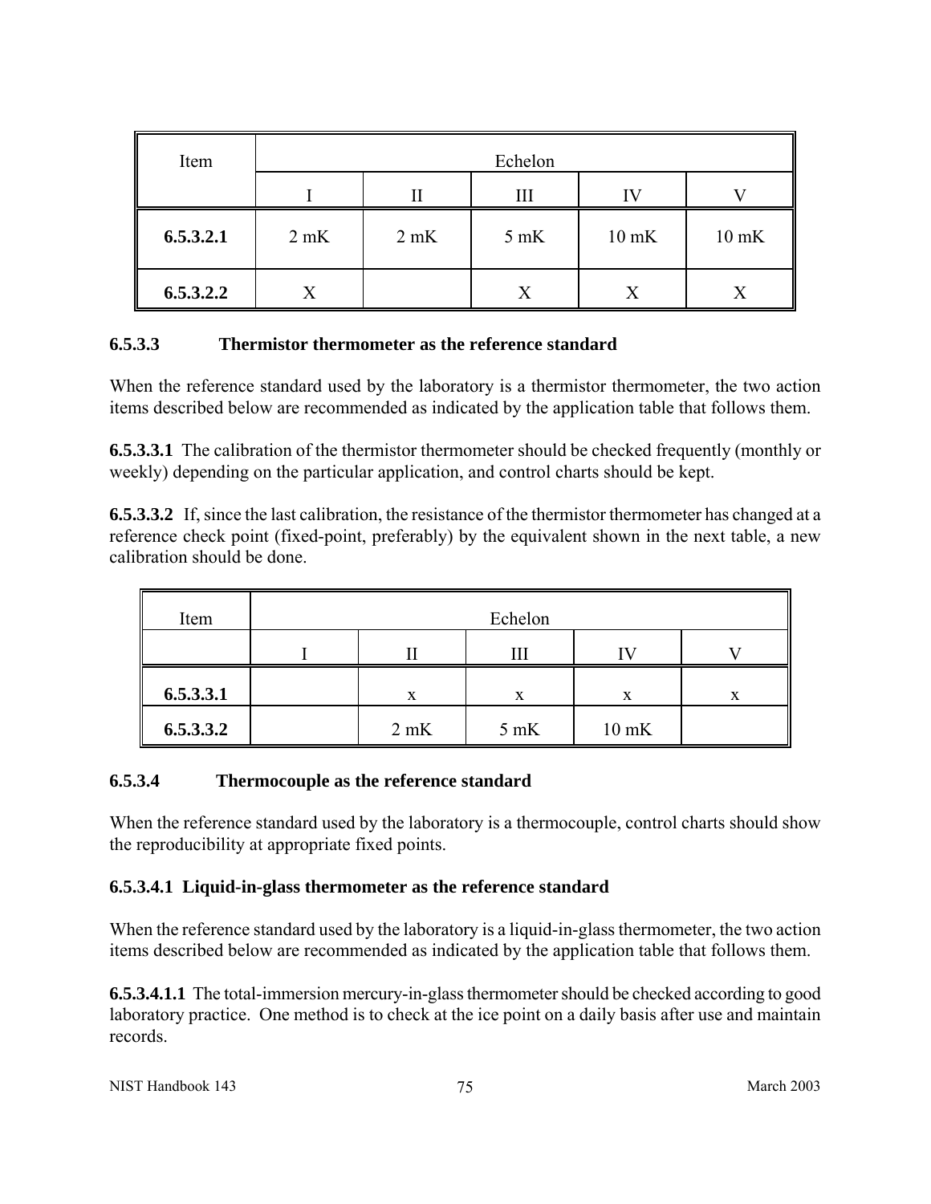| Item | Echelon | | | | |
|---|---|---|---|---|---|
| | I | II | III | IV | V |
| **6.5.3.2.1** | 2 mK | 2 mK | 5 mK | 10 mK | 10 mK |
| **6.5.3.2.2** | X | | X | X | X |

### 6.5.3.3 Thermistor thermometer as the reference standard

When the reference standard used by the laboratory is a thermistor thermometer, the two action items described below are recommended as indicated by the application table that follows them.

**6.5.3.3.1** The calibration of the thermistor thermometer should be checked frequently (monthly or weekly) depending on the particular application, and control charts should be kept.

**6.5.3.3.2** If, since the last calibration, the resistance of the thermistor thermometer has changed at a reference check point (fixed-point, preferably) by the equivalent shown in the next table, a new calibration should be done.

| Item | Echelon | | | | |
|---|---|---|---|---|---|
| | I | II | III | IV | V |
| **6.5.3.3.1** | | x | x | x | x |
| **6.5.3.3.2** | | 2 mK | 5 mK | 10 mK | |

### 6.5.3.4 Thermocouple as the reference standard

When the reference standard used by the laboratory is a thermocouple, control charts should show the reproducibility at appropriate fixed points.

#### 6.5.3.4.1 Liquid-in-glass thermometer as the reference standard

When the reference standard used by the laboratory is a liquid-in-glass thermometer, the two action items described below are recommended as indicated by the application table that follows them.

**6.5.3.4.1.1** The total-immersion mercury-in-glass thermometer should be checked according to good laboratory practice. One method is to check at the ice point on a daily basis after use and maintain records.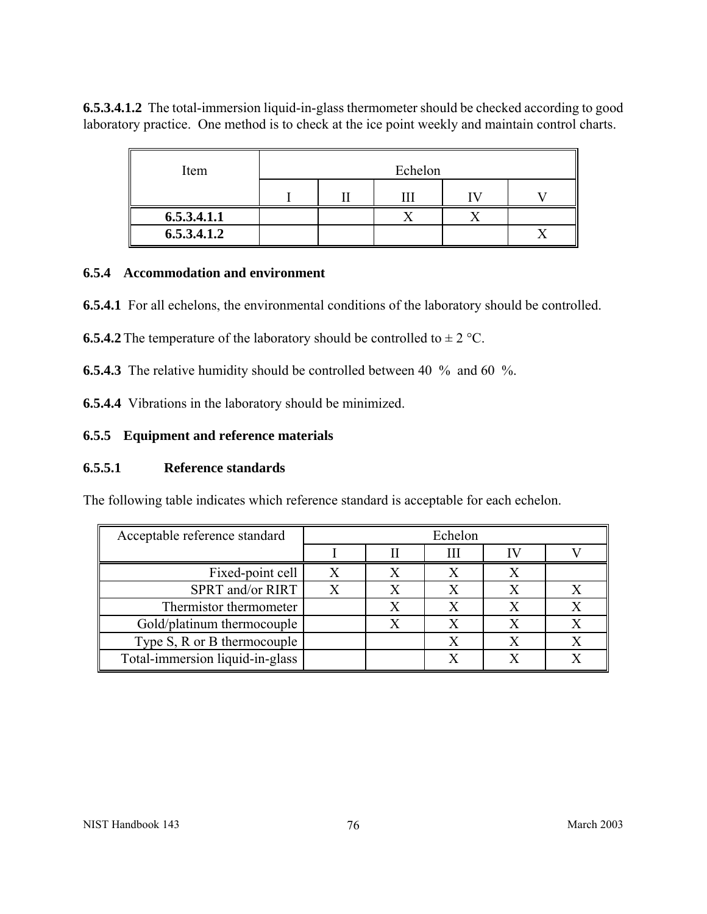**6.5.3.4.1.2** The total-immersion liquid-in-glass thermometer should be checked according to good laboratory practice. One method is to check at the ice point weekly and maintain control charts.

| Item | Echelon | | | | |
|---|---|---|---|---|---|
| | I | II | III | IV | V |
| **6.5.3.4.1.1** | | | X | X | |
| **6.5.3.4.1.2** | | | | | X |

### 6.5.4 Accommodation and environment

**6.5.4.1** For all echelons, the environmental conditions of the laboratory should be controlled.

**6.5.4.2** The temperature of the laboratory should be controlled to ± 2 °C.

**6.5.4.3** The relative humidity should be controlled between 40 % and 60 %.

**6.5.4.4** Vibrations in the laboratory should be minimized.

### 6.5.5 Equipment and reference materials

#### 6.5.5.1 Reference standards

The following table indicates which reference standard is acceptable for each echelon.

| Acceptable reference standard | Echelon | | | | |
|---|---|---|---|---|---|
| | I | II | III | IV | V |
| Fixed-point cell | X | X | X | X | |
| SPRT and/or RIRT | X | X | X | X | X |
| Thermistor thermometer | | X | X | X | X |
| Gold/platinum thermocouple | | X | X | X | X |
| Type S, R or B thermocouple | | | X | X | X |
| Total-immersion liquid-in-glass | | | X | X | X |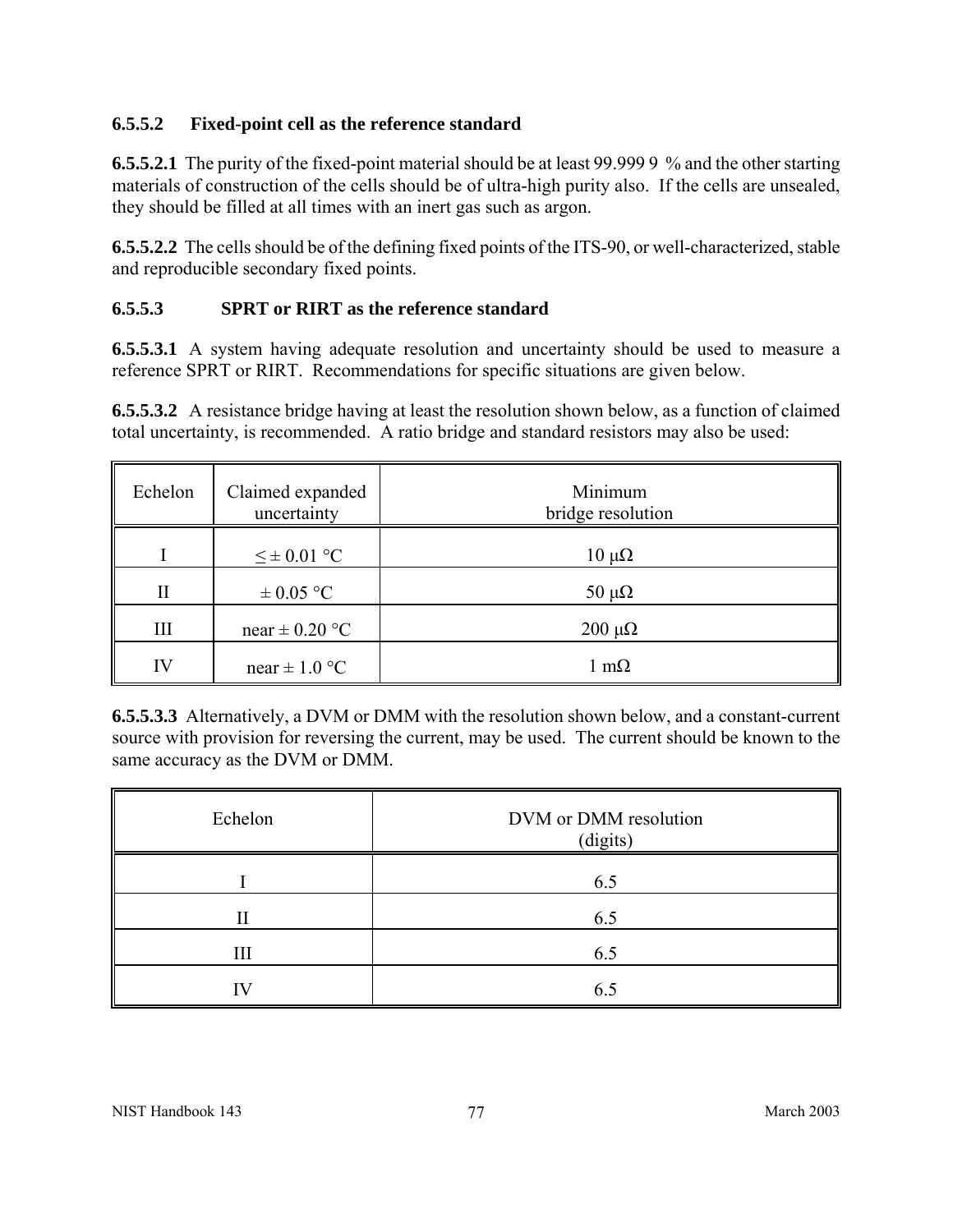#### 6.5.5.2 Fixed-point cell as the reference standard

**6.5.5.2.1** The purity of the fixed-point material should be at least 99.999 9 % and the other starting materials of construction of the cells should be of ultra-high purity also. If the cells are unsealed, they should be filled at all times with an inert gas such as argon.

**6.5.5.2.2** The cells should be of the defining fixed points of the ITS-90, or well-characterized, stable and reproducible secondary fixed points.

#### 6.5.5.3 SPRT or RIRT as the reference standard

**6.5.5.3.1** A system having adequate resolution and uncertainty should be used to measure a reference SPRT or RIRT. Recommendations for specific situations are given below.

**6.5.5.3.2** A resistance bridge having at least the resolution shown below, as a function of claimed total uncertainty, is recommended. A ratio bridge and standard resistors may also be used:

| Echelon | Claimed expanded uncertainty | Minimum bridge resolution |
|---|---|---|
| I | ≤ ± 0.01 °C | 10 μΩ |
| II | ± 0.05 °C | 50 μΩ |
| III | near ± 0.20 °C | 200 μΩ |
| IV | near ± 1.0 °C | 1 mΩ |

**6.5.5.3.3** Alternatively, a DVM or DMM with the resolution shown below, and a constant-current source with provision for reversing the current, may be used. The current should be known to the same accuracy as the DVM or DMM.

| Echelon | DVM or DMM resolution (digits) |
|---|---|
| I | 6.5 |
| II | 6.5 |
| III | 6.5 |
| IV | 6.5 |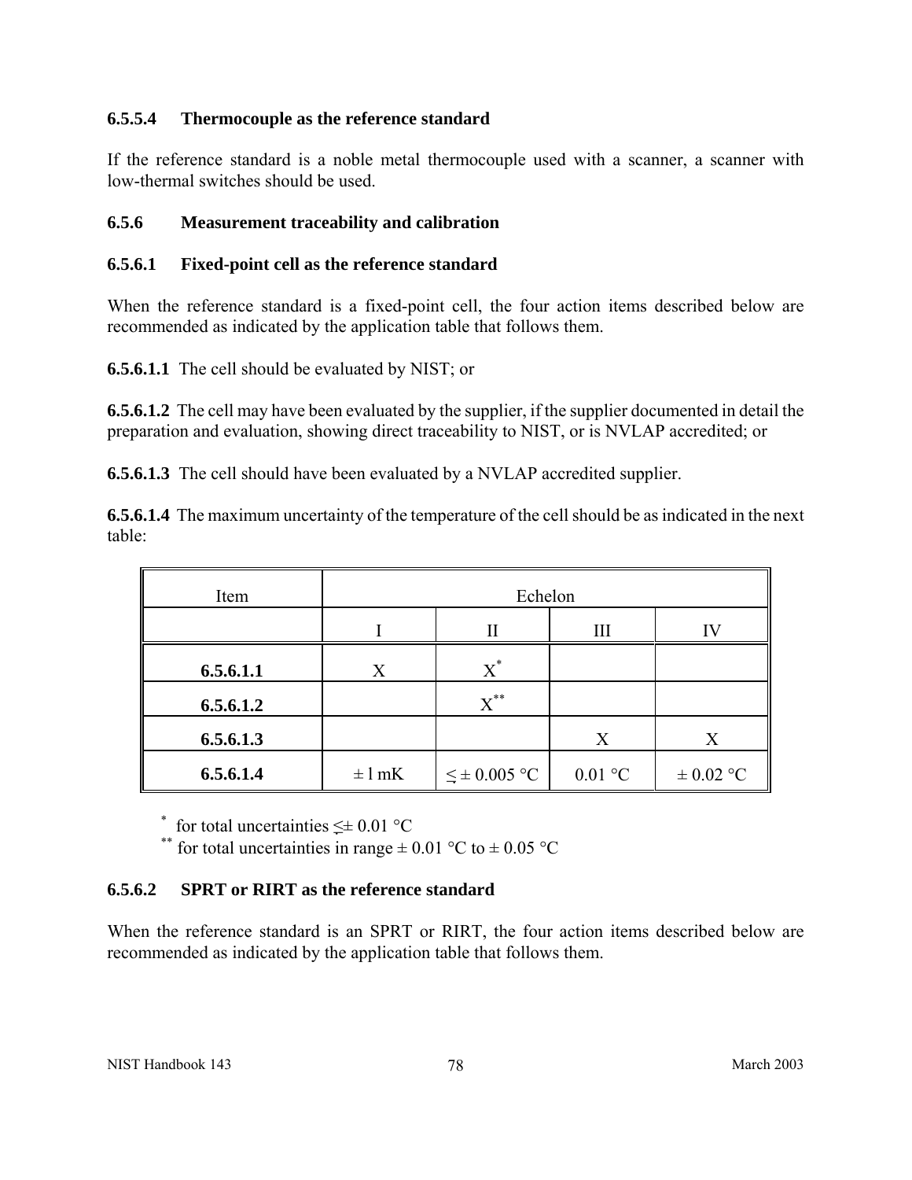#### 6.5.5.4 Thermocouple as the reference standard

If the reference standard is a noble metal thermocouple used with a scanner, a scanner with low-thermal switches should be used.

### 6.5.6 Measurement traceability and calibration

#### 6.5.6.1 Fixed-point cell as the reference standard

When the reference standard is a fixed-point cell, the four action items described below are recommended as indicated by the application table that follows them.

**6.5.6.1.1** The cell should be evaluated by NIST; or

**6.5.6.1.2** The cell may have been evaluated by the supplier, if the supplier documented in detail the preparation and evaluation, showing direct traceability to NIST, or is NVLAP accredited; or

**6.5.6.1.3** The cell should have been evaluated by a NVLAP accredited supplier.

**6.5.6.1.4** The maximum uncertainty of the temperature of the cell should be as indicated in the next table:

| Item | Echelon | | | |
|---|---|---|---|---|
| | I | II | III | IV |
| **6.5.6.1.1** | X | X* | | |
| **6.5.6.1.2** | | X** | | |
| **6.5.6.1.3** | | | X | X |
| **6.5.6.1.4** | ± 1 mK | ≤ ± 0.005 °C | 0.01 °C | ± 0.02 °C |

\* for total uncertainties ≤± 0.01 °C
\** for total uncertainties in range ± 0.01 °C to ± 0.05 °C

#### 6.5.6.2 SPRT or RIRT as the reference standard

When the reference standard is an SPRT or RIRT, the four action items described below are recommended as indicated by the application table that follows them.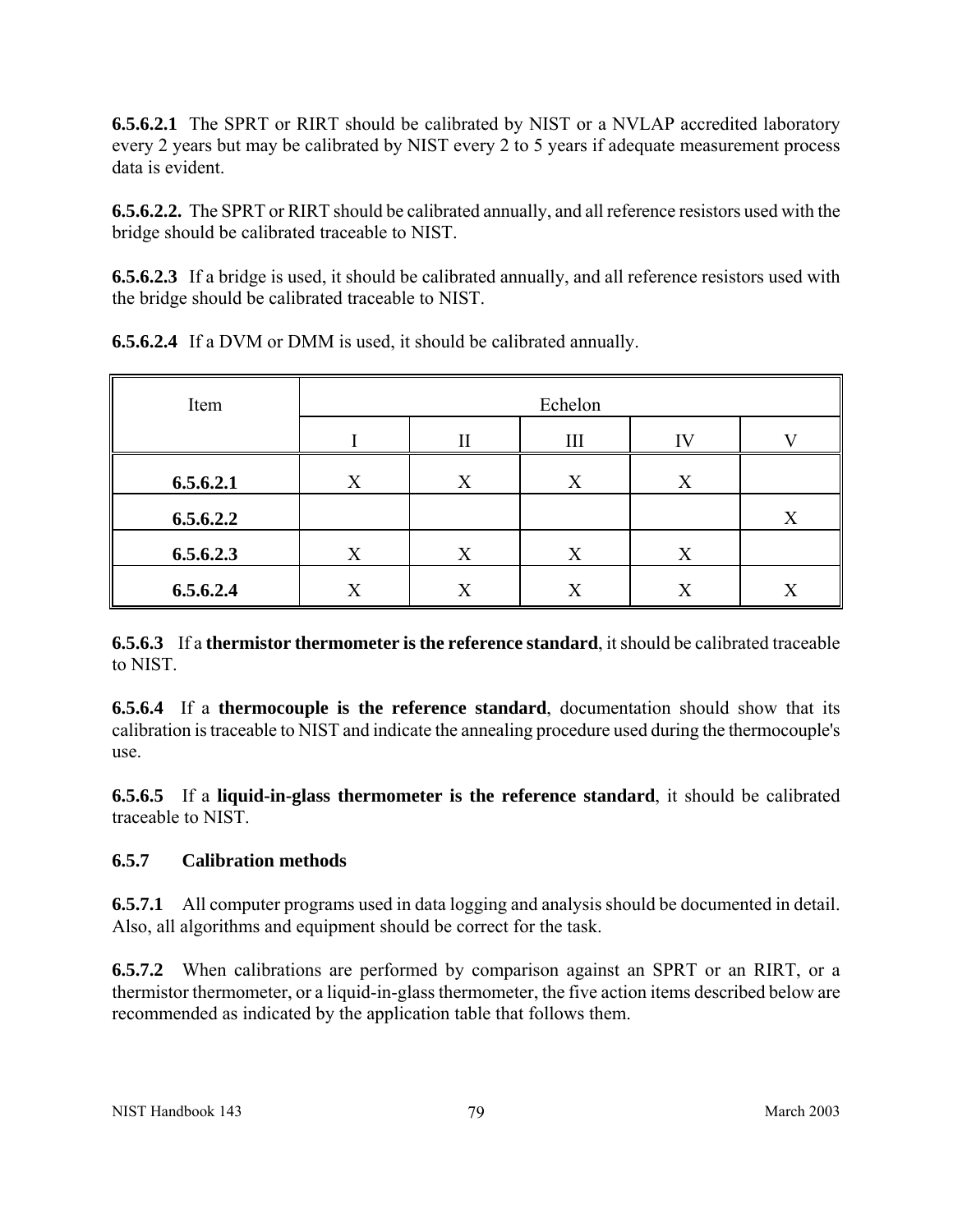**6.5.6.2.1** The SPRT or RIRT should be calibrated by NIST or a NVLAP accredited laboratory every 2 years but may be calibrated by NIST every 2 to 5 years if adequate measurement process data is evident.

**6.5.6.2.2.** The SPRT or RIRT should be calibrated annually, and all reference resistors used with the bridge should be calibrated traceable to NIST.

**6.5.6.2.3** If a bridge is used, it should be calibrated annually, and all reference resistors used with the bridge should be calibrated traceable to NIST.

**6.5.6.2.4** If a DVM or DMM is used, it should be calibrated annually.

| Item | Echelon | | | | |
|---|---|---|---|---|---|
| | I | II | III | IV | V |
| **6.5.6.2.1** | X | X | X | X | |
| **6.5.6.2.2** | | | | | X |
| **6.5.6.2.3** | X | X | X | X | |
| **6.5.6.2.4** | X | X | X | X | X |

**6.5.6.3** If a **thermistor thermometer is the reference standard**, it should be calibrated traceable to NIST.

**6.5.6.4** If a **thermocouple is the reference standard**, documentation should show that its calibration is traceable to NIST and indicate the annealing procedure used during the thermocouple's use.

**6.5.6.5** If a **liquid-in-glass thermometer is the reference standard**, it should be calibrated traceable to NIST.

### 6.5.7 Calibration methods

**6.5.7.1** All computer programs used in data logging and analysis should be documented in detail. Also, all algorithms and equipment should be correct for the task.

**6.5.7.2** When calibrations are performed by comparison against an SPRT or an RIRT, or a thermistor thermometer, or a liquid-in-glass thermometer, the five action items described below are recommended as indicated by the application table that follows them.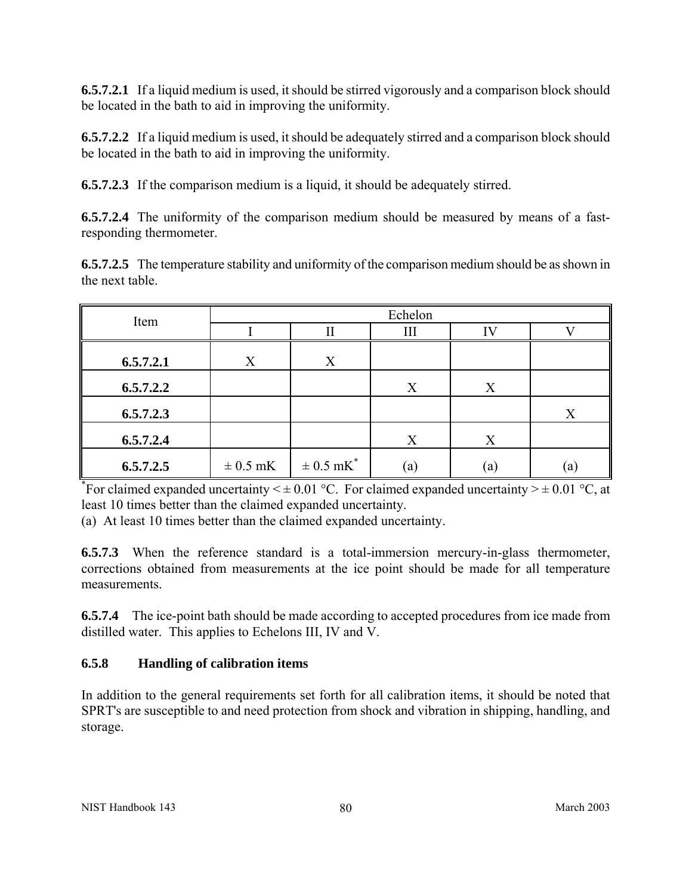**6.5.7.2.1** If a liquid medium is used, it should be stirred vigorously and a comparison block should be located in the bath to aid in improving the uniformity.

**6.5.7.2.2** If a liquid medium is used, it should be adequately stirred and a comparison block should be located in the bath to aid in improving the uniformity.

**6.5.7.2.3** If the comparison medium is a liquid, it should be adequately stirred.

**6.5.7.2.4** The uniformity of the comparison medium should be measured by means of a fast-responding thermometer.

**6.5.7.2.5** The temperature stability and uniformity of the comparison medium should be as shown in the next table.

| Item | Echelon | | | | |
|---|---|---|---|---|---|
| | I | II | III | IV | V |
| **6.5.7.2.1** | X | X | | | |
| **6.5.7.2.2** | | | X | X | |
| **6.5.7.2.3** | | | | | X |
| **6.5.7.2.4** | | | X | X | |
| **6.5.7.2.5** | ± 0.5 mK | ± 0.5 mK* | (a) | (a) | (a) |

*For claimed expanded uncertainty < ± 0.01 °C. For claimed expanded uncertainty > ± 0.01 °C, at least 10 times better than the claimed expanded uncertainty.
(a) At least 10 times better than the claimed expanded uncertainty.

**6.5.7.3** When the reference standard is a total-immersion mercury-in-glass thermometer, corrections obtained from measurements at the ice point should be made for all temperature measurements.

**6.5.7.4** The ice-point bath should be made according to accepted procedures from ice made from distilled water. This applies to Echelons III, IV and V.

### 6.5.8 Handling of calibration items

In addition to the general requirements set forth for all calibration items, it should be noted that SPRT's are susceptible to and need protection from shock and vibration in shipping, handling, and storage.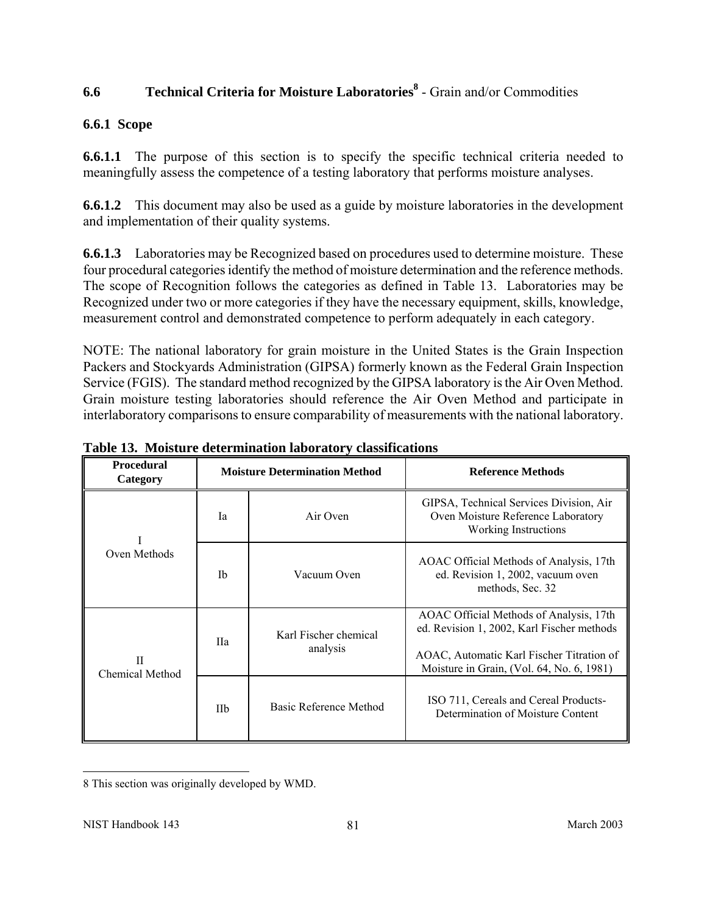## 6.6 Technical Criteria for Moisture Laboratories[8] - Grain and/or Commodities

### 6.6.1 Scope

**6.6.1.1** The purpose of this section is to specify the specific technical criteria needed to meaningfully assess the competence of a testing laboratory that performs moisture analyses.

**6.6.1.2** This document may also be used as a guide by moisture laboratories in the development and implementation of their quality systems.

**6.6.1.3** Laboratories may be Recognized based on procedures used to determine moisture. These four procedural categories identify the method of moisture determination and the reference methods. The scope of Recognition follows the categories as defined in Table 13. Laboratories may be Recognized under two or more categories if they have the necessary equipment, skills, knowledge, measurement control and demonstrated competence to perform adequately in each category.

NOTE: The national laboratory for grain moisture in the United States is the Grain Inspection Packers and Stockyards Administration (GIPSA) formerly known as the Federal Grain Inspection Service (FGIS). The standard method recognized by the GIPSA laboratory is the Air Oven Method. Grain moisture testing laboratories should reference the Air Oven Method and participate in interlaboratory comparisons to ensure comparability of measurements with the national laboratory.

**Table 13. Moisture determination laboratory classifications**

| Procedural Category | Moisture Determination Method | | Reference Methods |
|---|---|---|---|
| I Oven Methods | Ia | Air Oven | GIPSA, Technical Services Division, Air Oven Moisture Reference Laboratory Working Instructions |
| | Ib | Vacuum Oven | AOAC Official Methods of Analysis, 17th ed. Revision 1, 2002, vacuum oven methods, Sec. 32 |
| II Chemical Method | IIa | Karl Fischer chemical analysis | AOAC Official Methods of Analysis, 17th ed. Revision 1, 2002, Karl Fischer methods<br><br>AOAC, Automatic Karl Fischer Titration of Moisture in Grain, (Vol. 64, No. 6, 1981) |
| | IIb | Basic Reference Method | ISO 711, Cereals and Cereal Products- Determination of Moisture Content |

---

8 This section was originally developed by WMD.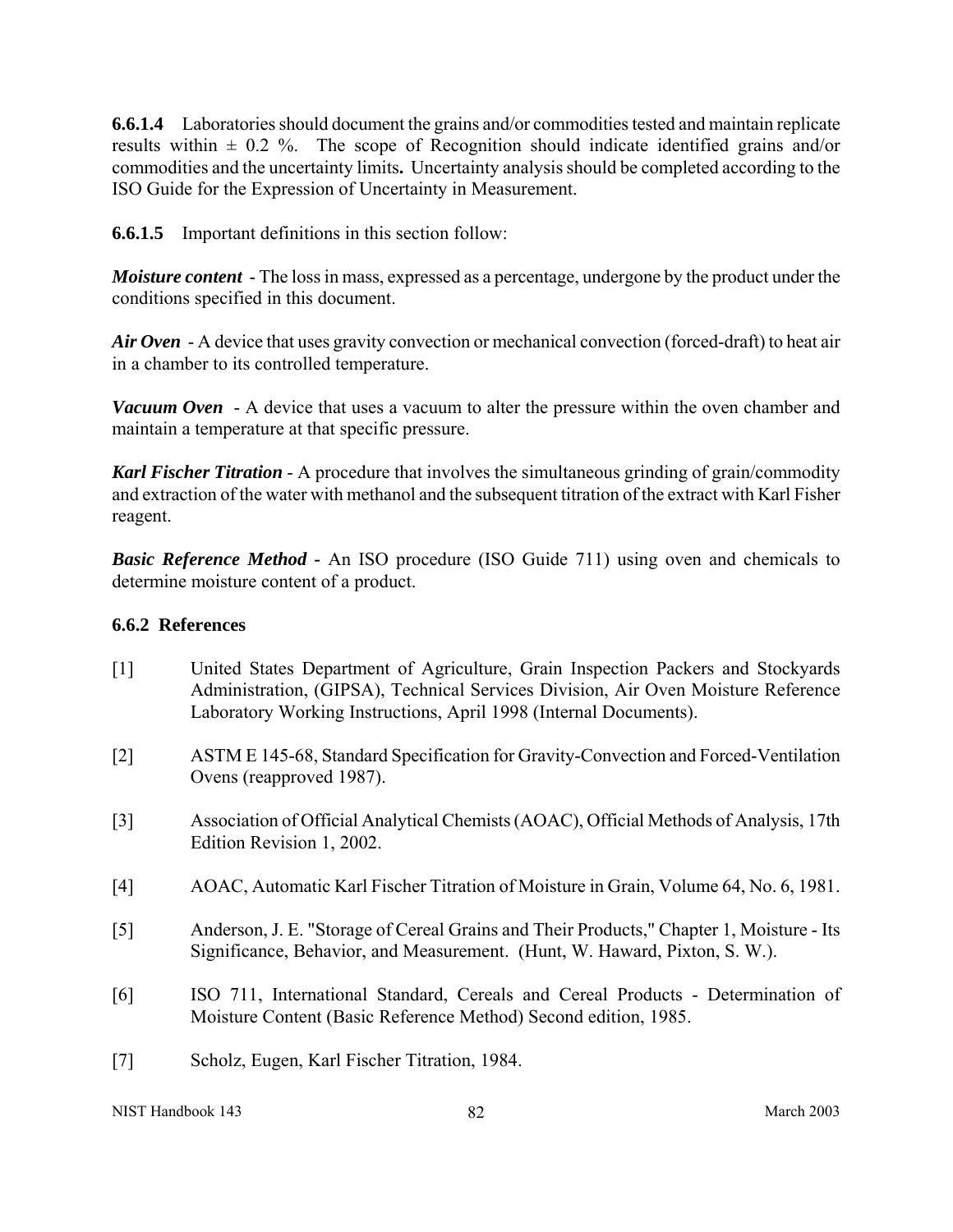**6.6.1.4** Laboratories should document the grains and/or commodities tested and maintain replicate results within ± 0.2 %. The scope of Recognition should indicate identified grains and/or commodities and the uncertainty limits**.** Uncertainty analysis should be completed according to the ISO Guide for the Expression of Uncertainty in Measurement.

**6.6.1.5** Important definitions in this section follow:

***Moisture content*** - The loss in mass, expressed as a percentage, undergone by the product under the conditions specified in this document.

***Air Oven*** - A device that uses gravity convection or mechanical convection (forced-draft) to heat air in a chamber to its controlled temperature.

***Vacuum Oven*** - A device that uses a vacuum to alter the pressure within the oven chamber and maintain a temperature at that specific pressure.

***Karl Fischer Titration*** - A procedure that involves the simultaneous grinding of grain/commodity and extraction of the water with methanol and the subsequent titration of the extract with Karl Fisher reagent.

***Basic Reference Method*** **-** An ISO procedure (ISO Guide 711) using oven and chemicals to determine moisture content of a product.

### 6.6.2 References

[1] United States Department of Agriculture, Grain Inspection Packers and Stockyards Administration, (GIPSA), Technical Services Division, Air Oven Moisture Reference Laboratory Working Instructions, April 1998 (Internal Documents).

[2] ASTM E 145-68, Standard Specification for Gravity-Convection and Forced-Ventilation Ovens (reapproved 1987).

[3] Association of Official Analytical Chemists (AOAC), Official Methods of Analysis, 17th Edition Revision 1, 2002.

[4] AOAC, Automatic Karl Fischer Titration of Moisture in Grain, Volume 64, No. 6, 1981.

[5] Anderson, J. E. "Storage of Cereal Grains and Their Products," Chapter 1, Moisture - Its Significance, Behavior, and Measurement. (Hunt, W. Haward, Pixton, S. W.).

[6] ISO 711, International Standard, Cereals and Cereal Products - Determination of Moisture Content (Basic Reference Method) Second edition, 1985.

[7] Scholz, Eugen, Karl Fischer Titration, 1984.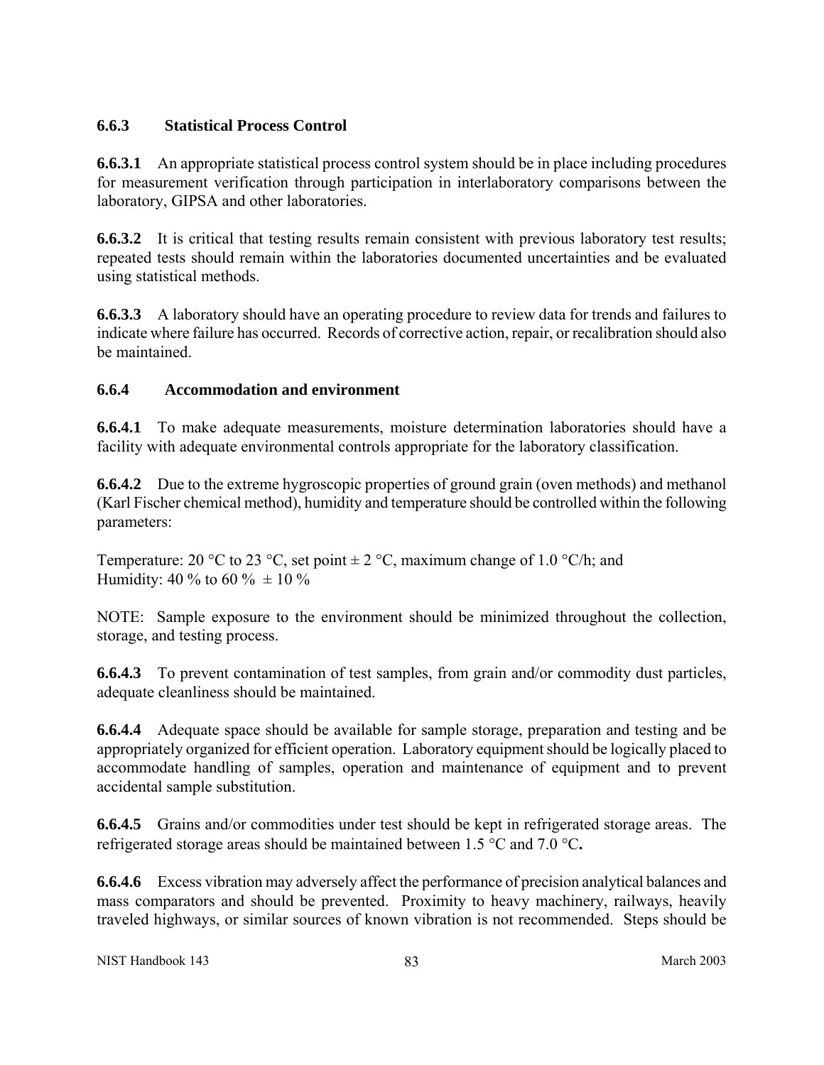### 6.6.3 Statistical Process Control

**6.6.3.1** An appropriate statistical process control system should be in place including procedures for measurement verification through participation in interlaboratory comparisons between the laboratory, GIPSA and other laboratories.

**6.6.3.2** It is critical that testing results remain consistent with previous laboratory test results; repeated tests should remain within the laboratories documented uncertainties and be evaluated using statistical methods.

**6.6.3.3** A laboratory should have an operating procedure to review data for trends and failures to indicate where failure has occurred. Records of corrective action, repair, or recalibration should also be maintained.

### 6.6.4 Accommodation and environment

**6.6.4.1** To make adequate measurements, moisture determination laboratories should have a facility with adequate environmental controls appropriate for the laboratory classification.

**6.6.4.2** Due to the extreme hygroscopic properties of ground grain (oven methods) and methanol (Karl Fischer chemical method), humidity and temperature should be controlled within the following parameters:

Temperature: 20 °C to 23 °C, set point ± 2 °C, maximum change of 1.0 °C/h; and
Humidity: 40 % to 60 % ± 10 %

NOTE: Sample exposure to the environment should be minimized throughout the collection, storage, and testing process.

**6.6.4.3** To prevent contamination of test samples, from grain and/or commodity dust particles, adequate cleanliness should be maintained.

**6.6.4.4** Adequate space should be available for sample storage, preparation and testing and be appropriately organized for efficient operation. Laboratory equipment should be logically placed to accommodate handling of samples, operation and maintenance of equipment and to prevent accidental sample substitution.

**6.6.4.5** Grains and/or commodities under test should be kept in refrigerated storage areas. The refrigerated storage areas should be maintained between 1.5 °C and 7.0 °C**.**

**6.6.4.6** Excess vibration may adversely affect the performance of precision analytical balances and mass comparators and should be prevented. Proximity to heavy machinery, railways, heavily traveled highways, or similar sources of known vibration is not recommended. Steps should be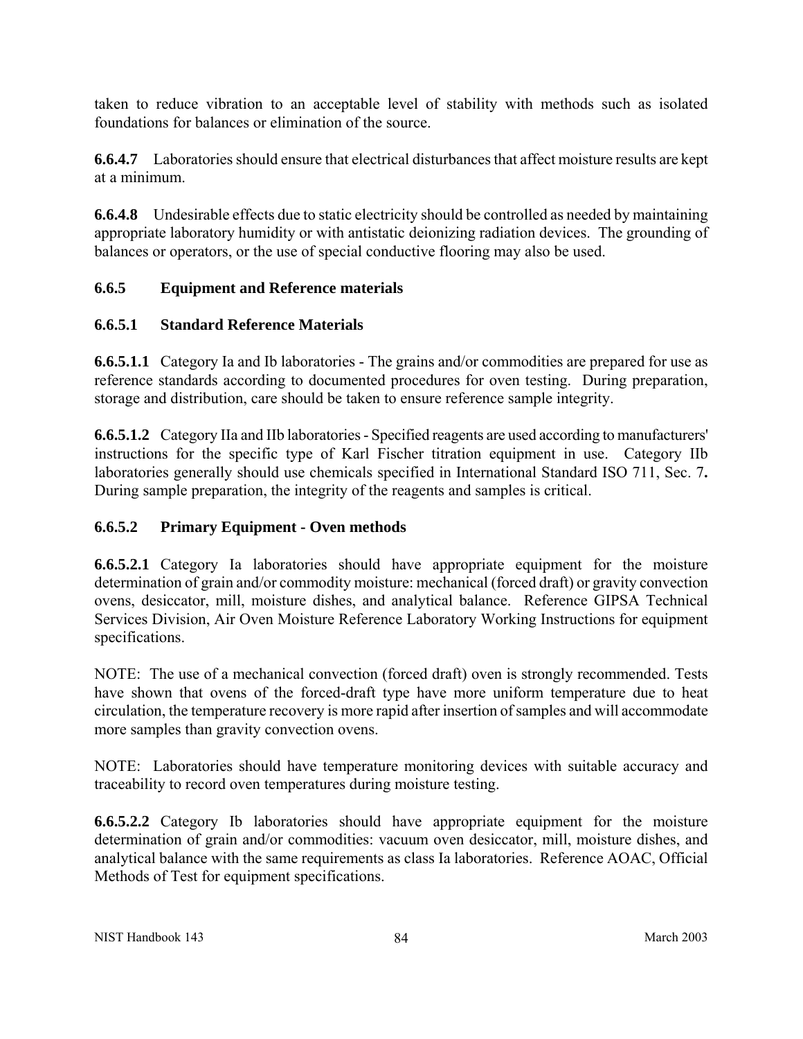taken to reduce vibration to an acceptable level of stability with methods such as isolated foundations for balances or elimination of the source.

**6.6.4.7** Laboratories should ensure that electrical disturbances that affect moisture results are kept at a minimum.

**6.6.4.8** Undesirable effects due to static electricity should be controlled as needed by maintaining appropriate laboratory humidity or with antistatic deionizing radiation devices. The grounding of balances or operators, or the use of special conductive flooring may also be used.

### 6.6.5 Equipment and Reference materials

#### 6.6.5.1 Standard Reference Materials

**6.6.5.1.1** Category Ia and Ib laboratories - The grains and/or commodities are prepared for use as reference standards according to documented procedures for oven testing. During preparation, storage and distribution, care should be taken to ensure reference sample integrity.

**6.6.5.1.2** Category IIa and IIb laboratories - Specified reagents are used according to manufacturers' instructions for the specific type of Karl Fischer titration equipment in use. Category IIb laboratories generally should use chemicals specified in International Standard ISO 711, Sec. 7**.** During sample preparation, the integrity of the reagents and samples is critical.

#### 6.6.5.2 Primary Equipment - Oven methods

**6.6.5.2.1** Category Ia laboratories should have appropriate equipment for the moisture determination of grain and/or commodity moisture: mechanical (forced draft) or gravity convection ovens, desiccator, mill, moisture dishes, and analytical balance. Reference GIPSA Technical Services Division, Air Oven Moisture Reference Laboratory Working Instructions for equipment specifications.

NOTE: The use of a mechanical convection (forced draft) oven is strongly recommended. Tests have shown that ovens of the forced-draft type have more uniform temperature due to heat circulation, the temperature recovery is more rapid after insertion of samples and will accommodate more samples than gravity convection ovens.

NOTE: Laboratories should have temperature monitoring devices with suitable accuracy and traceability to record oven temperatures during moisture testing.

**6.6.5.2.2** Category Ib laboratories should have appropriate equipment for the moisture determination of grain and/or commodities: vacuum oven desiccator, mill, moisture dishes, and analytical balance with the same requirements as class Ia laboratories. Reference AOAC, Official Methods of Test for equipment specifications.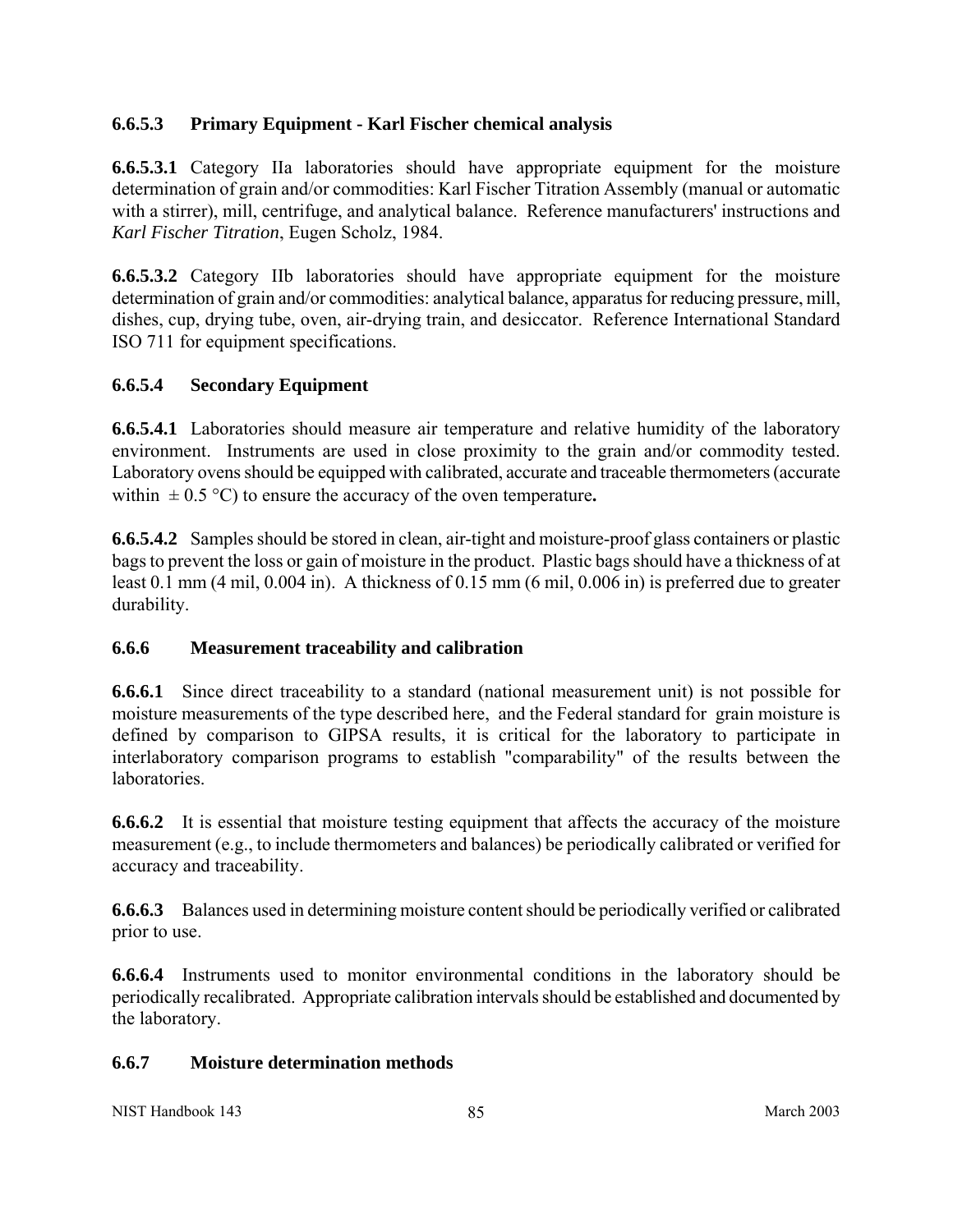### 6.6.5.3 Primary Equipment - Karl Fischer chemical analysis

**6.6.5.3.1** Category IIa laboratories should have appropriate equipment for the moisture determination of grain and/or commodities: Karl Fischer Titration Assembly (manual or automatic with a stirrer), mill, centrifuge, and analytical balance. Reference manufacturers' instructions and *Karl Fischer Titration*, Eugen Scholz, 1984.

**6.6.5.3.2** Category IIb laboratories should have appropriate equipment for the moisture determination of grain and/or commodities: analytical balance, apparatus for reducing pressure, mill, dishes, cup, drying tube, oven, air-drying train, and desiccator. Reference International Standard ISO 711 for equipment specifications.

### 6.6.5.4 Secondary Equipment

**6.6.5.4.1** Laboratories should measure air temperature and relative humidity of the laboratory environment. Instruments are used in close proximity to the grain and/or commodity tested. Laboratory ovens should be equipped with calibrated, accurate and traceable thermometers (accurate within $\pm 0.5$ °C) to ensure the accuracy of the oven temperature**.**

**6.6.5.4.2** Samples should be stored in clean, air-tight and moisture-proof glass containers or plastic bags to prevent the loss or gain of moisture in the product. Plastic bags should have a thickness of at least 0.1 mm (4 mil, 0.004 in). A thickness of 0.15 mm (6 mil, 0.006 in) is preferred due to greater durability.

### 6.6.6 Measurement traceability and calibration

**6.6.6.1** Since direct traceability to a standard (national measurement unit) is not possible for moisture measurements of the type described here, and the Federal standard for grain moisture is defined by comparison to GIPSA results, it is critical for the laboratory to participate in interlaboratory comparison programs to establish "comparability" of the results between the laboratories.

**6.6.6.2** It is essential that moisture testing equipment that affects the accuracy of the moisture measurement (e.g., to include thermometers and balances) be periodically calibrated or verified for accuracy and traceability.

**6.6.6.3** Balances used in determining moisture content should be periodically verified or calibrated prior to use.

**6.6.6.4** Instruments used to monitor environmental conditions in the laboratory should be periodically recalibrated. Appropriate calibration intervals should be established and documented by the laboratory.

### 6.6.7 Moisture determination methods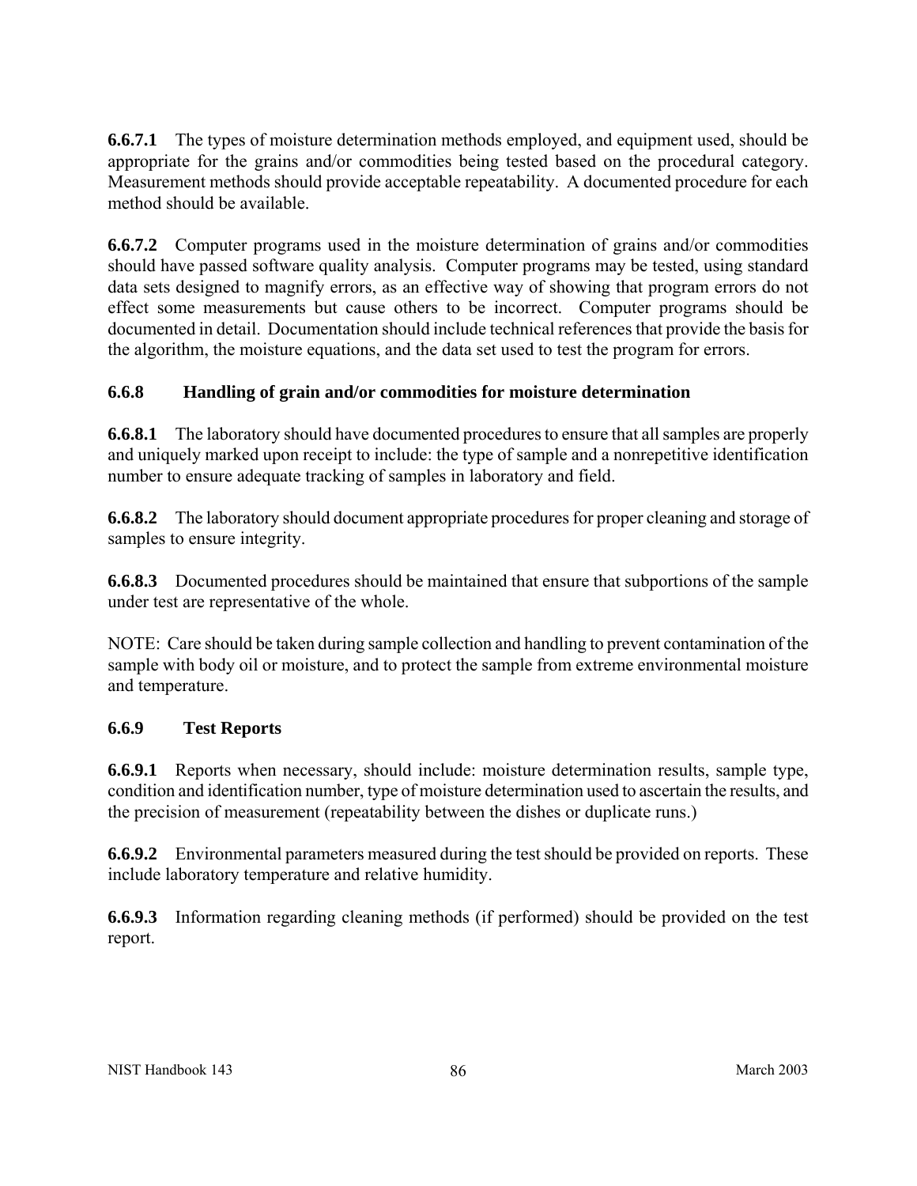**6.6.7.1** The types of moisture determination methods employed, and equipment used, should be appropriate for the grains and/or commodities being tested based on the procedural category. Measurement methods should provide acceptable repeatability. A documented procedure for each method should be available.

**6.6.7.2** Computer programs used in the moisture determination of grains and/or commodities should have passed software quality analysis. Computer programs may be tested, using standard data sets designed to magnify errors, as an effective way of showing that program errors do not effect some measurements but cause others to be incorrect. Computer programs should be documented in detail. Documentation should include technical references that provide the basis for the algorithm, the moisture equations, and the data set used to test the program for errors.

### 6.6.8 Handling of grain and/or commodities for moisture determination

**6.6.8.1** The laboratory should have documented procedures to ensure that all samples are properly and uniquely marked upon receipt to include: the type of sample and a nonrepetitive identification number to ensure adequate tracking of samples in laboratory and field.

**6.6.8.2** The laboratory should document appropriate procedures for proper cleaning and storage of samples to ensure integrity.

**6.6.8.3** Documented procedures should be maintained that ensure that subportions of the sample under test are representative of the whole.

NOTE: Care should be taken during sample collection and handling to prevent contamination of the sample with body oil or moisture, and to protect the sample from extreme environmental moisture and temperature.

### 6.6.9 Test Reports

**6.6.9.1** Reports when necessary, should include: moisture determination results, sample type, condition and identification number, type of moisture determination used to ascertain the results, and the precision of measurement (repeatability between the dishes or duplicate runs.)

**6.6.9.2** Environmental parameters measured during the test should be provided on reports. These include laboratory temperature and relative humidity.

**6.6.9.3** Information regarding cleaning methods (if performed) should be provided on the test report.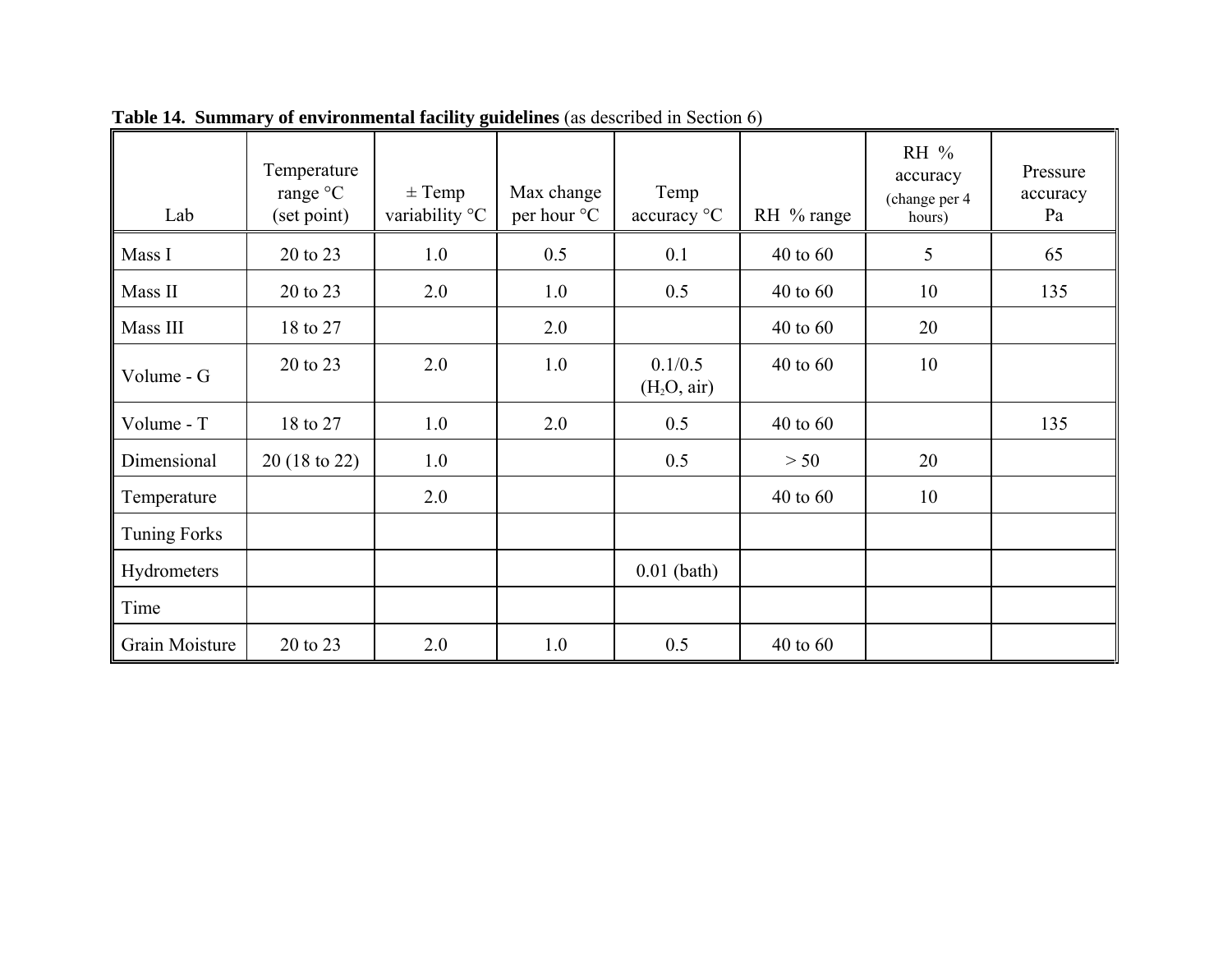**Table 14. Summary of environmental facility guidelines** (as described in Section 6)

| Lab | Temperature range °C (set point) | ± Temp variability °C | Max change per hour °C | Temp accuracy °C | RH % range | RH % accuracy (change per 4 hours) | Pressure accuracy Pa |
|---|---|---|---|---|---|---|---|
| Mass I | 20 to 23 | 1.0 | 0.5 | 0.1 | 40 to 60 | 5 | 65 |
| Mass II | 20 to 23 | 2.0 | 1.0 | 0.5 | 40 to 60 | 10 | 135 |
| Mass III | 18 to 27 | | 2.0 | | 40 to 60 | 20 | |
| Volume - G | 20 to 23 | 2.0 | 1.0 | 0.1/0.5 ($H_2O$, air) | 40 to 60 | 10 | |
| Volume - T | 18 to 27 | 1.0 | 2.0 | 0.5 | 40 to 60 | | 135 |
| Dimensional | 20 (18 to 22) | 1.0 | | 0.5 | > 50 | 20 | |
| Temperature | | 2.0 | | | 40 to 60 | 10 | |
| Tuning Forks | | | | | | | |
| Hydrometers | | | | 0.01 (bath) | | | |
| Time | | | | | | | |
| Grain Moisture | 20 to 23 | 2.0 | 1.0 | 0.5 | 40 to 60 | | |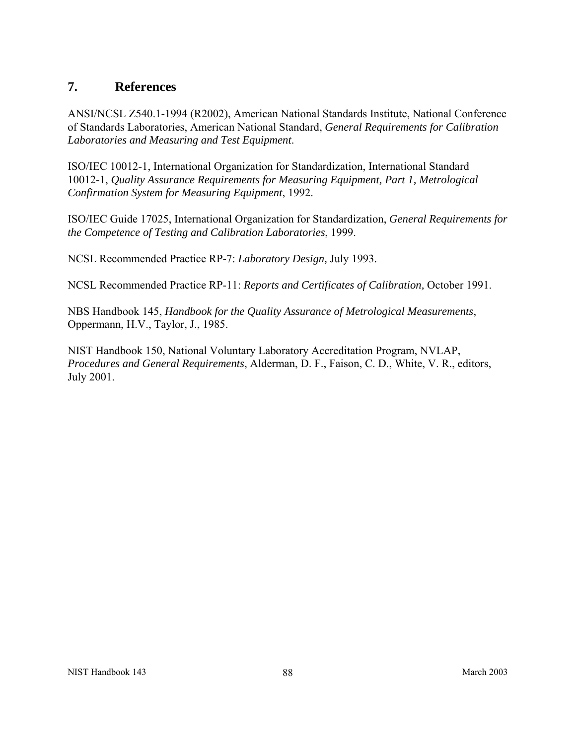## 7. References

ANSI/NCSL Z540.1-1994 (R2002), American National Standards Institute, National Conference of Standards Laboratories, American National Standard, *General Requirements for Calibration Laboratories and Measuring and Test Equipment*.

ISO/IEC 10012-1, International Organization for Standardization, International Standard 10012-1, *Quality Assurance Requirements for Measuring Equipment, Part 1, Metrological Confirmation System for Measuring Equipment*, 1992.

ISO/IEC Guide 17025, International Organization for Standardization, *General Requirements for the Competence of Testing and Calibration Laboratories*, 1999.

NCSL Recommended Practice RP-7: *Laboratory Design,* July 1993.

NCSL Recommended Practice RP-11: *Reports and Certificates of Calibration,* October 1991.

NBS Handbook 145, *Handbook for the Quality Assurance of Metrological Measurements*, Oppermann, H.V., Taylor, J., 1985.

NIST Handbook 150, National Voluntary Laboratory Accreditation Program, NVLAP, *Procedures and General Requirements*, Alderman, D. F., Faison, C. D., White, V. R., editors, July 2001.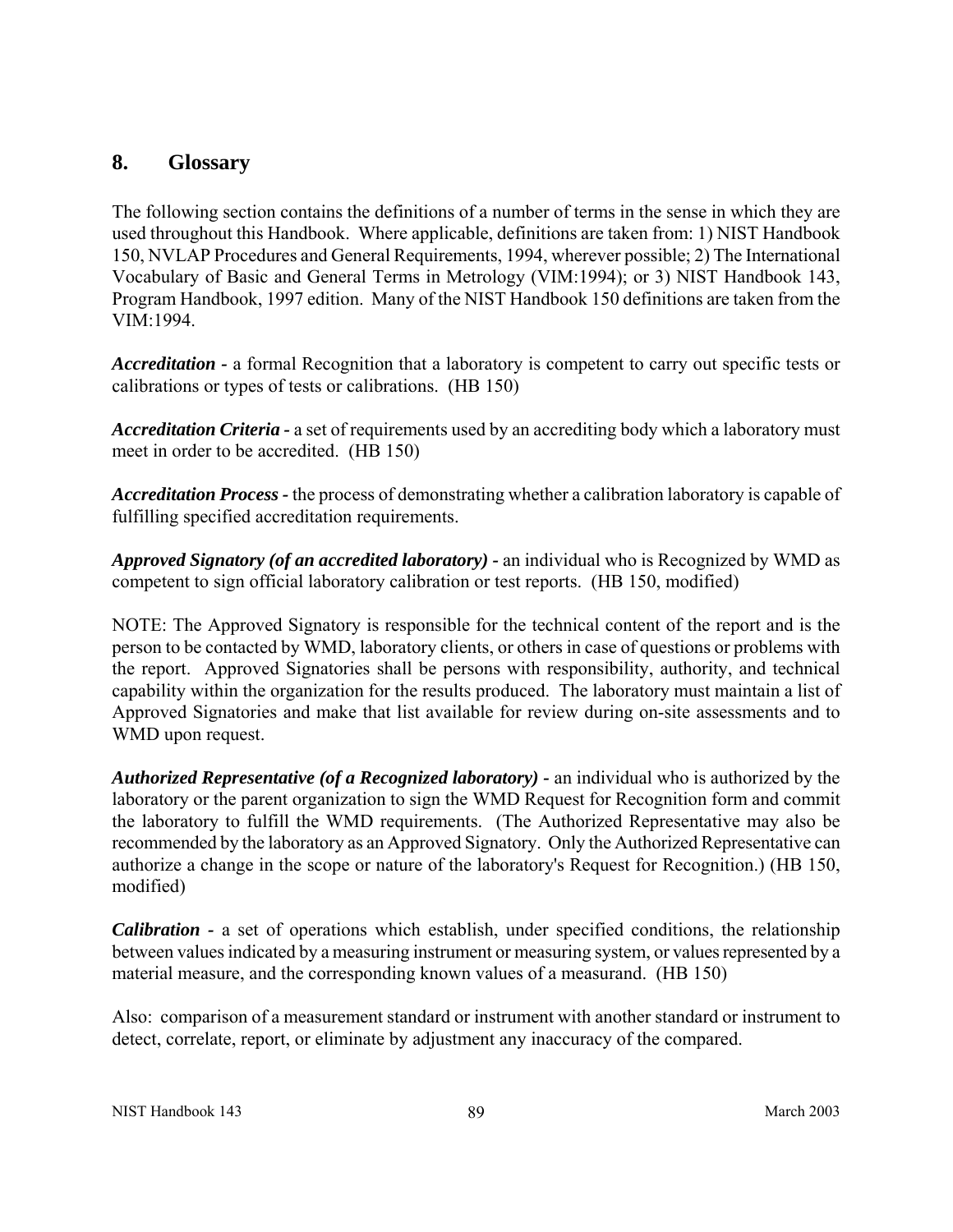## 8. Glossary

The following section contains the definitions of a number of terms in the sense in which they are used throughout this Handbook. Where applicable, definitions are taken from: 1) NIST Handbook 150, NVLAP Procedures and General Requirements, 1994, wherever possible; 2) The International Vocabulary of Basic and General Terms in Metrology (VIM:1994); or 3) NIST Handbook 143, Program Handbook, 1997 edition. Many of the NIST Handbook 150 definitions are taken from the VIM:1994.

***Accreditation*** - a formal Recognition that a laboratory is competent to carry out specific tests or calibrations or types of tests or calibrations. (HB 150)

***Accreditation Criteria*** - a set of requirements used by an accrediting body which a laboratory must meet in order to be accredited. (HB 150)

***Accreditation Process*** - the process of demonstrating whether a calibration laboratory is capable of fulfilling specified accreditation requirements.

***Approved Signatory (of an accredited laboratory)*** - an individual who is Recognized by WMD as competent to sign official laboratory calibration or test reports. (HB 150, modified)

NOTE: The Approved Signatory is responsible for the technical content of the report and is the person to be contacted by WMD, laboratory clients, or others in case of questions or problems with the report. Approved Signatories shall be persons with responsibility, authority, and technical capability within the organization for the results produced. The laboratory must maintain a list of Approved Signatories and make that list available for review during on-site assessments and to WMD upon request.

***Authorized Representative (of a Recognized laboratory)*** - an individual who is authorized by the laboratory or the parent organization to sign the WMD Request for Recognition form and commit the laboratory to fulfill the WMD requirements. (The Authorized Representative may also be recommended by the laboratory as an Approved Signatory. Only the Authorized Representative can authorize a change in the scope or nature of the laboratory's Request for Recognition.) (HB 150, modified)

***Calibration*** - a set of operations which establish, under specified conditions, the relationship between values indicated by a measuring instrument or measuring system, or values represented by a material measure, and the corresponding known values of a measurand. (HB 150)

Also: comparison of a measurement standard or instrument with another standard or instrument to detect, correlate, report, or eliminate by adjustment any inaccuracy of the compared.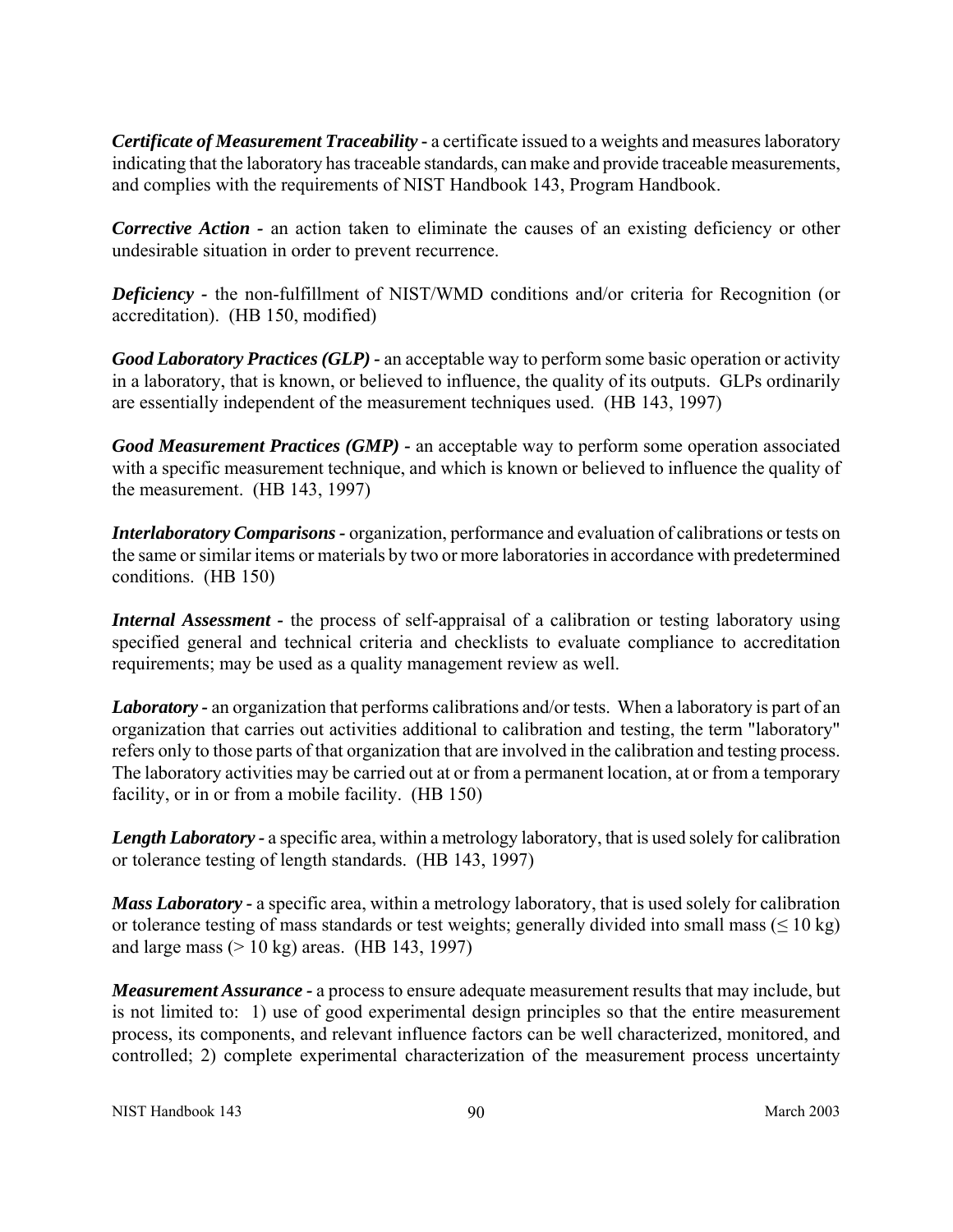***Certificate of Measurement Traceability*** - a certificate issued to a weights and measures laboratory indicating that the laboratory has traceable standards, can make and provide traceable measurements, and complies with the requirements of NIST Handbook 143, Program Handbook.

***Corrective Action*** - an action taken to eliminate the causes of an existing deficiency or other undesirable situation in order to prevent recurrence.

***Deficiency*** - the non-fulfillment of NIST/WMD conditions and/or criteria for Recognition (or accreditation). (HB 150, modified)

***Good Laboratory Practices (GLP)*** - an acceptable way to perform some basic operation or activity in a laboratory, that is known, or believed to influence, the quality of its outputs. GLPs ordinarily are essentially independent of the measurement techniques used. (HB 143, 1997)

***Good Measurement Practices (GMP)*** - an acceptable way to perform some operation associated with a specific measurement technique, and which is known or believed to influence the quality of the measurement. (HB 143, 1997)

***Interlaboratory Comparisons*** - organization, performance and evaluation of calibrations or tests on the same or similar items or materials by two or more laboratories in accordance with predetermined conditions. (HB 150)

***Internal Assessment*** - the process of self-appraisal of a calibration or testing laboratory using specified general and technical criteria and checklists to evaluate compliance to accreditation requirements; may be used as a quality management review as well.

***Laboratory*** - an organization that performs calibrations and/or tests. When a laboratory is part of an organization that carries out activities additional to calibration and testing, the term "laboratory" refers only to those parts of that organization that are involved in the calibration and testing process. The laboratory activities may be carried out at or from a permanent location, at or from a temporary facility, or in or from a mobile facility. (HB 150)

***Length Laboratory*** - a specific area, within a metrology laboratory, that is used solely for calibration or tolerance testing of length standards. (HB 143, 1997)

***Mass Laboratory*** - a specific area, within a metrology laboratory, that is used solely for calibration or tolerance testing of mass standards or test weights; generally divided into small mass ($\leq$ 10 kg) and large mass ($>$ 10 kg) areas. (HB 143, 1997)

***Measurement Assurance*** - a process to ensure adequate measurement results that may include, but is not limited to: 1) use of good experimental design principles so that the entire measurement process, its components, and relevant influence factors can be well characterized, monitored, and controlled; 2) complete experimental characterization of the measurement process uncertainty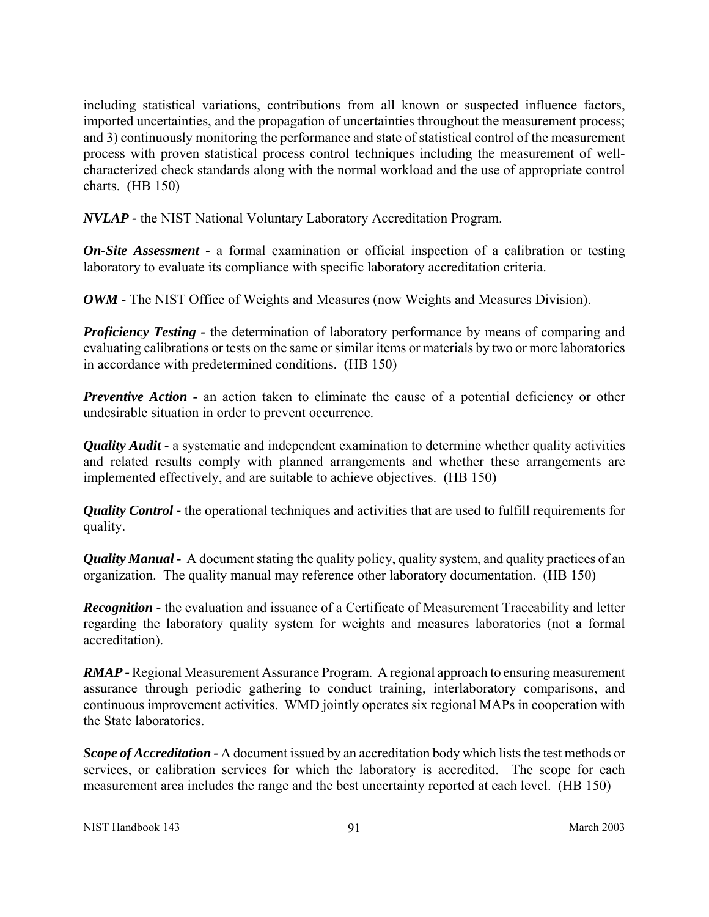including statistical variations, contributions from all known or suspected influence factors, imported uncertainties, and the propagation of uncertainties throughout the measurement process; and 3) continuously monitoring the performance and state of statistical control of the measurement process with proven statistical process control techniques including the measurement of well-characterized check standards along with the normal workload and the use of appropriate control charts. (HB 150)

***NVLAP*** - the NIST National Voluntary Laboratory Accreditation Program.

***On-Site Assessment*** - a formal examination or official inspection of a calibration or testing laboratory to evaluate its compliance with specific laboratory accreditation criteria.

***OWM*** - The NIST Office of Weights and Measures (now Weights and Measures Division).

***Proficiency Testing*** - the determination of laboratory performance by means of comparing and evaluating calibrations or tests on the same or similar items or materials by two or more laboratories in accordance with predetermined conditions. (HB 150)

***Preventive Action*** - an action taken to eliminate the cause of a potential deficiency or other undesirable situation in order to prevent occurrence.

***Quality Audit*** - a systematic and independent examination to determine whether quality activities and related results comply with planned arrangements and whether these arrangements are implemented effectively, and are suitable to achieve objectives. (HB 150)

***Quality Control*** - the operational techniques and activities that are used to fulfill requirements for quality.

***Quality Manual*** - A document stating the quality policy, quality system, and quality practices of an organization. The quality manual may reference other laboratory documentation. (HB 150)

***Recognition*** - the evaluation and issuance of a Certificate of Measurement Traceability and letter regarding the laboratory quality system for weights and measures laboratories (not a formal accreditation).

***RMAP*** - Regional Measurement Assurance Program. A regional approach to ensuring measurement assurance through periodic gathering to conduct training, interlaboratory comparisons, and continuous improvement activities. WMD jointly operates six regional MAPs in cooperation with the State laboratories.

***Scope of Accreditation*** - A document issued by an accreditation body which lists the test methods or services, or calibration services for which the laboratory is accredited. The scope for each measurement area includes the range and the best uncertainty reported at each level. (HB 150)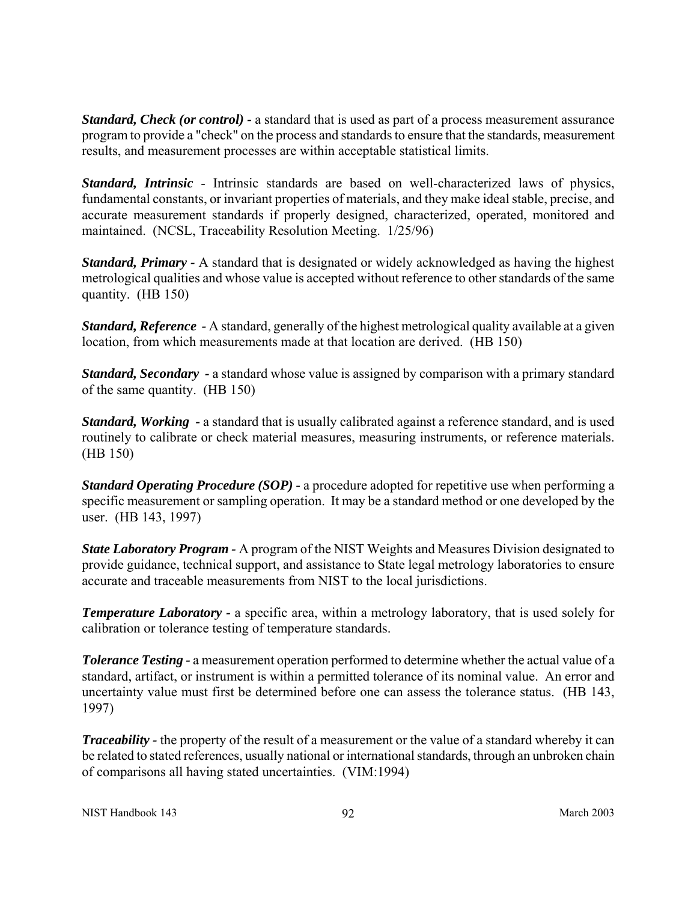***Standard, Check (or control)*** **-** a standard that is used as part of a process measurement assurance program to provide a "check" on the process and standards to ensure that the standards, measurement results, and measurement processes are within acceptable statistical limits.

***Standard, Intrinsic*** - Intrinsic standards are based on well-characterized laws of physics, fundamental constants, or invariant properties of materials, and they make ideal stable, precise, and accurate measurement standards if properly designed, characterized, operated, monitored and maintained. (NCSL, Traceability Resolution Meeting. 1/25/96)

***Standard, Primary*** **-** A standard that is designated or widely acknowledged as having the highest metrological qualities and whose value is accepted without reference to other standards of the same quantity. (HB 150)

***Standard, Reference*** **-** A standard, generally of the highest metrological quality available at a given location, from which measurements made at that location are derived. (HB 150)

***Standard, Secondary*** **-** a standard whose value is assigned by comparison with a primary standard of the same quantity. (HB 150)

***Standard, Working*** **-** a standard that is usually calibrated against a reference standard, and is used routinely to calibrate or check material measures, measuring instruments, or reference materials. (HB 150)

***Standard Operating Procedure (SOP)*** **-** a procedure adopted for repetitive use when performing a specific measurement or sampling operation. It may be a standard method or one developed by the user. (HB 143, 1997)

***State Laboratory Program*** **-** A program of the NIST Weights and Measures Division designated to provide guidance, technical support, and assistance to State legal metrology laboratories to ensure accurate and traceable measurements from NIST to the local jurisdictions.

***Temperature Laboratory*** **-** a specific area, within a metrology laboratory, that is used solely for calibration or tolerance testing of temperature standards.

***Tolerance Testing*** **-** a measurement operation performed to determine whether the actual value of a standard, artifact, or instrument is within a permitted tolerance of its nominal value. An error and uncertainty value must first be determined before one can assess the tolerance status. (HB 143, 1997)

***Traceability*** **-** the property of the result of a measurement or the value of a standard whereby it can be related to stated references, usually national or international standards, through an unbroken chain of comparisons all having stated uncertainties. (VIM:1994)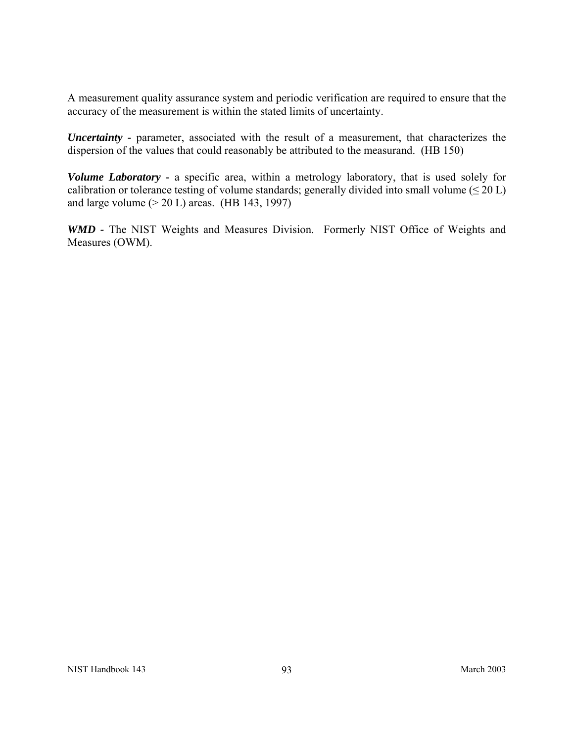A measurement quality assurance system and periodic verification are required to ensure that the accuracy of the measurement is within the stated limits of uncertainty.

***Uncertainty*** - parameter, associated with the result of a measurement, that characterizes the dispersion of the values that could reasonably be attributed to the measurand. (HB 150)

***Volume Laboratory*** - a specific area, within a metrology laboratory, that is used solely for calibration or tolerance testing of volume standards; generally divided into small volume ($\leq$ 20 L) and large volume (> 20 L) areas. (HB 143, 1997)

***WMD*** - The NIST Weights and Measures Division. Formerly NIST Office of Weights and Measures (OWM).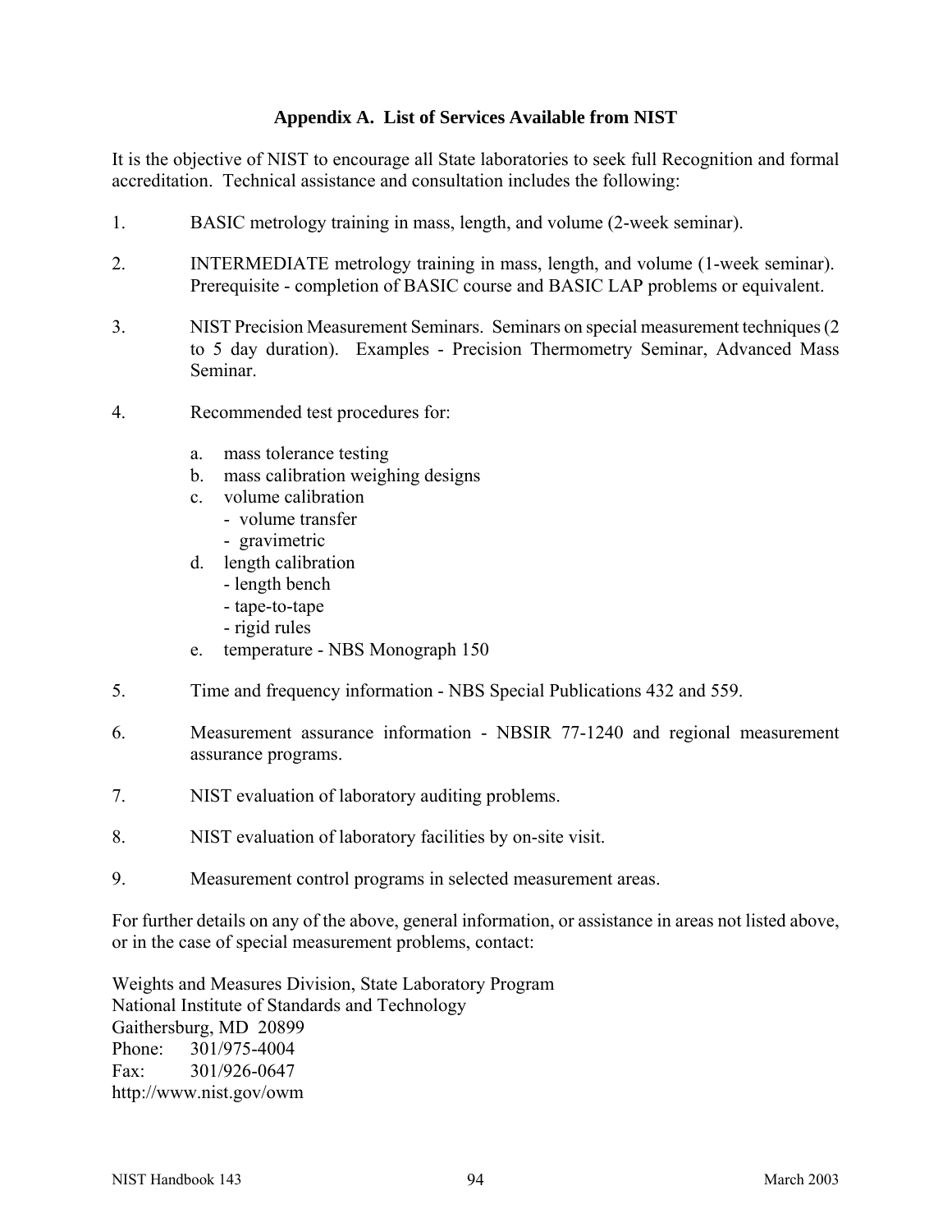# Appendix A. List of Services Available from NIST

It is the objective of NIST to encourage all State laboratories to seek full Recognition and formal accreditation. Technical assistance and consultation includes the following:

1. BASIC metrology training in mass, length, and volume (2-week seminar).

2. INTERMEDIATE metrology training in mass, length, and volume (1-week seminar). Prerequisite - completion of BASIC course and BASIC LAP problems or equivalent.

3. NIST Precision Measurement Seminars. Seminars on special measurement techniques (2 to 5 day duration). Examples - Precision Thermometry Seminar, Advanced Mass Seminar.

4. Recommended test procedures for:

   a. mass tolerance testing
   b. mass calibration weighing designs
   c. volume calibration
      - volume transfer
      - gravimetric
   d. length calibration
      - length bench
      - tape-to-tape
      - rigid rules
   e. temperature - NBS Monograph 150

5. Time and frequency information - NBS Special Publications 432 and 559.

6. Measurement assurance information - NBSIR 77-1240 and regional measurement assurance programs.

7. NIST evaluation of laboratory auditing problems.

8. NIST evaluation of laboratory facilities by on-site visit.

9. Measurement control programs in selected measurement areas.

For further details on any of the above, general information, or assistance in areas not listed above, or in the case of special measurement problems, contact:

Weights and Measures Division, State Laboratory Program
National Institute of Standards and Technology
Gaithersburg, MD 20899
Phone: 301/975-4004
Fax: 301/926-0647
http://www.nist.gov/owm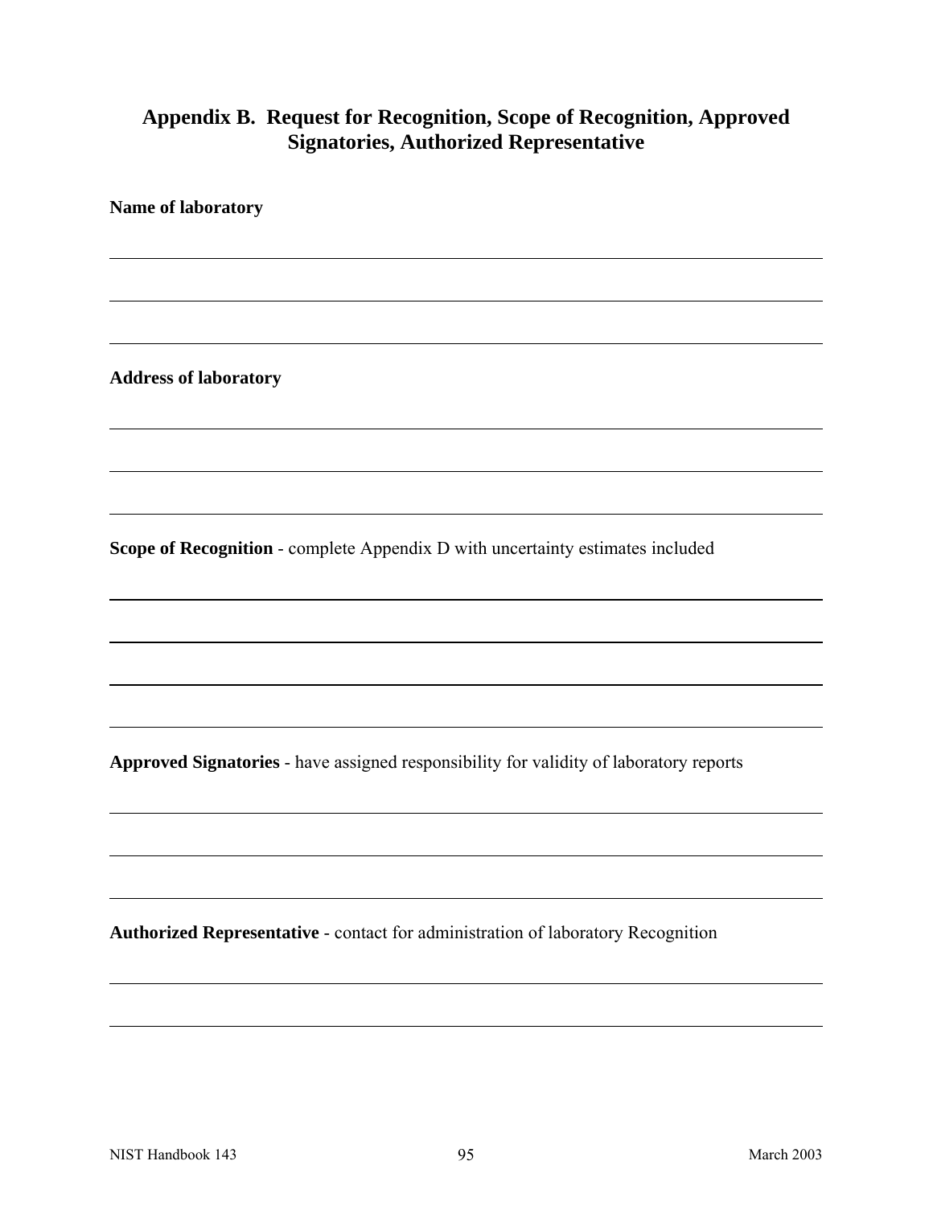# Appendix B. Request for Recognition, Scope of Recognition, Approved Signatories, Authorized Representative

**Name of laboratory**

\_\_\_\_\_\_\_\_\_\_\_\_\_\_\_\_\_\_\_\_\_\_\_\_\_\_\_\_\_\_\_\_\_\_\_\_\_\_\_\_\_\_\_\_\_\_\_\_\_\_\_\_\_\_\_\_\_\_\_\_

\_\_\_\_\_\_\_\_\_\_\_\_\_\_\_\_\_\_\_\_\_\_\_\_\_\_\_\_\_\_\_\_\_\_\_\_\_\_\_\_\_\_\_\_\_\_\_\_\_\_\_\_\_\_\_\_\_\_\_\_

\_\_\_\_\_\_\_\_\_\_\_\_\_\_\_\_\_\_\_\_\_\_\_\_\_\_\_\_\_\_\_\_\_\_\_\_\_\_\_\_\_\_\_\_\_\_\_\_\_\_\_\_\_\_\_\_\_\_\_\_

**Address of laboratory**

\_\_\_\_\_\_\_\_\_\_\_\_\_\_\_\_\_\_\_\_\_\_\_\_\_\_\_\_\_\_\_\_\_\_\_\_\_\_\_\_\_\_\_\_\_\_\_\_\_\_\_\_\_\_\_\_\_\_\_\_

\_\_\_\_\_\_\_\_\_\_\_\_\_\_\_\_\_\_\_\_\_\_\_\_\_\_\_\_\_\_\_\_\_\_\_\_\_\_\_\_\_\_\_\_\_\_\_\_\_\_\_\_\_\_\_\_\_\_\_\_

\_\_\_\_\_\_\_\_\_\_\_\_\_\_\_\_\_\_\_\_\_\_\_\_\_\_\_\_\_\_\_\_\_\_\_\_\_\_\_\_\_\_\_\_\_\_\_\_\_\_\_\_\_\_\_\_\_\_\_\_

**Scope of Recognition** - complete Appendix D with uncertainty estimates included

\_\_\_\_\_\_\_\_\_\_\_\_\_\_\_\_\_\_\_\_\_\_\_\_\_\_\_\_\_\_\_\_\_\_\_\_\_\_\_\_\_\_\_\_\_\_\_\_\_\_\_\_\_\_\_\_\_\_\_\_

\_\_\_\_\_\_\_\_\_\_\_\_\_\_\_\_\_\_\_\_\_\_\_\_\_\_\_\_\_\_\_\_\_\_\_\_\_\_\_\_\_\_\_\_\_\_\_\_\_\_\_\_\_\_\_\_\_\_\_\_

\_\_\_\_\_\_\_\_\_\_\_\_\_\_\_\_\_\_\_\_\_\_\_\_\_\_\_\_\_\_\_\_\_\_\_\_\_\_\_\_\_\_\_\_\_\_\_\_\_\_\_\_\_\_\_\_\_\_\_\_

\_\_\_\_\_\_\_\_\_\_\_\_\_\_\_\_\_\_\_\_\_\_\_\_\_\_\_\_\_\_\_\_\_\_\_\_\_\_\_\_\_\_\_\_\_\_\_\_\_\_\_\_\_\_\_\_\_\_\_\_

**Approved Signatories** - have assigned responsibility for validity of laboratory reports

\_\_\_\_\_\_\_\_\_\_\_\_\_\_\_\_\_\_\_\_\_\_\_\_\_\_\_\_\_\_\_\_\_\_\_\_\_\_\_\_\_\_\_\_\_\_\_\_\_\_\_\_\_\_\_\_\_\_\_\_

\_\_\_\_\_\_\_\_\_\_\_\_\_\_\_\_\_\_\_\_\_\_\_\_\_\_\_\_\_\_\_\_\_\_\_\_\_\_\_\_\_\_\_\_\_\_\_\_\_\_\_\_\_\_\_\_\_\_\_\_

\_\_\_\_\_\_\_\_\_\_\_\_\_\_\_\_\_\_\_\_\_\_\_\_\_\_\_\_\_\_\_\_\_\_\_\_\_\_\_\_\_\_\_\_\_\_\_\_\_\_\_\_\_\_\_\_\_\_\_\_

**Authorized Representative** - contact for administration of laboratory Recognition

\_\_\_\_\_\_\_\_\_\_\_\_\_\_\_\_\_\_\_\_\_\_\_\_\_\_\_\_\_\_\_\_\_\_\_\_\_\_\_\_\_\_\_\_\_\_\_\_\_\_\_\_\_\_\_\_\_\_\_\_

\_\_\_\_\_\_\_\_\_\_\_\_\_\_\_\_\_\_\_\_\_\_\_\_\_\_\_\_\_\_\_\_\_\_\_\_\_\_\_\_\_\_\_\_\_\_\_\_\_\_\_\_\_\_\_\_\_\_\_\_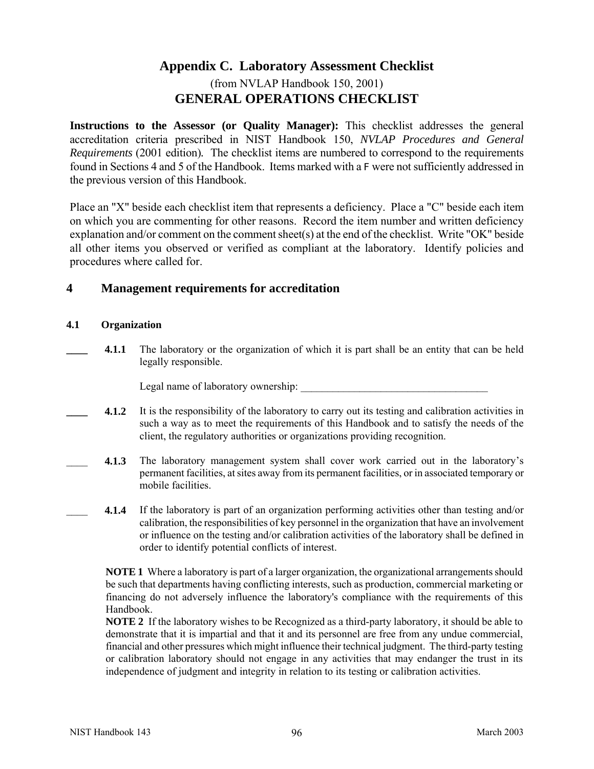# Appendix C. Laboratory Assessment Checklist

(from NVLAP Handbook 150, 2001)

## GENERAL OPERATIONS CHECKLIST

**Instructions to the Assessor (or Quality Manager):** This checklist addresses the general accreditation criteria prescribed in NIST Handbook 150, *NVLAP Procedures and General Requirements* (2001 edition). The checklist items are numbered to correspond to the requirements found in Sections 4 and 5 of the Handbook. Items marked with a F were not sufficiently addressed in the previous version of this Handbook.

Place an "X" beside each checklist item that represents a deficiency. Place a "C" beside each item on which you are commenting for other reasons. Record the item number and written deficiency explanation and/or comment on the comment sheet(s) at the end of the checklist. Write "OK" beside all other items you observed or verified as compliant at the laboratory. Identify policies and procedures where called for.

## 4 Management requirements for accreditation

### 4.1 Organization

____ **4.1.1** The laboratory or the organization of which it is part shall be an entity that can be held legally responsible.

Legal name of laboratory ownership: ____________________________________

____ **4.1.2** It is the responsibility of the laboratory to carry out its testing and calibration activities in such a way as to meet the requirements of this Handbook and to satisfy the needs of the client, the regulatory authorities or organizations providing recognition.

____ **4.1.3** The laboratory management system shall cover work carried out in the laboratory's permanent facilities, at sites away from its permanent facilities, or in associated temporary or mobile facilities.

____ **4.1.4** If the laboratory is part of an organization performing activities other than testing and/or calibration, the responsibilities of key personnel in the organization that have an involvement or influence on the testing and/or calibration activities of the laboratory shall be defined in order to identify potential conflicts of interest.

**NOTE 1** Where a laboratory is part of a larger organization, the organizational arrangements should be such that departments having conflicting interests, such as production, commercial marketing or financing do not adversely influence the laboratory's compliance with the requirements of this Handbook.

**NOTE 2** If the laboratory wishes to be Recognized as a third-party laboratory, it should be able to demonstrate that it is impartial and that it and its personnel are free from any undue commercial, financial and other pressures which might influence their technical judgment. The third-party testing or calibration laboratory should not engage in any activities that may endanger the trust in its independence of judgment and integrity in relation to its testing or calibration activities.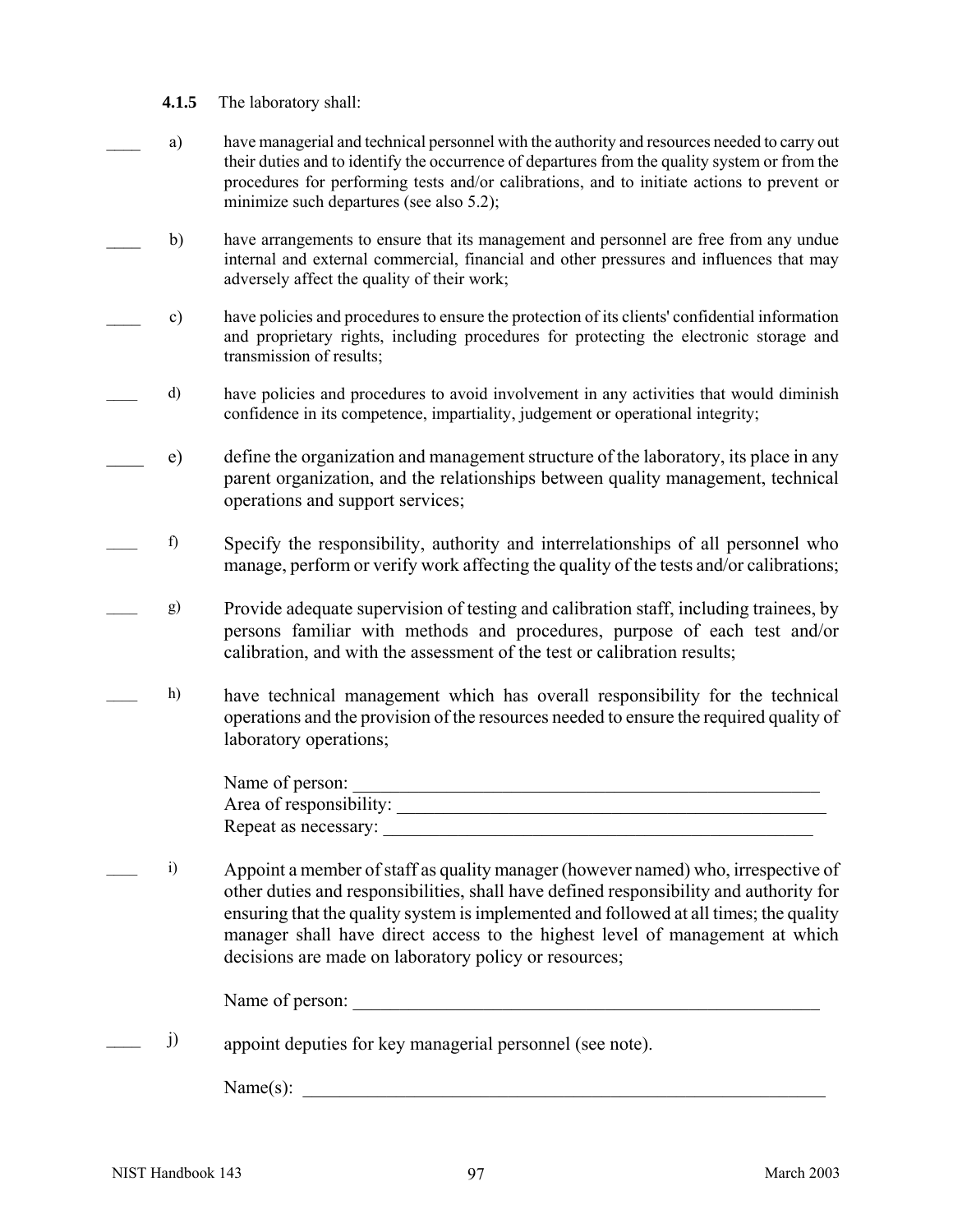**4.1.5** The laboratory shall:

____ a) have managerial and technical personnel with the authority and resources needed to carry out their duties and to identify the occurrence of departures from the quality system or from the procedures for performing tests and/or calibrations, and to initiate actions to prevent or minimize such departures (see also 5.2);

____ b) have arrangements to ensure that its management and personnel are free from any undue internal and external commercial, financial and other pressures and influences that may adversely affect the quality of their work;

____ c) have policies and procedures to ensure the protection of its clients' confidential information and proprietary rights, including procedures for protecting the electronic storage and transmission of results;

____ d) have policies and procedures to avoid involvement in any activities that would diminish confidence in its competence, impartiality, judgement or operational integrity;

____ e) define the organization and management structure of the laboratory, its place in any parent organization, and the relationships between quality management, technical operations and support services;

____ f) Specify the responsibility, authority and interrelationships of all personnel who manage, perform or verify work affecting the quality of the tests and/or calibrations;

____ g) Provide adequate supervision of testing and calibration staff, including trainees, by persons familiar with methods and procedures, purpose of each test and/or calibration, and with the assessment of the test or calibration results;

____ h) have technical management which has overall responsibility for the technical operations and the provision of the resources needed to ensure the required quality of laboratory operations;

Name of person: ____________________________________________________

Area of responsibility: ________________________________________________

Repeat as necessary: _________________________________________________

____ i) Appoint a member of staff as quality manager (however named) who, irrespective of other duties and responsibilities, shall have defined responsibility and authority for ensuring that the quality system is implemented and followed at all times; the quality manager shall have direct access to the highest level of management at which decisions are made on laboratory policy or resources;

Name of person: ____________________________________________________

____ j) appoint deputies for key managerial personnel (see note).

Name(s): __________________________________________________________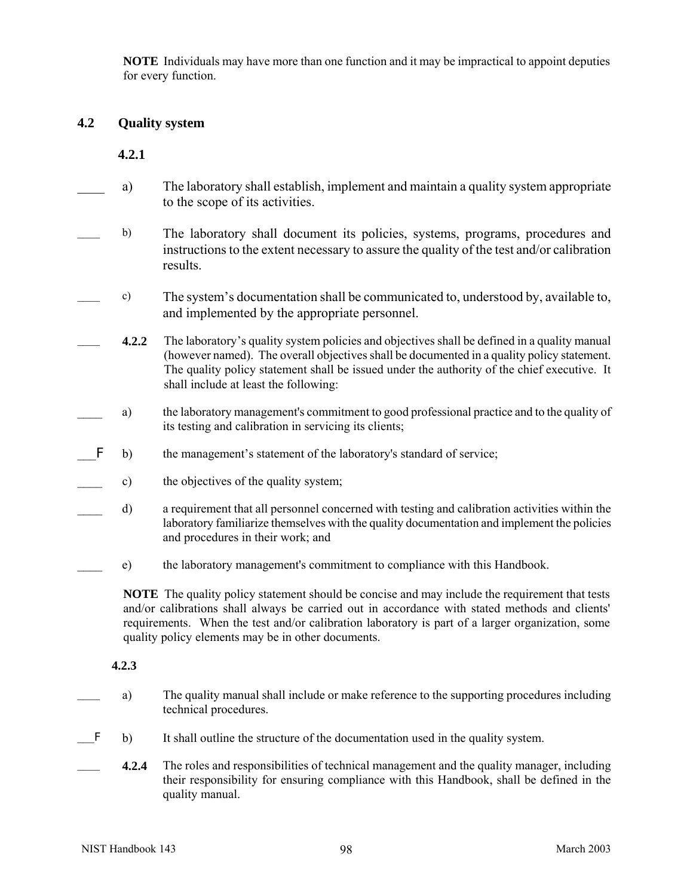**NOTE** Individuals may have more than one function and it may be impractical to appoint deputies for every function.

## 4.2 Quality system

### 4.2.1

____ a) The laboratory shall establish, implement and maintain a quality system appropriate to the scope of its activities.

____ b) The laboratory shall document its policies, systems, programs, procedures and instructions to the extent necessary to assure the quality of the test and/or calibration results.

____ c) The system's documentation shall be communicated to, understood by, available to, and implemented by the appropriate personnel.

____ **4.2.2** The laboratory's quality system policies and objectives shall be defined in a quality manual (however named). The overall objectives shall be documented in a quality policy statement. The quality policy statement shall be issued under the authority of the chief executive. It shall include at least the following:

____ a) the laboratory management's commitment to good professional practice and to the quality of its testing and calibration in servicing its clients;

___F b) the management's statement of the laboratory's standard of service;

____ c) the objectives of the quality system;

____ d) a requirement that all personnel concerned with testing and calibration activities within the laboratory familiarize themselves with the quality documentation and implement the policies and procedures in their work; and

____ e) the laboratory management's commitment to compliance with this Handbook.

**NOTE** The quality policy statement should be concise and may include the requirement that tests and/or calibrations shall always be carried out in accordance with stated methods and clients' requirements. When the test and/or calibration laboratory is part of a larger organization, some quality policy elements may be in other documents.

### 4.2.3

____ a) The quality manual shall include or make reference to the supporting procedures including technical procedures.

___F b) It shall outline the structure of the documentation used in the quality system.

____ **4.2.4** The roles and responsibilities of technical management and the quality manager, including their responsibility for ensuring compliance with this Handbook, shall be defined in the quality manual.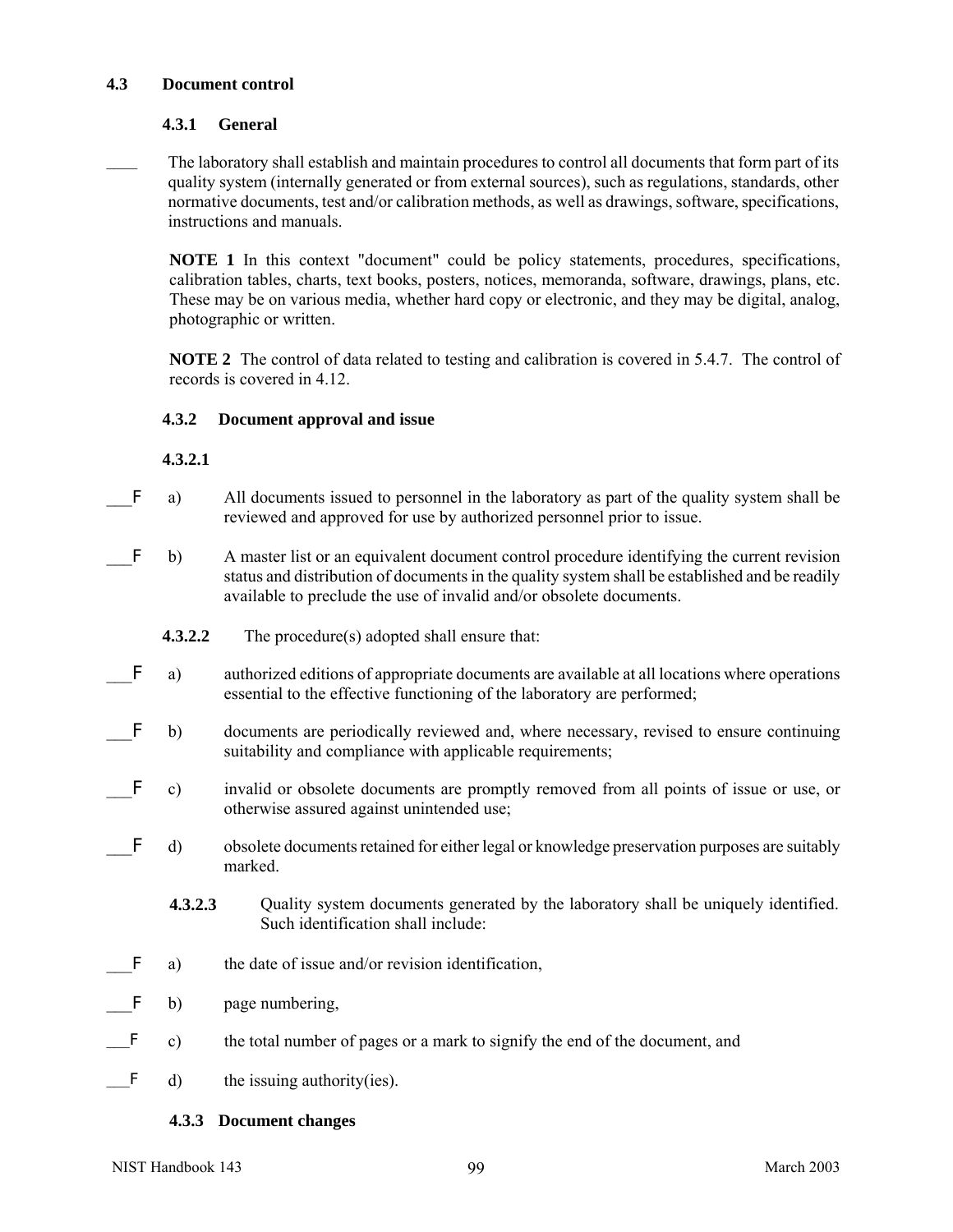### 4.3 Document control

#### 4.3.1 General

____ The laboratory shall establish and maintain procedures to control all documents that form part of its quality system (internally generated or from external sources), such as regulations, standards, other normative documents, test and/or calibration methods, as well as drawings, software, specifications, instructions and manuals.

**NOTE 1** In this context "document" could be policy statements, procedures, specifications, calibration tables, charts, text books, posters, notices, memoranda, software, drawings, plans, etc. These may be on various media, whether hard copy or electronic, and they may be digital, analog, photographic or written.

**NOTE 2** The control of data related to testing and calibration is covered in 5.4.7. The control of records is covered in 4.12.

#### 4.3.2 Document approval and issue

**4.3.2.1**

___F a) All documents issued to personnel in the laboratory as part of the quality system shall be reviewed and approved for use by authorized personnel prior to issue.

___F b) A master list or an equivalent document control procedure identifying the current revision status and distribution of documents in the quality system shall be established and be readily available to preclude the use of invalid and/or obsolete documents.

**4.3.2.2** The procedure(s) adopted shall ensure that:

___F a) authorized editions of appropriate documents are available at all locations where operations essential to the effective functioning of the laboratory are performed;

___F b) documents are periodically reviewed and, where necessary, revised to ensure continuing suitability and compliance with applicable requirements;

___F c) invalid or obsolete documents are promptly removed from all points of issue or use, or otherwise assured against unintended use;

___F d) obsolete documents retained for either legal or knowledge preservation purposes are suitably marked.

**4.3.2.3** Quality system documents generated by the laboratory shall be uniquely identified. Such identification shall include:

___F a) the date of issue and/or revision identification,

___F b) page numbering,

___F c) the total number of pages or a mark to signify the end of the document, and

___F d) the issuing authority(ies).

#### 4.3.3 Document changes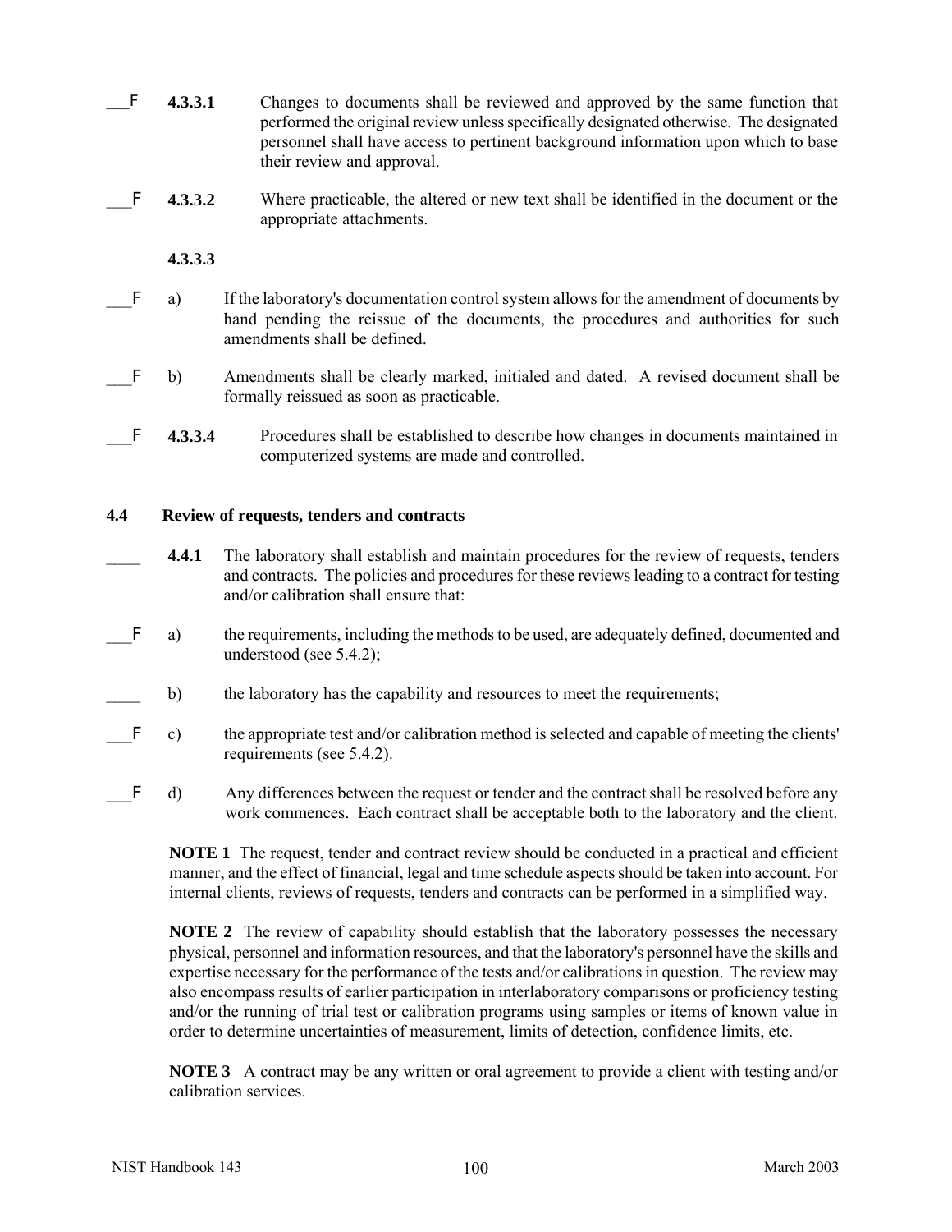\_\_\_F **4.3.3.1** Changes to documents shall be reviewed and approved by the same function that performed the original review unless specifically designated otherwise. The designated personnel shall have access to pertinent background information upon which to base their review and approval.

\_\_\_F **4.3.3.2** Where practicable, the altered or new text shall be identified in the document or the appropriate attachments.

**4.3.3.3**

\_\_\_F a) If the laboratory's documentation control system allows for the amendment of documents by hand pending the reissue of the documents, the procedures and authorities for such amendments shall be defined.

\_\_\_F b) Amendments shall be clearly marked, initialed and dated. A revised document shall be formally reissued as soon as practicable.

\_\_\_F **4.3.3.4** Procedures shall be established to describe how changes in documents maintained in computerized systems are made and controlled.

## 4.4 Review of requests, tenders and contracts

\_\_\_\_ **4.4.1** The laboratory shall establish and maintain procedures for the review of requests, tenders and contracts. The policies and procedures for these reviews leading to a contract for testing and/or calibration shall ensure that:

\_\_\_F a) the requirements, including the methods to be used, are adequately defined, documented and understood (see 5.4.2);

\_\_\_\_ b) the laboratory has the capability and resources to meet the requirements;

\_\_\_F c) the appropriate test and/or calibration method is selected and capable of meeting the clients' requirements (see 5.4.2).

\_\_\_F d) Any differences between the request or tender and the contract shall be resolved before any work commences. Each contract shall be acceptable both to the laboratory and the client.

**NOTE 1** The request, tender and contract review should be conducted in a practical and efficient manner, and the effect of financial, legal and time schedule aspects should be taken into account. For internal clients, reviews of requests, tenders and contracts can be performed in a simplified way.

**NOTE 2** The review of capability should establish that the laboratory possesses the necessary physical, personnel and information resources, and that the laboratory's personnel have the skills and expertise necessary for the performance of the tests and/or calibrations in question. The review may also encompass results of earlier participation in interlaboratory comparisons or proficiency testing and/or the running of trial test or calibration programs using samples or items of known value in order to determine uncertainties of measurement, limits of detection, confidence limits, etc.

**NOTE 3** A contract may be any written or oral agreement to provide a client with testing and/or calibration services.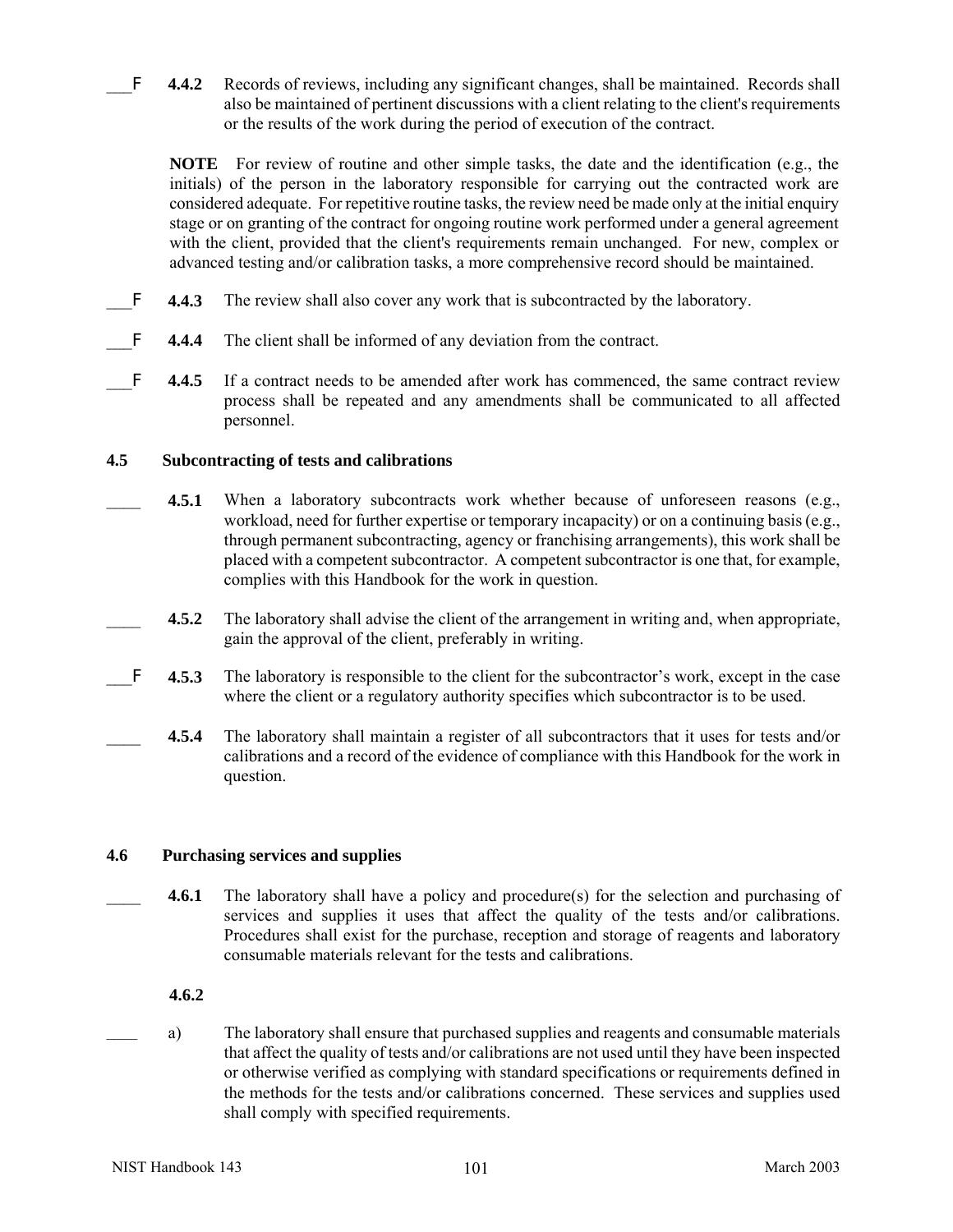___F **4.4.2** Records of reviews, including any significant changes, shall be maintained. Records shall also be maintained of pertinent discussions with a client relating to the client's requirements or the results of the work during the period of execution of the contract.

**NOTE** For review of routine and other simple tasks, the date and the identification (e.g., the initials) of the person in the laboratory responsible for carrying out the contracted work are considered adequate. For repetitive routine tasks, the review need be made only at the initial enquiry stage or on granting of the contract for ongoing routine work performed under a general agreement with the client, provided that the client's requirements remain unchanged. For new, complex or advanced testing and/or calibration tasks, a more comprehensive record should be maintained.

___F **4.4.3** The review shall also cover any work that is subcontracted by the laboratory.

___F **4.4.4** The client shall be informed of any deviation from the contract.

___F **4.4.5** If a contract needs to be amended after work has commenced, the same contract review process shall be repeated and any amendments shall be communicated to all affected personnel.

### 4.5 Subcontracting of tests and calibrations

____ **4.5.1** When a laboratory subcontracts work whether because of unforeseen reasons (e.g., workload, need for further expertise or temporary incapacity) or on a continuing basis (e.g., through permanent subcontracting, agency or franchising arrangements), this work shall be placed with a competent subcontractor. A competent subcontractor is one that, for example, complies with this Handbook for the work in question.

____ **4.5.2** The laboratory shall advise the client of the arrangement in writing and, when appropriate, gain the approval of the client, preferably in writing.

___F **4.5.3** The laboratory is responsible to the client for the subcontractor's work, except in the case where the client or a regulatory authority specifies which subcontractor is to be used.

____ **4.5.4** The laboratory shall maintain a register of all subcontractors that it uses for tests and/or calibrations and a record of the evidence of compliance with this Handbook for the work in question.

### 4.6 Purchasing services and supplies

____ **4.6.1** The laboratory shall have a policy and procedure(s) for the selection and purchasing of services and supplies it uses that affect the quality of the tests and/or calibrations. Procedures shall exist for the purchase, reception and storage of reagents and laboratory consumable materials relevant for the tests and calibrations.

**4.6.2**

____ a) The laboratory shall ensure that purchased supplies and reagents and consumable materials that affect the quality of tests and/or calibrations are not used until they have been inspected or otherwise verified as complying with standard specifications or requirements defined in the methods for the tests and/or calibrations concerned. These services and supplies used shall comply with specified requirements.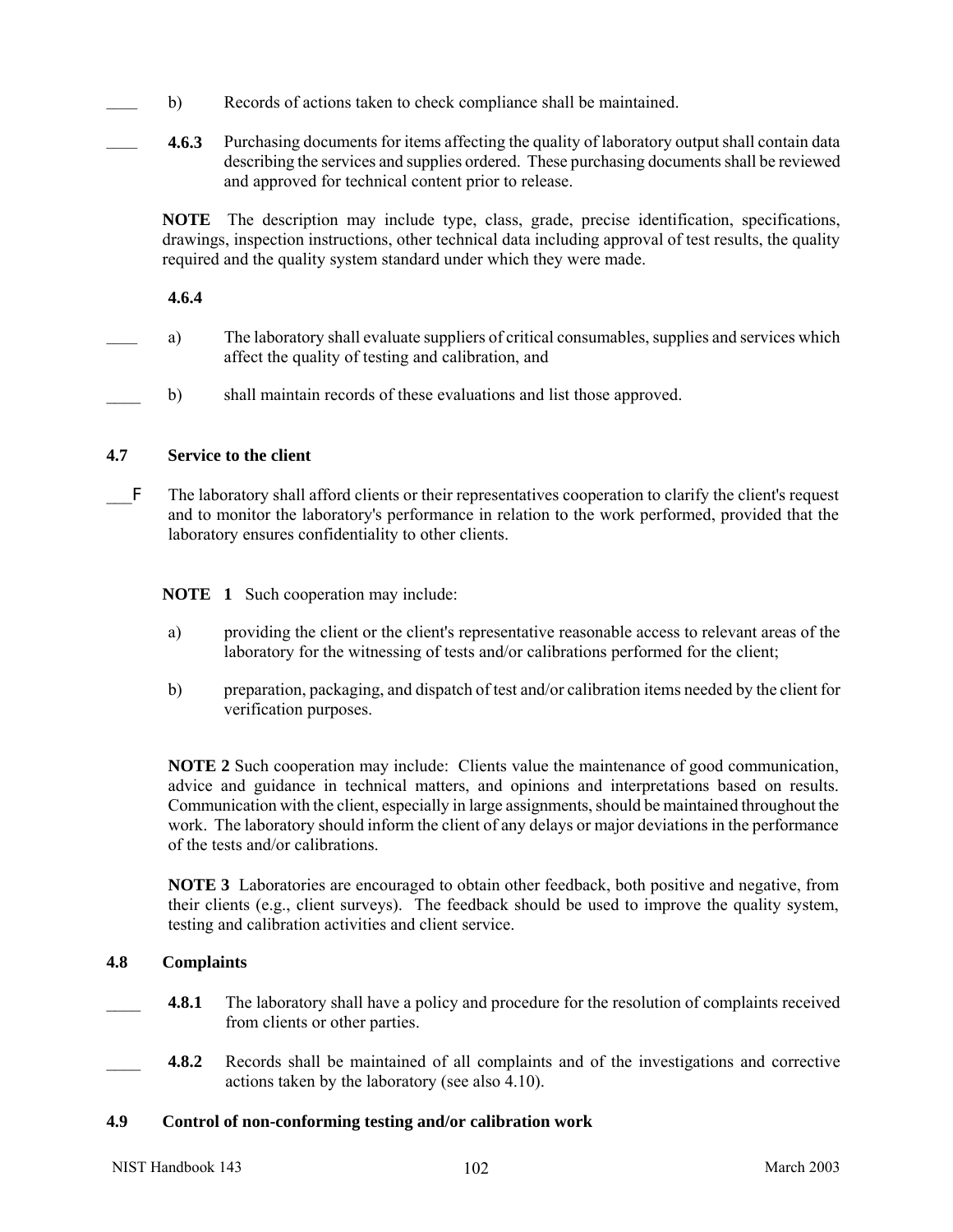____ b) Records of actions taken to check compliance shall be maintained.

____ **4.6.3** Purchasing documents for items affecting the quality of laboratory output shall contain data describing the services and supplies ordered. These purchasing documents shall be reviewed and approved for technical content prior to release.

**NOTE** The description may include type, class, grade, precise identification, specifications, drawings, inspection instructions, other technical data including approval of test results, the quality required and the quality system standard under which they were made.

**4.6.4**

____ a) The laboratory shall evaluate suppliers of critical consumables, supplies and services which affect the quality of testing and calibration, and

____ b) shall maintain records of these evaluations and list those approved.

### 4.7 Service to the client

___F The laboratory shall afford clients or their representatives cooperation to clarify the client's request and to monitor the laboratory's performance in relation to the work performed, provided that the laboratory ensures confidentiality to other clients.

**NOTE 1** Such cooperation may include:

a) providing the client or the client's representative reasonable access to relevant areas of the laboratory for the witnessing of tests and/or calibrations performed for the client;

b) preparation, packaging, and dispatch of test and/or calibration items needed by the client for verification purposes.

**NOTE 2** Such cooperation may include: Clients value the maintenance of good communication, advice and guidance in technical matters, and opinions and interpretations based on results. Communication with the client, especially in large assignments, should be maintained throughout the work. The laboratory should inform the client of any delays or major deviations in the performance of the tests and/or calibrations.

**NOTE 3** Laboratories are encouraged to obtain other feedback, both positive and negative, from their clients (e.g., client surveys). The feedback should be used to improve the quality system, testing and calibration activities and client service.

### 4.8 Complaints

____ **4.8.1** The laboratory shall have a policy and procedure for the resolution of complaints received from clients or other parties.

____ **4.8.2** Records shall be maintained of all complaints and of the investigations and corrective actions taken by the laboratory (see also 4.10).

### 4.9 Control of non-conforming testing and/or calibration work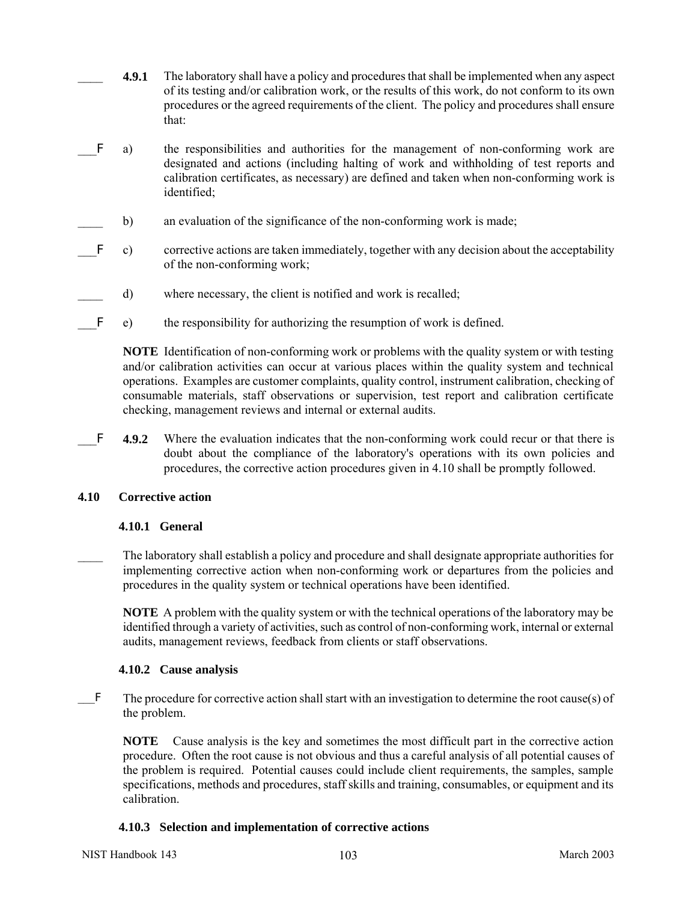____ **4.9.1** The laboratory shall have a policy and procedures that shall be implemented when any aspect of its testing and/or calibration work, or the results of this work, do not conform to its own procedures or the agreed requirements of the client. The policy and procedures shall ensure that:

___F a) the responsibilities and authorities for the management of non-conforming work are designated and actions (including halting of work and withholding of test reports and calibration certificates, as necessary) are defined and taken when non-conforming work is identified;

____ b) an evaluation of the significance of the non-conforming work is made;

___F c) corrective actions are taken immediately, together with any decision about the acceptability of the non-conforming work;

____ d) where necessary, the client is notified and work is recalled;

___F e) the responsibility for authorizing the resumption of work is defined.

**NOTE** Identification of non-conforming work or problems with the quality system or with testing and/or calibration activities can occur at various places within the quality system and technical operations. Examples are customer complaints, quality control, instrument calibration, checking of consumable materials, staff observations or supervision, test report and calibration certificate checking, management reviews and internal or external audits.

___F **4.9.2** Where the evaluation indicates that the non-conforming work could recur or that there is doubt about the compliance of the laboratory's operations with its own policies and procedures, the corrective action procedures given in 4.10 shall be promptly followed.

### 4.10 Corrective action

#### 4.10.1 General

____ The laboratory shall establish a policy and procedure and shall designate appropriate authorities for implementing corrective action when non-conforming work or departures from the policies and procedures in the quality system or technical operations have been identified.

**NOTE** A problem with the quality system or with the technical operations of the laboratory may be identified through a variety of activities, such as control of non-conforming work, internal or external audits, management reviews, feedback from clients or staff observations.

#### 4.10.2 Cause analysis

___F The procedure for corrective action shall start with an investigation to determine the root cause(s) of the problem.

**NOTE** Cause analysis is the key and sometimes the most difficult part in the corrective action procedure. Often the root cause is not obvious and thus a careful analysis of all potential causes of the problem is required. Potential causes could include client requirements, the samples, sample specifications, methods and procedures, staff skills and training, consumables, or equipment and its calibration.

#### 4.10.3 Selection and implementation of corrective actions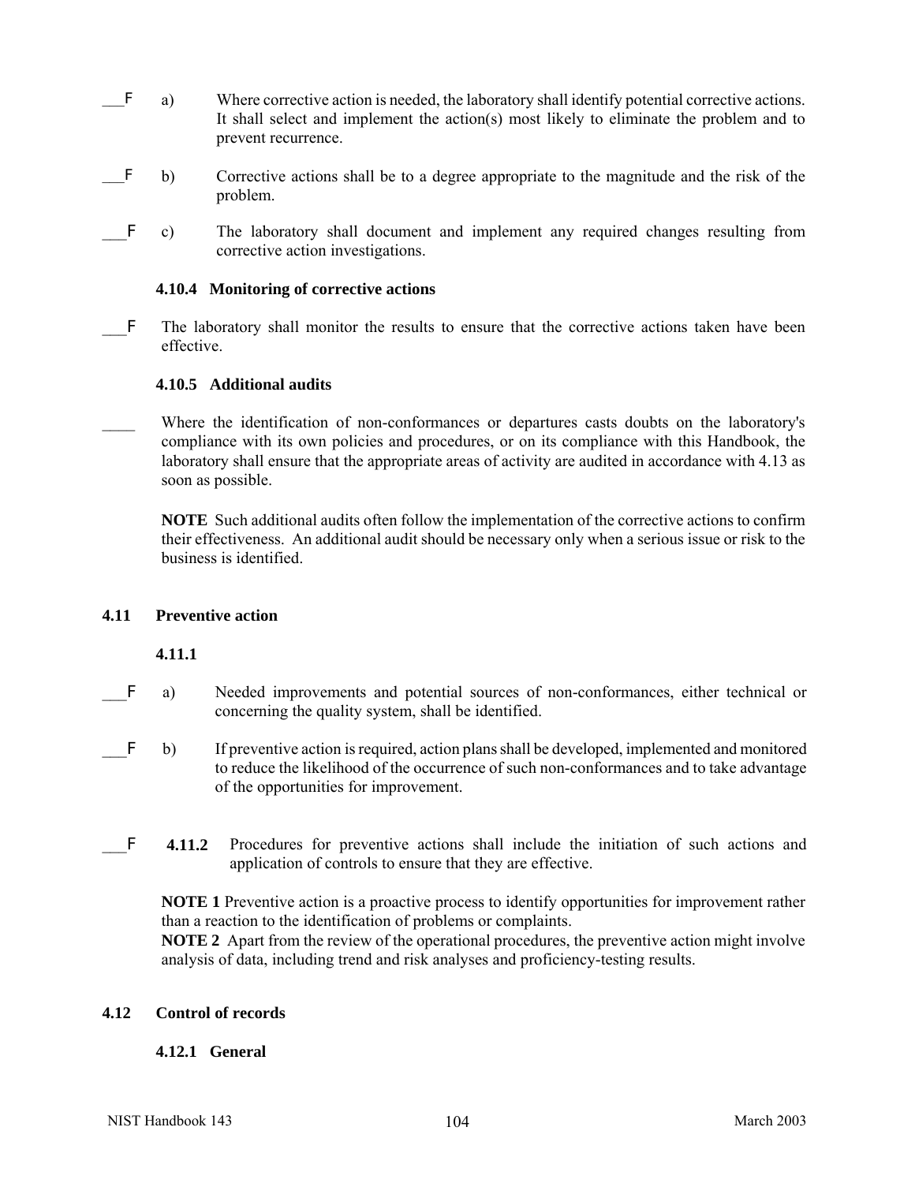\_\_\_F a) Where corrective action is needed, the laboratory shall identify potential corrective actions. It shall select and implement the action(s) most likely to eliminate the problem and to prevent recurrence.

\_\_\_F b) Corrective actions shall be to a degree appropriate to the magnitude and the risk of the problem.

\_\_\_F c) The laboratory shall document and implement any required changes resulting from corrective action investigations.

#### 4.10.4 Monitoring of corrective actions

\_\_\_F The laboratory shall monitor the results to ensure that the corrective actions taken have been effective.

#### 4.10.5 Additional audits

\_\_\_\_ Where the identification of non-conformances or departures casts doubts on the laboratory's compliance with its own policies and procedures, or on its compliance with this Handbook, the laboratory shall ensure that the appropriate areas of activity are audited in accordance with 4.13 as soon as possible.

**NOTE** Such additional audits often follow the implementation of the corrective actions to confirm their effectiveness. An additional audit should be necessary only when a serious issue or risk to the business is identified.

### 4.11 Preventive action

#### 4.11.1

\_\_\_F a) Needed improvements and potential sources of non-conformances, either technical or concerning the quality system, shall be identified.

\_\_\_F b) If preventive action is required, action plans shall be developed, implemented and monitored to reduce the likelihood of the occurrence of such non-conformances and to take advantage of the opportunities for improvement.

\_\_\_F **4.11.2** Procedures for preventive actions shall include the initiation of such actions and application of controls to ensure that they are effective.

**NOTE 1** Preventive action is a proactive process to identify opportunities for improvement rather than a reaction to the identification of problems or complaints.
**NOTE 2** Apart from the review of the operational procedures, the preventive action might involve analysis of data, including trend and risk analyses and proficiency-testing results.

### 4.12 Control of records

#### 4.12.1 General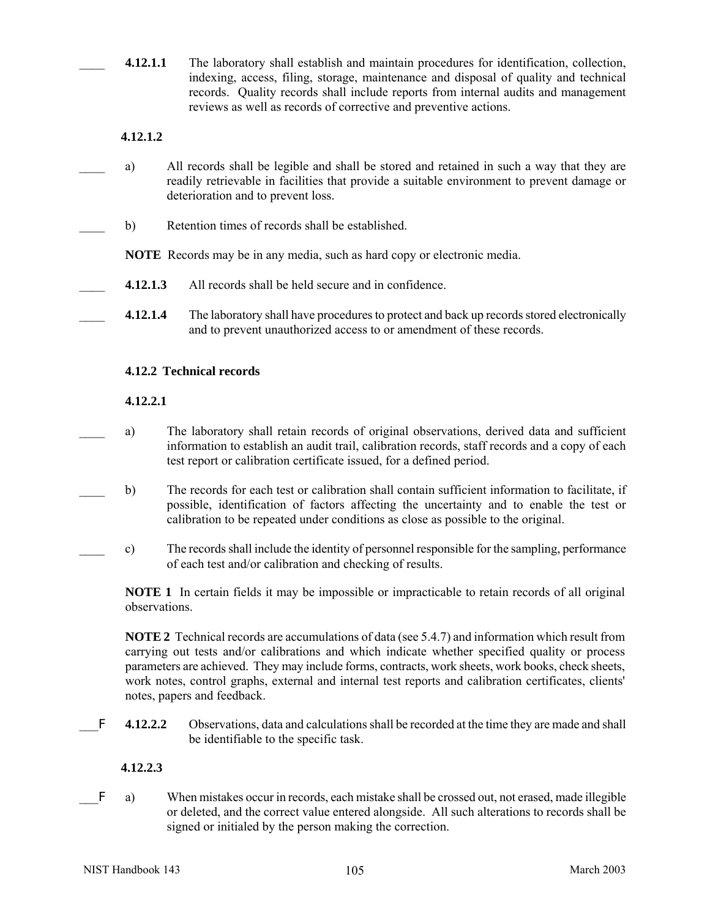____ **4.12.1.1** The laboratory shall establish and maintain procedures for identification, collection, indexing, access, filing, storage, maintenance and disposal of quality and technical records. Quality records shall include reports from internal audits and management reviews as well as records of corrective and preventive actions.

**4.12.1.2**

____ a) All records shall be legible and shall be stored and retained in such a way that they are readily retrievable in facilities that provide a suitable environment to prevent damage or deterioration and to prevent loss.

____ b) Retention times of records shall be established.

**NOTE** Records may be in any media, such as hard copy or electronic media.

____ **4.12.1.3** All records shall be held secure and in confidence.

____ **4.12.1.4** The laboratory shall have procedures to protect and back up records stored electronically and to prevent unauthorized access to or amendment of these records.

**4.12.2 Technical records**

**4.12.2.1**

____ a) The laboratory shall retain records of original observations, derived data and sufficient information to establish an audit trail, calibration records, staff records and a copy of each test report or calibration certificate issued, for a defined period.

____ b) The records for each test or calibration shall contain sufficient information to facilitate, if possible, identification of factors affecting the uncertainty and to enable the test or calibration to be repeated under conditions as close as possible to the original.

____ c) The records shall include the identity of personnel responsible for the sampling, performance of each test and/or calibration and checking of results.

**NOTE 1** In certain fields it may be impossible or impracticable to retain records of all original observations.

**NOTE 2** Technical records are accumulations of data (see 5.4.7) and information which result from carrying out tests and/or calibrations and which indicate whether specified quality or process parameters are achieved. They may include forms, contracts, work sheets, work books, check sheets, work notes, control graphs, external and internal test reports and calibration certificates, clients' notes, papers and feedback.

___F **4.12.2.2** Observations, data and calculations shall be recorded at the time they are made and shall be identifiable to the specific task.

**4.12.2.3**

___F a) When mistakes occur in records, each mistake shall be crossed out, not erased, made illegible or deleted, and the correct value entered alongside. All such alterations to records shall be signed or initialed by the person making the correction.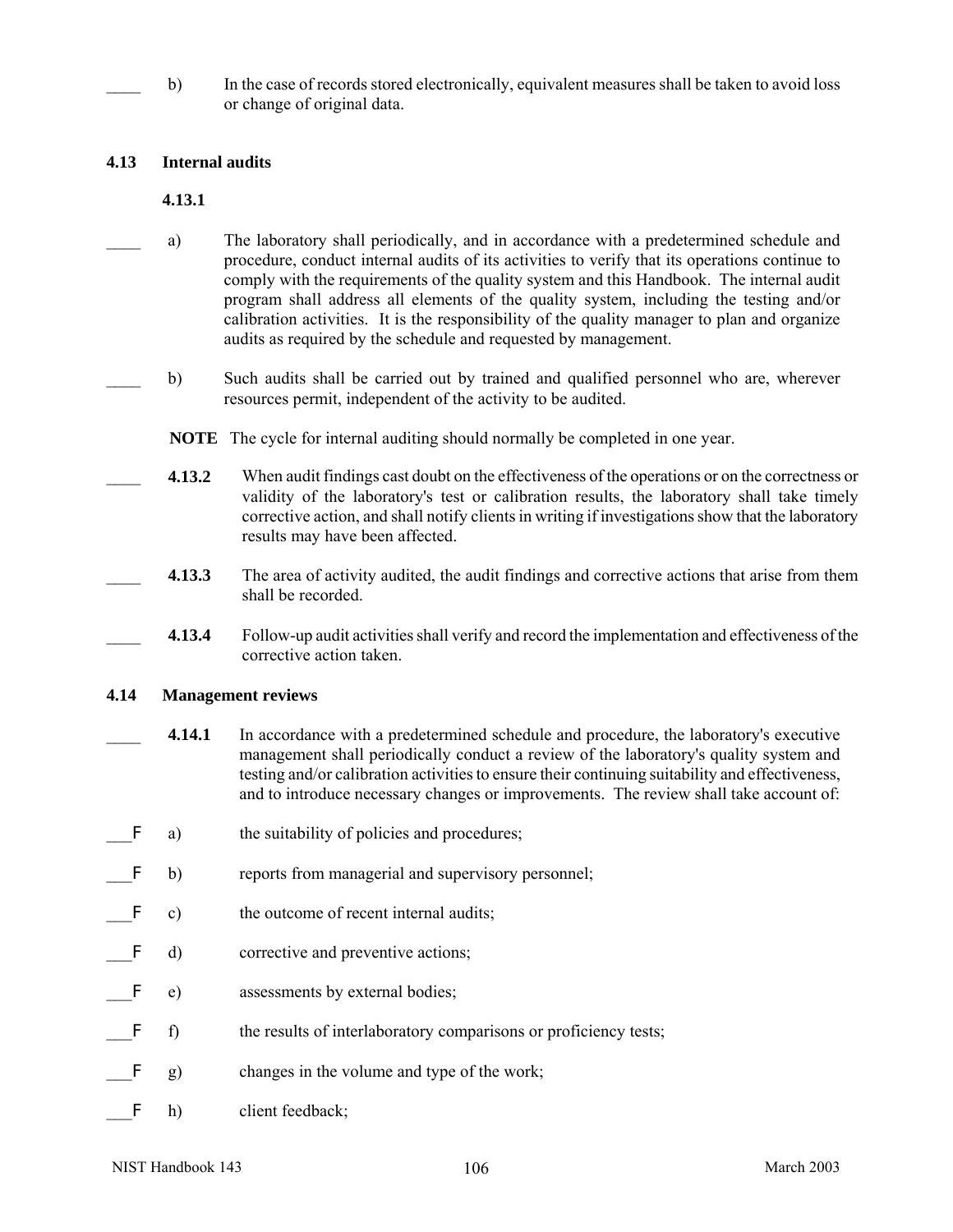____ b) In the case of records stored electronically, equivalent measures shall be taken to avoid loss or change of original data.

### 4.13 Internal audits

**4.13.1**

____ a) The laboratory shall periodically, and in accordance with a predetermined schedule and procedure, conduct internal audits of its activities to verify that its operations continue to comply with the requirements of the quality system and this Handbook. The internal audit program shall address all elements of the quality system, including the testing and/or calibration activities. It is the responsibility of the quality manager to plan and organize audits as required by the schedule and requested by management.

____ b) Such audits shall be carried out by trained and qualified personnel who are, wherever resources permit, independent of the activity to be audited.

**NOTE** The cycle for internal auditing should normally be completed in one year.

____ **4.13.2** When audit findings cast doubt on the effectiveness of the operations or on the correctness or validity of the laboratory's test or calibration results, the laboratory shall take timely corrective action, and shall notify clients in writing if investigations show that the laboratory results may have been affected.

____ **4.13.3** The area of activity audited, the audit findings and corrective actions that arise from them shall be recorded.

____ **4.13.4** Follow-up audit activities shall verify and record the implementation and effectiveness of the corrective action taken.

### 4.14 Management reviews

____ **4.14.1** In accordance with a predetermined schedule and procedure, the laboratory's executive management shall periodically conduct a review of the laboratory's quality system and testing and/or calibration activities to ensure their continuing suitability and effectiveness, and to introduce necessary changes or improvements. The review shall take account of:

___F a) the suitability of policies and procedures;

___F b) reports from managerial and supervisory personnel;

___F c) the outcome of recent internal audits;

___F d) corrective and preventive actions;

___F e) assessments by external bodies;

___F f) the results of interlaboratory comparisons or proficiency tests;

___F g) changes in the volume and type of the work;

___F h) client feedback;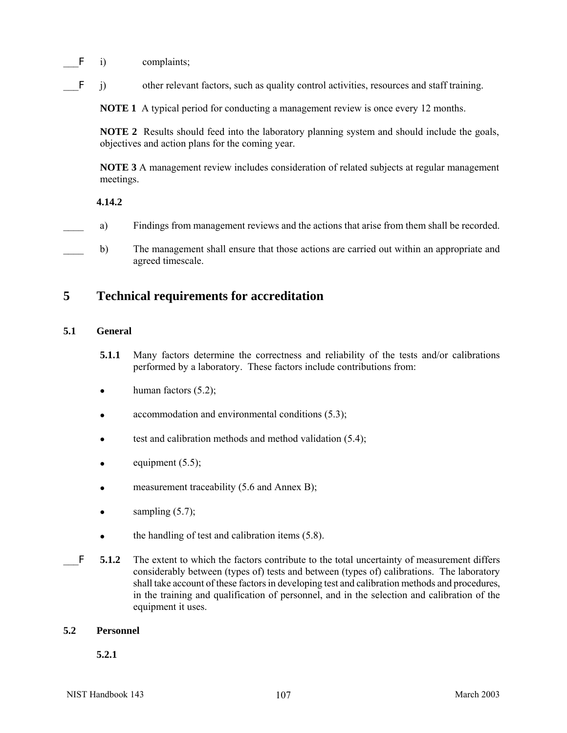___F i) complaints;

___F j) other relevant factors, such as quality control activities, resources and staff training.

**NOTE 1** A typical period for conducting a management review is once every 12 months.

**NOTE 2** Results should feed into the laboratory planning system and should include the goals, objectives and action plans for the coming year.

**NOTE 3** A management review includes consideration of related subjects at regular management meetings.

**4.14.2**

____ a) Findings from management reviews and the actions that arise from them shall be recorded.

____ b) The management shall ensure that those actions are carried out within an appropriate and agreed timescale.

# 5 Technical requirements for accreditation

## 5.1 General

**5.1.1** Many factors determine the correctness and reliability of the tests and/or calibrations performed by a laboratory. These factors include contributions from:

- human factors (5.2);
- accommodation and environmental conditions (5.3);
- test and calibration methods and method validation (5.4);
- equipment (5.5);
- measurement traceability (5.6 and Annex B);
- sampling (5.7);
- the handling of test and calibration items (5.8).

___F **5.1.2** The extent to which the factors contribute to the total uncertainty of measurement differs considerably between (types of) tests and between (types of) calibrations. The laboratory shall take account of these factors in developing test and calibration methods and procedures, in the training and qualification of personnel, and in the selection and calibration of the equipment it uses.

## 5.2 Personnel

**5.2.1**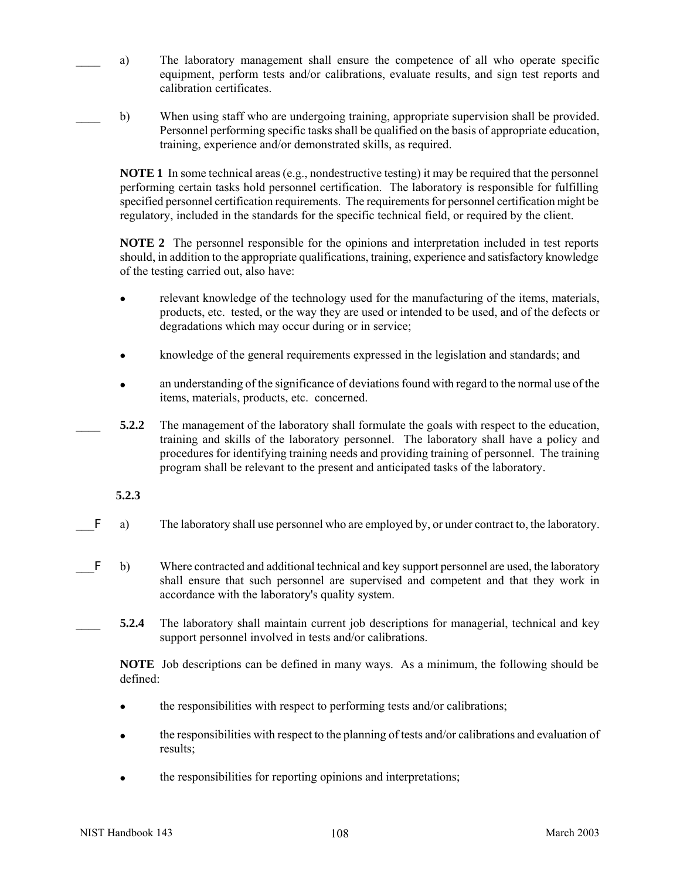____ a) The laboratory management shall ensure the competence of all who operate specific equipment, perform tests and/or calibrations, evaluate results, and sign test reports and calibration certificates.

____ b) When using staff who are undergoing training, appropriate supervision shall be provided. Personnel performing specific tasks shall be qualified on the basis of appropriate education, training, experience and/or demonstrated skills, as required.

**NOTE 1** In some technical areas (e.g., nondestructive testing) it may be required that the personnel performing certain tasks hold personnel certification. The laboratory is responsible for fulfilling specified personnel certification requirements. The requirements for personnel certification might be regulatory, included in the standards for the specific technical field, or required by the client.

**NOTE 2** The personnel responsible for the opinions and interpretation included in test reports should, in addition to the appropriate qualifications, training, experience and satisfactory knowledge of the testing carried out, also have:

- relevant knowledge of the technology used for the manufacturing of the items, materials, products, etc. tested, or the way they are used or intended to be used, and of the defects or degradations which may occur during or in service;
- knowledge of the general requirements expressed in the legislation and standards; and
- an understanding of the significance of deviations found with regard to the normal use of the items, materials, products, etc. concerned.

____ **5.2.2** The management of the laboratory shall formulate the goals with respect to the education, training and skills of the laboratory personnel. The laboratory shall have a policy and procedures for identifying training needs and providing training of personnel. The training program shall be relevant to the present and anticipated tasks of the laboratory.

**5.2.3**

___F a) The laboratory shall use personnel who are employed by, or under contract to, the laboratory.

___F b) Where contracted and additional technical and key support personnel are used, the laboratory shall ensure that such personnel are supervised and competent and that they work in accordance with the laboratory's quality system.

____ **5.2.4** The laboratory shall maintain current job descriptions for managerial, technical and key support personnel involved in tests and/or calibrations.

**NOTE** Job descriptions can be defined in many ways. As a minimum, the following should be defined:

- the responsibilities with respect to performing tests and/or calibrations;
- the responsibilities with respect to the planning of tests and/or calibrations and evaluation of results;
- the responsibilities for reporting opinions and interpretations;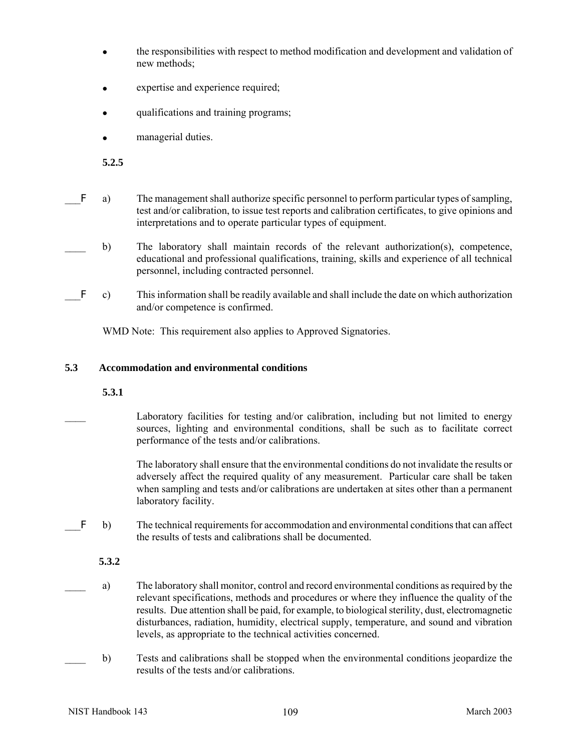- the responsibilities with respect to method modification and development and validation of new methods;
- expertise and experience required;
- qualifications and training programs;
- managerial duties.

**5.2.5**

___F a) The management shall authorize specific personnel to perform particular types of sampling, test and/or calibration, to issue test reports and calibration certificates, to give opinions and interpretations and to operate particular types of equipment.

____ b) The laboratory shall maintain records of the relevant authorization(s), competence, educational and professional qualifications, training, skills and experience of all technical personnel, including contracted personnel.

___F c) This information shall be readily available and shall include the date on which authorization and/or competence is confirmed.

WMD Note: This requirement also applies to Approved Signatories.

### 5.3 Accommodation and environmental conditions

**5.3.1**

____ Laboratory facilities for testing and/or calibration, including but not limited to energy sources, lighting and environmental conditions, shall be such as to facilitate correct performance of the tests and/or calibrations.

The laboratory shall ensure that the environmental conditions do not invalidate the results or adversely affect the required quality of any measurement. Particular care shall be taken when sampling and tests and/or calibrations are undertaken at sites other than a permanent laboratory facility.

___F b) The technical requirements for accommodation and environmental conditions that can affect the results of tests and calibrations shall be documented.

**5.3.2**

____ a) The laboratory shall monitor, control and record environmental conditions as required by the relevant specifications, methods and procedures or where they influence the quality of the results. Due attention shall be paid, for example, to biological sterility, dust, electromagnetic disturbances, radiation, humidity, electrical supply, temperature, and sound and vibration levels, as appropriate to the technical activities concerned.

____ b) Tests and calibrations shall be stopped when the environmental conditions jeopardize the results of the tests and/or calibrations.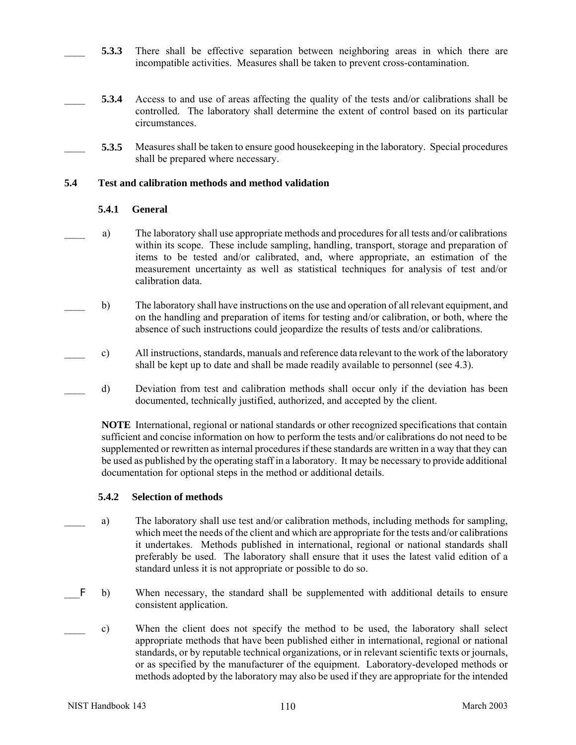____ **5.3.3** There shall be effective separation between neighboring areas in which there are incompatible activities. Measures shall be taken to prevent cross-contamination.

____ **5.3.4** Access to and use of areas affecting the quality of the tests and/or calibrations shall be controlled. The laboratory shall determine the extent of control based on its particular circumstances.

____ **5.3.5** Measures shall be taken to ensure good housekeeping in the laboratory. Special procedures shall be prepared where necessary.

### 5.4 Test and calibration methods and method validation

#### 5.4.1 General

____ a) The laboratory shall use appropriate methods and procedures for all tests and/or calibrations within its scope. These include sampling, handling, transport, storage and preparation of items to be tested and/or calibrated, and, where appropriate, an estimation of the measurement uncertainty as well as statistical techniques for analysis of test and/or calibration data.

____ b) The laboratory shall have instructions on the use and operation of all relevant equipment, and on the handling and preparation of items for testing and/or calibration, or both, where the absence of such instructions could jeopardize the results of tests and/or calibrations.

____ c) All instructions, standards, manuals and reference data relevant to the work of the laboratory shall be kept up to date and shall be made readily available to personnel (see 4.3).

____ d) Deviation from test and calibration methods shall occur only if the deviation has been documented, technically justified, authorized, and accepted by the client.

**NOTE** International, regional or national standards or other recognized specifications that contain sufficient and concise information on how to perform the tests and/or calibrations do not need to be supplemented or rewritten as internal procedures if these standards are written in a way that they can be used as published by the operating staff in a laboratory. It may be necessary to provide additional documentation for optional steps in the method or additional details.

#### 5.4.2 Selection of methods

____ a) The laboratory shall use test and/or calibration methods, including methods for sampling, which meet the needs of the client and which are appropriate for the tests and/or calibrations it undertakes. Methods published in international, regional or national standards shall preferably be used. The laboratory shall ensure that it uses the latest valid edition of a standard unless it is not appropriate or possible to do so.

___F b) When necessary, the standard shall be supplemented with additional details to ensure consistent application.

____ c) When the client does not specify the method to be used, the laboratory shall select appropriate methods that have been published either in international, regional or national standards, or by reputable technical organizations, or in relevant scientific texts or journals, or as specified by the manufacturer of the equipment. Laboratory-developed methods or methods adopted by the laboratory may also be used if they are appropriate for the intended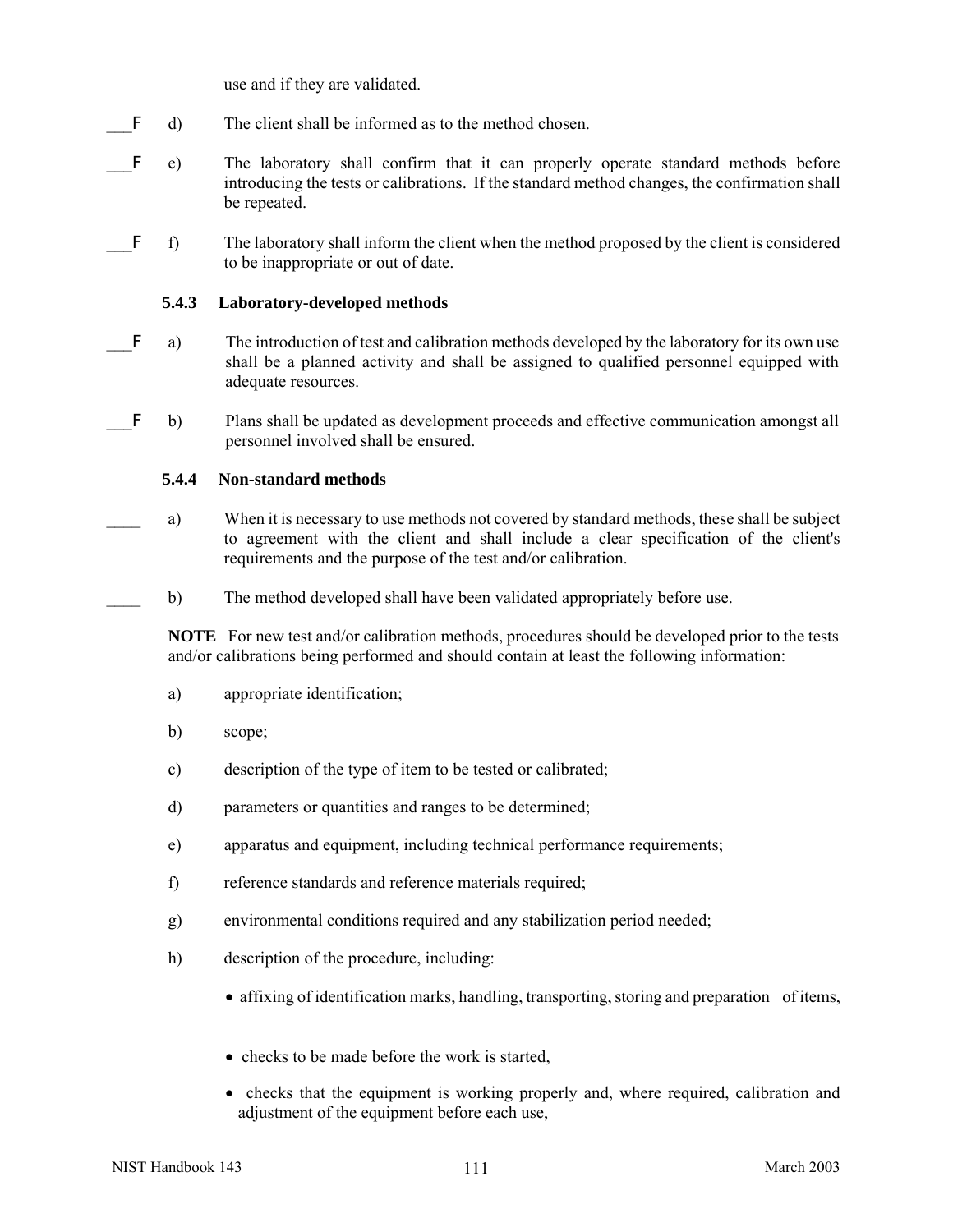use and if they are validated.

___F d) The client shall be informed as to the method chosen.

___F e) The laboratory shall confirm that it can properly operate standard methods before introducing the tests or calibrations. If the standard method changes, the confirmation shall be repeated.

___F f) The laboratory shall inform the client when the method proposed by the client is considered to be inappropriate or out of date.

**5.4.3 Laboratory-developed methods**

___F a) The introduction of test and calibration methods developed by the laboratory for its own use shall be a planned activity and shall be assigned to qualified personnel equipped with adequate resources.

___F b) Plans shall be updated as development proceeds and effective communication amongst all personnel involved shall be ensured.

**5.4.4 Non-standard methods**

____ a) When it is necessary to use methods not covered by standard methods, these shall be subject to agreement with the client and shall include a clear specification of the client's requirements and the purpose of the test and/or calibration.

____ b) The method developed shall have been validated appropriately before use.

**NOTE** For new test and/or calibration methods, procedures should be developed prior to the tests and/or calibrations being performed and should contain at least the following information:

a) appropriate identification;

b) scope;

c) description of the type of item to be tested or calibrated;

d) parameters or quantities and ranges to be determined;

e) apparatus and equipment, including technical performance requirements;

f) reference standards and reference materials required;

g) environmental conditions required and any stabilization period needed;

h) description of the procedure, including:

- affixing of identification marks, handling, transporting, storing and preparation of items,
- checks to be made before the work is started,
- checks that the equipment is working properly and, where required, calibration and adjustment of the equipment before each use,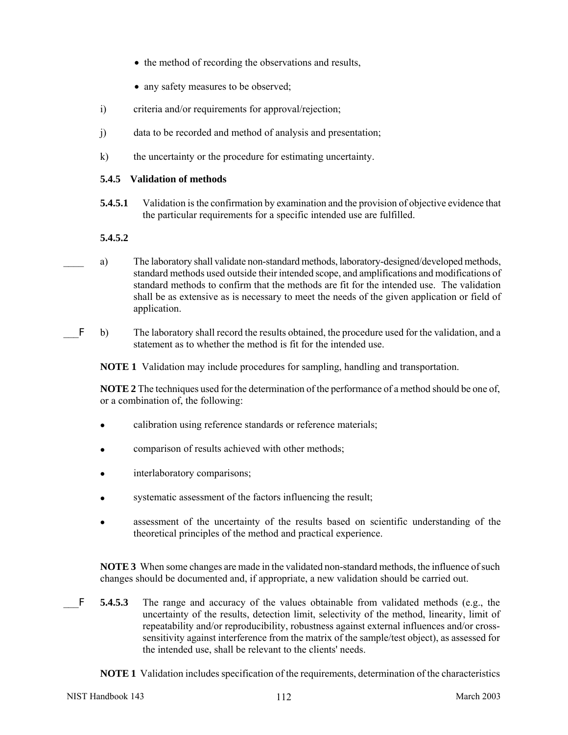- the method of recording the observations and results,
- any safety measures to be observed;

i) criteria and/or requirements for approval/rejection;

j) data to be recorded and method of analysis and presentation;

k) the uncertainty or the procedure for estimating uncertainty.

### 5.4.5 Validation of methods

**5.4.5.1** Validation is the confirmation by examination and the provision of objective evidence that the particular requirements for a specific intended use are fulfilled.

**5.4.5.2**

____ a) The laboratory shall validate non-standard methods, laboratory-designed/developed methods, standard methods used outside their intended scope, and amplifications and modifications of standard methods to confirm that the methods are fit for the intended use. The validation shall be as extensive as is necessary to meet the needs of the given application or field of application.

___F b) The laboratory shall record the results obtained, the procedure used for the validation, and a statement as to whether the method is fit for the intended use.

**NOTE 1** Validation may include procedures for sampling, handling and transportation.

**NOTE 2** The techniques used for the determination of the performance of a method should be one of, or a combination of, the following:

- calibration using reference standards or reference materials;
- comparison of results achieved with other methods;
- interlaboratory comparisons;
- systematic assessment of the factors influencing the result;
- assessment of the uncertainty of the results based on scientific understanding of the theoretical principles of the method and practical experience.

**NOTE 3** When some changes are made in the validated non-standard methods, the influence of such changes should be documented and, if appropriate, a new validation should be carried out.

___F **5.4.5.3** The range and accuracy of the values obtainable from validated methods (e.g., the uncertainty of the results, detection limit, selectivity of the method, linearity, limit of repeatability and/or reproducibility, robustness against external influences and/or cross-sensitivity against interference from the matrix of the sample/test object), as assessed for the intended use, shall be relevant to the clients' needs.

**NOTE 1** Validation includes specification of the requirements, determination of the characteristics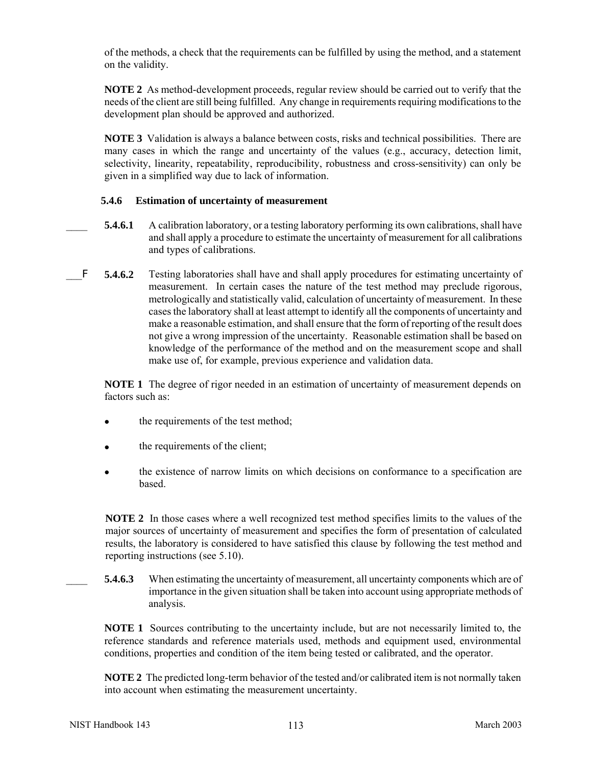of the methods, a check that the requirements can be fulfilled by using the method, and a statement on the validity.

**NOTE 2** As method-development proceeds, regular review should be carried out to verify that the needs of the client are still being fulfilled. Any change in requirements requiring modifications to the development plan should be approved and authorized.

**NOTE 3** Validation is always a balance between costs, risks and technical possibilities. There are many cases in which the range and uncertainty of the values (e.g., accuracy, detection limit, selectivity, linearity, repeatability, reproducibility, robustness and cross-sensitivity) can only be given in a simplified way due to lack of information.

### 5.4.6 Estimation of uncertainty of measurement

____ **5.4.6.1** A calibration laboratory, or a testing laboratory performing its own calibrations, shall have and shall apply a procedure to estimate the uncertainty of measurement for all calibrations and types of calibrations.

___F **5.4.6.2** Testing laboratories shall have and shall apply procedures for estimating uncertainty of measurement. In certain cases the nature of the test method may preclude rigorous, metrologically and statistically valid, calculation of uncertainty of measurement. In these cases the laboratory shall at least attempt to identify all the components of uncertainty and make a reasonable estimation, and shall ensure that the form of reporting of the result does not give a wrong impression of the uncertainty. Reasonable estimation shall be based on knowledge of the performance of the method and on the measurement scope and shall make use of, for example, previous experience and validation data.

**NOTE 1** The degree of rigor needed in an estimation of uncertainty of measurement depends on factors such as:

- the requirements of the test method;
- the requirements of the client;
- the existence of narrow limits on which decisions on conformance to a specification are based.

**NOTE 2** In those cases where a well recognized test method specifies limits to the values of the major sources of uncertainty of measurement and specifies the form of presentation of calculated results, the laboratory is considered to have satisfied this clause by following the test method and reporting instructions (see 5.10).

____ **5.4.6.3** When estimating the uncertainty of measurement, all uncertainty components which are of importance in the given situation shall be taken into account using appropriate methods of analysis.

**NOTE 1** Sources contributing to the uncertainty include, but are not necessarily limited to, the reference standards and reference materials used, methods and equipment used, environmental conditions, properties and condition of the item being tested or calibrated, and the operator.

**NOTE 2** The predicted long-term behavior of the tested and/or calibrated item is not normally taken into account when estimating the measurement uncertainty.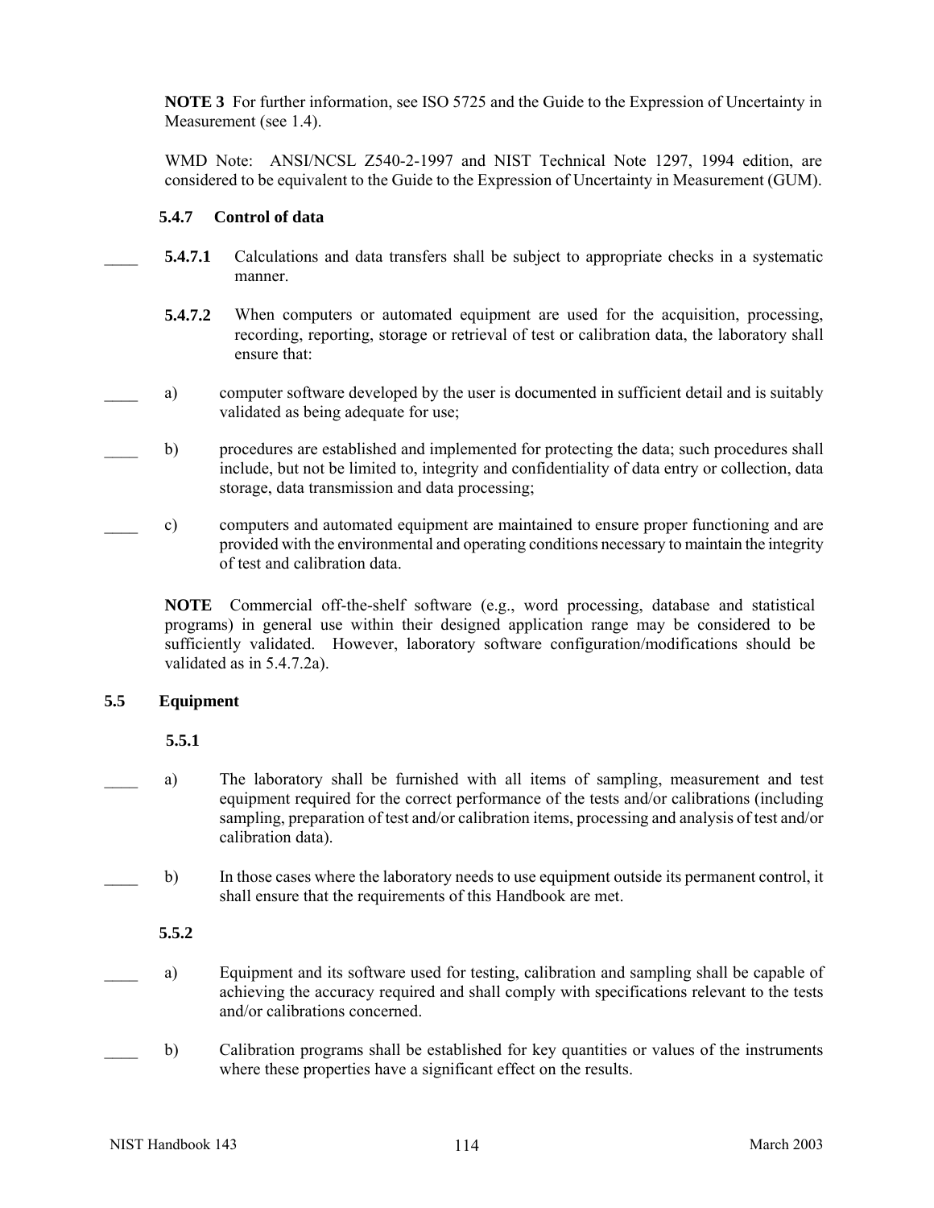**NOTE 3** For further information, see ISO 5725 and the Guide to the Expression of Uncertainty in Measurement (see 1.4).

WMD Note: ANSI/NCSL Z540-2-1997 and NIST Technical Note 1297, 1994 edition, are considered to be equivalent to the Guide to the Expression of Uncertainty in Measurement (GUM).

### 5.4.7 Control of data

____ **5.4.7.1** Calculations and data transfers shall be subject to appropriate checks in a systematic manner.

**5.4.7.2** When computers or automated equipment are used for the acquisition, processing, recording, reporting, storage or retrieval of test or calibration data, the laboratory shall ensure that:

____ a) computer software developed by the user is documented in sufficient detail and is suitably validated as being adequate for use;

____ b) procedures are established and implemented for protecting the data; such procedures shall include, but not be limited to, integrity and confidentiality of data entry or collection, data storage, data transmission and data processing;

____ c) computers and automated equipment are maintained to ensure proper functioning and are provided with the environmental and operating conditions necessary to maintain the integrity of test and calibration data.

**NOTE** Commercial off-the-shelf software (e.g., word processing, database and statistical programs) in general use within their designed application range may be considered to be sufficiently validated. However, laboratory software configuration/modifications should be validated as in 5.4.7.2a).

## 5.5 Equipment

**5.5.1**

____ a) The laboratory shall be furnished with all items of sampling, measurement and test equipment required for the correct performance of the tests and/or calibrations (including sampling, preparation of test and/or calibration items, processing and analysis of test and/or calibration data).

____ b) In those cases where the laboratory needs to use equipment outside its permanent control, it shall ensure that the requirements of this Handbook are met.

**5.5.2**

____ a) Equipment and its software used for testing, calibration and sampling shall be capable of achieving the accuracy required and shall comply with specifications relevant to the tests and/or calibrations concerned.

____ b) Calibration programs shall be established for key quantities or values of the instruments where these properties have a significant effect on the results.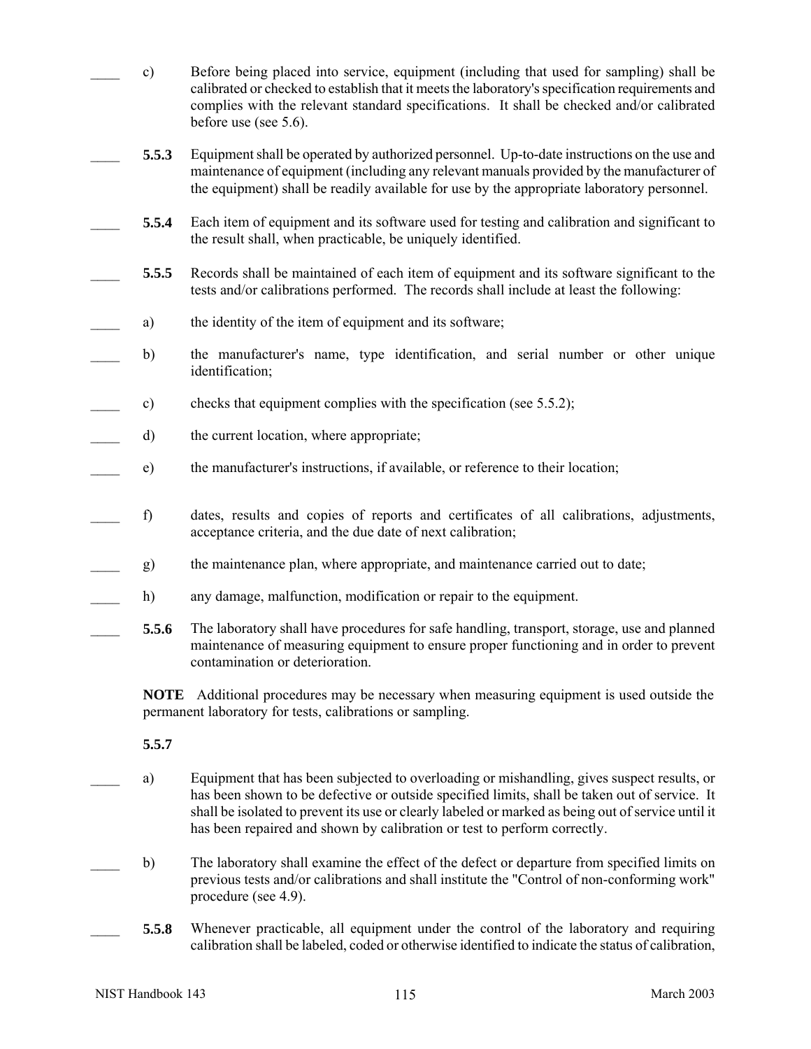____ c) Before being placed into service, equipment (including that used for sampling) shall be calibrated or checked to establish that it meets the laboratory's specification requirements and complies with the relevant standard specifications. It shall be checked and/or calibrated before use (see 5.6).

____ **5.5.3** Equipment shall be operated by authorized personnel. Up-to-date instructions on the use and maintenance of equipment (including any relevant manuals provided by the manufacturer of the equipment) shall be readily available for use by the appropriate laboratory personnel.

____ **5.5.4** Each item of equipment and its software used for testing and calibration and significant to the result shall, when practicable, be uniquely identified.

____ **5.5.5** Records shall be maintained of each item of equipment and its software significant to the tests and/or calibrations performed. The records shall include at least the following:

____ a) the identity of the item of equipment and its software;

____ b) the manufacturer's name, type identification, and serial number or other unique identification;

____ c) checks that equipment complies with the specification (see 5.5.2);

____ d) the current location, where appropriate;

____ e) the manufacturer's instructions, if available, or reference to their location;

____ f) dates, results and copies of reports and certificates of all calibrations, adjustments, acceptance criteria, and the due date of next calibration;

____ g) the maintenance plan, where appropriate, and maintenance carried out to date;

____ h) any damage, malfunction, modification or repair to the equipment.

____ **5.5.6** The laboratory shall have procedures for safe handling, transport, storage, use and planned maintenance of measuring equipment to ensure proper functioning and in order to prevent contamination or deterioration.

**NOTE** Additional procedures may be necessary when measuring equipment is used outside the permanent laboratory for tests, calibrations or sampling.

**5.5.7**

____ a) Equipment that has been subjected to overloading or mishandling, gives suspect results, or has been shown to be defective or outside specified limits, shall be taken out of service. It shall be isolated to prevent its use or clearly labeled or marked as being out of service until it has been repaired and shown by calibration or test to perform correctly.

____ b) The laboratory shall examine the effect of the defect or departure from specified limits on previous tests and/or calibrations and shall institute the "Control of non-conforming work" procedure (see 4.9).

____ **5.5.8** Whenever practicable, all equipment under the control of the laboratory and requiring calibration shall be labeled, coded or otherwise identified to indicate the status of calibration,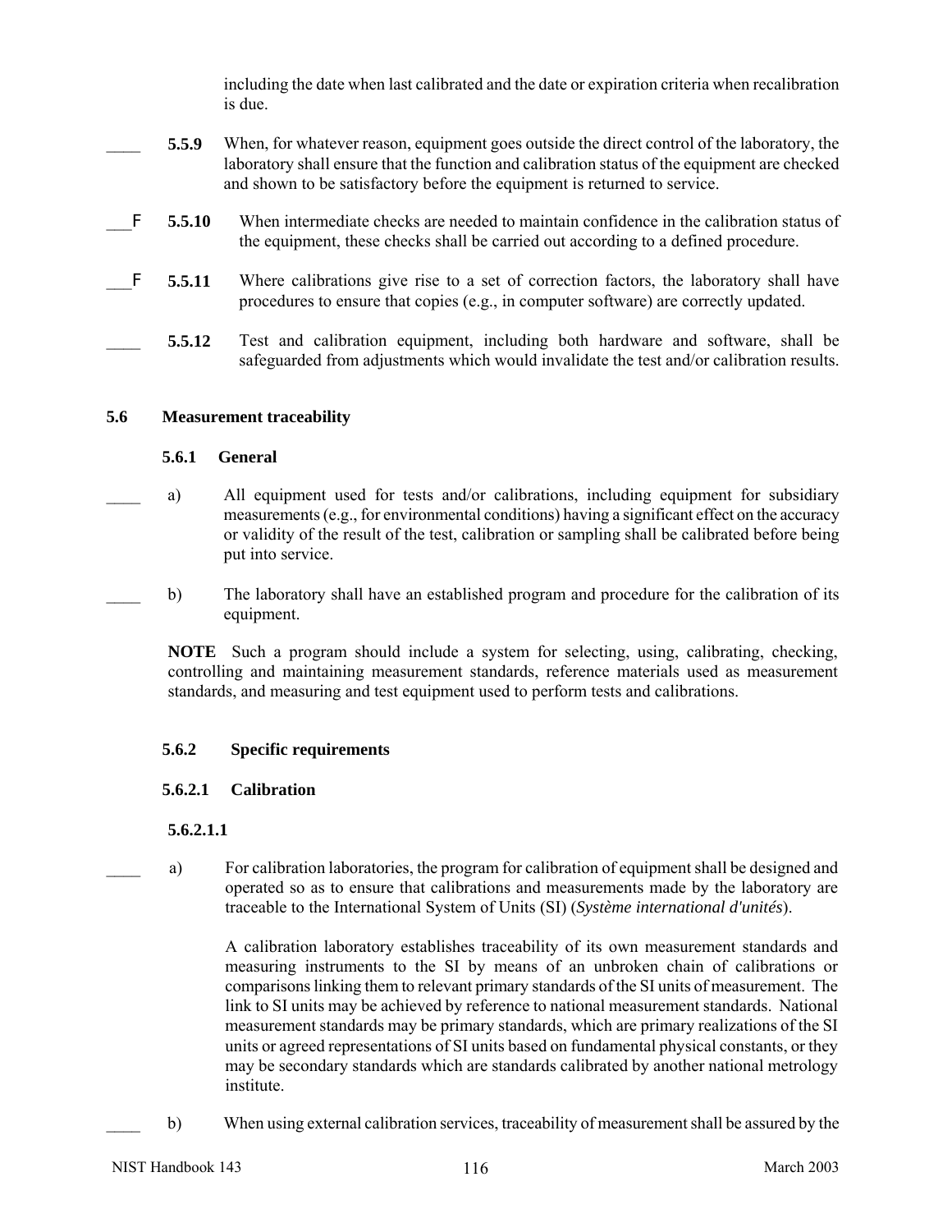including the date when last calibrated and the date or expiration criteria when recalibration is due.

____ **5.5.9** When, for whatever reason, equipment goes outside the direct control of the laboratory, the laboratory shall ensure that the function and calibration status of the equipment are checked and shown to be satisfactory before the equipment is returned to service.

___F **5.5.10** When intermediate checks are needed to maintain confidence in the calibration status of the equipment, these checks shall be carried out according to a defined procedure.

___F **5.5.11** Where calibrations give rise to a set of correction factors, the laboratory shall have procedures to ensure that copies (e.g., in computer software) are correctly updated.

____ **5.5.12** Test and calibration equipment, including both hardware and software, shall be safeguarded from adjustments which would invalidate the test and/or calibration results.

## 5.6 Measurement traceability

### 5.6.1 General

____ a) All equipment used for tests and/or calibrations, including equipment for subsidiary measurements (e.g., for environmental conditions) having a significant effect on the accuracy or validity of the result of the test, calibration or sampling shall be calibrated before being put into service.

____ b) The laboratory shall have an established program and procedure for the calibration of its equipment.

**NOTE** Such a program should include a system for selecting, using, calibrating, checking, controlling and maintaining measurement standards, reference materials used as measurement standards, and measuring and test equipment used to perform tests and calibrations.

### 5.6.2 Specific requirements

#### 5.6.2.1 Calibration

**5.6.2.1.1**

____ a) For calibration laboratories, the program for calibration of equipment shall be designed and operated so as to ensure that calibrations and measurements made by the laboratory are traceable to the International System of Units (SI) (*Système international d'unités*).

A calibration laboratory establishes traceability of its own measurement standards and measuring instruments to the SI by means of an unbroken chain of calibrations or comparisons linking them to relevant primary standards of the SI units of measurement. The link to SI units may be achieved by reference to national measurement standards. National measurement standards may be primary standards, which are primary realizations of the SI units or agreed representations of SI units based on fundamental physical constants, or they may be secondary standards which are standards calibrated by another national metrology institute.

____ b) When using external calibration services, traceability of measurement shall be assured by the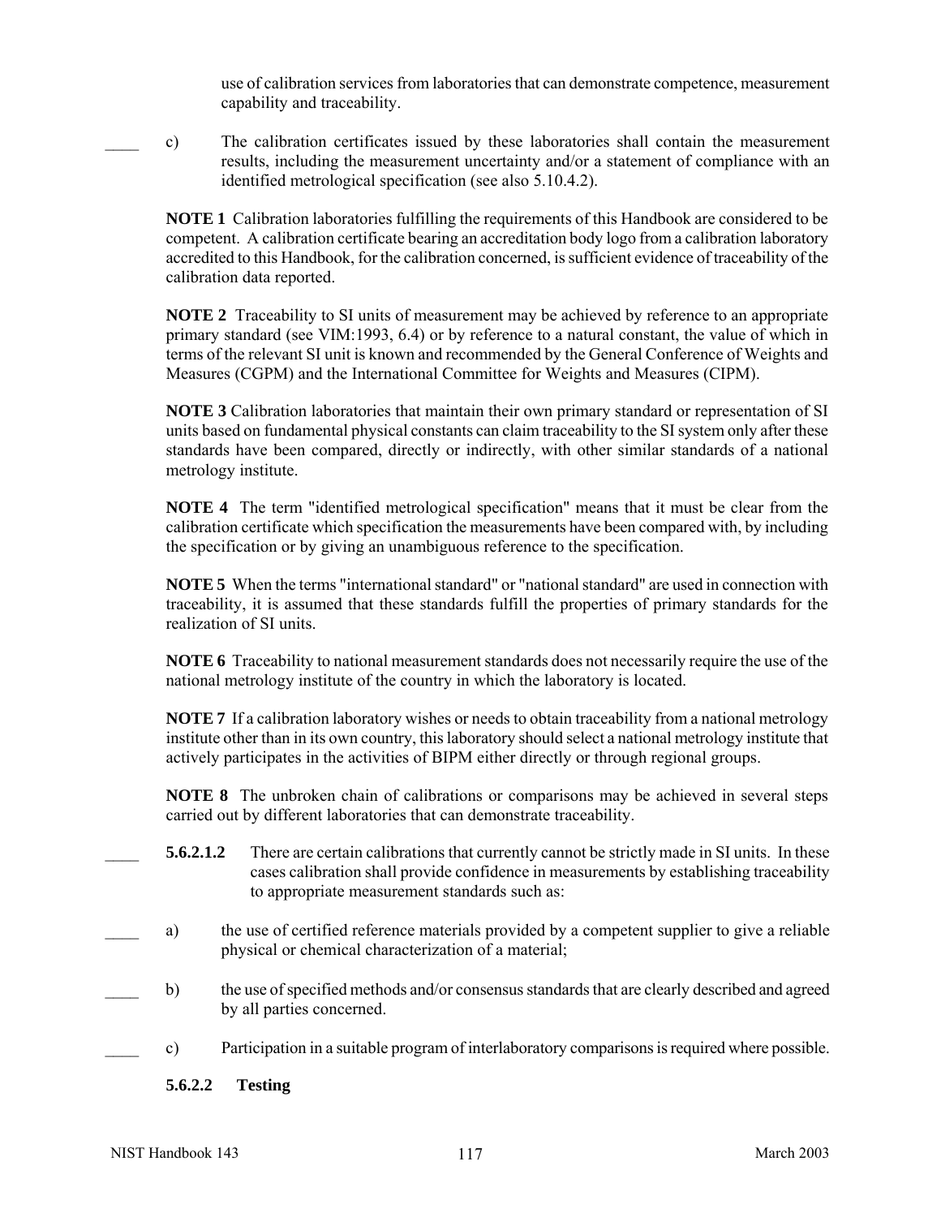use of calibration services from laboratories that can demonstrate competence, measurement capability and traceability.

____ c) The calibration certificates issued by these laboratories shall contain the measurement results, including the measurement uncertainty and/or a statement of compliance with an identified metrological specification (see also 5.10.4.2).

**NOTE 1** Calibration laboratories fulfilling the requirements of this Handbook are considered to be competent. A calibration certificate bearing an accreditation body logo from a calibration laboratory accredited to this Handbook, for the calibration concerned, is sufficient evidence of traceability of the calibration data reported.

**NOTE 2** Traceability to SI units of measurement may be achieved by reference to an appropriate primary standard (see VIM:1993, 6.4) or by reference to a natural constant, the value of which in terms of the relevant SI unit is known and recommended by the General Conference of Weights and Measures (CGPM) and the International Committee for Weights and Measures (CIPM).

**NOTE 3** Calibration laboratories that maintain their own primary standard or representation of SI units based on fundamental physical constants can claim traceability to the SI system only after these standards have been compared, directly or indirectly, with other similar standards of a national metrology institute.

**NOTE 4** The term "identified metrological specification" means that it must be clear from the calibration certificate which specification the measurements have been compared with, by including the specification or by giving an unambiguous reference to the specification.

**NOTE 5** When the terms "international standard" or "national standard" are used in connection with traceability, it is assumed that these standards fulfill the properties of primary standards for the realization of SI units.

**NOTE 6** Traceability to national measurement standards does not necessarily require the use of the national metrology institute of the country in which the laboratory is located.

**NOTE 7** If a calibration laboratory wishes or needs to obtain traceability from a national metrology institute other than in its own country, this laboratory should select a national metrology institute that actively participates in the activities of BIPM either directly or through regional groups.

**NOTE 8** The unbroken chain of calibrations or comparisons may be achieved in several steps carried out by different laboratories that can demonstrate traceability.

____ **5.6.2.1.2** There are certain calibrations that currently cannot be strictly made in SI units. In these cases calibration shall provide confidence in measurements by establishing traceability to appropriate measurement standards such as:

____ a) the use of certified reference materials provided by a competent supplier to give a reliable physical or chemical characterization of a material;

____ b) the use of specified methods and/or consensus standards that are clearly described and agreed by all parties concerned.

____ c) Participation in a suitable program of interlaboratory comparisons is required where possible.

**5.6.2.2 Testing**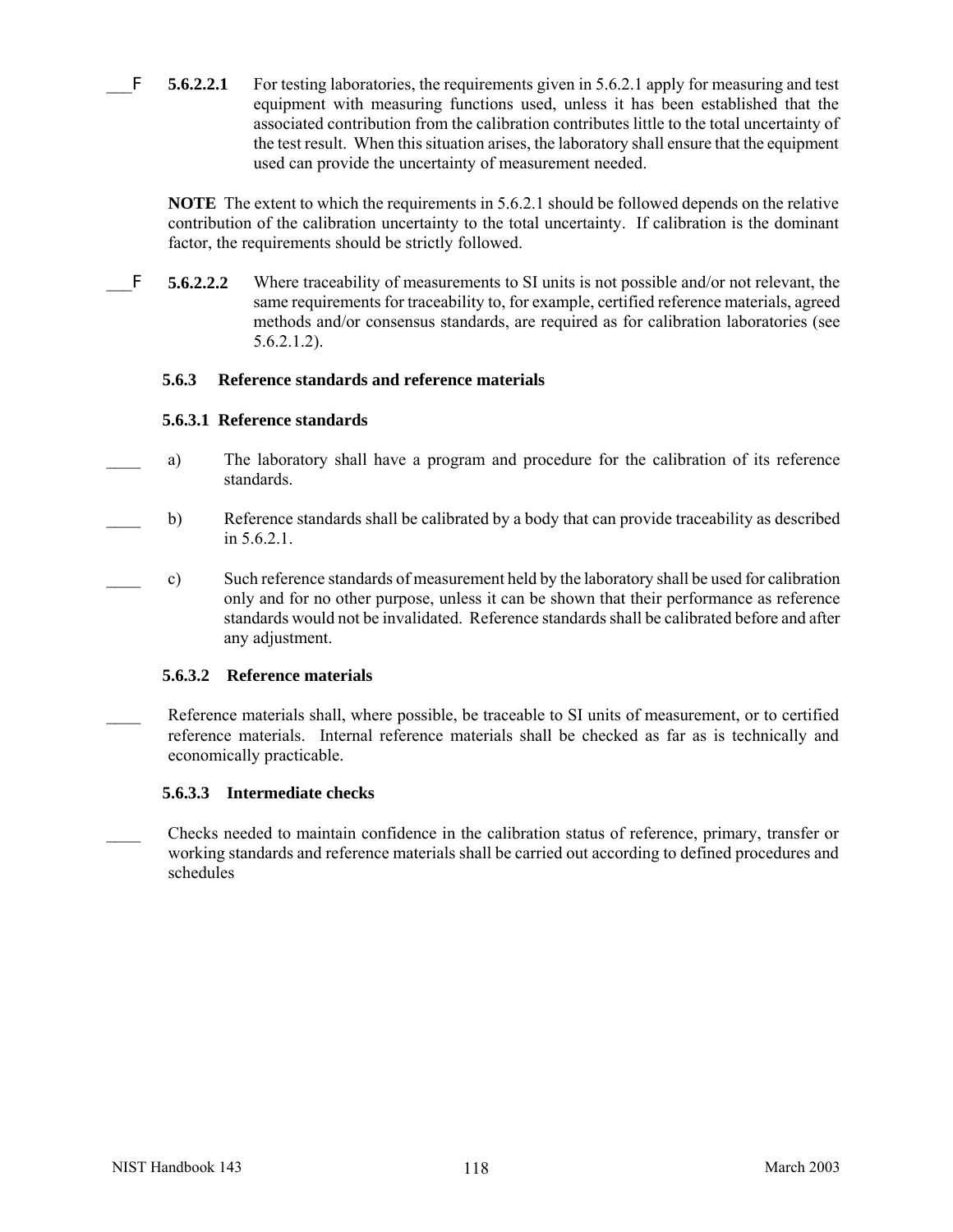___F **5.6.2.2.1** For testing laboratories, the requirements given in 5.6.2.1 apply for measuring and test equipment with measuring functions used, unless it has been established that the associated contribution from the calibration contributes little to the total uncertainty of the test result. When this situation arises, the laboratory shall ensure that the equipment used can provide the uncertainty of measurement needed.

**NOTE** The extent to which the requirements in 5.6.2.1 should be followed depends on the relative contribution of the calibration uncertainty to the total uncertainty. If calibration is the dominant factor, the requirements should be strictly followed.

___F **5.6.2.2.2** Where traceability of measurements to SI units is not possible and/or not relevant, the same requirements for traceability to, for example, certified reference materials, agreed methods and/or consensus standards, are required as for calibration laboratories (see 5.6.2.1.2).

### 5.6.3 Reference standards and reference materials

#### 5.6.3.1 Reference standards

____ a) The laboratory shall have a program and procedure for the calibration of its reference standards.

____ b) Reference standards shall be calibrated by a body that can provide traceability as described in 5.6.2.1.

____ c) Such reference standards of measurement held by the laboratory shall be used for calibration only and for no other purpose, unless it can be shown that their performance as reference standards would not be invalidated. Reference standards shall be calibrated before and after any adjustment.

#### 5.6.3.2 Reference materials

____ Reference materials shall, where possible, be traceable to SI units of measurement, or to certified reference materials. Internal reference materials shall be checked as far as is technically and economically practicable.

#### 5.6.3.3 Intermediate checks

____ Checks needed to maintain confidence in the calibration status of reference, primary, transfer or working standards and reference materials shall be carried out according to defined procedures and schedules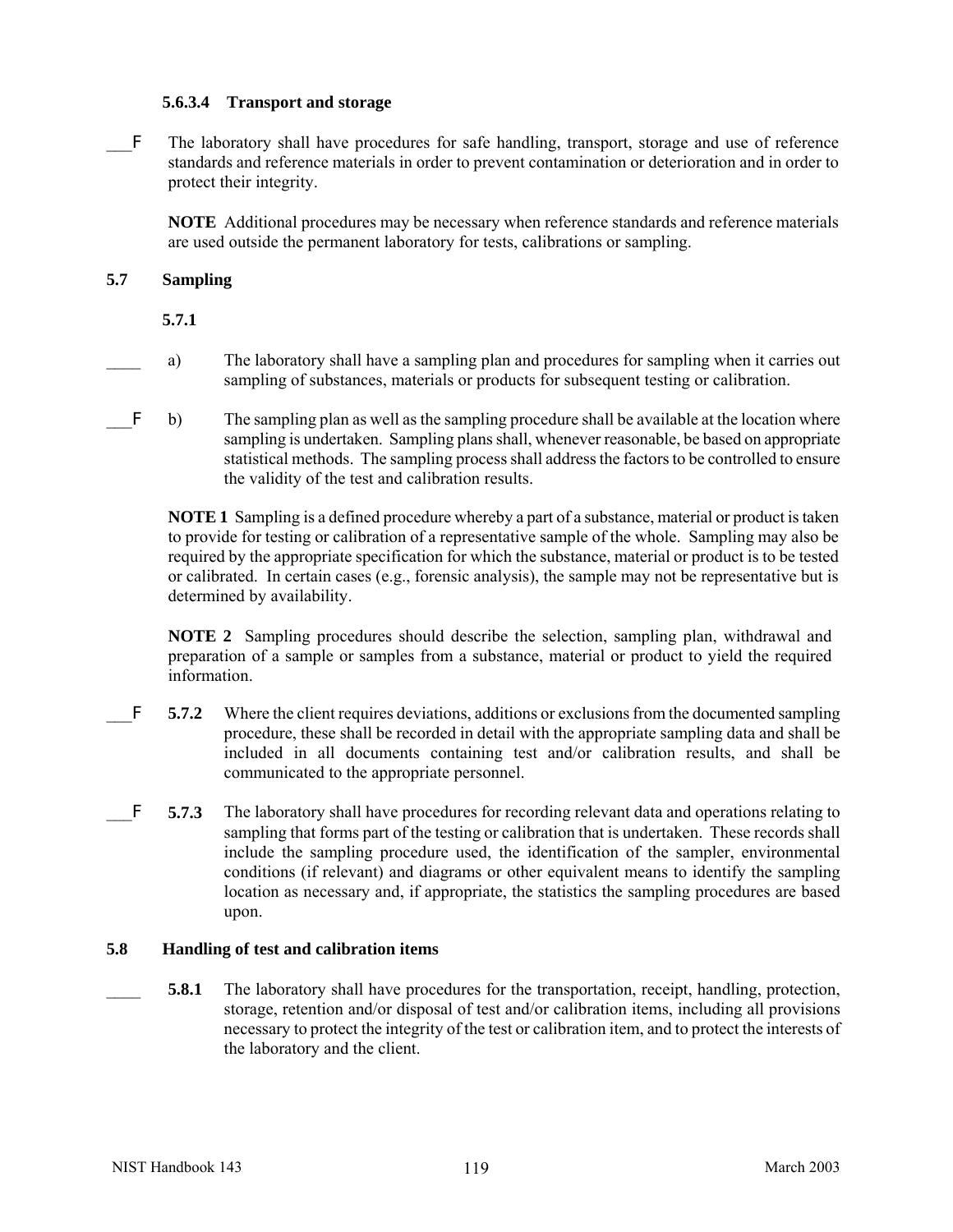#### 5.6.3.4 Transport and storage

___F The laboratory shall have procedures for safe handling, transport, storage and use of reference standards and reference materials in order to prevent contamination or deterioration and in order to protect their integrity.

**NOTE** Additional procedures may be necessary when reference standards and reference materials are used outside the permanent laboratory for tests, calibrations or sampling.

### 5.7 Sampling

**5.7.1**

____ a) The laboratory shall have a sampling plan and procedures for sampling when it carries out sampling of substances, materials or products for subsequent testing or calibration.

___F b) The sampling plan as well as the sampling procedure shall be available at the location where sampling is undertaken. Sampling plans shall, whenever reasonable, be based on appropriate statistical methods. The sampling process shall address the factors to be controlled to ensure the validity of the test and calibration results.

**NOTE 1** Sampling is a defined procedure whereby a part of a substance, material or product is taken to provide for testing or calibration of a representative sample of the whole. Sampling may also be required by the appropriate specification for which the substance, material or product is to be tested or calibrated. In certain cases (e.g., forensic analysis), the sample may not be representative but is determined by availability.

**NOTE 2** Sampling procedures should describe the selection, sampling plan, withdrawal and preparation of a sample or samples from a substance, material or product to yield the required information.

___F **5.7.2** Where the client requires deviations, additions or exclusions from the documented sampling procedure, these shall be recorded in detail with the appropriate sampling data and shall be included in all documents containing test and/or calibration results, and shall be communicated to the appropriate personnel.

___F **5.7.3** The laboratory shall have procedures for recording relevant data and operations relating to sampling that forms part of the testing or calibration that is undertaken. These records shall include the sampling procedure used, the identification of the sampler, environmental conditions (if relevant) and diagrams or other equivalent means to identify the sampling location as necessary and, if appropriate, the statistics the sampling procedures are based upon.

### 5.8 Handling of test and calibration items

____ **5.8.1** The laboratory shall have procedures for the transportation, receipt, handling, protection, storage, retention and/or disposal of test and/or calibration items, including all provisions necessary to protect the integrity of the test or calibration item, and to protect the interests of the laboratory and the client.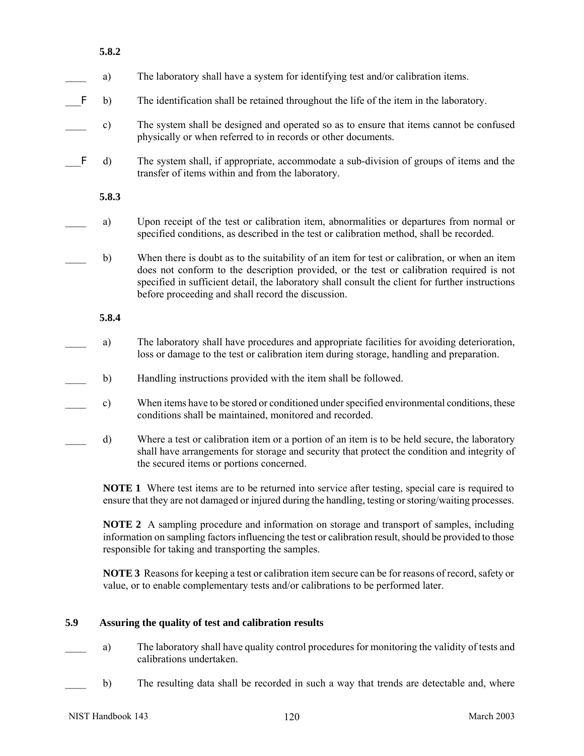**5.8.2**

____ a) The laboratory shall have a system for identifying test and/or calibration items.

___F b) The identification shall be retained throughout the life of the item in the laboratory.

____ c) The system shall be designed and operated so as to ensure that items cannot be confused physically or when referred to in records or other documents.

___F d) The system shall, if appropriate, accommodate a sub-division of groups of items and the transfer of items within and from the laboratory.

**5.8.3**

____ a) Upon receipt of the test or calibration item, abnormalities or departures from normal or specified conditions, as described in the test or calibration method, shall be recorded.

____ b) When there is doubt as to the suitability of an item for test or calibration, or when an item does not conform to the description provided, or the test or calibration required is not specified in sufficient detail, the laboratory shall consult the client for further instructions before proceeding and shall record the discussion.

**5.8.4**

____ a) The laboratory shall have procedures and appropriate facilities for avoiding deterioration, loss or damage to the test or calibration item during storage, handling and preparation.

____ b) Handling instructions provided with the item shall be followed.

____ c) When items have to be stored or conditioned under specified environmental conditions, these conditions shall be maintained, monitored and recorded.

____ d) Where a test or calibration item or a portion of an item is to be held secure, the laboratory shall have arrangements for storage and security that protect the condition and integrity of the secured items or portions concerned.

**NOTE 1** Where test items are to be returned into service after testing, special care is required to ensure that they are not damaged or injured during the handling, testing or storing/waiting processes.

**NOTE 2** A sampling procedure and information on storage and transport of samples, including information on sampling factors influencing the test or calibration result, should be provided to those responsible for taking and transporting the samples.

**NOTE 3** Reasons for keeping a test or calibration item secure can be for reasons of record, safety or value, or to enable complementary tests and/or calibrations to be performed later.

## 5.9 Assuring the quality of test and calibration results

____ a) The laboratory shall have quality control procedures for monitoring the validity of tests and calibrations undertaken.

____ b) The resulting data shall be recorded in such a way that trends are detectable and, where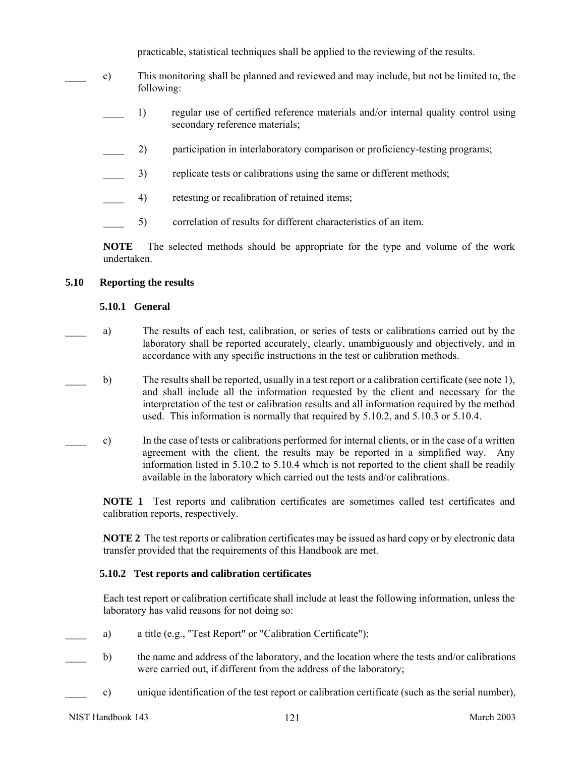practicable, statistical techniques shall be applied to the reviewing of the results.

____ c) This monitoring shall be planned and reviewed and may include, but not be limited to, the following:

____ 1) regular use of certified reference materials and/or internal quality control using secondary reference materials;

____ 2) participation in interlaboratory comparison or proficiency-testing programs;

____ 3) replicate tests or calibrations using the same or different methods;

____ 4) retesting or recalibration of retained items;

____ 5) correlation of results for different characteristics of an item.

**NOTE** The selected methods should be appropriate for the type and volume of the work undertaken.

## 5.10 Reporting the results

### 5.10.1 General

____ a) The results of each test, calibration, or series of tests or calibrations carried out by the laboratory shall be reported accurately, clearly, unambiguously and objectively, and in accordance with any specific instructions in the test or calibration methods.

____ b) The results shall be reported, usually in a test report or a calibration certificate (see note 1), and shall include all the information requested by the client and necessary for the interpretation of the test or calibration results and all information required by the method used. This information is normally that required by 5.10.2, and 5.10.3 or 5.10.4.

____ c) In the case of tests or calibrations performed for internal clients, or in the case of a written agreement with the client, the results may be reported in a simplified way. Any information listed in 5.10.2 to 5.10.4 which is not reported to the client shall be readily available in the laboratory which carried out the tests and/or calibrations.

**NOTE 1** Test reports and calibration certificates are sometimes called test certificates and calibration reports, respectively.

**NOTE 2** The test reports or calibration certificates may be issued as hard copy or by electronic data transfer provided that the requirements of this Handbook are met.

### 5.10.2 Test reports and calibration certificates

Each test report or calibration certificate shall include at least the following information, unless the laboratory has valid reasons for not doing so:

____ a) a title (e.g., "Test Report" or "Calibration Certificate");

____ b) the name and address of the laboratory, and the location where the tests and/or calibrations were carried out, if different from the address of the laboratory;

____ c) unique identification of the test report or calibration certificate (such as the serial number),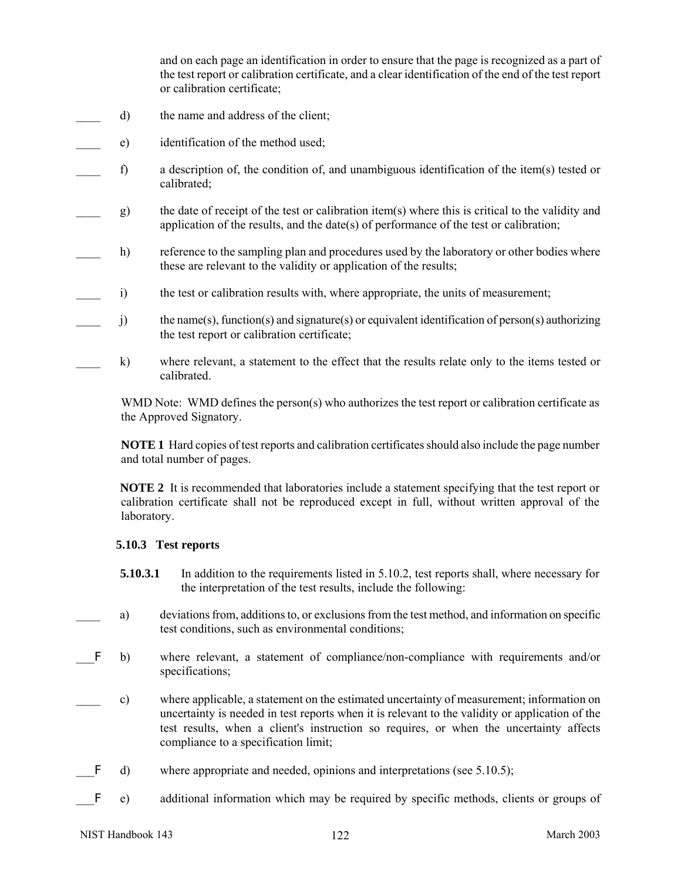and on each page an identification in order to ensure that the page is recognized as a part of the test report or calibration certificate, and a clear identification of the end of the test report or calibration certificate;

____ d) the name and address of the client;

____ e) identification of the method used;

____ f) a description of, the condition of, and unambiguous identification of the item(s) tested or calibrated;

____ g) the date of receipt of the test or calibration item(s) where this is critical to the validity and application of the results, and the date(s) of performance of the test or calibration;

____ h) reference to the sampling plan and procedures used by the laboratory or other bodies where these are relevant to the validity or application of the results;

____ i) the test or calibration results with, where appropriate, the units of measurement;

____ j) the name(s), function(s) and signature(s) or equivalent identification of person(s) authorizing the test report or calibration certificate;

____ k) where relevant, a statement to the effect that the results relate only to the items tested or calibrated.

WMD Note: WMD defines the person(s) who authorizes the test report or calibration certificate as the Approved Signatory.

**NOTE 1** Hard copies of test reports and calibration certificates should also include the page number and total number of pages.

**NOTE 2** It is recommended that laboratories include a statement specifying that the test report or calibration certificate shall not be reproduced except in full, without written approval of the laboratory.

### 5.10.3 Test reports

**5.10.3.1** In addition to the requirements listed in 5.10.2, test reports shall, where necessary for the interpretation of the test results, include the following:

____ a) deviations from, additions to, or exclusions from the test method, and information on specific test conditions, such as environmental conditions;

___F b) where relevant, a statement of compliance/non-compliance with requirements and/or specifications;

____ c) where applicable, a statement on the estimated uncertainty of measurement; information on uncertainty is needed in test reports when it is relevant to the validity or application of the test results, when a client's instruction so requires, or when the uncertainty affects compliance to a specification limit;

___F d) where appropriate and needed, opinions and interpretations (see 5.10.5);

___F e) additional information which may be required by specific methods, clients or groups of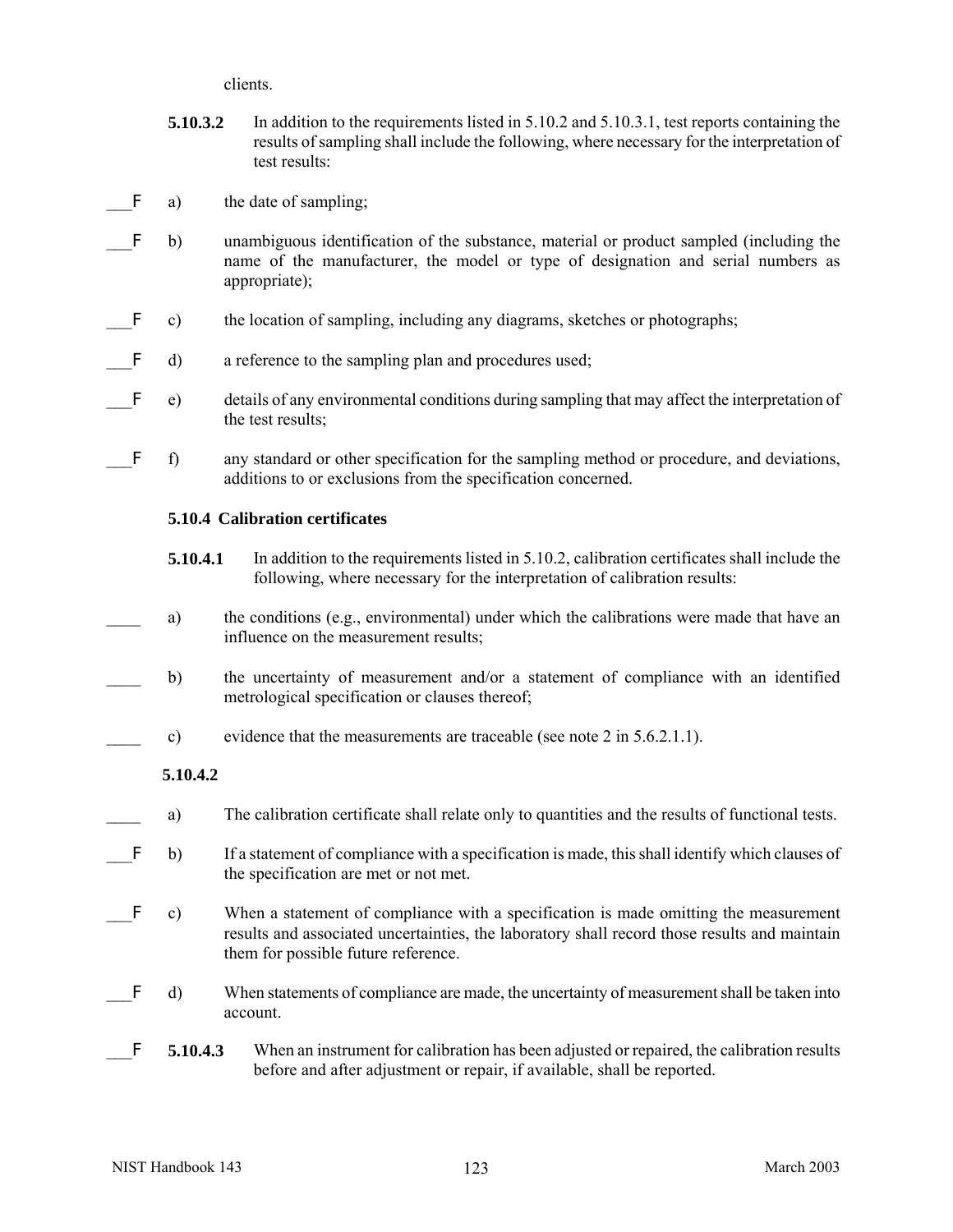clients.

**5.10.3.2** In addition to the requirements listed in 5.10.2 and 5.10.3.1, test reports containing the results of sampling shall include the following, where necessary for the interpretation of test results:

\_\_\_F a) the date of sampling;

\_\_\_F b) unambiguous identification of the substance, material or product sampled (including the name of the manufacturer, the model or type of designation and serial numbers as appropriate);

\_\_\_F c) the location of sampling, including any diagrams, sketches or photographs;

\_\_\_F d) a reference to the sampling plan and procedures used;

\_\_\_F e) details of any environmental conditions during sampling that may affect the interpretation of the test results;

\_\_\_F f) any standard or other specification for the sampling method or procedure, and deviations, additions to or exclusions from the specification concerned.

**5.10.4 Calibration certificates**

**5.10.4.1** In addition to the requirements listed in 5.10.2, calibration certificates shall include the following, where necessary for the interpretation of calibration results:

\_\_\_\_ a) the conditions (e.g., environmental) under which the calibrations were made that have an influence on the measurement results;

\_\_\_\_ b) the uncertainty of measurement and/or a statement of compliance with an identified metrological specification or clauses thereof;

\_\_\_\_ c) evidence that the measurements are traceable (see note 2 in 5.6.2.1.1).

**5.10.4.2**

\_\_\_\_ a) The calibration certificate shall relate only to quantities and the results of functional tests.

\_\_\_F b) If a statement of compliance with a specification is made, this shall identify which clauses of the specification are met or not met.

\_\_\_F c) When a statement of compliance with a specification is made omitting the measurement results and associated uncertainties, the laboratory shall record those results and maintain them for possible future reference.

\_\_\_F d) When statements of compliance are made, the uncertainty of measurement shall be taken into account.

\_\_\_F **5.10.4.3** When an instrument for calibration has been adjusted or repaired, the calibration results before and after adjustment or repair, if available, shall be reported.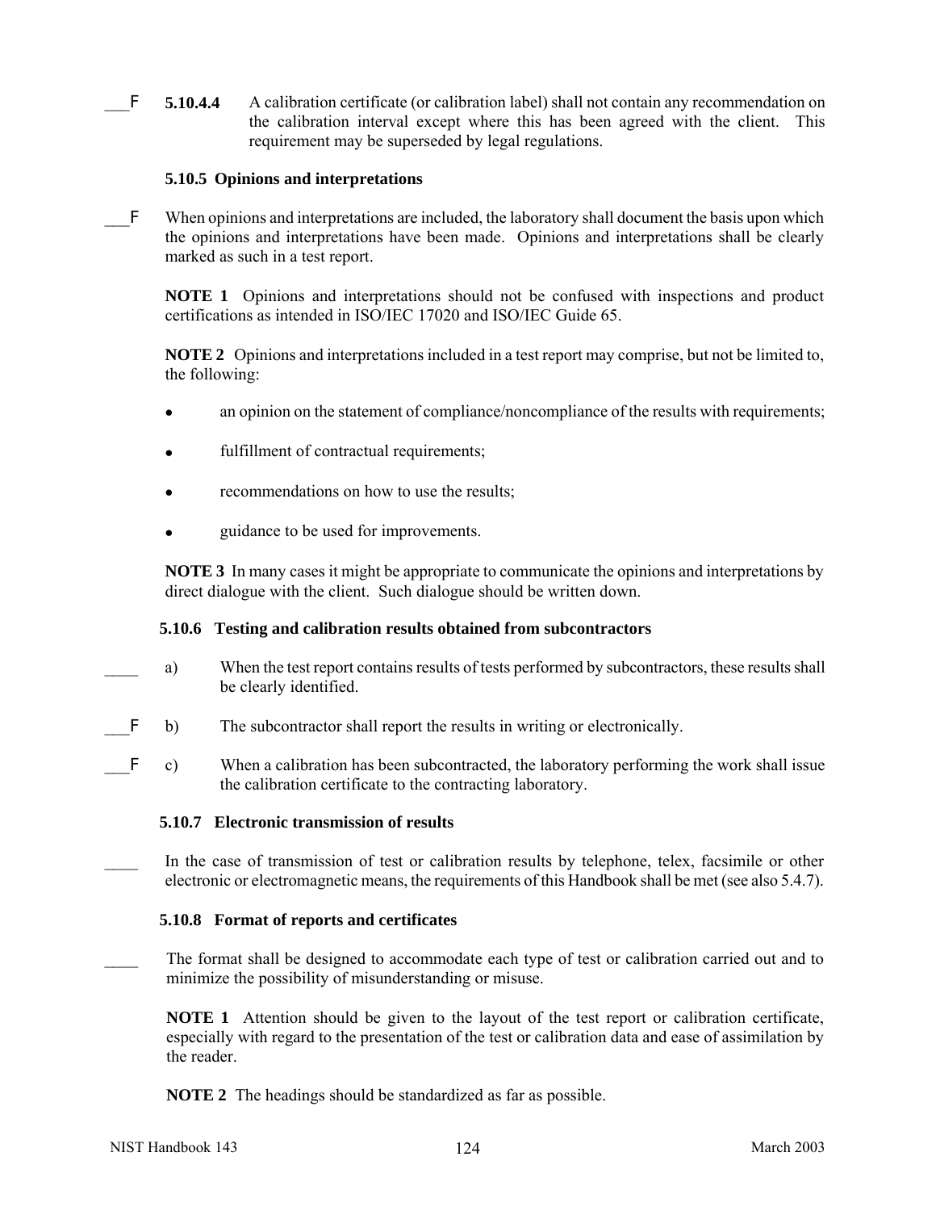___F **5.10.4.4** A calibration certificate (or calibration label) shall not contain any recommendation on the calibration interval except where this has been agreed with the client. This requirement may be superseded by legal regulations.

**5.10.5 Opinions and interpretations**

___F When opinions and interpretations are included, the laboratory shall document the basis upon which the opinions and interpretations have been made. Opinions and interpretations shall be clearly marked as such in a test report.

**NOTE 1** Opinions and interpretations should not be confused with inspections and product certifications as intended in ISO/IEC 17020 and ISO/IEC Guide 65.

**NOTE 2** Opinions and interpretations included in a test report may comprise, but not be limited to, the following:

- an opinion on the statement of compliance/noncompliance of the results with requirements;
- fulfillment of contractual requirements;
- recommendations on how to use the results;
- guidance to be used for improvements.

**NOTE 3** In many cases it might be appropriate to communicate the opinions and interpretations by direct dialogue with the client. Such dialogue should be written down.

**5.10.6 Testing and calibration results obtained from subcontractors**

____ a) When the test report contains results of tests performed by subcontractors, these results shall be clearly identified.

___F b) The subcontractor shall report the results in writing or electronically.

___F c) When a calibration has been subcontracted, the laboratory performing the work shall issue the calibration certificate to the contracting laboratory.

**5.10.7 Electronic transmission of results**

____ In the case of transmission of test or calibration results by telephone, telex, facsimile or other electronic or electromagnetic means, the requirements of this Handbook shall be met (see also 5.4.7).

**5.10.8 Format of reports and certificates**

____ The format shall be designed to accommodate each type of test or calibration carried out and to minimize the possibility of misunderstanding or misuse.

**NOTE 1** Attention should be given to the layout of the test report or calibration certificate, especially with regard to the presentation of the test or calibration data and ease of assimilation by the reader.

**NOTE 2** The headings should be standardized as far as possible.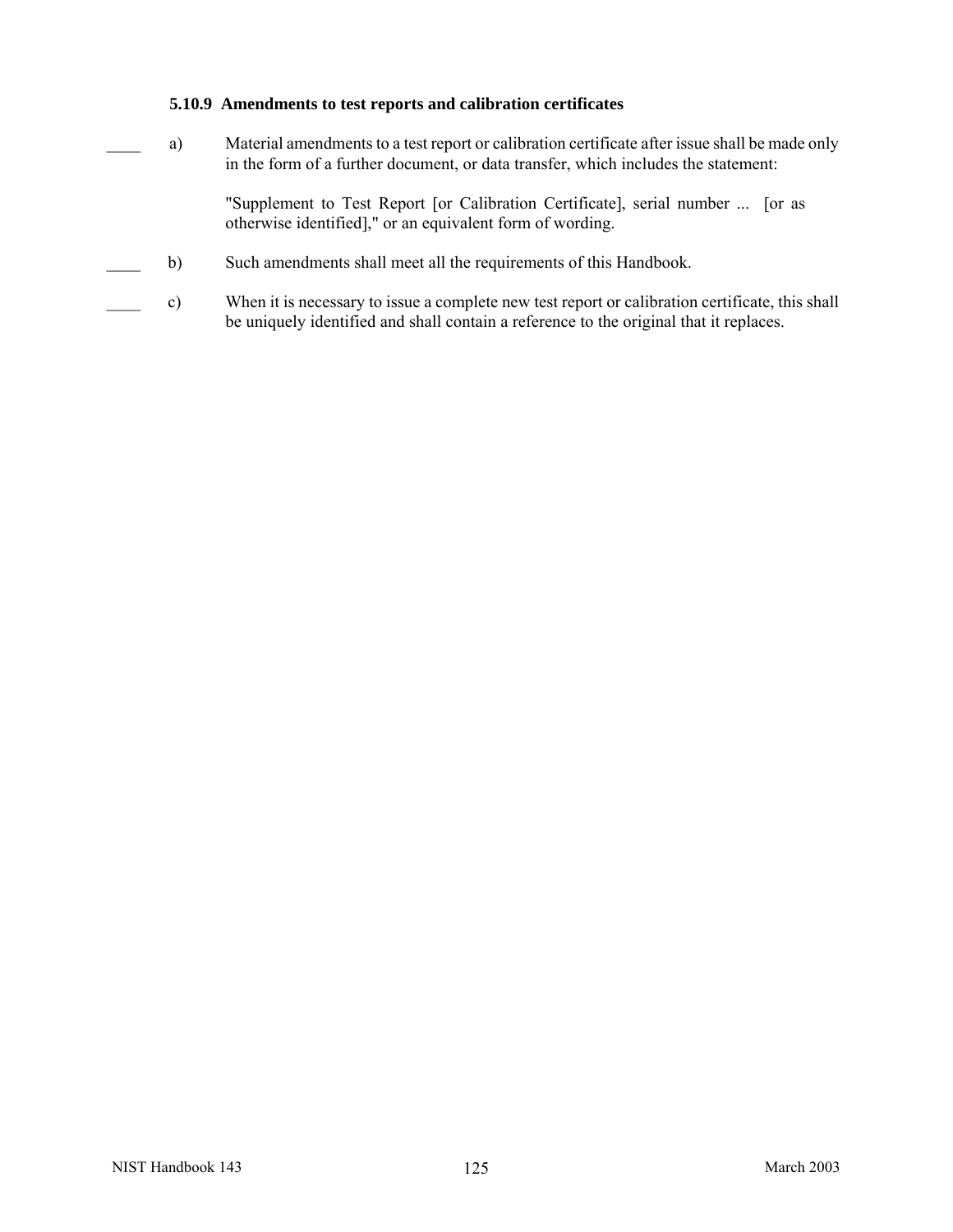### 5.10.9 Amendments to test reports and calibration certificates

____ a) Material amendments to a test report or calibration certificate after issue shall be made only in the form of a further document, or data transfer, which includes the statement:

"Supplement to Test Report [or Calibration Certificate], serial number ... [or as otherwise identified]," or an equivalent form of wording.

____ b) Such amendments shall meet all the requirements of this Handbook.

____ c) When it is necessary to issue a complete new test report or calibration certificate, this shall be uniquely identified and shall contain a reference to the original that it replaces.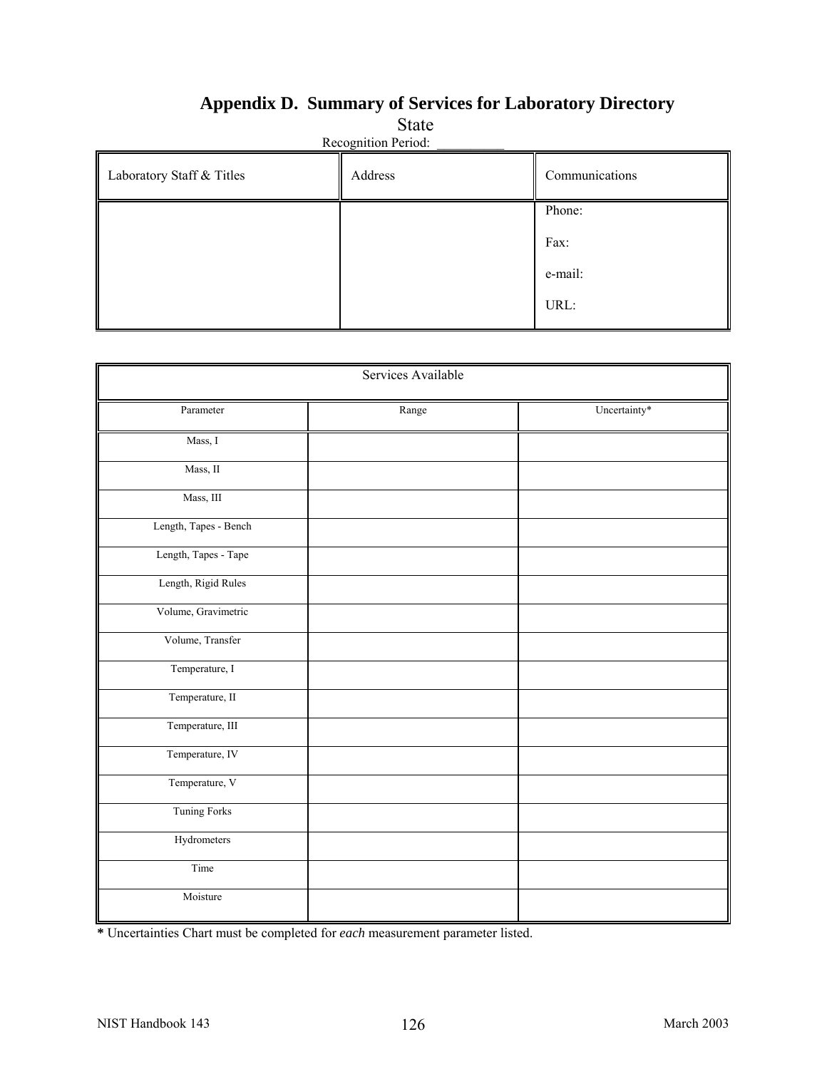# Appendix D. Summary of Services for Laboratory Directory

State

Recognition Period: __________

| Laboratory Staff & Titles | Address | Communications |
|---|---|---|
| | | Phone:<br><br>Fax:<br><br>e-mail:<br><br>URL: |

| Services Available | | |
|---|---|---|
| Parameter | Range | Uncertainty* |
| Mass, I | | |
| Mass, II | | |
| Mass, III | | |
| Length, Tapes - Bench | | |
| Length, Tapes - Tape | | |
| Length, Rigid Rules | | |
| Volume, Gravimetric | | |
| Volume, Transfer | | |
| Temperature, I | | |
| Temperature, II | | |
| Temperature, III | | |
| Temperature, IV | | |
| Temperature, V | | |
| Tuning Forks | | |
| Hydrometers | | |
| Time | | |
| Moisture | | |

**\*** Uncertainties Chart must be completed for *each* measurement parameter listed.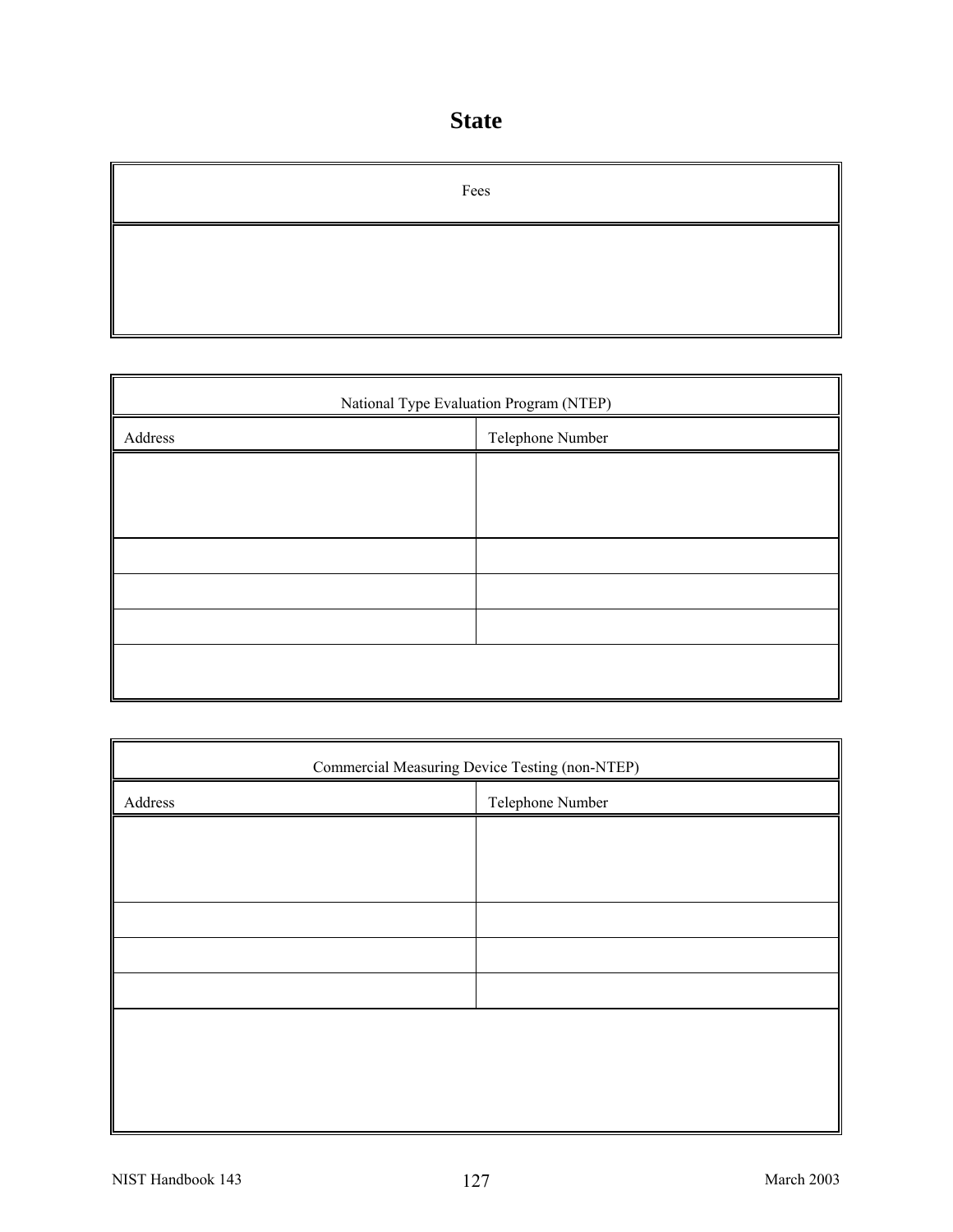# State

| Fees |
|---|
| |

| National Type Evaluation Program (NTEP) | |
|---|---|
| Address | Telephone Number |
| | |
| | |
| | |
| | |
| | |

| Commercial Measuring Device Testing (non-NTEP) | |
|---|---|
| Address | Telephone Number |
| | |
| | |
| | |
| | |
| | |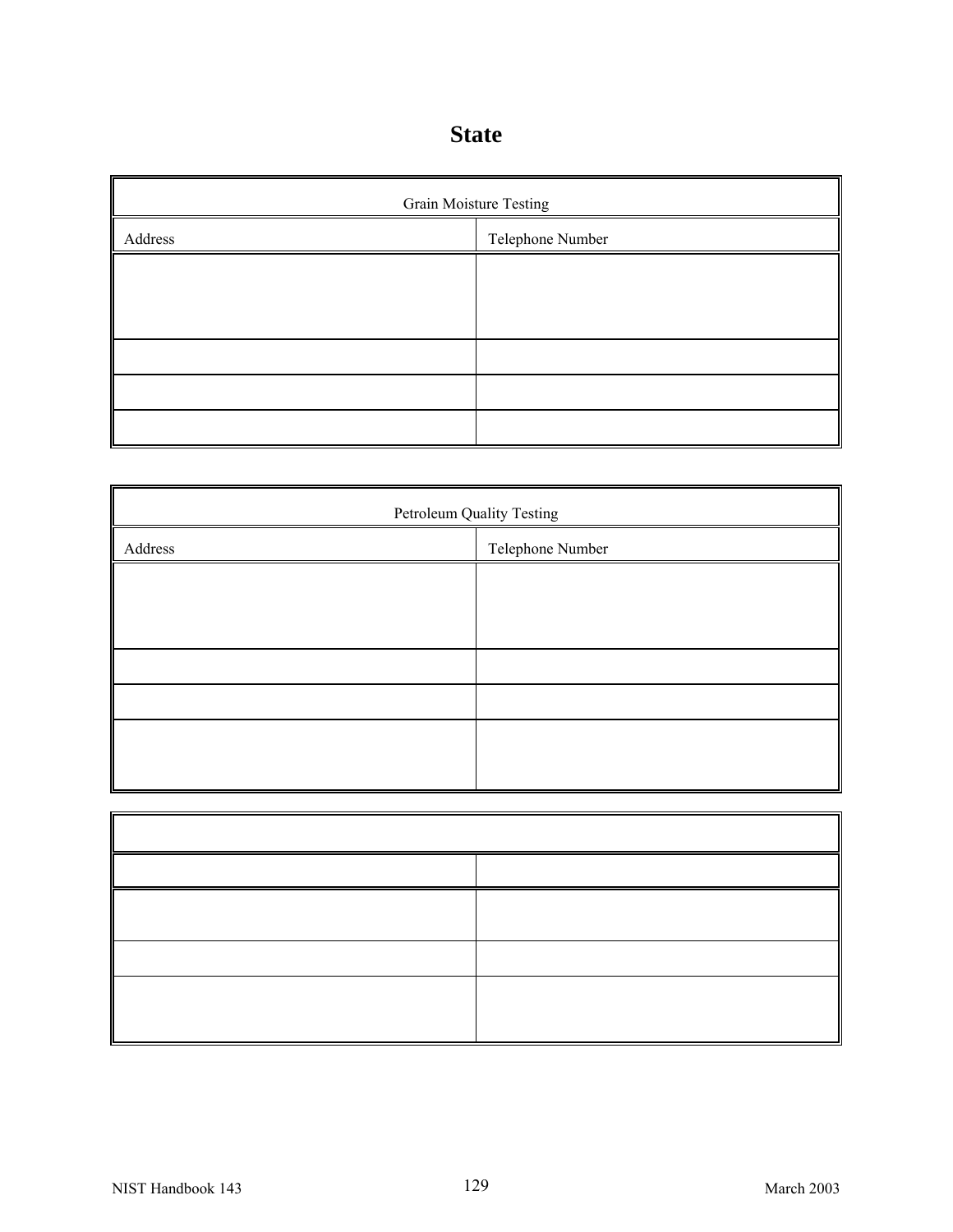# State

| Grain Moisture Testing | |
|---|---|
| Address | Telephone Number |
| | |
| | |
| | |
| | |

| Petroleum Quality Testing | |
|---|---|
| Address | Telephone Number |
| | |
| | |
| | |
| | |

| | |
|---|---|
| | |
| | |
| | |
| | |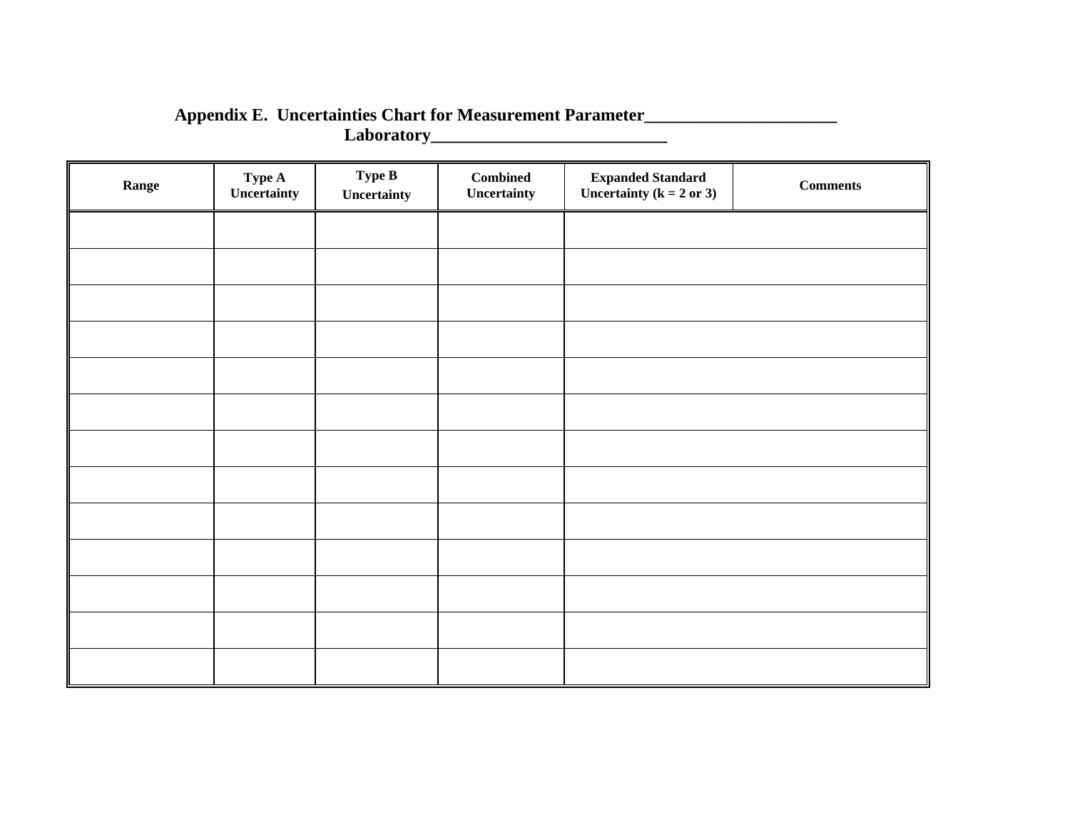**Appendix E. Uncertainties Chart for Measurement Parameter\_\_\_\_\_\_\_\_\_\_\_\_\_\_\_\_\_\_\_\_\_\_**

**Laboratory\_\_\_\_\_\_\_\_\_\_\_\_\_\_\_\_\_\_\_\_\_\_\_\_\_\_\_\_**

| Range | Type A Uncertainty | Type B Uncertainty | Combined Uncertainty | Expanded Standard Uncertainty (k = 2 or 3) | Comments |
|---|---|---|---|---|---|
| | | | | | |
| | | | | | |
| | | | | | |
| | | | | | |
| | | | | | |
| | | | | | |
| | | | | | |
| | | | | | |
| | | | | | |
| | | | | | |
| | | | | | |
| | | | | | |
| | | | | | |